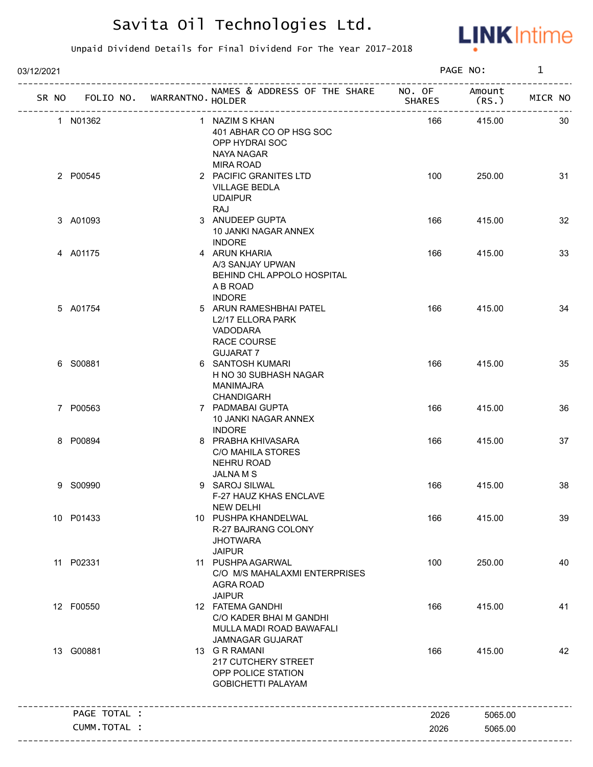# Savita Oil Technologies Ltd.

Unpaid Dividend Details for Final Dividend For The Year 2017-2018

03/12/2021

| SR NO | FOLIO NO. | WARRANTNO. | NAMES & ADDRESS OF THE SHARE HOLDER | NO. OF SHARES | Amount (RS.) | MICR NO |
|---|---|---|---|---|---|---|
| 1 | N01362 | 1 | NAZIM S KHAN<br>401 ABHAR CO OP HSG SOC<br>OPP HYDRAI SOC<br>NAYA NAGAR<br>MIRA ROAD | 166 | 415.00 | 30 |
| 2 | P00545 | 2 | PACIFIC GRANITES LTD<br>VILLAGE BEDLA<br>UDAIPUR<br>RAJ | 100 | 250.00 | 31 |
| 3 | A01093 | 3 | ANUDEEP GUPTA<br>10 JANKI NAGAR ANNEX<br>INDORE | 166 | 415.00 | 32 |
| 4 | A01175 | 4 | ARUN KHARIA<br>A/3 SANJAY UPWAN<br>BEHIND CHL APPOLO HOSPITAL<br>A B ROAD<br>INDORE | 166 | 415.00 | 33 |
| 5 | A01754 | 5 | ARUN RAMESHBHAI PATEL<br>L2/17 ELLORA PARK<br>VADODARA<br>RACE COURSE<br>GUJARAT 7 | 166 | 415.00 | 34 |
| 6 | S00881 | 6 | SANTOSH KUMARI<br>H NO 30 SUBHASH NAGAR<br>MANIMAJRA<br>CHANDIGARH | 166 | 415.00 | 35 |
| 7 | P00563 | 7 | PADMABAI GUPTA<br>10 JANKI NAGAR ANNEX<br>INDORE | 166 | 415.00 | 36 |
| 8 | P00894 | 8 | PRABHA KHIVASARA<br>C/O MAHILA STORES<br>NEHRU ROAD<br>JALNA M S | 166 | 415.00 | 37 |
| 9 | S00990 | 9 | SAROJ SILWAL<br>F-27 HAUZ KHAS ENCLAVE<br>NEW DELHI | 166 | 415.00 | 38 |
| 10 | P01433 | 10 | PUSHPA KHANDELWAL<br>R-27 BAJRANG COLONY<br>JHOTWARA<br>JAIPUR | 166 | 415.00 | 39 |
| 11 | P02331 | 11 | PUSHPA AGARWAL<br>C/O M/S MAHALAXMI ENTERPRISES<br>AGRA ROAD<br>JAIPUR | 100 | 250.00 | 40 |
| 12 | F00550 | 12 | FATEMA GANDHI<br>C/O KADER BHAI M GANDHI<br>MULLA MADI ROAD BAWAFALI<br>JAMNAGAR GUJARAT | 166 | 415.00 | 41 |
| 13 | G00881 | 13 | G R RAMANI<br>217 CUTCHERY STREET<br>OPP POLICE STATION<br>GOBICHETTI PALAYAM | 166 | 415.00 | 42 |
| | PAGE TOTAL : | | | 2026 | 5065.00 | |
| | CUMM.TOTAL : | | | 2026 | 5065.00 | |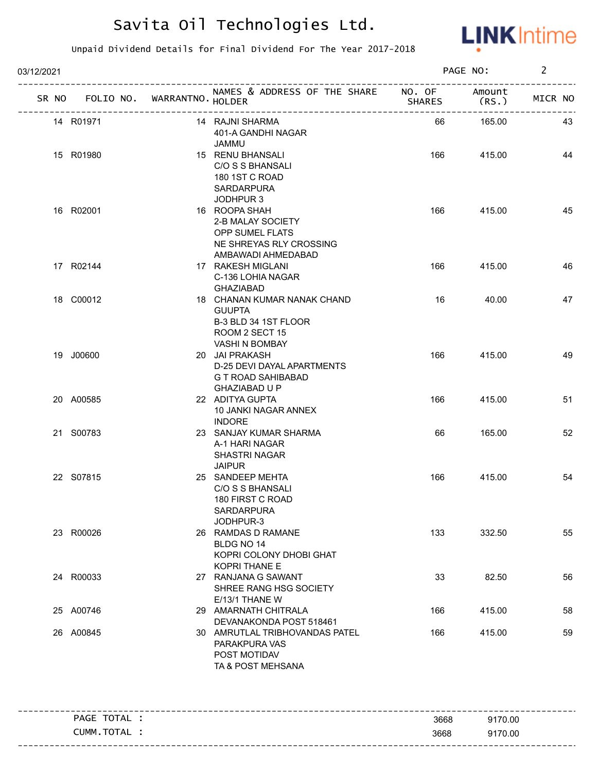# Savita Oil Technologies Ltd.

Unpaid Dividend Details for Final Dividend For The Year 2017-2018

03/12/2021

| SR NO | FOLIO NO. | WARRANTNO. | NAMES & ADDRESS OF THE SHARE HOLDER | NO. OF SHARES | Amount (RS.) | MICR NO |
|---|---|---|---|---|---|---|
| 14 | R01971 | 14 | RAJNI SHARMA<br>401-A GANDHI NAGAR<br>JAMMU | 66 | 165.00 | 43 |
| 15 | R01980 | 15 | RENU BHANSALI<br>C/O S S BHANSALI<br>180 1ST C ROAD<br>SARDARPURA<br>JODHPUR 3 | 166 | 415.00 | 44 |
| 16 | R02001 | 16 | ROOPA SHAH<br>2-B MALAY SOCIETY<br>OPP SUMEL FLATS<br>NE SHREYAS RLY CROSSING<br>AMBAWADI AHMEDABAD | 166 | 415.00 | 45 |
| 17 | R02144 | 17 | RAKESH MIGLANI<br>C-136 LOHIA NAGAR<br>GHAZIABAD | 166 | 415.00 | 46 |
| 18 | C00012 | 18 | CHANAN KUMAR NANAK CHAND<br>GUUPTA<br>B-3 BLD 34 1ST FLOOR<br>ROOM 2 SECT 15<br>VASHI N BOMBAY | 16 | 40.00 | 47 |
| 19 | J00600 | 20 | JAI PRAKASH<br>D-25 DEVI DAYAL APARTMENTS<br>G T ROAD SAHIBABAD<br>GHAZIABAD U P | 166 | 415.00 | 49 |
| 20 | A00585 | 22 | ADITYA GUPTA<br>10 JANKI NAGAR ANNEX<br>INDORE | 166 | 415.00 | 51 |
| 21 | S00783 | 23 | SANJAY KUMAR SHARMA<br>A-1 HARI NAGAR<br>SHASTRI NAGAR<br>JAIPUR | 66 | 165.00 | 52 |
| 22 | S07815 | 25 | SANDEEP MEHTA<br>C/O S S BHANSALI<br>180 FIRST C ROAD<br>SARDARPURA<br>JODHPUR-3 | 166 | 415.00 | 54 |
| 23 | R00026 | 26 | RAMDAS D RAMANE<br>BLDG NO 14<br>KOPRI COLONY DHOBI GHAT<br>KOPRI THANE E | 133 | 332.50 | 55 |
| 24 | R00033 | 27 | RANJANA G SAWANT<br>SHREE RANG HSG SOCIETY<br>E/13/1 THANE W | 33 | 82.50 | 56 |
| 25 | A00746 | 29 | AMARNATH CHITRALA<br>DEVANAKONDA POST 518461 | 166 | 415.00 | 58 |
| 26 | A00845 | 30 | AMRUTLAL TRIBHOVANDAS PATEL<br>PARAKPURA VAS<br>POST MOTIDAV<br>TA & POST MEHSANA | 166 | 415.00 | 59 |

| | | |
|---|---|---|
| PAGE TOTAL : | 3668 | 9170.00 |
| CUMM.TOTAL : | 3668 | 9170.00 |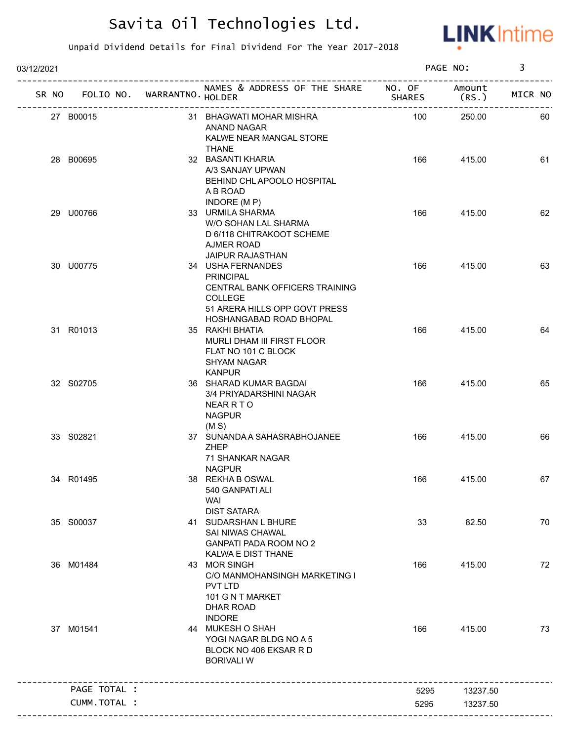# Savita Oil Technologies Ltd.

Unpaid Dividend Details for Final Dividend For The Year 2017-2018

03/12/2021

PAGE NO: 3

| SR NO | FOLIO NO. | WARRANTNO. | NAMES & ADDRESS OF THE SHARE HOLDER | NO. OF SHARES | Amount (RS.) | MICR NO |
|---|---|---|---|---|---|---|
| 27 | B00015 | 31 | BHAGWATI MOHAR MISHRA ANAND NAGAR KALWE NEAR MANGAL STORE THANE | 100 | 250.00 | 60 |
| 28 | B00695 | 32 | BASANTI KHARIA A/3 SANJAY UPWAN BEHIND CHL APOOLO HOSPITAL A B ROAD INDORE (M P) | 166 | 415.00 | 61 |
| 29 | U00766 | 33 | URMILA SHARMA W/O SOHAN LAL SHARMA D 6/118 CHITRAKOOT SCHEME AJMER ROAD JAIPUR RAJASTHAN | 166 | 415.00 | 62 |
| 30 | U00775 | 34 | USHA FERNANDES PRINCIPAL CENTRAL BANK OFFICERS TRAINING COLLEGE 51 ARERA HILLS OPP GOVT PRESS HOSHANGABAD ROAD BHOPAL | 166 | 415.00 | 63 |
| 31 | R01013 | 35 | RAKHI BHATIA MURLI DHAM III FIRST FLOOR FLAT NO 101 C BLOCK SHYAM NAGAR KANPUR | 166 | 415.00 | 64 |
| 32 | S02705 | 36 | SHARAD KUMAR BAGDAI 3/4 PRIYADARSHINI NAGAR NEAR R T O NAGPUR (M S) | 166 | 415.00 | 65 |
| 33 | S02821 | 37 | SUNANDA A SAHASRABHOJANEE ZHEP 71 SHANKAR NAGAR NAGPUR | 166 | 415.00 | 66 |
| 34 | R01495 | 38 | REKHA B OSWAL 540 GANPATI ALI WAI DIST SATARA | 166 | 415.00 | 67 |
| 35 | S00037 | 41 | SUDARSHAN L BHURE SAI NIWAS CHAWAL GANPATI PADA ROOM NO 2 KALWA E DIST THANE | 33 | 82.50 | 70 |
| 36 | M01484 | 43 | MOR SINGH C/O MANMOHANSINGH MARKETING I PVT LTD 101 G N T MARKET DHAR ROAD INDORE | 166 | 415.00 | 72 |
| 37 | M01541 | 44 | MUKESH O SHAH YOGI NAGAR BLDG NO A 5 BLOCK NO 406 EKSAR R D BORIVALI W | 166 | 415.00 | 73 |
| | PAGE TOTAL : | | | 5295 | 13237.50 | |
| | CUMM.TOTAL : | | | 5295 | 13237.50 | |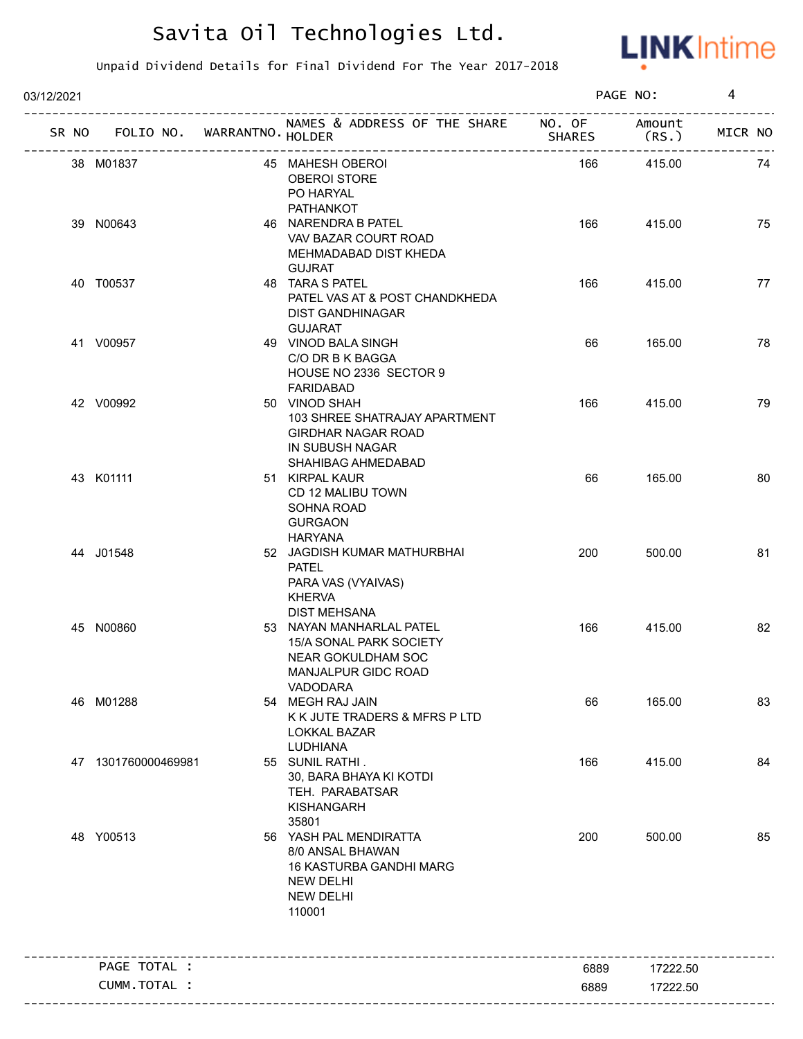# Savita Oil Technologies Ltd.

Unpaid Dividend Details for Final Dividend For The Year 2017-2018

03/12/2021

| SR NO | FOLIO NO. | WARRANTNO. | NAMES & ADDRESS OF THE SHARE HOLDER | NO. OF SHARES | Amount (RS.) | MICR NO |
|---|---|---|---|---|---|---|
| 38 | M01837 | 45 | MAHESH OBEROI<br>OBEROI STORE<br>PO HARYAL<br>PATHANKOT | 166 | 415.00 | 74 |
| 39 | N00643 | 46 | NARENDRA B PATEL<br>VAV BAZAR COURT ROAD<br>MEHMADABAD DIST KHEDA<br>GUJRAT | 166 | 415.00 | 75 |
| 40 | T00537 | 48 | TARA S PATEL<br>PATEL VAS AT & POST CHANDKHEDA<br>DIST GANDHINAGAR<br>GUJARAT | 166 | 415.00 | 77 |
| 41 | V00957 | 49 | VINOD BALA SINGH<br>C/O DR B K BAGGA<br>HOUSE NO 2336 SECTOR 9<br>FARIDABAD | 66 | 165.00 | 78 |
| 42 | V00992 | 50 | VINOD SHAH<br>103 SHREE SHATRAJAY APARTMENT<br>GIRDHAR NAGAR ROAD<br>IN SUBUSH NAGAR<br>SHAHIBAG AHMEDABAD | 166 | 415.00 | 79 |
| 43 | K01111 | 51 | KIRPAL KAUR<br>CD 12 MALIBU TOWN<br>SOHNA ROAD<br>GURGAON<br>HARYANA | 66 | 165.00 | 80 |
| 44 | J01548 | 52 | JAGDISH KUMAR MATHURBHAI PATEL<br>PARA VAS (VYAIVAS)<br>KHERVA<br>DIST MEHSANA | 200 | 500.00 | 81 |
| 45 | N00860 | 53 | NAYAN MANHARLAL PATEL<br>15/A SONAL PARK SOCIETY<br>NEAR GOKULDHAM SOC<br>MANJALPUR GIDC ROAD<br>VADODARA | 166 | 415.00 | 82 |
| 46 | M01288 | 54 | MEGH RAJ JAIN<br>K K JUTE TRADERS & MFRS P LTD<br>LOKKAL BAZAR<br>LUDHIANA | 66 | 165.00 | 83 |
| 47 | 1301760000469981 | 55 | SUNIL RATHI .<br>30, BARA BHAYA KI KOTDI<br>TEH. PARABATSAR<br>KISHANGARH<br>35801 | 166 | 415.00 | 84 |
| 48 | Y00513 | 56 | YASH PAL MENDIRATTA<br>8/0 ANSAL BHAWAN<br>16 KASTURBA GANDHI MARG<br>NEW DELHI<br>NEW DELHI<br>110001 | 200 | 500.00 | 85 |
| | PAGE TOTAL : | | | 6889 | 17222.50 | |
| | CUMM.TOTAL : | | | 6889 | 17222.50 | |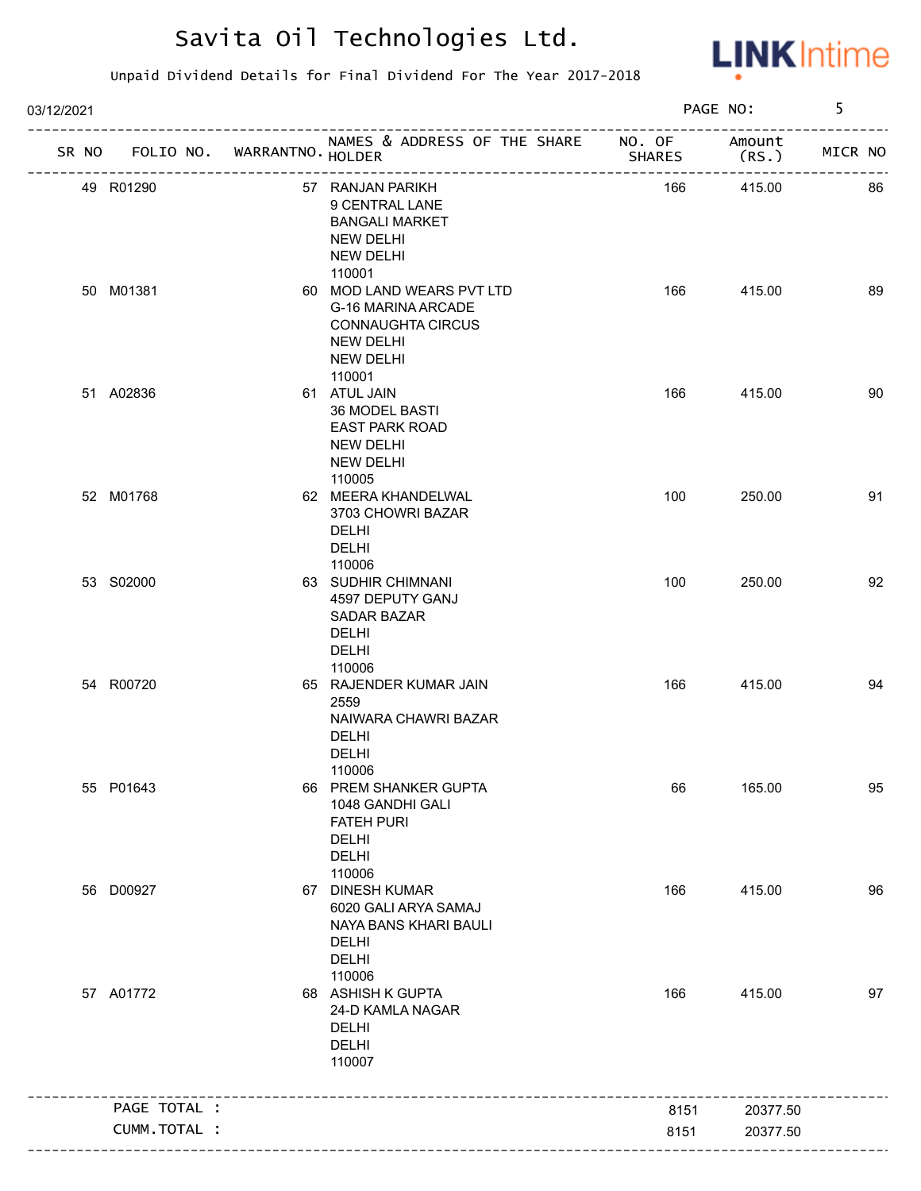# Savita Oil Technologies Ltd.

Unpaid Dividend Details for Final Dividend For The Year 2017-2018

03/12/2021

| SR NO | FOLIO NO. | WARRANTNO. | NAMES & ADDRESS OF THE SHARE HOLDER | NO. OF SHARES | Amount (RS.) | MICR NO |
|---|---|---|---|---|---|---|
| 49 | R01290 | 57 | RANJAN PARIKH 9 CENTRAL LANE BANGALI MARKET NEW DELHI NEW DELHI 110001 | 166 | 415.00 | 86 |
| 50 | M01381 | 60 | MOD LAND WEARS PVT LTD G-16 MARINA ARCADE CONNAUGHTA CIRCUS NEW DELHI NEW DELHI 110001 | 166 | 415.00 | 89 |
| 51 | A02836 | 61 | ATUL JAIN 36 MODEL BASTI EAST PARK ROAD NEW DELHI NEW DELHI 110005 | 166 | 415.00 | 90 |
| 52 | M01768 | 62 | MEERA KHANDELWAL 3703 CHOWRI BAZAR DELHI DELHI 110006 | 100 | 250.00 | 91 |
| 53 | S02000 | 63 | SUDHIR CHIMNANI 4597 DEPUTY GANJ SADAR BAZAR DELHI DELHI 110006 | 100 | 250.00 | 92 |
| 54 | R00720 | 65 | RAJENDER KUMAR JAIN 2559 NAIWARA CHAWRI BAZAR DELHI DELHI 110006 | 166 | 415.00 | 94 |
| 55 | P01643 | 66 | PREM SHANKER GUPTA 1048 GANDHI GALI FATEH PURI DELHI DELHI 110006 | 66 | 165.00 | 95 |
| 56 | D00927 | 67 | DINESH KUMAR 6020 GALI ARYA SAMAJ NAYA BANS KHARI BAULI DELHI DELHI 110006 | 166 | 415.00 | 96 |
| 57 | A01772 | 68 | ASHISH K GUPTA 24-D KAMLA NAGAR DELHI DELHI 110007 | 166 | 415.00 | 97 |
| | PAGE TOTAL : | | | 8151 | 20377.50 | |
| | CUMM.TOTAL : | | | 8151 | 20377.50 | |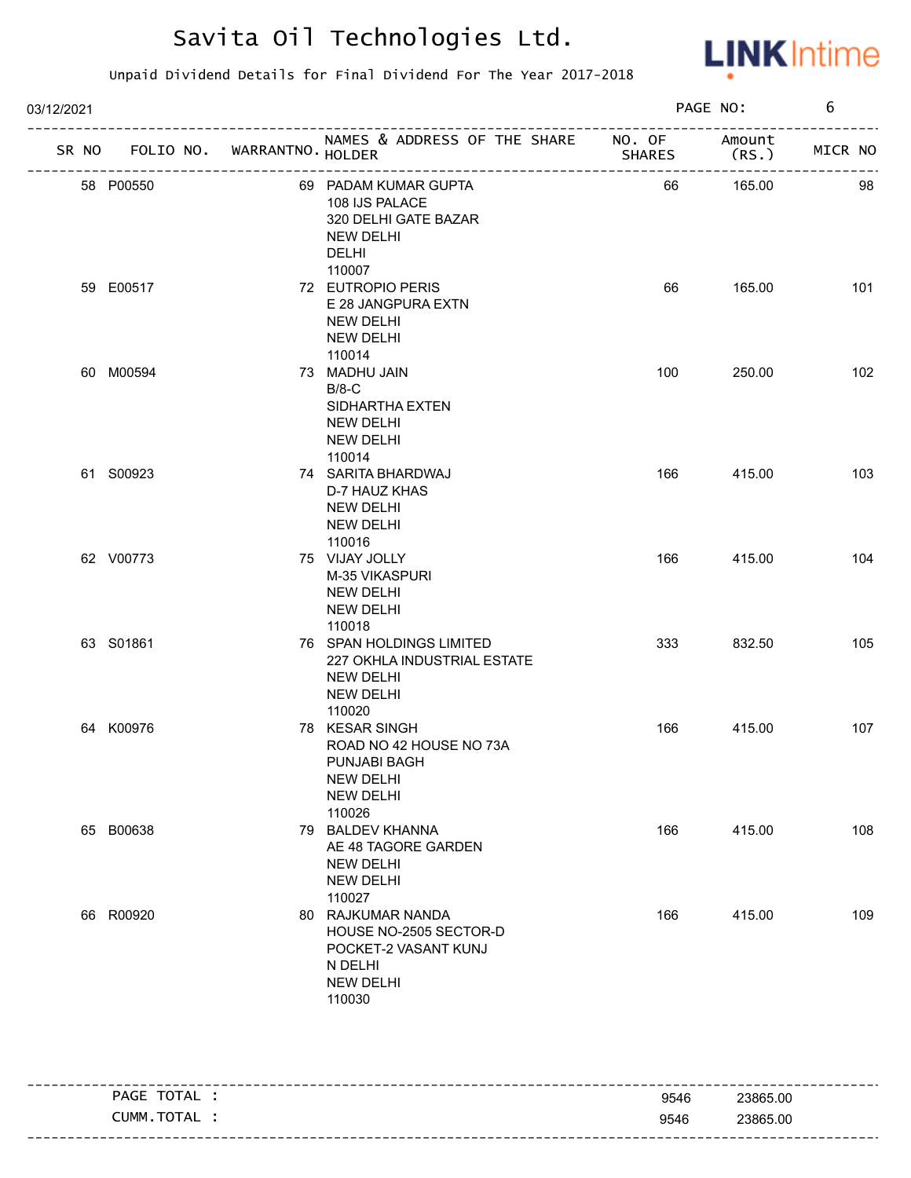# Savita Oil Technologies Ltd.

Unpaid Dividend Details for Final Dividend For The Year 2017-2018

03/12/2021

| SR NO | FOLIO NO. | WARRANTNO. | NAMES & ADDRESS OF THE SHARE HOLDER | NO. OF SHARES | Amount (RS.) | MICR NO |
|---|---|---|---|---|---|---|
| 58 | P00550 | 69 | PADAM KUMAR GUPTA<br>108 IJS PALACE<br>320 DELHI GATE BAZAR<br>NEW DELHI<br>DELHI<br>110007 | 66 | 165.00 | 98 |
| 59 | E00517 | 72 | EUTROPIO PERIS<br>E 28 JANGPURA EXTN<br>NEW DELHI<br>NEW DELHI<br>110014 | 66 | 165.00 | 101 |
| 60 | M00594 | 73 | MADHU JAIN<br>B/8-C<br>SIDHARTHA EXTEN<br>NEW DELHI<br>NEW DELHI<br>110014 | 100 | 250.00 | 102 |
| 61 | S00923 | 74 | SARITA BHARDWAJ<br>D-7 HAUZ KHAS<br>NEW DELHI<br>NEW DELHI<br>110016 | 166 | 415.00 | 103 |
| 62 | V00773 | 75 | VIJAY JOLLY<br>M-35 VIKASPURI<br>NEW DELHI<br>NEW DELHI<br>110018 | 166 | 415.00 | 104 |
| 63 | S01861 | 76 | SPAN HOLDINGS LIMITED<br>227 OKHLA INDUSTRIAL ESTATE<br>NEW DELHI<br>NEW DELHI<br>110020 | 333 | 832.50 | 105 |
| 64 | K00976 | 78 | KESAR SINGH<br>ROAD NO 42 HOUSE NO 73A<br>PUNJABI BAGH<br>NEW DELHI<br>NEW DELHI<br>110026 | 166 | 415.00 | 107 |
| 65 | B00638 | 79 | BALDEV KHANNA<br>AE 48 TAGORE GARDEN<br>NEW DELHI<br>NEW DELHI<br>110027 | 166 | 415.00 | 108 |
| 66 | R00920 | 80 | RAJKUMAR NANDA<br>HOUSE NO-2505 SECTOR-D<br>POCKET-2 VASANT KUNJ<br>N DELHI<br>NEW DELHI<br>110030 | 166 | 415.00 | 109 |

| | | |
|---|---|---|
| PAGE TOTAL : | 9546 | 23865.00 |
| CUMM.TOTAL : | 9546 | 23865.00 |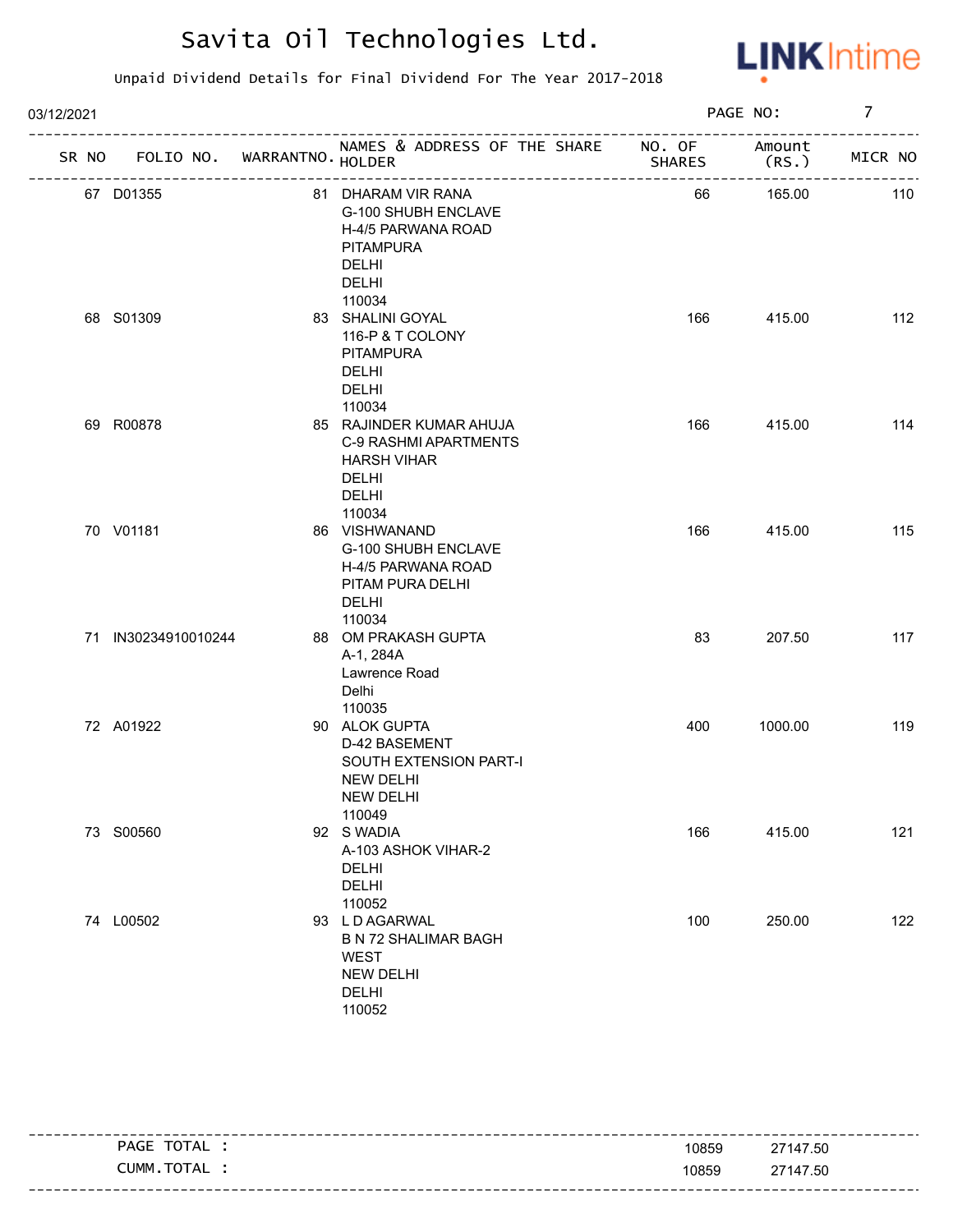# Savita Oil Technologies Ltd.

Unpaid Dividend Details for Final Dividend For The Year 2017-2018

03/12/2021

| SR NO | FOLIO NO. | WARRANTNO. | NAMES & ADDRESS OF THE SHARE HOLDER | NO. OF SHARES | Amount (RS.) | MICR NO |
|---|---|---|---|---|---|---|
| 67 | D01355 | 81 | DHARAM VIR RANA G-100 SHUBH ENCLAVE H-4/5 PARWANA ROAD PITAMPURA DELHI DELHI 110034 | 66 | 165.00 | 110 |
| 68 | S01309 | 83 | SHALINI GOYAL 116-P & T COLONY PITAMPURA DELHI DELHI 110034 | 166 | 415.00 | 112 |
| 69 | R00878 | 85 | RAJINDER KUMAR AHUJA C-9 RASHMI APARTMENTS HARSH VIHAR DELHI DELHI 110034 | 166 | 415.00 | 114 |
| 70 | V01181 | 86 | VISHWANAND G-100 SHUBH ENCLAVE H-4/5 PARWANA ROAD PITAM PURA DELHI DELHI 110034 | 166 | 415.00 | 115 |
| 71 | IN30234910010244 | 88 | OM PRAKASH GUPTA A-1, 284A Lawrence Road Delhi 110035 | 83 | 207.50 | 117 |
| 72 | A01922 | 90 | ALOK GUPTA D-42 BASEMENT SOUTH EXTENSION PART-I NEW DELHI NEW DELHI 110049 | 400 | 1000.00 | 119 |
| 73 | S00560 | 92 | S WADIA A-103 ASHOK VIHAR-2 DELHI DELHI 110052 | 166 | 415.00 | 121 |
| 74 | L00502 | 93 | L D AGARWAL B N 72 SHALIMAR BAGH WEST NEW DELHI DELHI 110052 | 100 | 250.00 | 122 |

| | | |
|---|---|---|
| PAGE TOTAL : | 10859 | 27147.50 |
| CUMM.TOTAL : | 10859 | 27147.50 |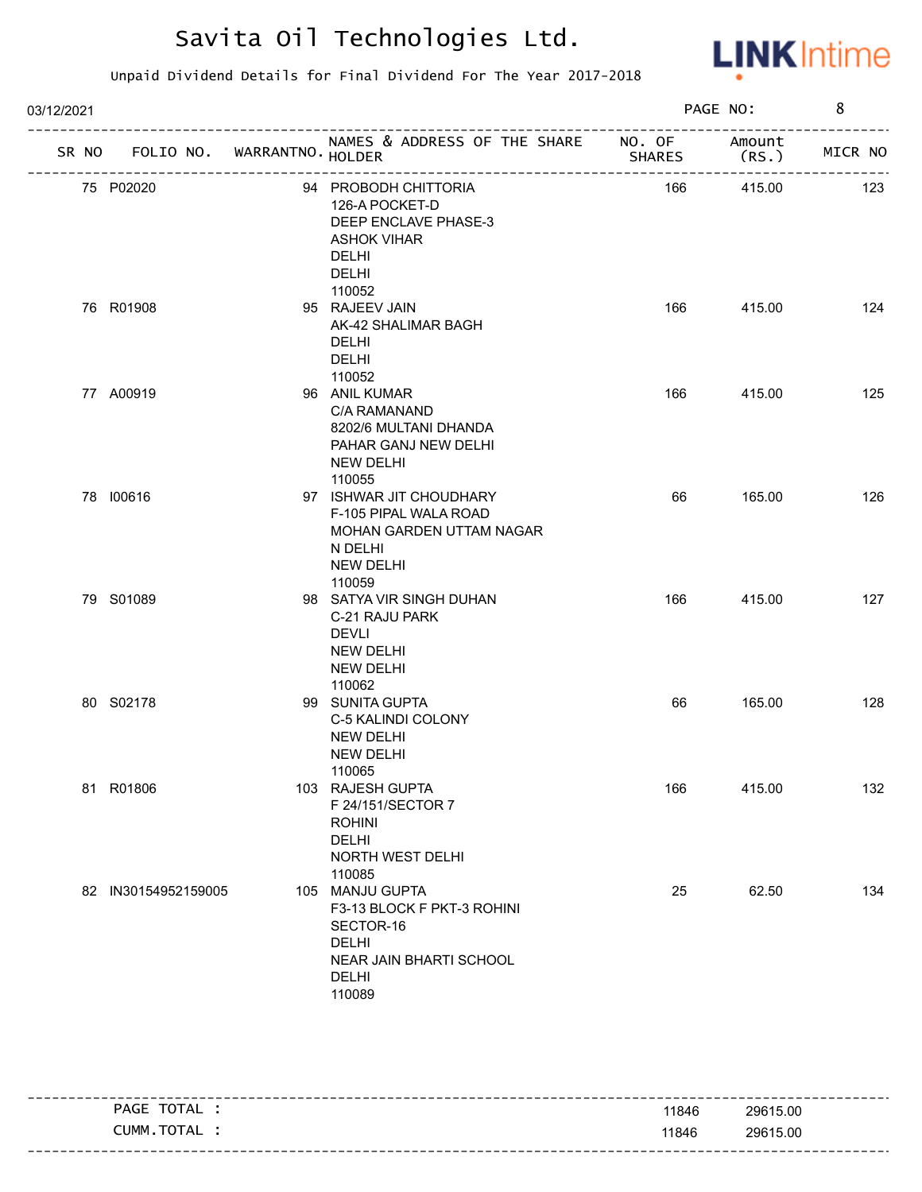# Savita Oil Technologies Ltd.

Unpaid Dividend Details for Final Dividend For The Year 2017-2018

03/12/2021

| SR NO | FOLIO NO. | WARRANTNO. | NAMES & ADDRESS OF THE SHARE HOLDER | NO. OF SHARES | Amount (RS.) | MICR NO |
|---|---|---|---|---|---|---|
| 75 | P02020 | 94 | PROBODH CHITTORIA<br>126-A POCKET-D<br>DEEP ENCLAVE PHASE-3<br>ASHOK VIHAR<br>DELHI<br>DELHI<br>110052 | 166 | 415.00 | 123 |
| 76 | R01908 | 95 | RAJEEV JAIN<br>AK-42 SHALIMAR BAGH<br>DELHI<br>DELHI<br>110052 | 166 | 415.00 | 124 |
| 77 | A00919 | 96 | ANIL KUMAR<br>C/A RAMANAND<br>8202/6 MULTANI DHANDA<br>PAHAR GANJ NEW DELHI<br>NEW DELHI<br>110055 | 166 | 415.00 | 125 |
| 78 | I00616 | 97 | ISHWAR JIT CHOUDHARY<br>F-105 PIPAL WALA ROAD<br>MOHAN GARDEN UTTAM NAGAR<br>N DELHI<br>NEW DELHI<br>110059 | 66 | 165.00 | 126 |
| 79 | S01089 | 98 | SATYA VIR SINGH DUHAN<br>C-21 RAJU PARK<br>DEVLI<br>NEW DELHI<br>NEW DELHI<br>110062 | 166 | 415.00 | 127 |
| 80 | S02178 | 99 | SUNITA GUPTA<br>C-5 KALINDI COLONY<br>NEW DELHI<br>NEW DELHI<br>110065 | 66 | 165.00 | 128 |
| 81 | R01806 | 103 | RAJESH GUPTA<br>F 24/151/SECTOR 7<br>ROHINI<br>DELHI<br>NORTH WEST DELHI<br>110085 | 166 | 415.00 | 132 |
| 82 | IN30154952159005 | 105 | MANJU GUPTA<br>F3-13 BLOCK F PKT-3 ROHINI<br>SECTOR-16<br>DELHI<br>NEAR JAIN BHARTI SCHOOL<br>DELHI<br>110089 | 25 | 62.50 | 134 |

| | | |
|---|---|---|
| PAGE TOTAL : | 11846 | 29615.00 |
| CUMM.TOTAL : | 11846 | 29615.00 |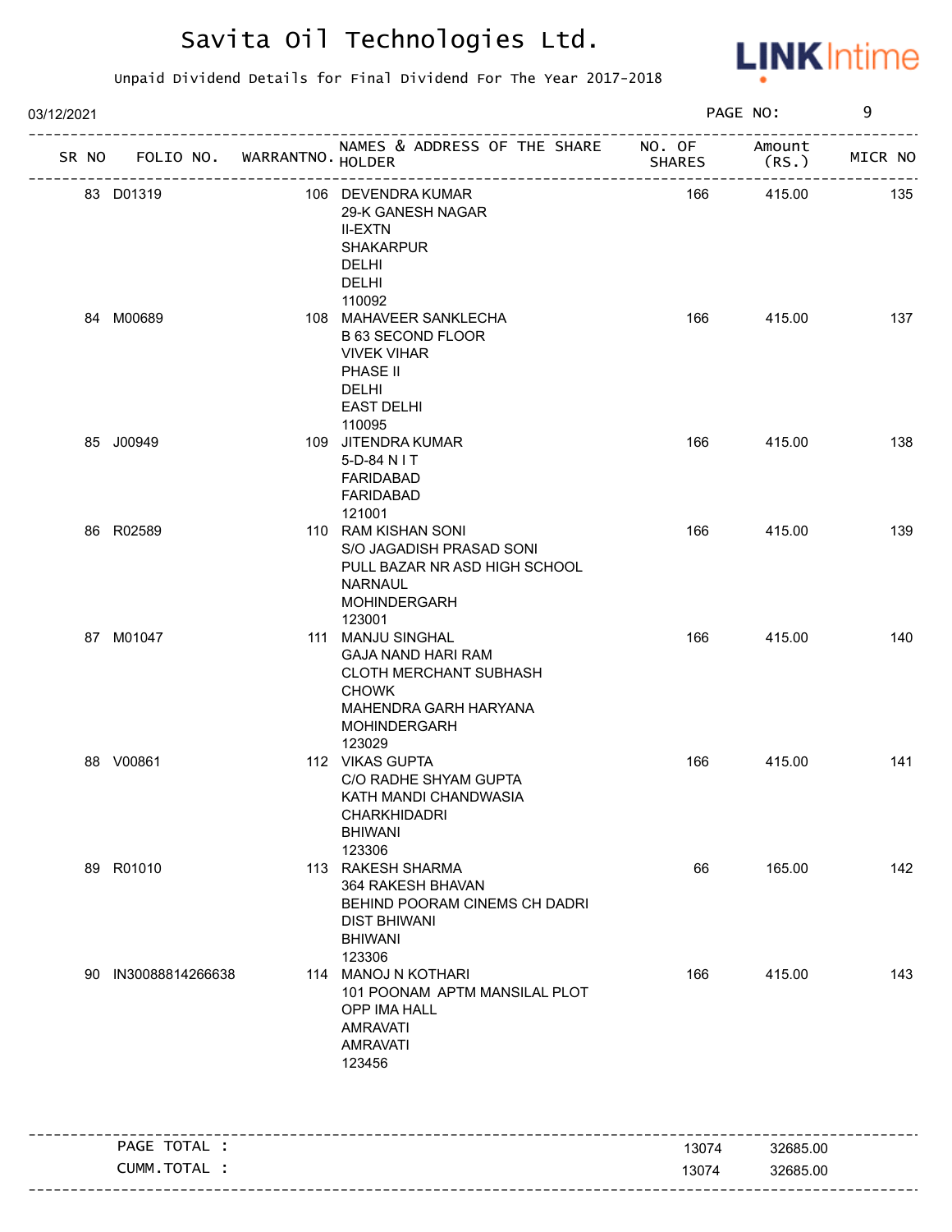# Savita Oil Technologies Ltd.

Unpaid Dividend Details for Final Dividend For The Year 2017-2018

03/12/2021 PAGE NO: 9

| SR NO | FOLIO NO. | WARRANTNO. | NAMES & ADDRESS OF THE SHARE HOLDER | NO. OF SHARES | Amount (RS.) | MICR NO |
|---|---|---|---|---|---|---|
| 83 | D01319 | 106 | DEVENDRA KUMAR<br>29-K GANESH NAGAR<br>II-EXTN<br>SHAKARPUR<br>DELHI<br>DELHI<br>110092 | 166 | 415.00 | 135 |
| 84 | M00689 | 108 | MAHAVEER SANKLECHA<br>B 63 SECOND FLOOR<br>VIVEK VIHAR<br>PHASE II<br>DELHI<br>EAST DELHI<br>110095 | 166 | 415.00 | 137 |
| 85 | J00949 | 109 | JITENDRA KUMAR<br>5-D-84 N I T<br>FARIDABAD<br>FARIDABAD<br>121001 | 166 | 415.00 | 138 |
| 86 | R02589 | 110 | RAM KISHAN SONI<br>S/O JAGADISH PRASAD SONI<br>PULL BAZAR NR ASD HIGH SCHOOL<br>NARNAUL<br>MOHINDERGARH<br>123001 | 166 | 415.00 | 139 |
| 87 | M01047 | 111 | MANJU SINGHAL<br>GAJA NAND HARI RAM<br>CLOTH MERCHANT SUBHASH<br>CHOWK<br>MAHENDRA GARH HARYANA<br>MOHINDERGARH<br>123029 | 166 | 415.00 | 140 |
| 88 | V00861 | 112 | VIKAS GUPTA<br>C/O RADHE SHYAM GUPTA<br>KATH MANDI CHANDWASIA<br>CHARKHIDADRI<br>BHIWANI<br>123306 | 166 | 415.00 | 141 |
| 89 | R01010 | 113 | RAKESH SHARMA<br>364 RAKESH BHAVAN<br>BEHIND POORAM CINEMS CH DADRI<br>DIST BHIWANI<br>BHIWANI<br>123306 | 66 | 165.00 | 142 |
| 90 | IN30088814266638 | 114 | MANOJ N KOTHARI<br>101 POONAM APTM MANSILAL PLOT<br>OPP IMA HALL<br>AMRAVATI<br>AMRAVATI<br>123456 | 166 | 415.00 | 143 |

| | | |
|---|---|---|
| PAGE TOTAL : | 13074 | 32685.00 |
| CUMM.TOTAL : | 13074 | 32685.00 |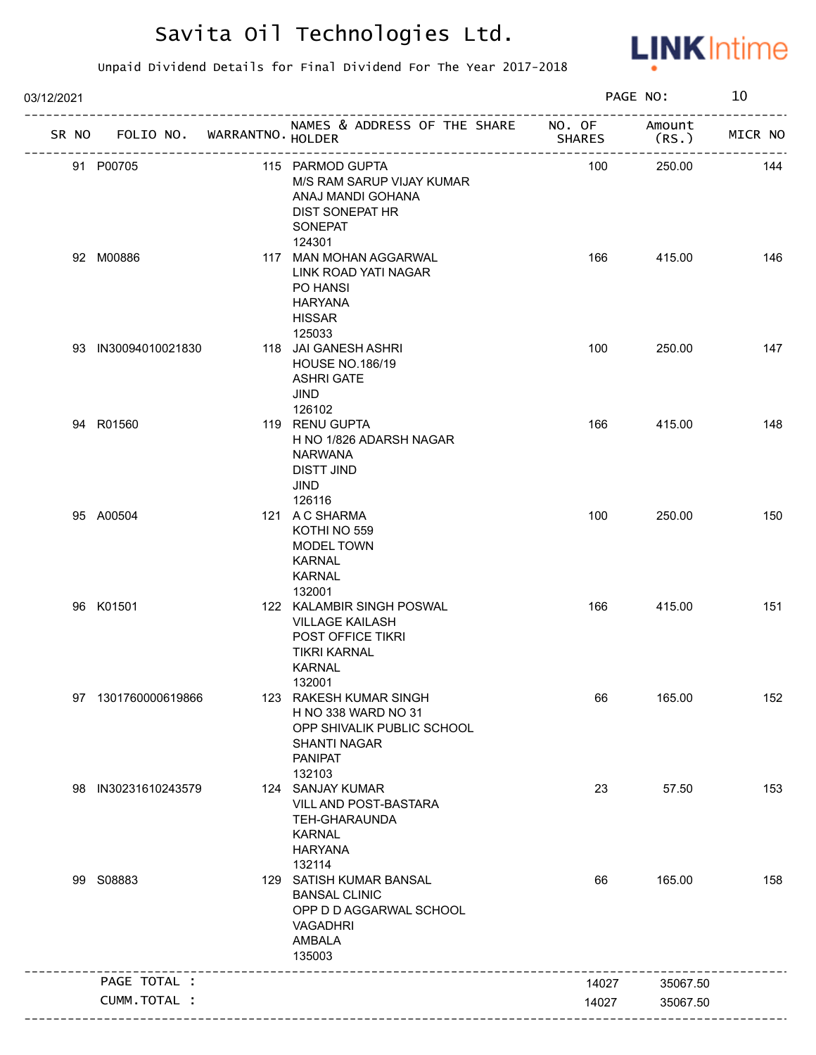# Savita Oil Technologies Ltd.

Unpaid Dividend Details for Final Dividend For The Year 2017-2018

03/12/2021

| SR NO | FOLIO NO. | WARRANTNO. | NAMES & ADDRESS OF THE SHARE HOLDER | NO. OF SHARES | Amount (RS.) | MICR NO |
|---|---|---|---|---|---|---|
| 91 | P00705 | 115 | PARMOD GUPTA<br>M/S RAM SARUP VIJAY KUMAR<br>ANAJ MANDI GOHANA<br>DIST SONEPAT HR<br>SONEPAT<br>124301 | 100 | 250.00 | 144 |
| 92 | M00886 | 117 | MAN MOHAN AGGARWAL<br>LINK ROAD YATI NAGAR<br>PO HANSI<br>HARYANA<br>HISSAR<br>125033 | 166 | 415.00 | 146 |
| 93 | IN30094010021830 | 118 | JAI GANESH ASHRI<br>HOUSE NO.186/19<br>ASHRI GATE<br>JIND<br>126102 | 100 | 250.00 | 147 |
| 94 | R01560 | 119 | RENU GUPTA<br>H NO 1/826 ADARSH NAGAR<br>NARWANA<br>DISTT JIND<br>JIND<br>126116 | 166 | 415.00 | 148 |
| 95 | A00504 | 121 | A C SHARMA<br>KOTHI NO 559<br>MODEL TOWN<br>KARNAL<br>KARNAL<br>132001 | 100 | 250.00 | 150 |
| 96 | K01501 | 122 | KALAMBIR SINGH POSWAL<br>VILLAGE KAILASH<br>POST OFFICE TIKRI<br>TIKRI KARNAL<br>KARNAL<br>132001 | 166 | 415.00 | 151 |
| 97 | 1301760000619866 | 123 | RAKESH KUMAR SINGH<br>H NO 338 WARD NO 31<br>OPP SHIVALIK PUBLIC SCHOOL<br>SHANTI NAGAR<br>PANIPAT<br>132103 | 66 | 165.00 | 152 |
| 98 | IN30231610243579 | 124 | SANJAY KUMAR<br>VILL AND POST-BASTARA<br>TEH-GHARAUNDA<br>KARNAL<br>HARYANA<br>132114 | 23 | 57.50 | 153 |
| 99 | S08883 | 129 | SATISH KUMAR BANSAL<br>BANSAL CLINIC<br>OPP D D AGGARWAL SCHOOL<br>VAGADHRI<br>AMBALA<br>135003 | 66 | 165.00 | 158 |
| | PAGE TOTAL : | | | 14027 | 35067.50 | |
| | CUMM.TOTAL : | | | 14027 | 35067.50 | |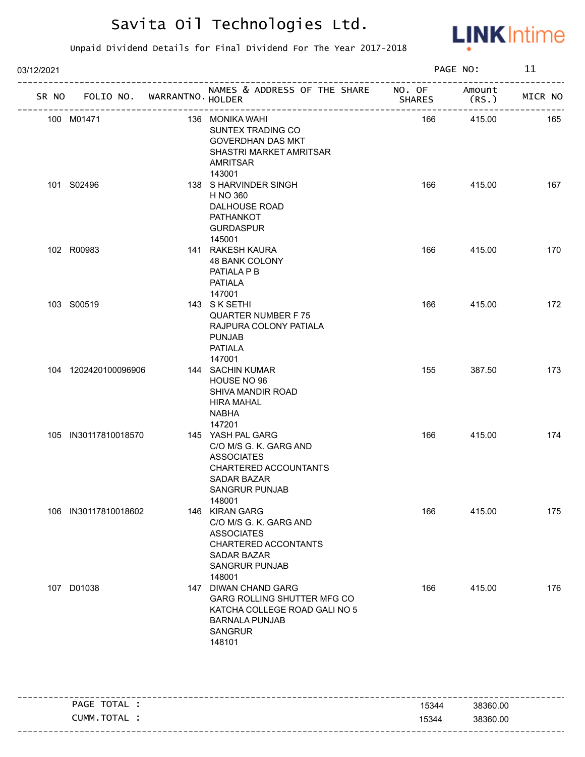# Savita Oil Technologies Ltd.

Unpaid Dividend Details for Final Dividend For The Year 2017-2018

03/12/2021

| SR NO | FOLIO NO. | WARRANTNO. | NAMES & ADDRESS OF THE SHARE HOLDER | NO. OF SHARES | Amount (RS.) | MICR NO |
|---|---|---|---|---|---|---|
| 100 | M01471 | 136 | MONIKA WAHI<br>SUNTEX TRADING CO<br>GOVERDHAN DAS MKT<br>SHASTRI MARKET AMRITSAR<br>AMRITSAR<br>143001 | 166 | 415.00 | 165 |
| 101 | S02496 | 138 | S HARVINDER SINGH<br>H NO 360<br>DALHOUSE ROAD<br>PATHANKOT<br>GURDASPUR<br>145001 | 166 | 415.00 | 167 |
| 102 | R00983 | 141 | RAKESH KAURA<br>48 BANK COLONY<br>PATIALA P B<br>PATIALA<br>147001 | 166 | 415.00 | 170 |
| 103 | S00519 | 143 | S K SETHI<br>QUARTER NUMBER F 75<br>RAJPURA COLONY PATIALA<br>PUNJAB<br>PATIALA<br>147001 | 166 | 415.00 | 172 |
| 104 | 1202420100096906 | 144 | SACHIN KUMAR<br>HOUSE NO 96<br>SHIVA MANDIR ROAD<br>HIRA MAHAL<br>NABHA<br>147201 | 155 | 387.50 | 173 |
| 105 | IN30117810018570 | 145 | YASH PAL GARG<br>C/O M/S G. K. GARG AND<br>ASSOCIATES<br>CHARTERED ACCOUNTANTS<br>SADAR BAZAR<br>SANGRUR PUNJAB<br>148001 | 166 | 415.00 | 174 |
| 106 | IN30117810018602 | 146 | KIRAN GARG<br>C/O M/S G. K. GARG AND<br>ASSOCIATES<br>CHARTERED ACCONTANTS<br>SADAR BAZAR<br>SANGRUR PUNJAB<br>148001 | 166 | 415.00 | 175 |
| 107 | D01038 | 147 | DIWAN CHAND GARG<br>GARG ROLLING SHUTTER MFG CO<br>KATCHA COLLEGE ROAD GALI NO 5<br>BARNALA PUNJAB<br>SANGRUR<br>148101 | 166 | 415.00 | 176 |

| | NO. OF SHARES | Amount (RS.) |
|---|---|---|
| PAGE TOTAL : | 15344 | 38360.00 |
| CUMM.TOTAL : | 15344 | 38360.00 |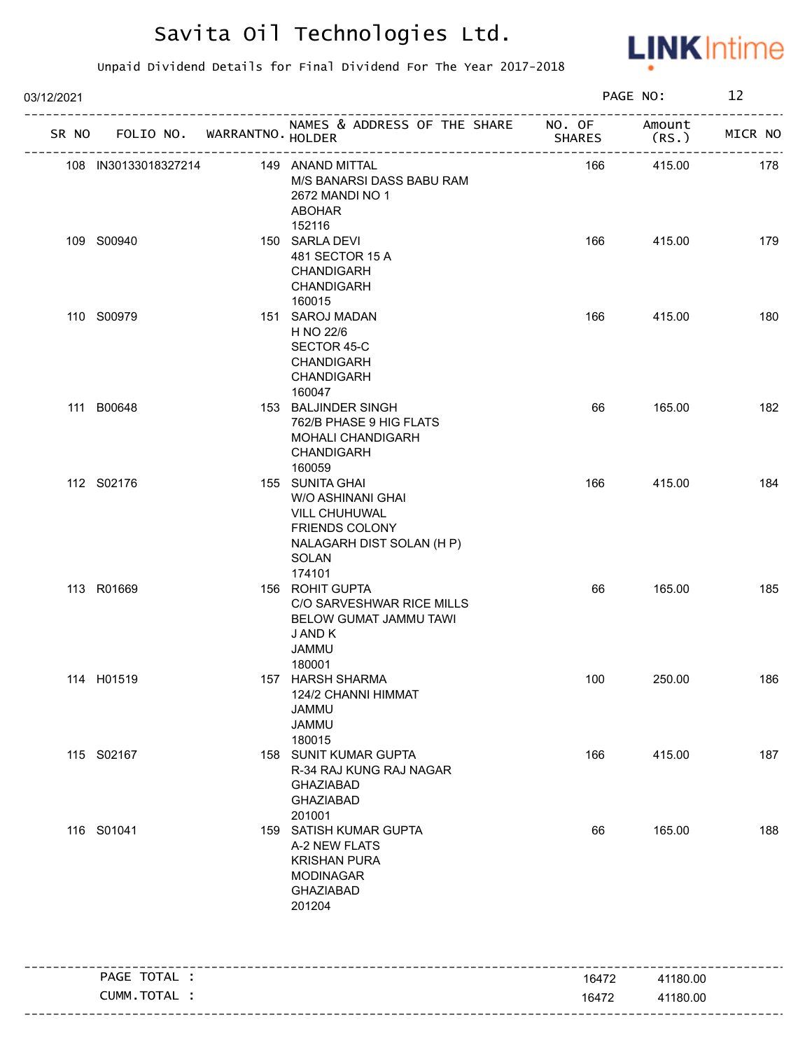# Savita Oil Technologies Ltd.

Unpaid Dividend Details for Final Dividend For The Year 2017-2018

03/12/2021

| SR NO | FOLIO NO. | WARRANTNO. | NAMES & ADDRESS OF THE SHARE HOLDER | NO. OF SHARES | Amount (RS.) | MICR NO |
|---|---|---|---|---|---|---|
| 108 | IN30133018327214 | 149 | ANAND MITTAL<br>M/S BANARSI DASS BABU RAM<br>2672 MANDI NO 1<br>ABOHAR<br>152116 | 166 | 415.00 | 178 |
| 109 | S00940 | 150 | SARLA DEVI<br>481 SECTOR 15 A<br>CHANDIGARH<br>CHANDIGARH<br>160015 | 166 | 415.00 | 179 |
| 110 | S00979 | 151 | SAROJ MADAN<br>H NO 22/6<br>SECTOR 45-C<br>CHANDIGARH<br>CHANDIGARH<br>160047 | 166 | 415.00 | 180 |
| 111 | B00648 | 153 | BALJINDER SINGH<br>762/B PHASE 9 HIG FLATS<br>MOHALI CHANDIGARH<br>CHANDIGARH<br>160059 | 66 | 165.00 | 182 |
| 112 | S02176 | 155 | SUNITA GHAI<br>W/O ASHINANI GHAI<br>VILL CHUHUWAL<br>FRIENDS COLONY<br>NALAGARH DIST SOLAN (H P)<br>SOLAN<br>174101 | 166 | 415.00 | 184 |
| 113 | R01669 | 156 | ROHIT GUPTA<br>C/O SARVESHWAR RICE MILLS<br>BELOW GUMAT JAMMU TAWI<br>J AND K<br>JAMMU<br>180001 | 66 | 165.00 | 185 |
| 114 | H01519 | 157 | HARSH SHARMA<br>124/2 CHANNI HIMMAT<br>JAMMU<br>JAMMU<br>180015 | 100 | 250.00 | 186 |
| 115 | S02167 | 158 | SUNIT KUMAR GUPTA<br>R-34 RAJ KUNG RAJ NAGAR<br>GHAZIABAD<br>GHAZIABAD<br>201001 | 166 | 415.00 | 187 |
| 116 | S01041 | 159 | SATISH KUMAR GUPTA<br>A-2 NEW FLATS<br>KRISHAN PURA<br>MODINAGAR<br>GHAZIABAD<br>201204 | 66 | 165.00 | 188 |

| | NO. OF SHARES | Amount (RS.) |
|---|---|---|
| PAGE TOTAL : | 16472 | 41180.00 |
| CUMM.TOTAL : | 16472 | 41180.00 |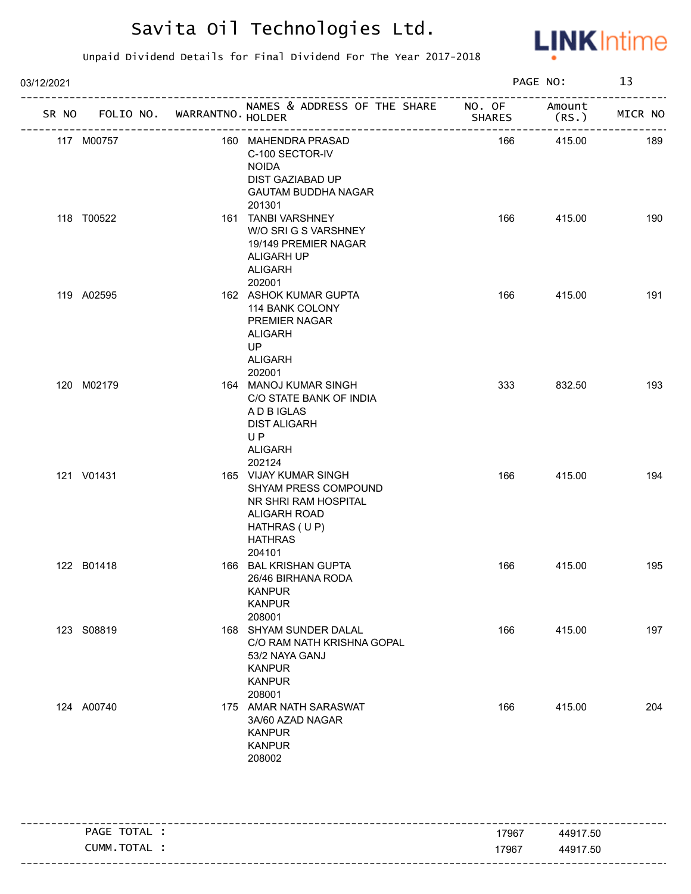# Savita Oil Technologies Ltd.

Unpaid Dividend Details for Final Dividend For The Year 2017-2018

03/12/2021

| SR NO | FOLIO NO. | WARRANTNO. | NAMES & ADDRESS OF THE SHARE HOLDER | NO. OF SHARES | Amount (RS.) | MICR NO |
|---|---|---|---|---|---|---|
| 117 | M00757 | 160 | MAHENDRA PRASAD<br>C-100 SECTOR-IV<br>NOIDA<br>DIST GAZIABAD UP<br>GAUTAM BUDDHA NAGAR<br>201301 | 166 | 415.00 | 189 |
| 118 | T00522 | 161 | TANBI VARSHNEY<br>W/O SRI G S VARSHNEY<br>19/149 PREMIER NAGAR<br>ALIGARH UP<br>ALIGARH<br>202001 | 166 | 415.00 | 190 |
| 119 | A02595 | 162 | ASHOK KUMAR GUPTA<br>114 BANK COLONY<br>PREMIER NAGAR<br>ALIGARH<br>UP<br>ALIGARH<br>202001 | 166 | 415.00 | 191 |
| 120 | M02179 | 164 | MANOJ KUMAR SINGH<br>C/O STATE BANK OF INDIA<br>A D B IGLAS<br>DIST ALIGARH<br>U P<br>ALIGARH<br>202124 | 333 | 832.50 | 193 |
| 121 | V01431 | 165 | VIJAY KUMAR SINGH<br>SHYAM PRESS COMPOUND<br>NR SHRI RAM HOSPITAL<br>ALIGARH ROAD<br>HATHRAS ( U P)<br>HATHRAS<br>204101 | 166 | 415.00 | 194 |
| 122 | B01418 | 166 | BAL KRISHAN GUPTA<br>26/46 BIRHANA RODA<br>KANPUR<br>KANPUR<br>208001 | 166 | 415.00 | 195 |
| 123 | S08819 | 168 | SHYAM SUNDER DALAL<br>C/O RAM NATH KRISHNA GOPAL<br>53/2 NAYA GANJ<br>KANPUR<br>KANPUR<br>208001 | 166 | 415.00 | 197 |
| 124 | A00740 | 175 | AMAR NATH SARASWAT<br>3A/60 AZAD NAGAR<br>KANPUR<br>KANPUR<br>208002 | 166 | 415.00 | 204 |

| | NO. OF SHARES | Amount (RS.) |
|---|---|---|
| PAGE TOTAL : | 17967 | 44917.50 |
| CUMM.TOTAL : | 17967 | 44917.50 |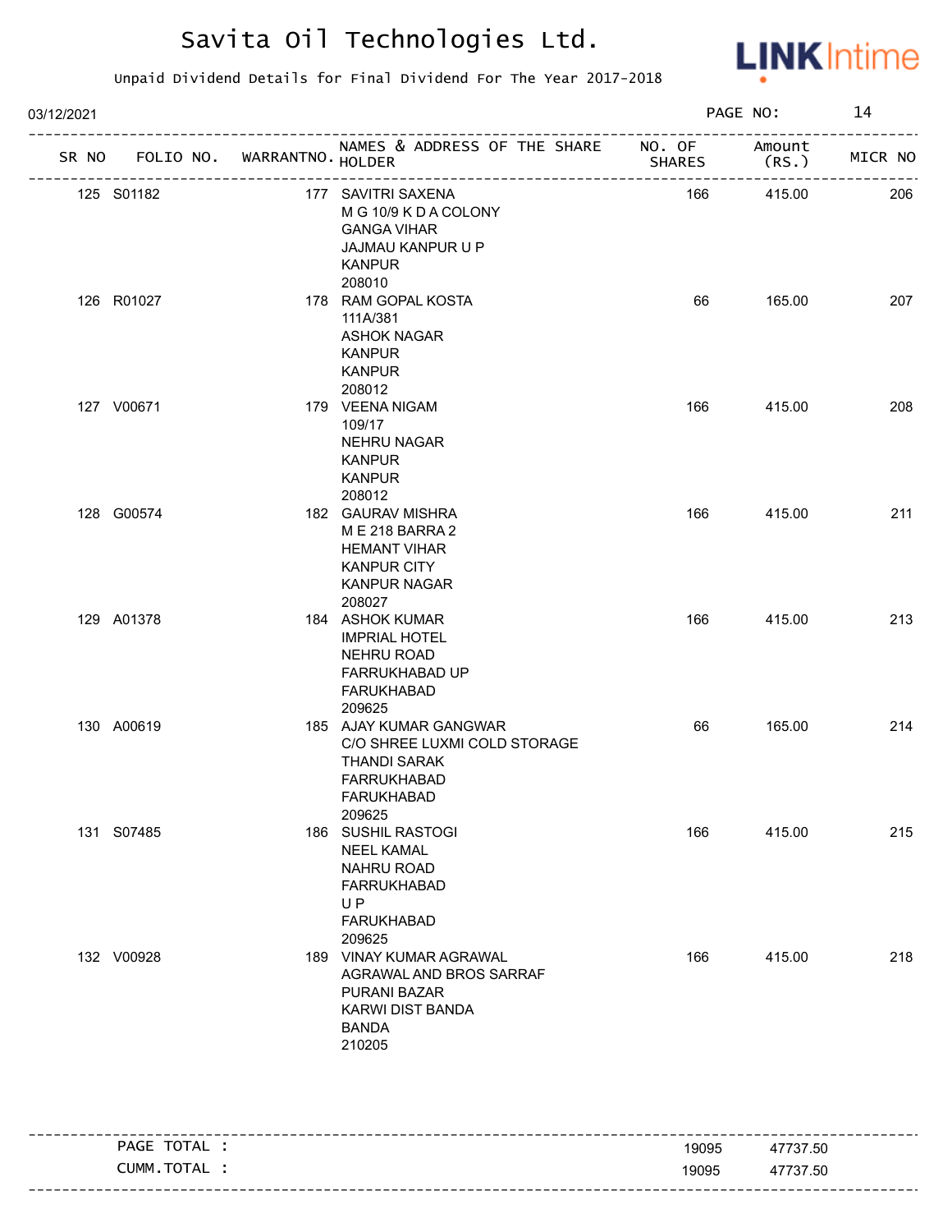# Savita Oil Technologies Ltd.

Unpaid Dividend Details for Final Dividend For The Year 2017-2018

03/12/2021

| SR NO | FOLIO NO. | WARRANTNO. | NAMES & ADDRESS OF THE SHARE HOLDER | NO. OF SHARES | Amount (RS.) | MICR NO |
|---|---|---|---|---|---|---|
| 125 | S01182 | 177 | SAVITRI SAXENA<br>M G 10/9 K D A COLONY<br>GANGA VIHAR<br>JAJMAU KANPUR U P<br>KANPUR<br>208010 | 166 | 415.00 | 206 |
| 126 | R01027 | 178 | RAM GOPAL KOSTA<br>111A/381<br>ASHOK NAGAR<br>KANPUR<br>KANPUR<br>208012 | 66 | 165.00 | 207 |
| 127 | V00671 | 179 | VEENA NIGAM<br>109/17<br>NEHRU NAGAR<br>KANPUR<br>KANPUR<br>208012 | 166 | 415.00 | 208 |
| 128 | G00574 | 182 | GAURAV MISHRA<br>M E 218 BARRA 2<br>HEMANT VIHAR<br>KANPUR CITY<br>KANPUR NAGAR<br>208027 | 166 | 415.00 | 211 |
| 129 | A01378 | 184 | ASHOK KUMAR<br>IMPRIAL HOTEL<br>NEHRU ROAD<br>FARRUKHABAD UP<br>FARUKHABAD<br>209625 | 166 | 415.00 | 213 |
| 130 | A00619 | 185 | AJAY KUMAR GANGWAR<br>C/O SHREE LUXMI COLD STORAGE<br>THANDI SARAK<br>FARRUKHABAD<br>FARUKHABAD<br>209625 | 66 | 165.00 | 214 |
| 131 | S07485 | 186 | SUSHIL RASTOGI<br>NEEL KAMAL<br>NAHRU ROAD<br>FARRUKHABAD<br>U P<br>FARUKHABAD<br>209625 | 166 | 415.00 | 215 |
| 132 | V00928 | 189 | VINAY KUMAR AGRAWAL<br>AGRAWAL AND BROS SARRAF<br>PURANI BAZAR<br>KARWI DIST BANDA<br>BANDA<br>210205 | 166 | 415.00 | 218 |

| | | |
|---|---|---|
| PAGE TOTAL : | 19095 | 47737.50 |
| CUMM.TOTAL : | 19095 | 47737.50 |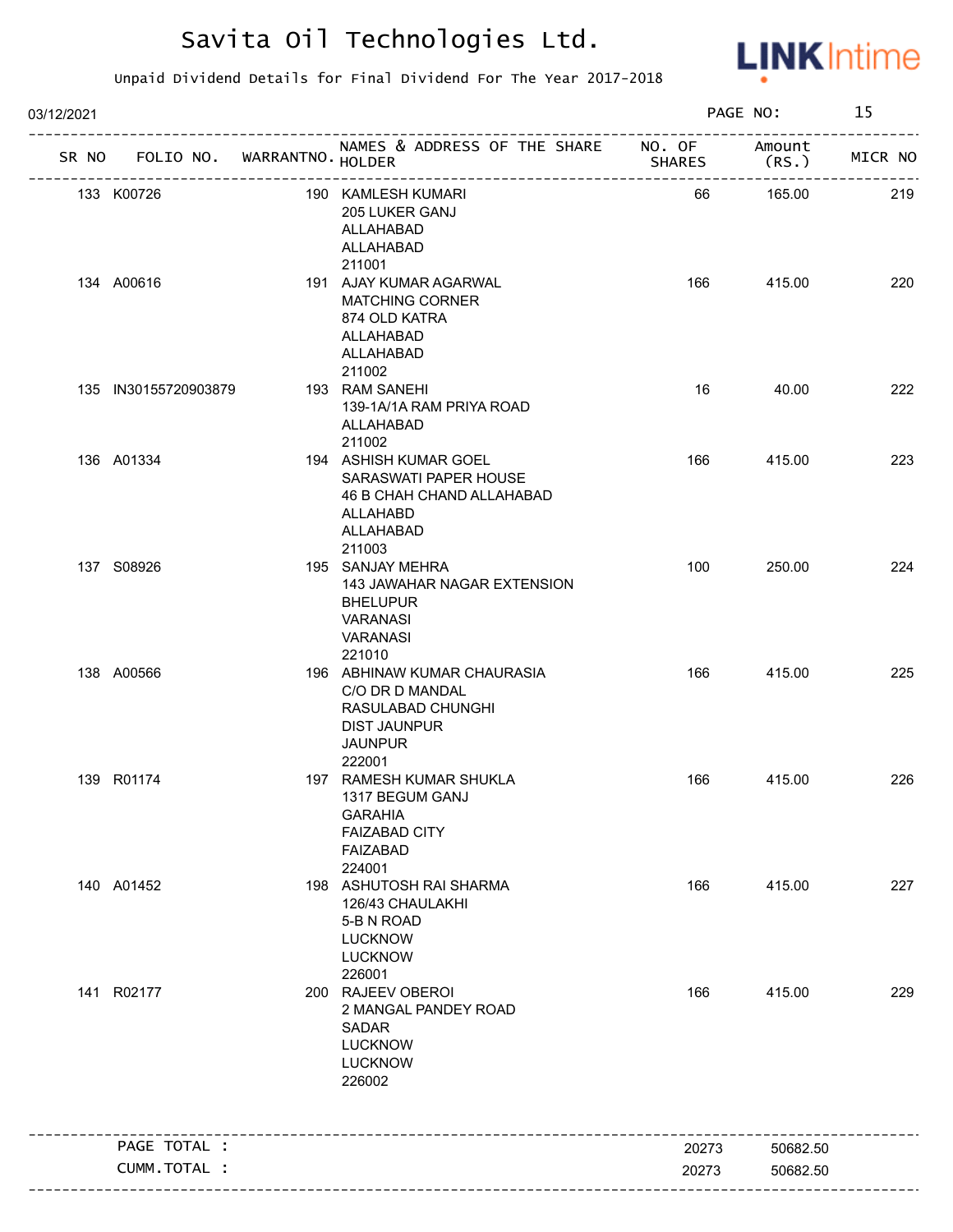# Savita Oil Technologies Ltd.

Unpaid Dividend Details for Final Dividend For The Year 2017-2018

03/12/2021 PAGE NO: 15

| SR NO | FOLIO NO. | WARRANTNO. | NAMES & ADDRESS OF THE SHARE HOLDER | NO. OF SHARES | Amount (RS.) | MICR NO |
|---|---|---|---|---|---|---|
| 133 | K00726 | 190 | KAMLESH KUMARI<br>205 LUKER GANJ<br>ALLAHABAD<br>ALLAHABAD<br>211001 | 66 | 165.00 | 219 |
| 134 | A00616 | 191 | AJAY KUMAR AGARWAL<br>MATCHING CORNER<br>874 OLD KATRA<br>ALLAHABAD<br>ALLAHABAD<br>211002 | 166 | 415.00 | 220 |
| 135 | IN30155720903879 | 193 | RAM SANEHI<br>139-1A/1A RAM PRIYA ROAD<br>ALLAHABAD<br>211002 | 16 | 40.00 | 222 |
| 136 | A01334 | 194 | ASHISH KUMAR GOEL<br>SARASWATI PAPER HOUSE<br>46 B CHAH CHAND ALLAHABAD<br>ALLAHABD<br>ALLAHABAD<br>211003 | 166 | 415.00 | 223 |
| 137 | S08926 | 195 | SANJAY MEHRA<br>143 JAWAHAR NAGAR EXTENSION<br>BHELUPUR<br>VARANASI<br>VARANASI<br>221010 | 100 | 250.00 | 224 |
| 138 | A00566 | 196 | ABHINAW KUMAR CHAURASIA<br>C/O DR D MANDAL<br>RASULABAD CHUNGHI<br>DIST JAUNPUR<br>JAUNPUR<br>222001 | 166 | 415.00 | 225 |
| 139 | R01174 | 197 | RAMESH KUMAR SHUKLA<br>1317 BEGUM GANJ<br>GARAHIA<br>FAIZABAD CITY<br>FAIZABAD<br>224001 | 166 | 415.00 | 226 |
| 140 | A01452 | 198 | ASHUTOSH RAI SHARMA<br>126/43 CHAULAKHI<br>5-B N ROAD<br>LUCKNOW<br>LUCKNOW<br>226001 | 166 | 415.00 | 227 |
| 141 | R02177 | 200 | RAJEEV OBEROI<br>2 MANGAL PANDEY ROAD<br>SADAR<br>LUCKNOW<br>LUCKNOW<br>226002 | 166 | 415.00 | 229 |

| | NO. OF SHARES | Amount (RS.) |
|---|---|---|
| PAGE TOTAL : | 20273 | 50682.50 |
| CUMM.TOTAL : | 20273 | 50682.50 |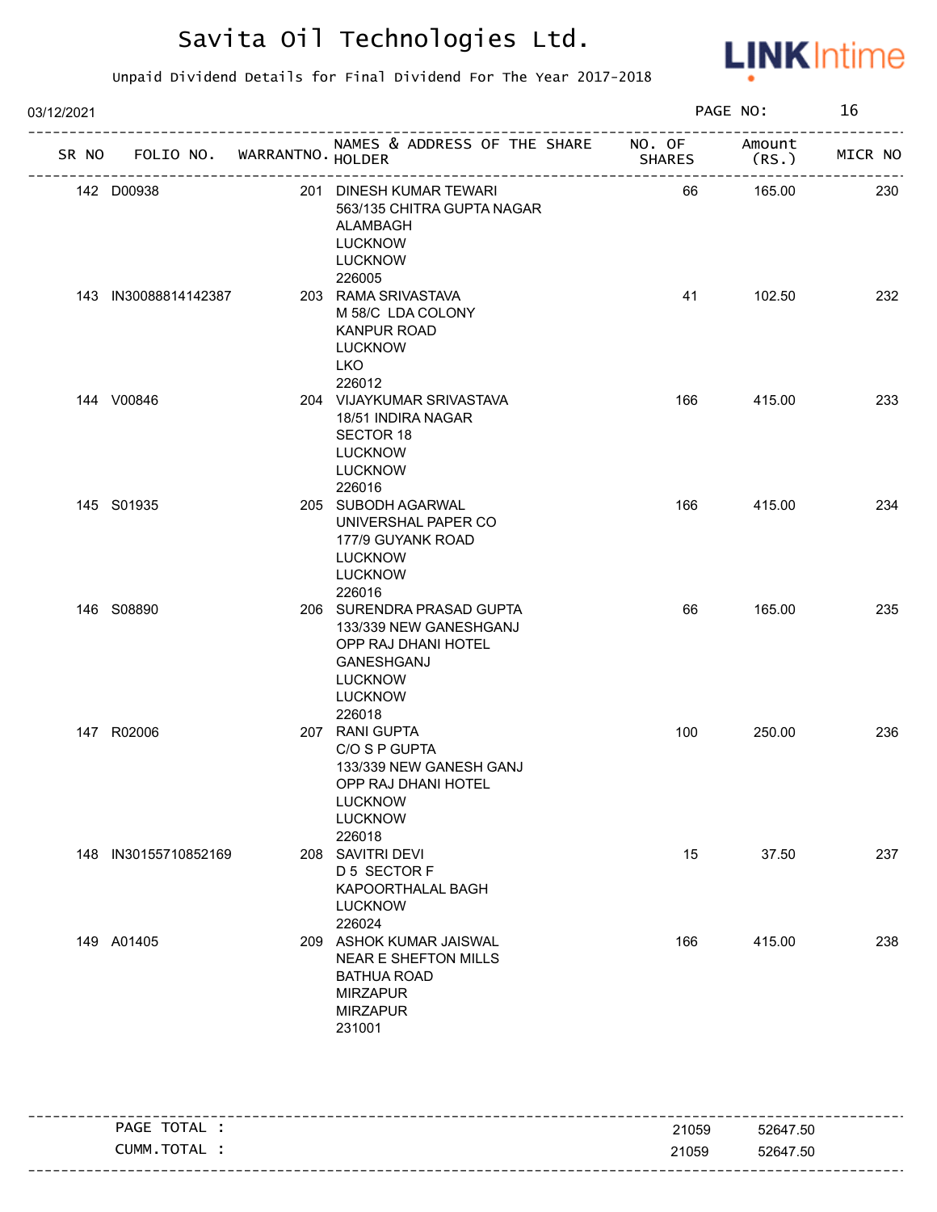# Savita Oil Technologies Ltd.

Unpaid Dividend Details for Final Dividend For The Year 2017-2018

03/12/2021

| SR NO | FOLIO NO. | WARRANTNO. | NAMES & ADDRESS OF THE SHARE HOLDER | NO. OF SHARES | Amount (RS.) | MICR NO |
|---|---|---|---|---|---|---|
| 142 | D00938 | 201 | DINESH KUMAR TEWARI<br>563/135 CHITRA GUPTA NAGAR<br>ALAMBAGH<br>LUCKNOW<br>LUCKNOW<br>226005 | 66 | 165.00 | 230 |
| 143 | IN30088814142387 | 203 | RAMA SRIVASTAVA<br>M 58/C LDA COLONY<br>KANPUR ROAD<br>LUCKNOW<br>LKO<br>226012 | 41 | 102.50 | 232 |
| 144 | V00846 | 204 | VIJAYKUMAR SRIVASTAVA<br>18/51 INDIRA NAGAR<br>SECTOR 18<br>LUCKNOW<br>LUCKNOW<br>226016 | 166 | 415.00 | 233 |
| 145 | S01935 | 205 | SUBODH AGARWAL<br>UNIVERSHAL PAPER CO<br>177/9 GUYANK ROAD<br>LUCKNOW<br>LUCKNOW<br>226016 | 166 | 415.00 | 234 |
| 146 | S08890 | 206 | SURENDRA PRASAD GUPTA<br>133/339 NEW GANESHGANJ<br>OPP RAJ DHANI HOTEL<br>GANESHGANJ<br>LUCKNOW<br>LUCKNOW<br>226018 | 66 | 165.00 | 235 |
| 147 | R02006 | 207 | RANI GUPTA<br>C/O S P GUPTA<br>133/339 NEW GANESH GANJ<br>OPP RAJ DHANI HOTEL<br>LUCKNOW<br>LUCKNOW<br>226018 | 100 | 250.00 | 236 |
| 148 | IN30155710852169 | 208 | SAVITRI DEVI<br>D 5 SECTOR F<br>KAPOORTHALAL BAGH<br>LUCKNOW<br>226024 | 15 | 37.50 | 237 |
| 149 | A01405 | 209 | ASHOK KUMAR JAISWAL<br>NEAR E SHEFTON MILLS<br>BATHUA ROAD<br>MIRZAPUR<br>MIRZAPUR<br>231001 | 166 | 415.00 | 238 |

| | NO. OF SHARES | Amount (RS.) |
|---|---|---|
| PAGE TOTAL : | 21059 | 52647.50 |
| CUMM.TOTAL : | 21059 | 52647.50 |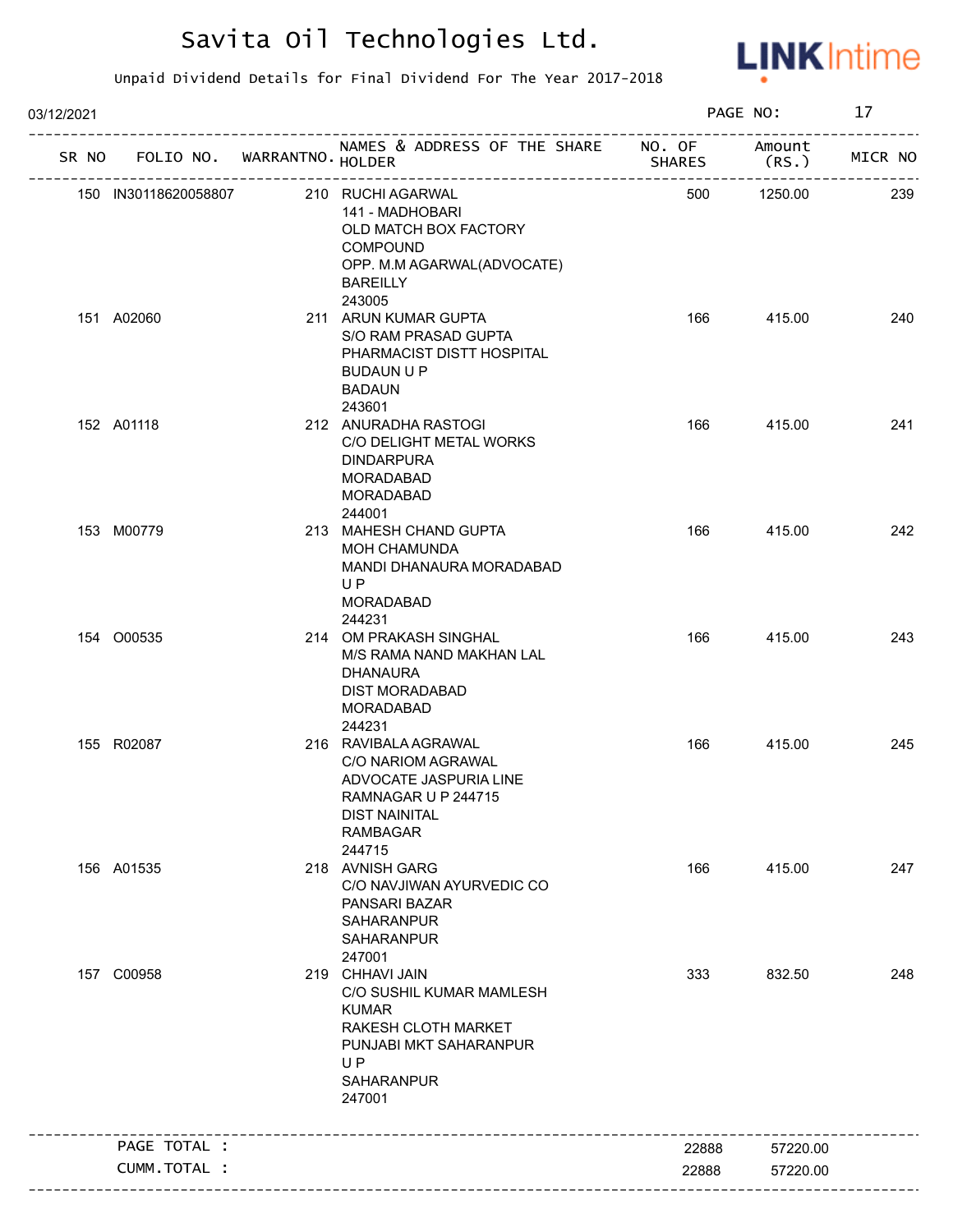# Savita Oil Technologies Ltd.

Unpaid Dividend Details for Final Dividend For The Year 2017-2018

03/12/2021

| SR NO | FOLIO NO. | WARRANTNO. | NAMES & ADDRESS OF THE SHARE HOLDER | NO. OF SHARES | Amount (RS.) | MICR NO |
|---|---|---|---|---|---|---|
| 150 | IN30118620058807 | 210 | RUCHI AGARWAL<br>141 - MADHOBARI<br>OLD MATCH BOX FACTORY<br>COMPOUND<br>OPP. M.M AGARWAL(ADVOCATE)<br>BAREILLY<br>243005 | 500 | 1250.00 | 239 |
| 151 | A02060 | 211 | ARUN KUMAR GUPTA<br>S/O RAM PRASAD GUPTA<br>PHARMACIST DISTT HOSPITAL<br>BUDAUN U P<br>BADAUN<br>243601 | 166 | 415.00 | 240 |
| 152 | A01118 | 212 | ANURADHA RASTOGI<br>C/O DELIGHT METAL WORKS<br>DINDARPURA<br>MORADABAD<br>MORADABAD<br>244001 | 166 | 415.00 | 241 |
| 153 | M00779 | 213 | MAHESH CHAND GUPTA<br>MOH CHAMUNDA<br>MANDI DHANAURA MORADABAD<br>U P<br>MORADABAD<br>244231 | 166 | 415.00 | 242 |
| 154 | O00535 | 214 | OM PRAKASH SINGHAL<br>M/S RAMA NAND MAKHAN LAL<br>DHANAURA<br>DIST MORADABAD<br>MORADABAD<br>244231 | 166 | 415.00 | 243 |
| 155 | R02087 | 216 | RAVIBALA AGRAWAL<br>C/O NARIOM AGRAWAL<br>ADVOCATE JASPURIA LINE<br>RAMNAGAR U P 244715<br>DIST NAINITAL<br>RAMBAGAR<br>244715 | 166 | 415.00 | 245 |
| 156 | A01535 | 218 | AVNISH GARG<br>C/O NAVJIWAN AYURVEDIC CO<br>PANSARI BAZAR<br>SAHARANPUR<br>SAHARANPUR<br>247001 | 166 | 415.00 | 247 |
| 157 | C00958 | 219 | CHHAVI JAIN<br>C/O SUSHIL KUMAR MAMLESH<br>KUMAR<br>RAKESH CLOTH MARKET<br>PUNJABI MKT SAHARANPUR<br>U P<br>SAHARANPUR<br>247001 | 333 | 832.50 | 248 |
| | PAGE TOTAL : | | | 22888 | 57220.00 | |
| | CUMM.TOTAL : | | | 22888 | 57220.00 | |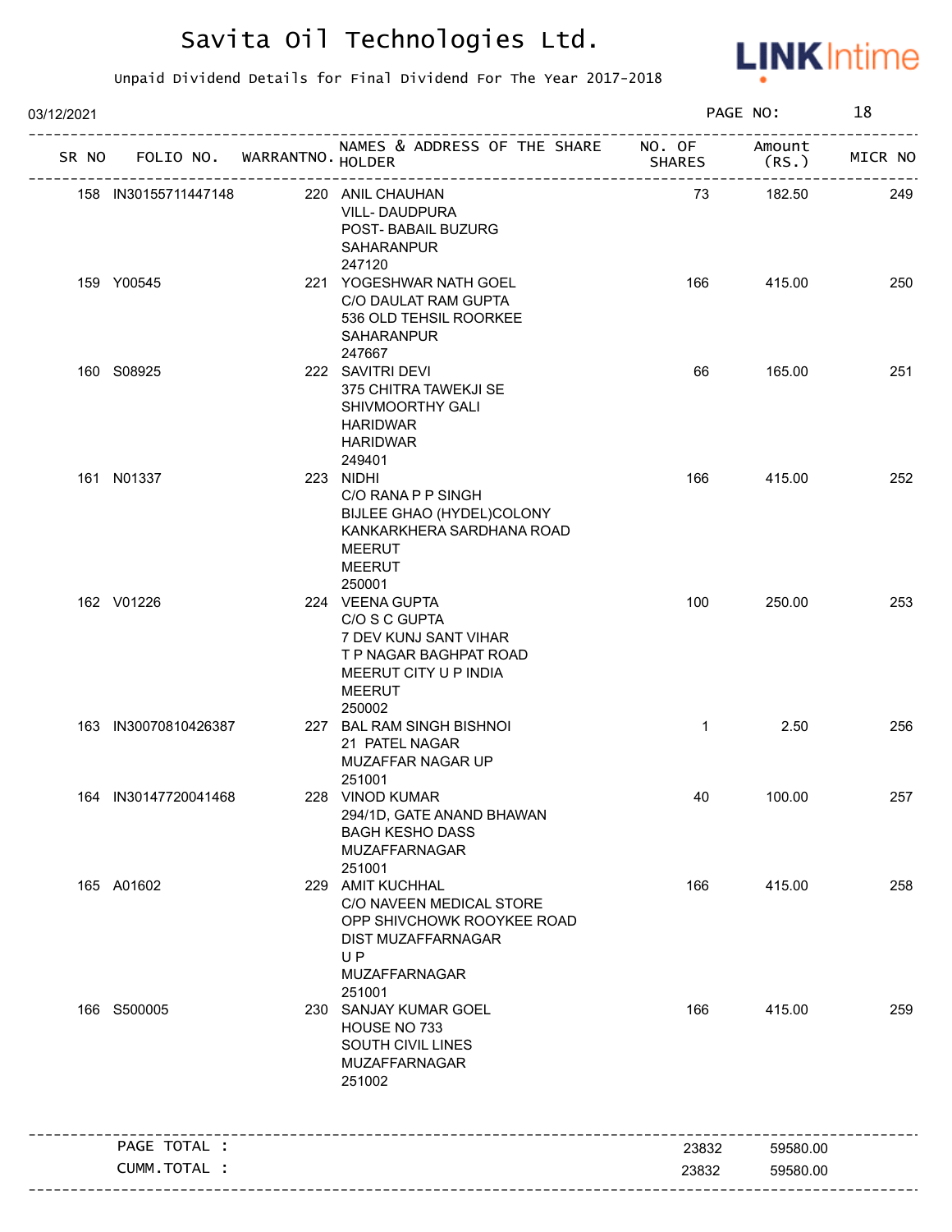# Savita Oil Technologies Ltd.

Unpaid Dividend Details for Final Dividend For The Year 2017-2018

03/12/2021

| SR NO | FOLIO NO. | WARRANTNO. | NAMES & ADDRESS OF THE SHARE HOLDER | NO. OF SHARES | Amount (RS.) | MICR NO |
|---|---|---|---|---|---|---|
| 158 | IN30155711447148 | 220 | ANIL CHAUHAN<br>VILL- DAUDPURA<br>POST- BABAIL BUZURG<br>SAHARANPUR<br>247120 | 73 | 182.50 | 249 |
| 159 | Y00545 | 221 | YOGESHWAR NATH GOEL<br>C/O DAULAT RAM GUPTA<br>536 OLD TEHSIL ROORKEE<br>SAHARANPUR<br>247667 | 166 | 415.00 | 250 |
| 160 | S08925 | 222 | SAVITRI DEVI<br>375 CHITRA TAWEKJI SE<br>SHIVMOORTHY GALI<br>HARIDWAR<br>HARIDWAR<br>249401 | 66 | 165.00 | 251 |
| 161 | N01337 | 223 | NIDHI<br>C/O RANA P P SINGH<br>BIJLEE GHAO (HYDEL)COLONY<br>KANKARKHERA SARDHANA ROAD<br>MEERUT<br>MEERUT<br>250001 | 166 | 415.00 | 252 |
| 162 | V01226 | 224 | VEENA GUPTA<br>C/O S C GUPTA<br>7 DEV KUNJ SANT VIHAR<br>T P NAGAR BAGHPAT ROAD<br>MEERUT CITY U P INDIA<br>MEERUT<br>250002 | 100 | 250.00 | 253 |
| 163 | IN30070810426387 | 227 | BAL RAM SINGH BISHNOI<br>21 PATEL NAGAR<br>MUZAFFAR NAGAR UP<br>251001 | 1 | 2.50 | 256 |
| 164 | IN30147720041468 | 228 | VINOD KUMAR<br>294/1D, GATE ANAND BHAWAN<br>BAGH KESHO DASS<br>MUZAFFARNAGAR<br>251001 | 40 | 100.00 | 257 |
| 165 | A01602 | 229 | AMIT KUCHHAL<br>C/O NAVEEN MEDICAL STORE<br>OPP SHIVCHOWK ROOYKEE ROAD<br>DIST MUZAFFARNAGAR<br>U P<br>MUZAFFARNAGAR<br>251001 | 166 | 415.00 | 258 |
| 166 | S500005 | 230 | SANJAY KUMAR GOEL<br>HOUSE NO 733<br>SOUTH CIVIL LINES<br>MUZAFFARNAGAR<br>251002 | 166 | 415.00 | 259 |
| | PAGE TOTAL : | | | 23832 | 59580.00 | |
| | CUMM.TOTAL : | | | 23832 | 59580.00 | |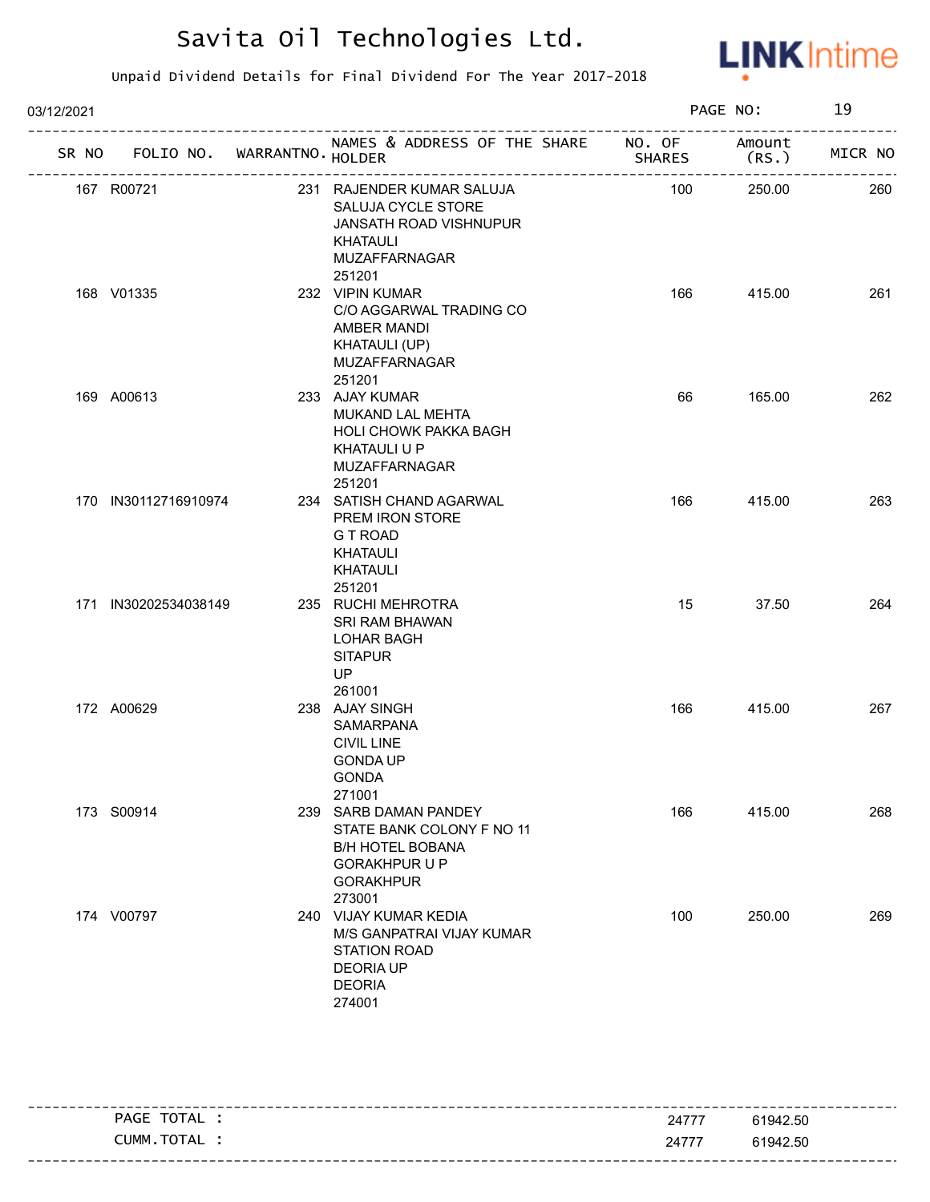# Savita Oil Technologies Ltd.

Unpaid Dividend Details for Final Dividend For The Year 2017-2018

03/12/2021

| SR NO | FOLIO NO. | WARRANTNO. | NAMES & ADDRESS OF THE SHARE HOLDER | NO. OF SHARES | Amount (RS.) | MICR NO |
|---|---|---|---|---|---|---|
| 167 | R00721 | 231 | RAJENDER KUMAR SALUJA<br>SALUJA CYCLE STORE<br>JANSATH ROAD VISHNUPUR<br>KHATAULI<br>MUZAFFARNAGAR<br>251201 | 100 | 250.00 | 260 |
| 168 | V01335 | 232 | VIPIN KUMAR<br>C/O AGGARWAL TRADING CO<br>AMBER MANDI<br>KHATAULI (UP)<br>MUZAFFARNAGAR<br>251201 | 166 | 415.00 | 261 |
| 169 | A00613 | 233 | AJAY KUMAR<br>MUKAND LAL MEHTA<br>HOLI CHOWK PAKKA BAGH<br>KHATAULI U P<br>MUZAFFARNAGAR<br>251201 | 66 | 165.00 | 262 |
| 170 | IN30112716910974 | 234 | SATISH CHAND AGARWAL<br>PREM IRON STORE<br>G T ROAD<br>KHATAULI<br>KHATAULI<br>251201 | 166 | 415.00 | 263 |
| 171 | IN30202534038149 | 235 | RUCHI MEHROTRA<br>SRI RAM BHAWAN<br>LOHAR BAGH<br>SITAPUR<br>UP<br>261001 | 15 | 37.50 | 264 |
| 172 | A00629 | 238 | AJAY SINGH<br>SAMARPANA<br>CIVIL LINE<br>GONDA UP<br>GONDA<br>271001 | 166 | 415.00 | 267 |
| 173 | S00914 | 239 | SARB DAMAN PANDEY<br>STATE BANK COLONY F NO 11<br>B/H HOTEL BOBANA<br>GORAKHPUR U P<br>GORAKHPUR<br>273001 | 166 | 415.00 | 268 |
| 174 | V00797 | 240 | VIJAY KUMAR KEDIA<br>M/S GANPATRAI VIJAY KUMAR<br>STATION ROAD<br>DEORIA UP<br>DEORIA<br>274001 | 100 | 250.00 | 269 |

| | NO. OF SHARES | Amount (RS.) |
|---|---|---|
| PAGE TOTAL : | 24777 | 61942.50 |
| CUMM.TOTAL : | 24777 | 61942.50 |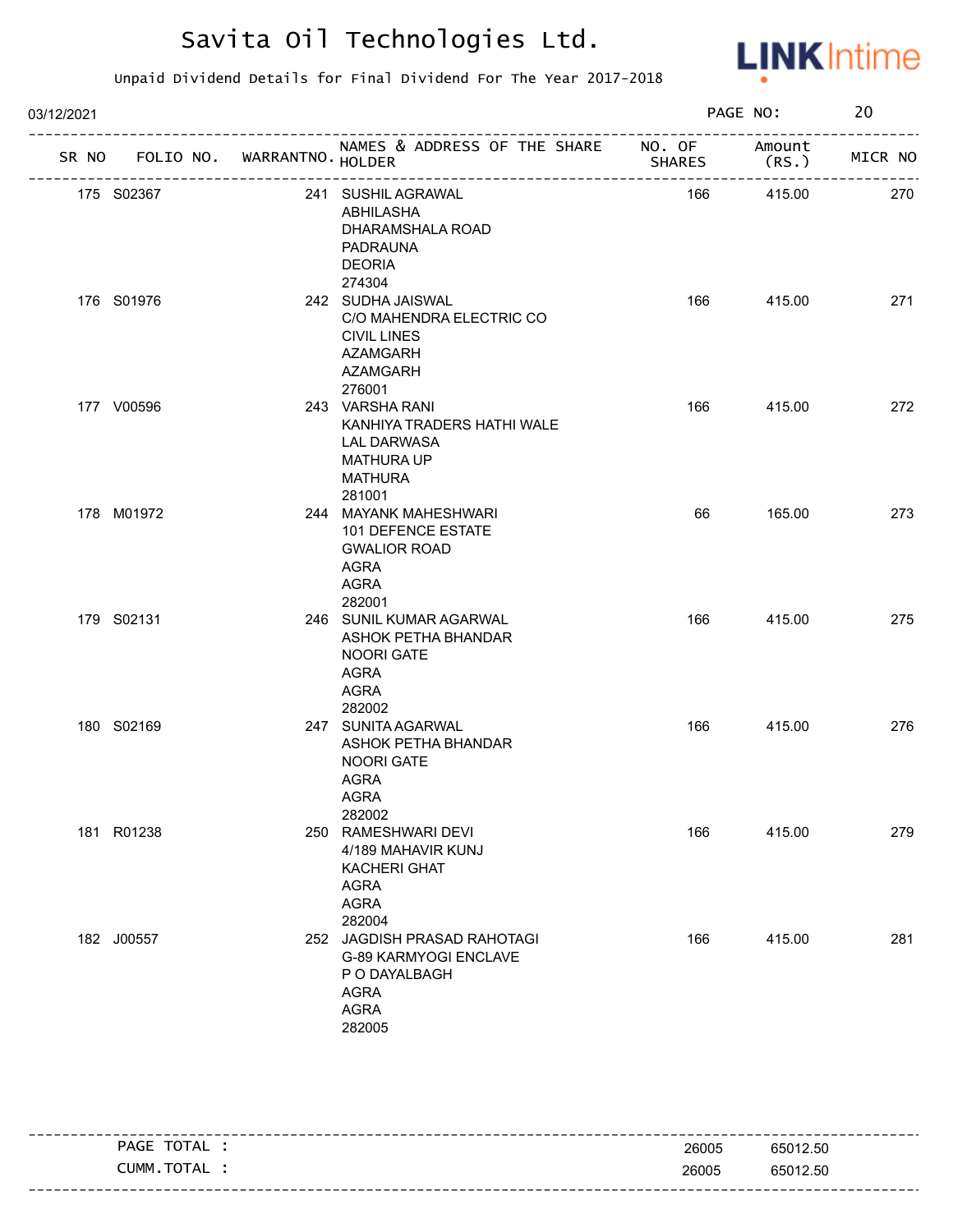# Savita Oil Technologies Ltd.

Unpaid Dividend Details for Final Dividend For The Year 2017-2018

03/12/2021 PAGE NO: 20

| SR NO | FOLIO NO. | WARRANTNO. | NAMES & ADDRESS OF THE SHARE HOLDER | NO. OF SHARES | Amount (RS.) | MICR NO |
|---|---|---|---|---|---|---|
| 175 | S02367 | 241 | SUSHIL AGRAWAL<br>ABHILASHA<br>DHARAMSHALA ROAD<br>PADRAUNA<br>DEORIA<br>274304 | 166 | 415.00 | 270 |
| 176 | S01976 | 242 | SUDHA JAISWAL<br>C/O MAHENDRA ELECTRIC CO<br>CIVIL LINES<br>AZAMGARH<br>AZAMGARH<br>276001 | 166 | 415.00 | 271 |
| 177 | V00596 | 243 | VARSHA RANI<br>KANHIYA TRADERS HATHI WALE<br>LAL DARWASA<br>MATHURA UP<br>MATHURA<br>281001 | 166 | 415.00 | 272 |
| 178 | M01972 | 244 | MAYANK MAHESHWARI<br>101 DEFENCE ESTATE<br>GWALIOR ROAD<br>AGRA<br>AGRA<br>282001 | 66 | 165.00 | 273 |
| 179 | S02131 | 246 | SUNIL KUMAR AGARWAL<br>ASHOK PETHA BHANDAR<br>NOORI GATE<br>AGRA<br>AGRA<br>282002 | 166 | 415.00 | 275 |
| 180 | S02169 | 247 | SUNITA AGARWAL<br>ASHOK PETHA BHANDAR<br>NOORI GATE<br>AGRA<br>AGRA<br>282002 | 166 | 415.00 | 276 |
| 181 | R01238 | 250 | RAMESHWARI DEVI<br>4/189 MAHAVIR KUNJ<br>KACHERI GHAT<br>AGRA<br>AGRA<br>282004 | 166 | 415.00 | 279 |
| 182 | J00557 | 252 | JAGDISH PRASAD RAHOTAGI<br>G-89 KARMYOGI ENCLAVE<br>P O DAYALBAGH<br>AGRA<br>AGRA<br>282005 | 166 | 415.00 | 281 |

| | NO. OF SHARES | Amount (RS.) |
|---|---|---|
| PAGE TOTAL : | 26005 | 65012.50 |
| CUMM.TOTAL : | 26005 | 65012.50 |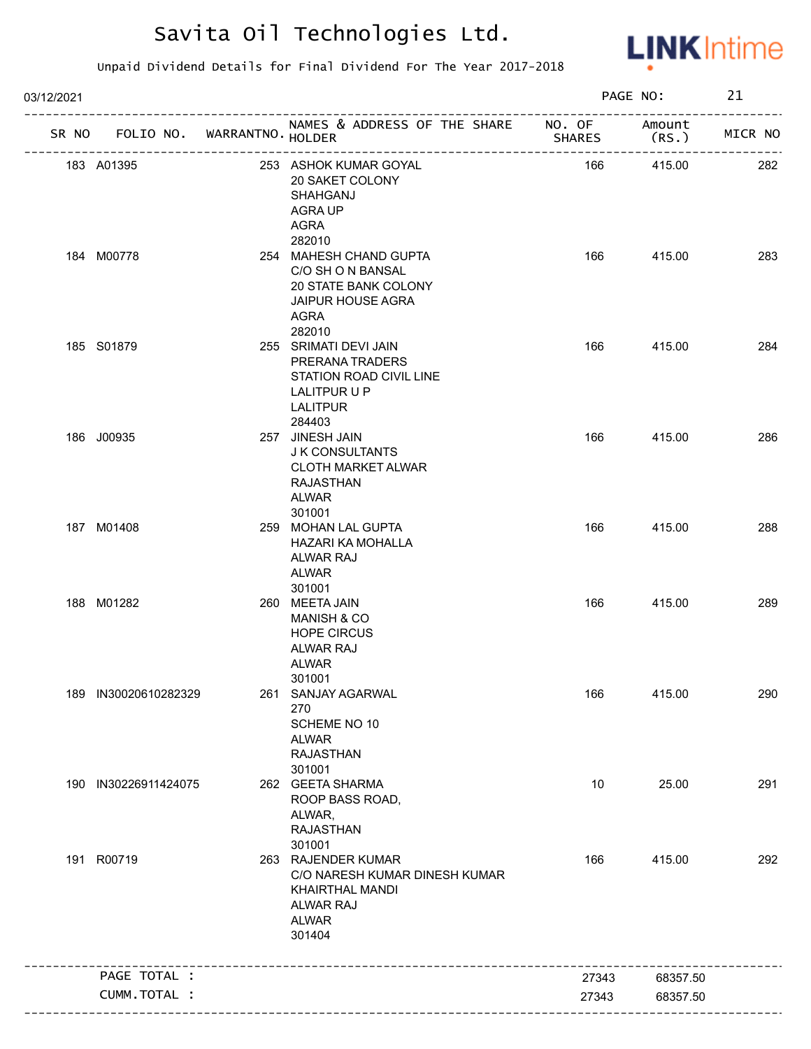# Savita Oil Technologies Ltd.

Unpaid Dividend Details for Final Dividend For The Year 2017-2018

03/12/2021

| SR NO | FOLIO NO. | WARRANTNO. | NAMES & ADDRESS OF THE SHARE HOLDER | NO. OF SHARES | Amount (RS.) | MICR NO |
|---|---|---|---|---|---|---|
| 183 | A01395 | 253 | ASHOK KUMAR GOYAL<br>20 SAKET COLONY<br>SHAHGANJ<br>AGRA UP<br>AGRA<br>282010 | 166 | 415.00 | 282 |
| 184 | M00778 | 254 | MAHESH CHAND GUPTA<br>C/O SH O N BANSAL<br>20 STATE BANK COLONY<br>JAIPUR HOUSE AGRA<br>AGRA<br>282010 | 166 | 415.00 | 283 |
| 185 | S01879 | 255 | SRIMATI DEVI JAIN<br>PRERANA TRADERS<br>STATION ROAD CIVIL LINE<br>LALITPUR U P<br>LALITPUR<br>284403 | 166 | 415.00 | 284 |
| 186 | J00935 | 257 | JINESH JAIN<br>J K CONSULTANTS<br>CLOTH MARKET ALWAR<br>RAJASTHAN<br>ALWAR<br>301001 | 166 | 415.00 | 286 |
| 187 | M01408 | 259 | MOHAN LAL GUPTA<br>HAZARI KA MOHALLA<br>ALWAR RAJ<br>ALWAR<br>301001 | 166 | 415.00 | 288 |
| 188 | M01282 | 260 | MEETA JAIN<br>MANISH & CO<br>HOPE CIRCUS<br>ALWAR RAJ<br>ALWAR<br>301001 | 166 | 415.00 | 289 |
| 189 | IN30020610282329 | 261 | SANJAY AGARWAL<br>270<br>SCHEME NO 10<br>ALWAR<br>RAJASTHAN<br>301001 | 166 | 415.00 | 290 |
| 190 | IN30226911424075 | 262 | GEETA SHARMA<br>ROOP BASS ROAD,<br>ALWAR,<br>RAJASTHAN<br>301001 | 10 | 25.00 | 291 |
| 191 | R00719 | 263 | RAJENDER KUMAR<br>C/O NARESH KUMAR DINESH KUMAR<br>KHAIRTHAL MANDI<br>ALWAR RAJ<br>ALWAR<br>301404 | 166 | 415.00 | 292 |
| | PAGE TOTAL : | | | 27343 | 68357.50 | |
| | CUMM.TOTAL : | | | 27343 | 68357.50 | |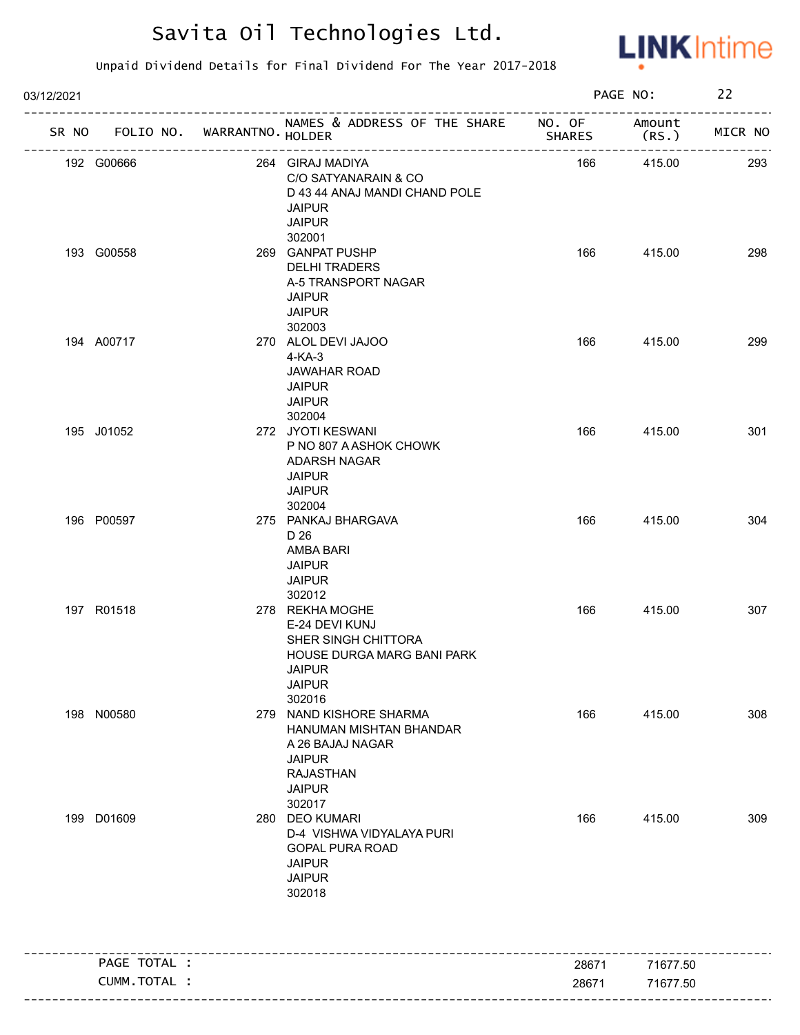# Savita Oil Technologies Ltd.

Unpaid Dividend Details for Final Dividend For The Year 2017-2018

03/12/2021

| SR NO | FOLIO NO. | WARRANTNO. | NAMES & ADDRESS OF THE SHARE HOLDER | NO. OF SHARES | Amount (RS.) | MICR NO |
|---|---|---|---|---|---|---|
| 192 | G00666 | 264 | GIRAJ MADIYA<br>C/O SATYANARAIN & CO<br>D 43 44 ANAJ MANDI CHAND POLE<br>JAIPUR<br>JAIPUR<br>302001 | 166 | 415.00 | 293 |
| 193 | G00558 | 269 | GANPAT PUSHP<br>DELHI TRADERS<br>A-5 TRANSPORT NAGAR<br>JAIPUR<br>JAIPUR<br>302003 | 166 | 415.00 | 298 |
| 194 | A00717 | 270 | ALOL DEVI JAJOO<br>4-KA-3<br>JAWAHAR ROAD<br>JAIPUR<br>JAIPUR<br>302004 | 166 | 415.00 | 299 |
| 195 | J01052 | 272 | JYOTI KESWANI<br>P NO 807 A ASHOK CHOWK<br>ADARSH NAGAR<br>JAIPUR<br>JAIPUR<br>302004 | 166 | 415.00 | 301 |
| 196 | P00597 | 275 | PANKAJ BHARGAVA<br>D 26<br>AMBA BARI<br>JAIPUR<br>JAIPUR<br>302012 | 166 | 415.00 | 304 |
| 197 | R01518 | 278 | REKHA MOGHE<br>E-24 DEVI KUNJ<br>SHER SINGH CHITTORA<br>HOUSE DURGA MARG BANI PARK<br>JAIPUR<br>JAIPUR<br>302016 | 166 | 415.00 | 307 |
| 198 | N00580 | 279 | NAND KISHORE SHARMA<br>HANUMAN MISHTAN BHANDAR<br>A 26 BAJAJ NAGAR<br>JAIPUR<br>RAJASTHAN<br>JAIPUR<br>302017 | 166 | 415.00 | 308 |
| 199 | D01609 | 280 | DEO KUMARI<br>D-4 VISHWA VIDYALAYA PURI<br>GOPAL PURA ROAD<br>JAIPUR<br>JAIPUR<br>302018 | 166 | 415.00 | 309 |

| | NO. OF SHARES | Amount (RS.) |
|---|---|---|
| PAGE TOTAL : | 28671 | 71677.50 |
| CUMM.TOTAL : | 28671 | 71677.50 |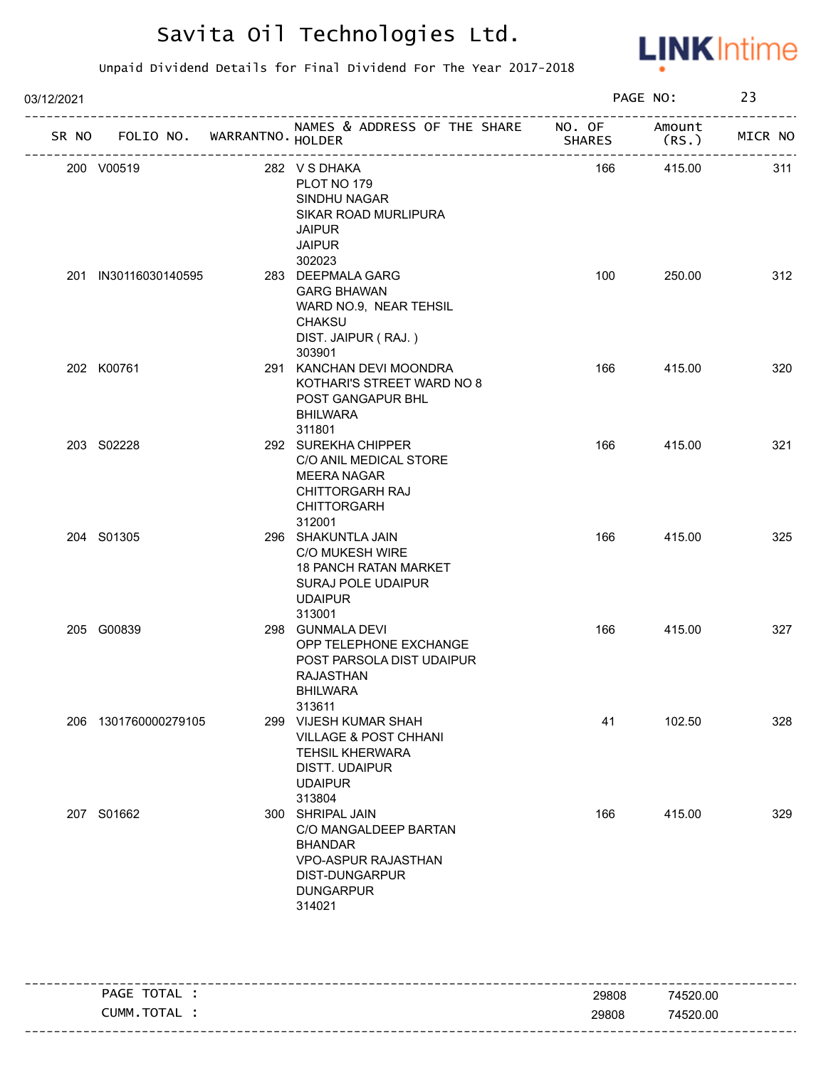# Savita Oil Technologies Ltd.

Unpaid Dividend Details for Final Dividend For The Year 2017-2018

03/12/2021

| SR NO | FOLIO NO. | WARRANTNO. | NAMES & ADDRESS OF THE SHARE HOLDER | NO. OF SHARES | Amount (RS.) | MICR NO |
|---|---|---|---|---|---|---|
| 200 | V00519 | 282 | V S DHAKA<br>PLOT NO 179<br>SINDHU NAGAR<br>SIKAR ROAD MURLIPURA<br>JAIPUR<br>JAIPUR<br>302023 | 166 | 415.00 | 311 |
| 201 | IN30116030140595 | 283 | DEEPMALA GARG<br>GARG BHAWAN<br>WARD NO.9, NEAR TEHSIL<br>CHAKSU<br>DIST. JAIPUR ( RAJ. )<br>303901 | 100 | 250.00 | 312 |
| 202 | K00761 | 291 | KANCHAN DEVI MOONDRA<br>KOTHARI'S STREET WARD NO 8<br>POST GANGAPUR BHL<br>BHILWARA<br>311801 | 166 | 415.00 | 320 |
| 203 | S02228 | 292 | SUREKHA CHIPPER<br>C/O ANIL MEDICAL STORE<br>MEERA NAGAR<br>CHITTORGARH RAJ<br>CHITTORGARH<br>312001 | 166 | 415.00 | 321 |
| 204 | S01305 | 296 | SHAKUNTLA JAIN<br>C/O MUKESH WIRE<br>18 PANCH RATAN MARKET<br>SURAJ POLE UDAIPUR<br>UDAIPUR<br>313001 | 166 | 415.00 | 325 |
| 205 | G00839 | 298 | GUNMALA DEVI<br>OPP TELEPHONE EXCHANGE<br>POST PARSOLA DIST UDAIPUR<br>RAJASTHAN<br>BHILWARA<br>313611 | 166 | 415.00 | 327 |
| 206 | 1301760000279105 | 299 | VIJESH KUMAR SHAH<br>VILLAGE & POST CHHANI<br>TEHSIL KHERWARA<br>DISTT. UDAIPUR<br>UDAIPUR<br>313804 | 41 | 102.50 | 328 |
| 207 | S01662 | 300 | SHRIPAL JAIN<br>C/O MANGALDEEP BARTAN<br>BHANDAR<br>VPO-ASPUR RAJASTHAN<br>DIST-DUNGARPUR<br>DUNGARPUR<br>314021 | 166 | 415.00 | 329 |

| | NO. OF SHARES | Amount (RS.) |
|---|---|---|
| PAGE TOTAL : | 29808 | 74520.00 |
| CUMM.TOTAL : | 29808 | 74520.00 |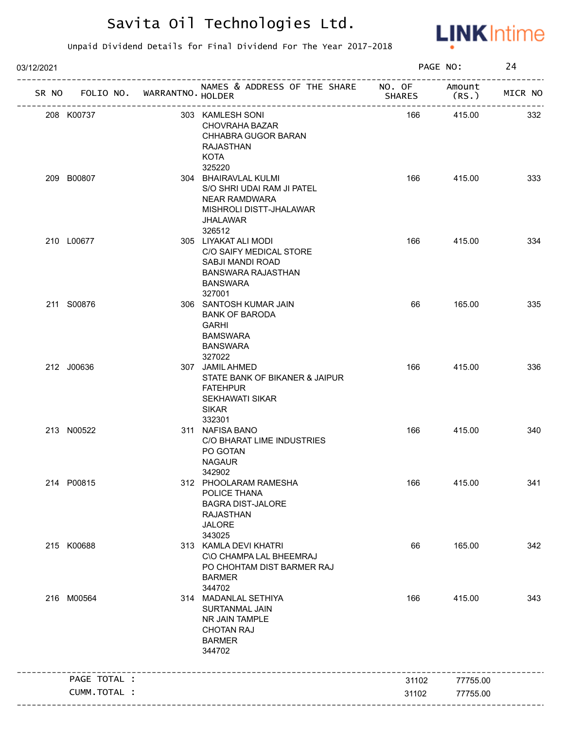# Savita Oil Technologies Ltd.

Unpaid Dividend Details for Final Dividend For The Year 2017-2018

03/12/2021

| SR NO | FOLIO NO. | WARRANTNO. | NAMES & ADDRESS OF THE SHARE HOLDER | NO. OF SHARES | Amount (RS.) | MICR NO |
|---|---|---|---|---|---|---|
| 208 | K00737 | 303 | KAMLESH SONI<br>CHOVRAHA BAZAR<br>CHHABRA GUGOR BARAN<br>RAJASTHAN<br>KOTA<br>325220 | 166 | 415.00 | 332 |
| 209 | B00807 | 304 | BHAIRAVLAL KULMI<br>S/O SHRI UDAI RAM JI PATEL<br>NEAR RAMDWARA<br>MISHROLI DISTT-JHALAWAR<br>JHALAWAR<br>326512 | 166 | 415.00 | 333 |
| 210 | L00677 | 305 | LIYAKAT ALI MODI<br>C/O SAIFY MEDICAL STORE<br>SABJI MANDI ROAD<br>BANSWARA RAJASTHAN<br>BANSWARA<br>327001 | 166 | 415.00 | 334 |
| 211 | S00876 | 306 | SANTOSH KUMAR JAIN<br>BANK OF BARODA<br>GARHI<br>BAMSWARA<br>BANSWARA<br>327022 | 66 | 165.00 | 335 |
| 212 | J00636 | 307 | JAMIL AHMED<br>STATE BANK OF BIKANER & JAIPUR<br>FATEHPUR<br>SEKHAWATI SIKAR<br>SIKAR<br>332301 | 166 | 415.00 | 336 |
| 213 | N00522 | 311 | NAFISA BANO<br>C/O BHARAT LIME INDUSTRIES<br>PO GOTAN<br>NAGAUR<br>342902 | 166 | 415.00 | 340 |
| 214 | P00815 | 312 | PHOOLARAM RAMESHA<br>POLICE THANA<br>BAGRA DIST-JALORE<br>RAJASTHAN<br>JALORE<br>343025 | 166 | 415.00 | 341 |
| 215 | K00688 | 313 | KAMLA DEVI KHATRI<br>C\O CHAMPA LAL BHEEMRAJ<br>PO CHOHTAM DIST BARMER RAJ<br>BARMER<br>344702 | 66 | 165.00 | 342 |
| 216 | M00564 | 314 | MADANLAL SETHIYA<br>SURTANMAL JAIN<br>NR JAIN TAMPLE<br>CHOTAN RAJ<br>BARMER<br>344702 | 166 | 415.00 | 343 |
| | PAGE TOTAL : | | | 31102 | 77755.00 | |
| | CUMM.TOTAL : | | | 31102 | 77755.00 | |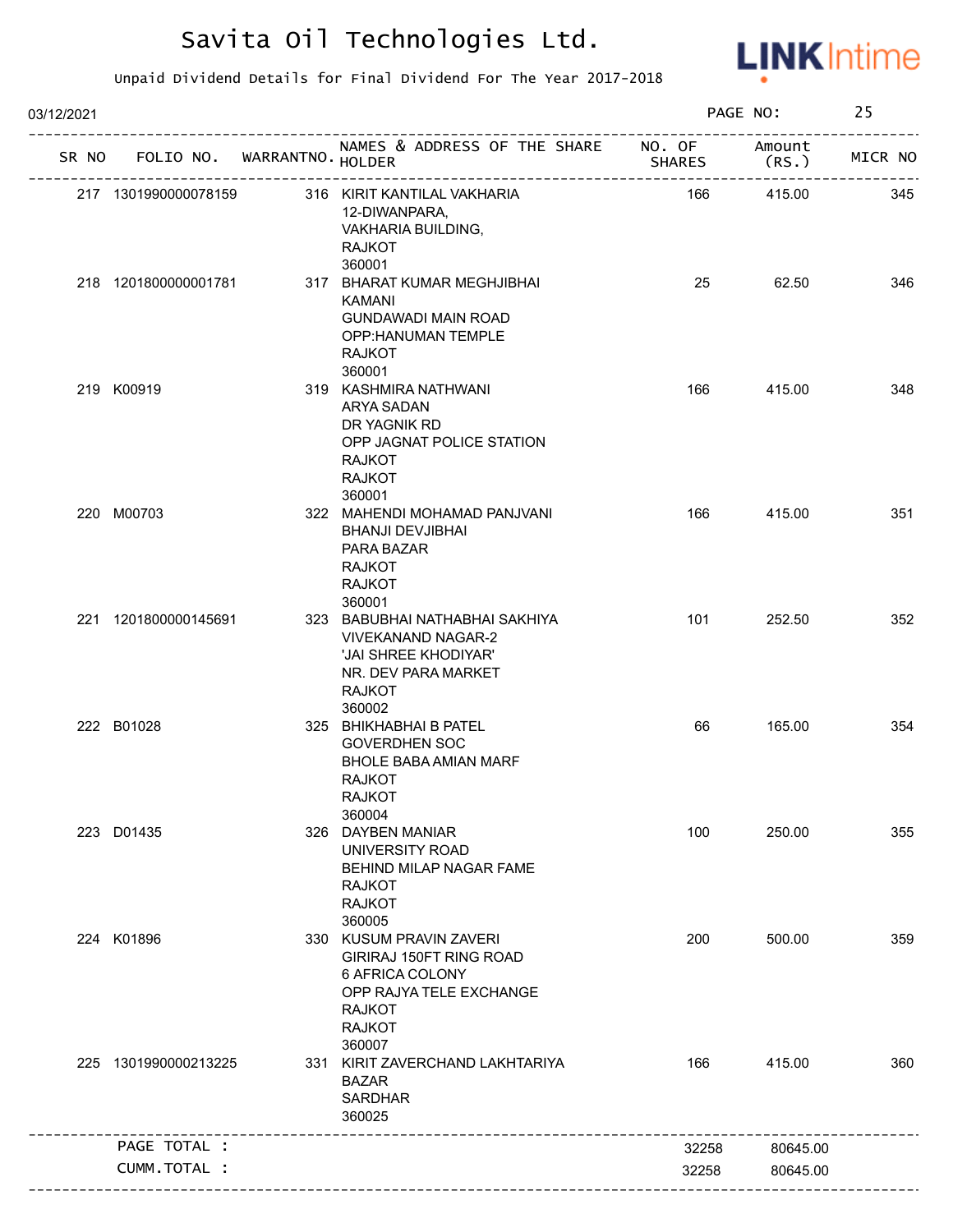# Savita Oil Technologies Ltd.

Unpaid Dividend Details for Final Dividend For The Year 2017-2018

03/12/2021

| SR NO | FOLIO NO. | WARRANTNO. | NAMES & ADDRESS OF THE SHARE HOLDER | NO. OF SHARES | Amount (RS.) | MICR NO |
|---|---|---|---|---|---|---|
| 217 | 1301990000078159 | 316 | KIRIT KANTILAL VAKHARIA 12-DIWANPARA, VAKHARIA BUILDING, RAJKOT 360001 | 166 | 415.00 | 345 |
| 218 | 1201800000001781 | 317 | BHARAT KUMAR MEGHJIBHAI KAMANI GUNDAWADI MAIN ROAD OPP:HANUMAN TEMPLE RAJKOT 360001 | 25 | 62.50 | 346 |
| 219 | K00919 | 319 | KASHMIRA NATHWANI ARYA SADAN DR YAGNIK RD OPP JAGNAT POLICE STATION RAJKOT RAJKOT 360001 | 166 | 415.00 | 348 |
| 220 | M00703 | 322 | MAHENDI MOHAMAD PANJVANI BHANJI DEVJIBHAI PARA BAZAR RAJKOT RAJKOT 360001 | 166 | 415.00 | 351 |
| 221 | 1201800000145691 | 323 | BABUBHAI NATHABHAI SAKHIYA VIVEKANAND NAGAR-2 'JAI SHREE KHODIYAR' NR. DEV PARA MARKET RAJKOT 360002 | 101 | 252.50 | 352 |
| 222 | B01028 | 325 | BHIKHABHAI B PATEL GOVERDHEN SOC BHOLE BABA AMIAN MARF RAJKOT RAJKOT 360004 | 66 | 165.00 | 354 |
| 223 | D01435 | 326 | DAYBEN MANIAR UNIVERSITY ROAD BEHIND MILAP NAGAR FAME RAJKOT RAJKOT 360005 | 100 | 250.00 | 355 |
| 224 | K01896 | 330 | KUSUM PRAVIN ZAVERI GIRIRAJ 150FT RING ROAD 6 AFRICA COLONY OPP RAJYA TELE EXCHANGE RAJKOT RAJKOT 360007 | 200 | 500.00 | 359 |
| 225 | 1301990000213225 | 331 | KIRIT ZAVERCHAND LAKHTARIYA BAZAR SARDHAR 360025 | 166 | 415.00 | 360 |
| | PAGE TOTAL : | | | 32258 | 80645.00 | |
| | CUMM.TOTAL : | | | 32258 | 80645.00 | |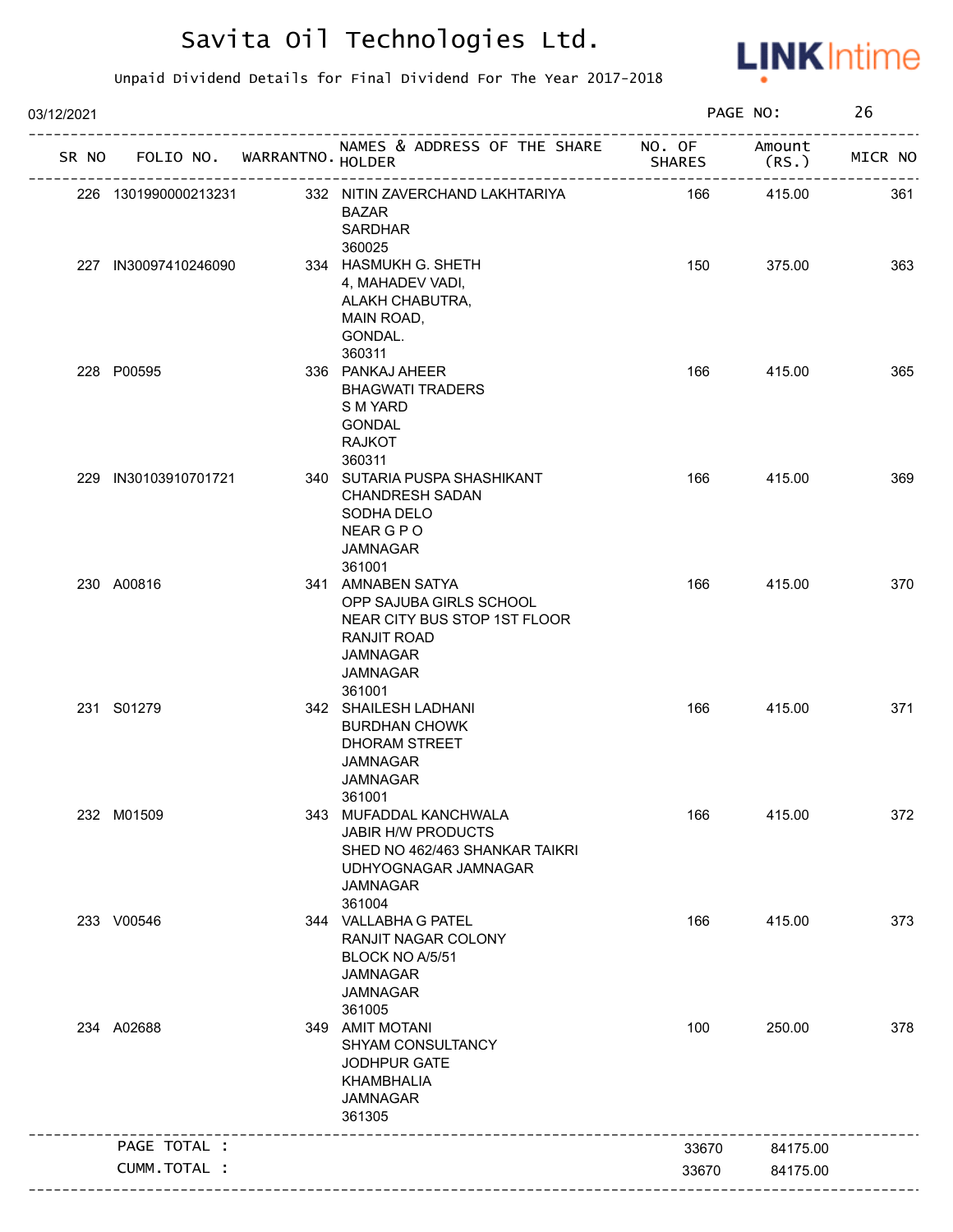# Savita Oil Technologies Ltd.

Unpaid Dividend Details for Final Dividend For The Year 2017-2018

03/12/2021

| SR NO | FOLIO NO. | WARRANTNO. | NAMES & ADDRESS OF THE SHARE HOLDER | NO. OF SHARES | Amount (RS.) | MICR NO |
|---|---|---|---|---|---|---|
| 226 | 1301990000213231 | 332 | NITIN ZAVERCHAND LAKHTARIYA BAZAR SARDHAR 360025 | 166 | 415.00 | 361 |
| 227 | IN30097410246090 | 334 | HASMUKH G. SHETH 4, MAHADEV VADI, ALAKH CHABUTRA, MAIN ROAD, GONDAL. 360311 | 150 | 375.00 | 363 |
| 228 | P00595 | 336 | PANKAJ AHEER BHAGWATI TRADERS S M YARD GONDAL RAJKOT 360311 | 166 | 415.00 | 365 |
| 229 | IN30103910701721 | 340 | SUTARIA PUSPA SHASHIKANT CHANDRESH SADAN SODHA DELO NEAR G P O JAMNAGAR 361001 | 166 | 415.00 | 369 |
| 230 | A00816 | 341 | AMNABEN SATYA OPP SAJUBA GIRLS SCHOOL NEAR CITY BUS STOP 1ST FLOOR RANJIT ROAD JAMNAGAR JAMNAGAR 361001 | 166 | 415.00 | 370 |
| 231 | S01279 | 342 | SHAILESH LADHANI BURDHAN CHOWK DHORAM STREET JAMNAGAR JAMNAGAR 361001 | 166 | 415.00 | 371 |
| 232 | M01509 | 343 | MUFADDAL KANCHWALA JABIR H/W PRODUCTS SHED NO 462/463 SHANKAR TAIKRI UDHYOGNAGAR JAMNAGAR JAMNAGAR 361004 | 166 | 415.00 | 372 |
| 233 | V00546 | 344 | VALLABHA G PATEL RANJIT NAGAR COLONY BLOCK NO A/5/51 JAMNAGAR JAMNAGAR 361005 | 166 | 415.00 | 373 |
| 234 | A02688 | 349 | AMIT MOTANI SHYAM CONSULTANCY JODHPUR GATE KHAMBHALIA JAMNAGAR 361305 | 100 | 250.00 | 378 |
| | PAGE TOTAL : | | | 33670 | 84175.00 | |
| | CUMM.TOTAL : | | | 33670 | 84175.00 | |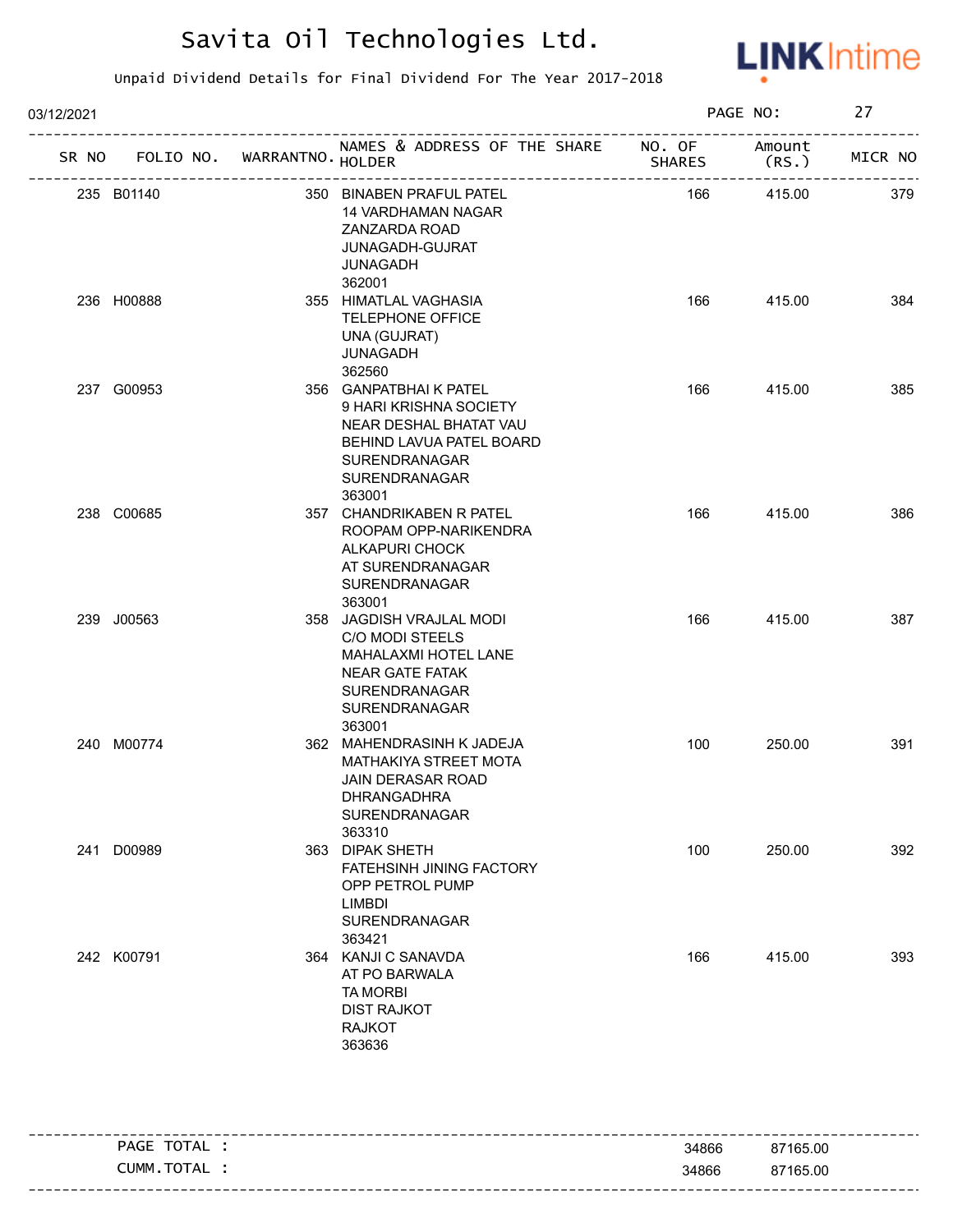# Savita Oil Technologies Ltd.

Unpaid Dividend Details for Final Dividend For The Year 2017-2018

03/12/2021

| SR NO | FOLIO NO. | WARRANTNO. | NAMES & ADDRESS OF THE SHARE HOLDER | NO. OF SHARES | Amount (RS.) | MICR NO |
|---|---|---|---|---|---|---|
| 235 | B01140 | 350 | BINABEN PRAFUL PATEL<br>14 VARDHAMAN NAGAR<br>ZANZARDA ROAD<br>JUNAGADH-GUJRAT<br>JUNAGADH<br>362001 | 166 | 415.00 | 379 |
| 236 | H00888 | 355 | HIMATLAL VAGHASIA<br>TELEPHONE OFFICE<br>UNA (GUJRAT)<br>JUNAGADH<br>362560 | 166 | 415.00 | 384 |
| 237 | G00953 | 356 | GANPATBHAI K PATEL<br>9 HARI KRISHNA SOCIETY<br>NEAR DESHAL BHATAT VAU<br>BEHIND LAVUA PATEL BOARD<br>SURENDRANAGAR<br>SURENDRANAGAR<br>363001 | 166 | 415.00 | 385 |
| 238 | C00685 | 357 | CHANDRIKABEN R PATEL<br>ROOPAM OPP-NARIKENDRA<br>ALKAPURI CHOCK<br>AT SURENDRANAGAR<br>SURENDRANAGAR<br>363001 | 166 | 415.00 | 386 |
| 239 | J00563 | 358 | JAGDISH VRAJLAL MODI<br>C/O MODI STEELS<br>MAHALAXMI HOTEL LANE<br>NEAR GATE FATAK<br>SURENDRANAGAR<br>SURENDRANAGAR<br>363001 | 166 | 415.00 | 387 |
| 240 | M00774 | 362 | MAHENDRASINH K JADEJA<br>MATHAKIYA STREET MOTA<br>JAIN DERASAR ROAD<br>DHRANGADHRA<br>SURENDRANAGAR<br>363310 | 100 | 250.00 | 391 |
| 241 | D00989 | 363 | DIPAK SHETH<br>FATEHSINH JINING FACTORY<br>OPP PETROL PUMP<br>LIMBDI<br>SURENDRANAGAR<br>363421 | 100 | 250.00 | 392 |
| 242 | K00791 | 364 | KANJI C SANAVDA<br>AT PO BARWALA<br>TA MORBI<br>DIST RAJKOT<br>RAJKOT<br>363636 | 166 | 415.00 | 393 |

| | NO. OF SHARES | Amount (RS.) |
|---|---|---|
| PAGE TOTAL : | 34866 | 87165.00 |
| CUMM.TOTAL : | 34866 | 87165.00 |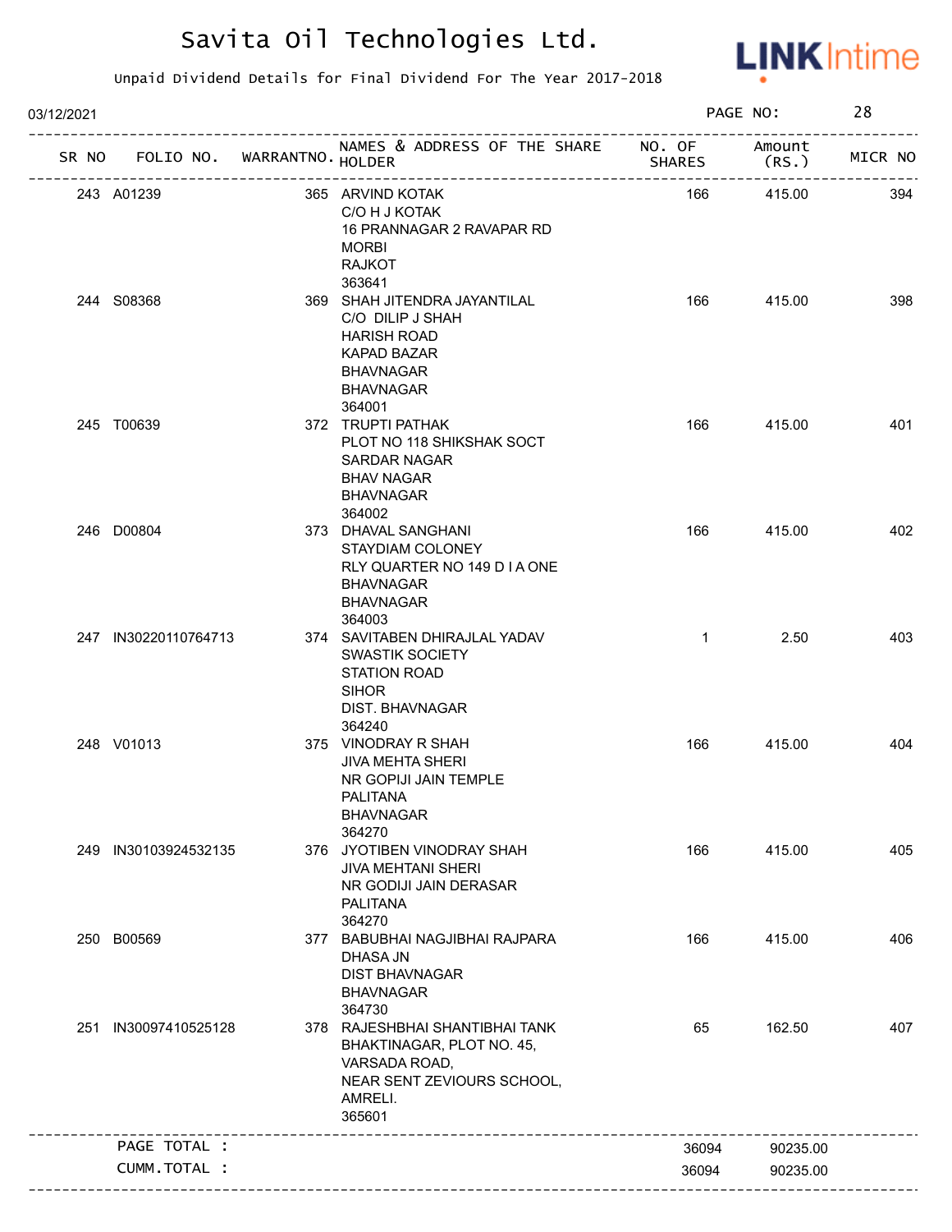# Savita Oil Technologies Ltd.

Unpaid Dividend Details for Final Dividend For The Year 2017-2018

03/12/2021

| SR NO | FOLIO NO. | WARRANTNO. | NAMES & ADDRESS OF THE SHARE HOLDER | NO. OF SHARES | Amount (RS.) | MICR NO |
|---|---|---|---|---|---|---|
| 243 | A01239 | 365 | ARVIND KOTAK C/O H J KOTAK 16 PRANNAGAR 2 RAVAPAR RD MORBI RAJKOT 363641 | 166 | 415.00 | 394 |
| 244 | S08368 | 369 | SHAH JITENDRA JAYANTILAL C/O DILIP J SHAH HARISH ROAD KAPAD BAZAR BHAVNAGAR BHAVNAGAR 364001 | 166 | 415.00 | 398 |
| 245 | T00639 | 372 | TRUPTI PATHAK PLOT NO 118 SHIKSHAK SOCT SARDAR NAGAR BHAV NAGAR BHAVNAGAR 364002 | 166 | 415.00 | 401 |
| 246 | D00804 | 373 | DHAVAL SANGHANI STAYDIAM COLONEY RLY QUARTER NO 149 D I A ONE BHAVNAGAR BHAVNAGAR 364003 | 166 | 415.00 | 402 |
| 247 | IN30220110764713 | 374 | SAVITABEN DHIRAJLAL YADAV SWASTIK SOCIETY STATION ROAD SIHOR DIST. BHAVNAGAR 364240 | 1 | 2.50 | 403 |
| 248 | V01013 | 375 | VINODRAY R SHAH JIVA MEHTA SHERI NR GOPIJI JAIN TEMPLE PALITANA BHAVNAGAR 364270 | 166 | 415.00 | 404 |
| 249 | IN30103924532135 | 376 | JYOTIBEN VINODRAY SHAH JIVA MEHTANI SHERI NR GODIJI JAIN DERASAR PALITANA 364270 | 166 | 415.00 | 405 |
| 250 | B00569 | 377 | BABUBHAI NAGJIBHAI RAJPARA DHASA JN DIST BHAVNAGAR BHAVNAGAR 364730 | 166 | 415.00 | 406 |
| 251 | IN30097410525128 | 378 | RAJESHBHAI SHANTIBHAI TANK BHAKTINAGAR, PLOT NO. 45, VARSADA ROAD, NEAR SENT ZEVIOURS SCHOOL, AMRELI. 365601 | 65 | 162.50 | 407 |
| | PAGE TOTAL : | | | 36094 | 90235.00 | |
| | CUMM.TOTAL : | | | 36094 | 90235.00 | |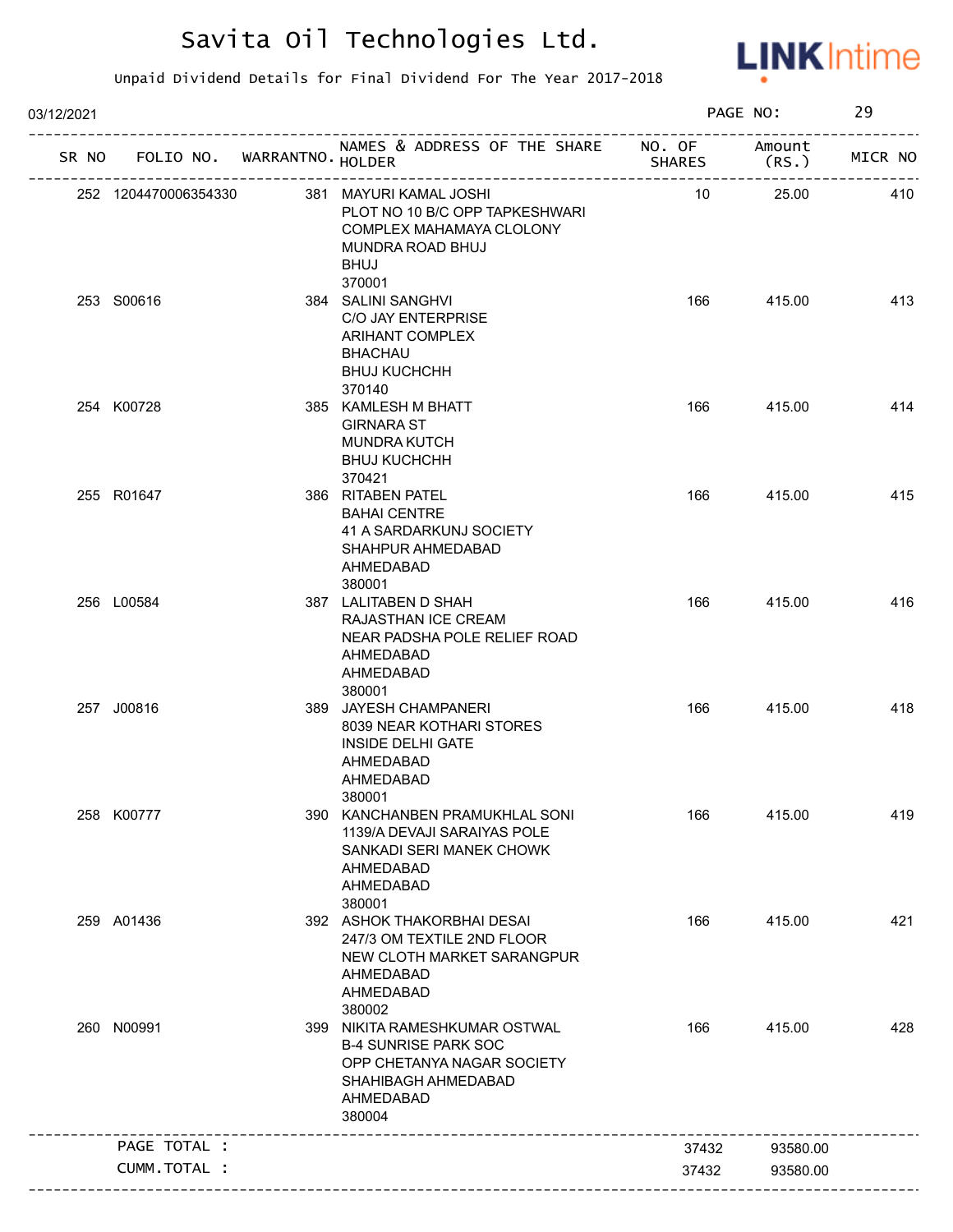# Savita Oil Technologies Ltd.

Unpaid Dividend Details for Final Dividend For The Year 2017-2018

03/12/2021

| SR NO | FOLIO NO. | WARRANTNO. | NAMES & ADDRESS OF THE SHARE HOLDER | NO. OF SHARES | Amount (RS.) | MICR NO |
|---|---|---|---|---|---|---|
| 252 | 1204470006354330 | 381 | MAYURI KAMAL JOSHI<br>PLOT NO 10 B/C OPP TAPKESHWARI<br>COMPLEX MAHAMAYA CLOLONY<br>MUNDRA ROAD BHUJ<br>BHUJ<br>370001 | 10 | 25.00 | 410 |
| 253 | S00616 | 384 | SALINI SANGHVI<br>C/O JAY ENTERPRISE<br>ARIHANT COMPLEX<br>BHACHAU<br>BHUJ KUCHCHH<br>370140 | 166 | 415.00 | 413 |
| 254 | K00728 | 385 | KAMLESH M BHATT<br>GIRNARA ST<br>MUNDRA KUTCH<br>BHUJ KUCHCHH<br>370421 | 166 | 415.00 | 414 |
| 255 | R01647 | 386 | RITABEN PATEL<br>BAHAI CENTRE<br>41 A SARDARKUNJ SOCIETY<br>SHAHPUR AHMEDABAD<br>AHMEDABAD<br>380001 | 166 | 415.00 | 415 |
| 256 | L00584 | 387 | LALITABEN D SHAH<br>RAJASTHAN ICE CREAM<br>NEAR PADSHA POLE RELIEF ROAD<br>AHMEDABAD<br>AHMEDABAD<br>380001 | 166 | 415.00 | 416 |
| 257 | J00816 | 389 | JAYESH CHAMPANERI<br>8039 NEAR KOTHARI STORES<br>INSIDE DELHI GATE<br>AHMEDABAD<br>AHMEDABAD<br>380001 | 166 | 415.00 | 418 |
| 258 | K00777 | 390 | KANCHANBEN PRAMUKHLAL SONI<br>1139/A DEVAJI SARAIYAS POLE<br>SANKADI SERI MANEK CHOWK<br>AHMEDABAD<br>AHMEDABAD<br>380001 | 166 | 415.00 | 419 |
| 259 | A01436 | 392 | ASHOK THAKORBHAI DESAI<br>247/3 OM TEXTILE 2ND FLOOR<br>NEW CLOTH MARKET SARANGPUR<br>AHMEDABAD<br>AHMEDABAD<br>380002 | 166 | 415.00 | 421 |
| 260 | N00991 | 399 | NIKITA RAMESHKUMAR OSTWAL<br>B-4 SUNRISE PARK SOC<br>OPP CHETANYA NAGAR SOCIETY<br>SHAHIBAGH AHMEDABAD<br>AHMEDABAD<br>380004 | 166 | 415.00 | 428 |
| | PAGE TOTAL : | | | 37432 | 93580.00 | |
| | CUMM.TOTAL : | | | 37432 | 93580.00 | |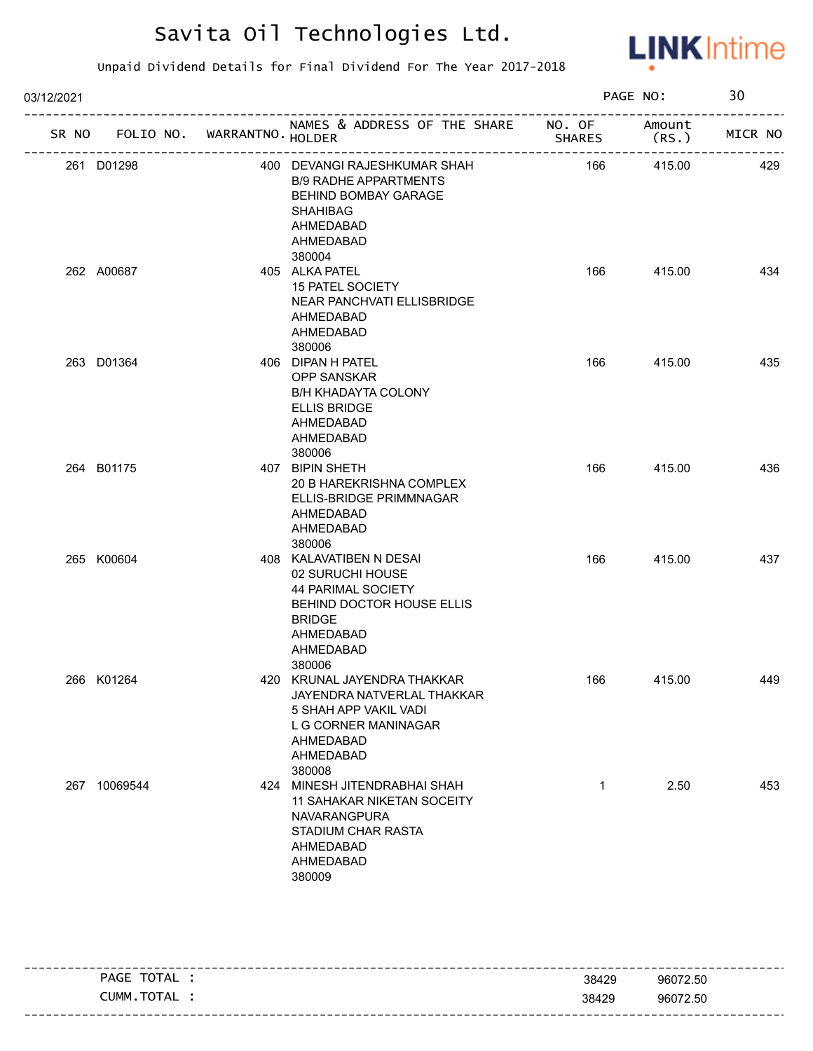# Savita Oil Technologies Ltd.

Unpaid Dividend Details for Final Dividend For The Year 2017-2018

03/12/2021

| SR NO | FOLIO NO. | WARRANTNO. | NAMES & ADDRESS OF THE SHARE HOLDER | NO. OF SHARES | Amount (RS.) | MICR NO |
|---|---|---|---|---|---|---|
| 261 | D01298 | 400 | DEVANGI RAJESHKUMAR SHAH B/9 RADHE APPARTMENTS BEHIND BOMBAY GARAGE SHAHIBAG AHMEDABAD AHMEDABAD 380004 | 166 | 415.00 | 429 |
| 262 | A00687 | 405 | ALKA PATEL 15 PATEL SOCIETY NEAR PANCHVATI ELLISBRIDGE AHMEDABAD AHMEDABAD 380006 | 166 | 415.00 | 434 |
| 263 | D01364 | 406 | DIPAN H PATEL OPP SANSKAR B/H KHADAYTA COLONY ELLIS BRIDGE AHMEDABAD AHMEDABAD 380006 | 166 | 415.00 | 435 |
| 264 | B01175 | 407 | BIPIN SHETH 20 B HAREKRISHNA COMPLEX ELLIS-BRIDGE PRIMMNAGAR AHMEDABAD AHMEDABAD 380006 | 166 | 415.00 | 436 |
| 265 | K00604 | 408 | KALAVATIBEN N DESAI 02 SURUCHI HOUSE 44 PARIMAL SOCIETY BEHIND DOCTOR HOUSE ELLIS BRIDGE AHMEDABAD AHMEDABAD 380006 | 166 | 415.00 | 437 |
| 266 | K01264 | 420 | KRUNAL JAYENDRA THAKKAR JAYENDRA NATVERLAL THAKKAR 5 SHAH APP VAKIL VADI L G CORNER MANINAGAR AHMEDABAD AHMEDABAD 380008 | 166 | 415.00 | 449 |
| 267 | 10069544 | 424 | MINESH JITENDRABHAI SHAH 11 SAHAKAR NIKETAN SOCEITY NAVARANGPURA STADIUM CHAR RASTA AHMEDABAD AHMEDABAD 380009 | 1 | 2.50 | 453 |

| | NO. OF SHARES | Amount (RS.) |
|---|---|---|
| PAGE TOTAL : | 38429 | 96072.50 |
| CUMM.TOTAL : | 38429 | 96072.50 |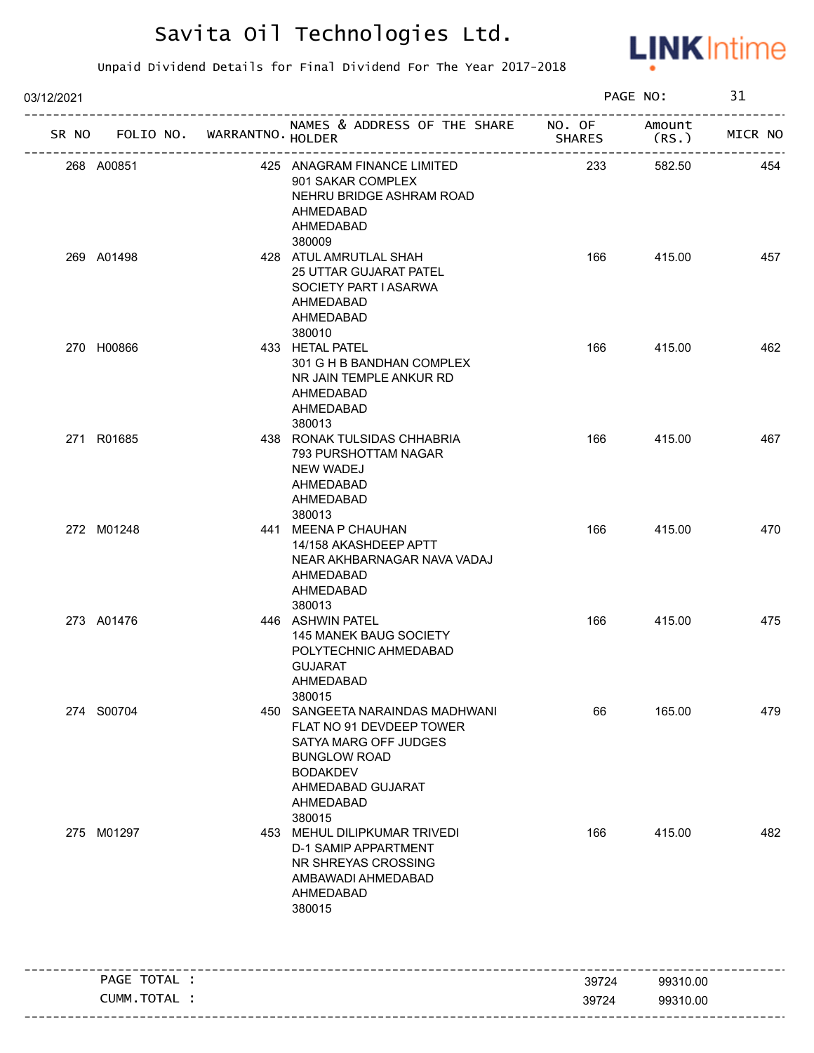# Savita Oil Technologies Ltd.

Unpaid Dividend Details for Final Dividend For The Year 2017-2018

03/12/2021

| SR NO | FOLIO NO. | WARRANTNO. | NAMES & ADDRESS OF THE SHARE HOLDER | NO. OF SHARES | Amount (RS.) | MICR NO |
|---|---|---|---|---|---|---|
| 268 | A00851 | 425 | ANAGRAM FINANCE LIMITED 901 SAKAR COMPLEX NEHRU BRIDGE ASHRAM ROAD AHMEDABAD AHMEDABAD 380009 | 233 | 582.50 | 454 |
| 269 | A01498 | 428 | ATUL AMRUTLAL SHAH 25 UTTAR GUJARAT PATEL SOCIETY PART I ASARWA AHMEDABAD AHMEDABAD 380010 | 166 | 415.00 | 457 |
| 270 | H00866 | 433 | HETAL PATEL 301 G H B BANDHAN COMPLEX NR JAIN TEMPLE ANKUR RD AHMEDABAD AHMEDABAD 380013 | 166 | 415.00 | 462 |
| 271 | R01685 | 438 | RONAK TULSIDAS CHHABRIA 793 PURSHOTTAM NAGAR NEW WADEJ AHMEDABAD AHMEDABAD 380013 | 166 | 415.00 | 467 |
| 272 | M01248 | 441 | MEENA P CHAUHAN 14/158 AKASHDEEP APTT NEAR AKHBARNAGAR NAVA VADAJ AHMEDABAD AHMEDABAD 380013 | 166 | 415.00 | 470 |
| 273 | A01476 | 446 | ASHWIN PATEL 145 MANEK BAUG SOCIETY POLYTECHNIC AHMEDABAD GUJARAT AHMEDABAD 380015 | 166 | 415.00 | 475 |
| 274 | S00704 | 450 | SANGEETA NARAINDAS MADHWANI FLAT NO 91 DEVDEEP TOWER SATYA MARG OFF JUDGES BUNGLOW ROAD BODAKDEV AHMEDABAD GUJARAT AHMEDABAD 380015 | 66 | 165.00 | 479 |
| 275 | M01297 | 453 | MEHUL DILIPKUMAR TRIVEDI D-1 SAMIP APPARTMENT NR SHREYAS CROSSING AMBAWADI AHMEDABAD AHMEDABAD 380015 | 166 | 415.00 | 482 |

| | | |
|---|---|---|
| PAGE TOTAL : | 39724 | 99310.00 |
| CUMM.TOTAL : | 39724 | 99310.00 |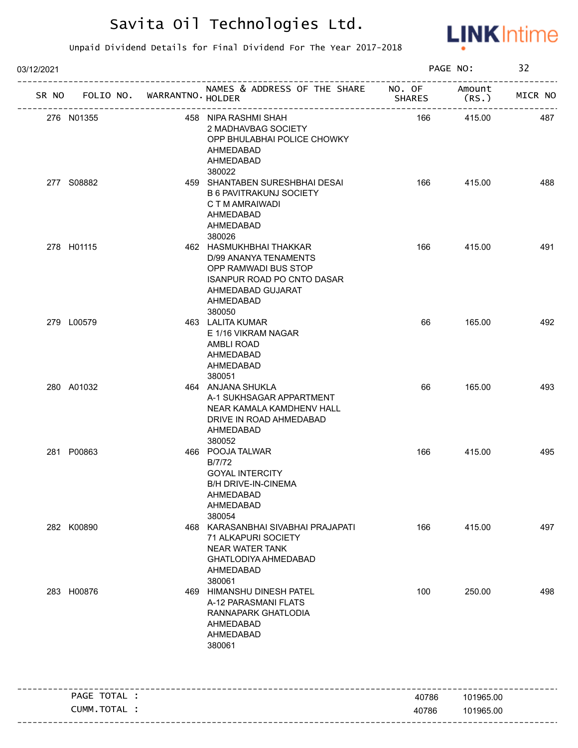# Savita Oil Technologies Ltd.

Unpaid Dividend Details for Final Dividend For The Year 2017-2018

03/12/2021

| SR NO | FOLIO NO. | WARRANTNO. | NAMES & ADDRESS OF THE SHARE HOLDER | NO. OF SHARES | Amount (RS.) | MICR NO |
|---|---|---|---|---|---|---|
| 276 | N01355 | 458 | NIPA RASHMI SHAH<br>2 MADHAVBAG SOCIETY<br>OPP BHULABHAI POLICE CHOWKY<br>AHMEDABAD<br>AHMEDABAD<br>380022 | 166 | 415.00 | 487 |
| 277 | S08882 | 459 | SHANTABEN SURESHBHAI DESAI<br>B 6 PAVITRAKUNJ SOCIETY<br>C T M AMRAIWADI<br>AHMEDABAD<br>AHMEDABAD<br>380026 | 166 | 415.00 | 488 |
| 278 | H01115 | 462 | HASMUKHBHAI THAKKAR<br>D/99 ANANYA TENAMENTS<br>OPP RAMWADI BUS STOP<br>ISANPUR ROAD PO CNTO DASAR<br>AHMEDABAD GUJARAT<br>AHMEDABAD<br>380050 | 166 | 415.00 | 491 |
| 279 | L00579 | 463 | LALITA KUMAR<br>E 1/16 VIKRAM NAGAR<br>AMBLI ROAD<br>AHMEDABAD<br>AHMEDABAD<br>380051 | 66 | 165.00 | 492 |
| 280 | A01032 | 464 | ANJANA SHUKLA<br>A-1 SUKHSAGAR APPARTMENT<br>NEAR KAMALA KAMDHENV HALL<br>DRIVE IN ROAD AHMEDABAD<br>AHMEDABAD<br>380052 | 66 | 165.00 | 493 |
| 281 | P00863 | 466 | POOJA TALWAR<br>B/7/72<br>GOYAL INTERCITY<br>B/H DRIVE-IN-CINEMA<br>AHMEDABAD<br>AHMEDABAD<br>380054 | 166 | 415.00 | 495 |
| 282 | K00890 | 468 | KARASANBHAI SIVABHAI PRAJAPATI<br>71 ALKAPURI SOCIETY<br>NEAR WATER TANK<br>GHATLODIYA AHMEDABAD<br>AHMEDABAD<br>380061 | 166 | 415.00 | 497 |
| 283 | H00876 | 469 | HIMANSHU DINESH PATEL<br>A-12 PARASMANI FLATS<br>RANNAPARK GHATLODIA<br>AHMEDABAD<br>AHMEDABAD<br>380061 | 100 | 250.00 | 498 |
| | PAGE TOTAL : | | | 40786 | 101965.00 | |
| | CUMM.TOTAL : | | | 40786 | 101965.00 | |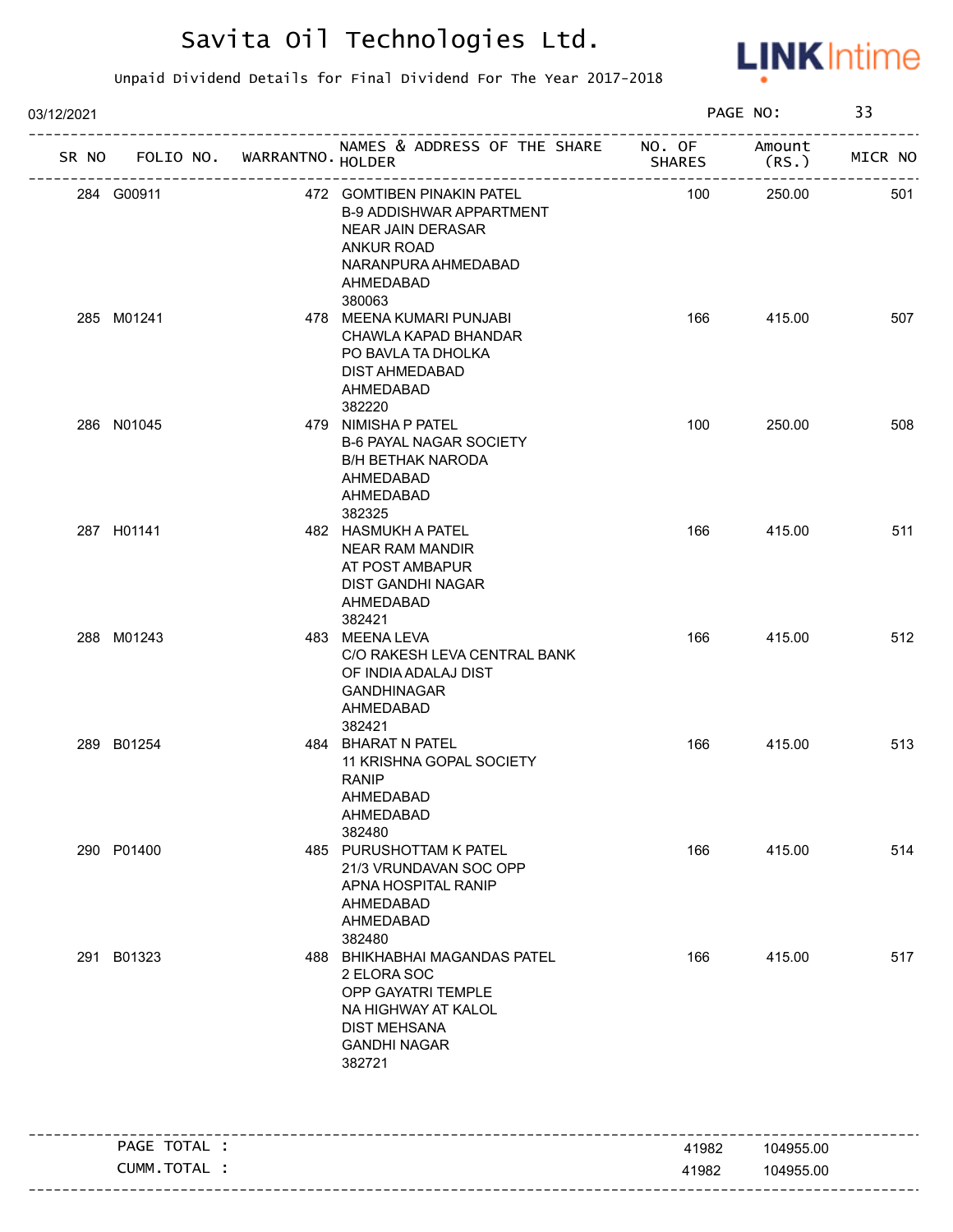# Savita Oil Technologies Ltd.

Unpaid Dividend Details for Final Dividend For The Year 2017-2018

03/12/2021

| SR NO | FOLIO NO. | WARRANTNO. | NAMES & ADDRESS OF THE SHARE HOLDER | NO. OF SHARES | Amount (RS.) | MICR NO |
|---|---|---|---|---|---|---|
| 284 | G00911 | 472 | GOMTIBEN PINAKIN PATEL B-9 ADDISHWAR APPARTMENT NEAR JAIN DERASAR ANKUR ROAD NARANPURA AHMEDABAD AHMEDABAD 380063 | 100 | 250.00 | 501 |
| 285 | M01241 | 478 | MEENA KUMARI PUNJABI CHAWLA KAPAD BHANDAR PO BAVLA TA DHOLKA DIST AHMEDABAD AHMEDABAD 382220 | 166 | 415.00 | 507 |
| 286 | N01045 | 479 | NIMISHA P PATEL B-6 PAYAL NAGAR SOCIETY B/H BETHAK NARODA AHMEDABAD AHMEDABAD 382325 | 100 | 250.00 | 508 |
| 287 | H01141 | 482 | HASMUKH A PATEL NEAR RAM MANDIR AT POST AMBAPUR DIST GANDHI NAGAR AHMEDABAD 382421 | 166 | 415.00 | 511 |
| 288 | M01243 | 483 | MEENA LEVA C/O RAKESH LEVA CENTRAL BANK OF INDIA ADALAJ DIST GANDHINAGAR AHMEDABAD 382421 | 166 | 415.00 | 512 |
| 289 | B01254 | 484 | BHARAT N PATEL 11 KRISHNA GOPAL SOCIETY RANIP AHMEDABAD AHMEDABAD 382480 | 166 | 415.00 | 513 |
| 290 | P01400 | 485 | PURUSHOTTAM K PATEL 21/3 VRUNDAVAN SOC OPP APNA HOSPITAL RANIP AHMEDABAD AHMEDABAD 382480 | 166 | 415.00 | 514 |
| 291 | B01323 | 488 | BHIKHABHAI MAGANDAS PATEL 2 ELORA SOC OPP GAYATRI TEMPLE NA HIGHWAY AT KALOL DIST MEHSANA GANDHI NAGAR 382721 | 166 | 415.00 | 517 |

| | NO. OF SHARES | Amount (RS.) |
|---|---|---|
| PAGE TOTAL : | 41982 | 104955.00 |
| CUMM.TOTAL : | 41982 | 104955.00 |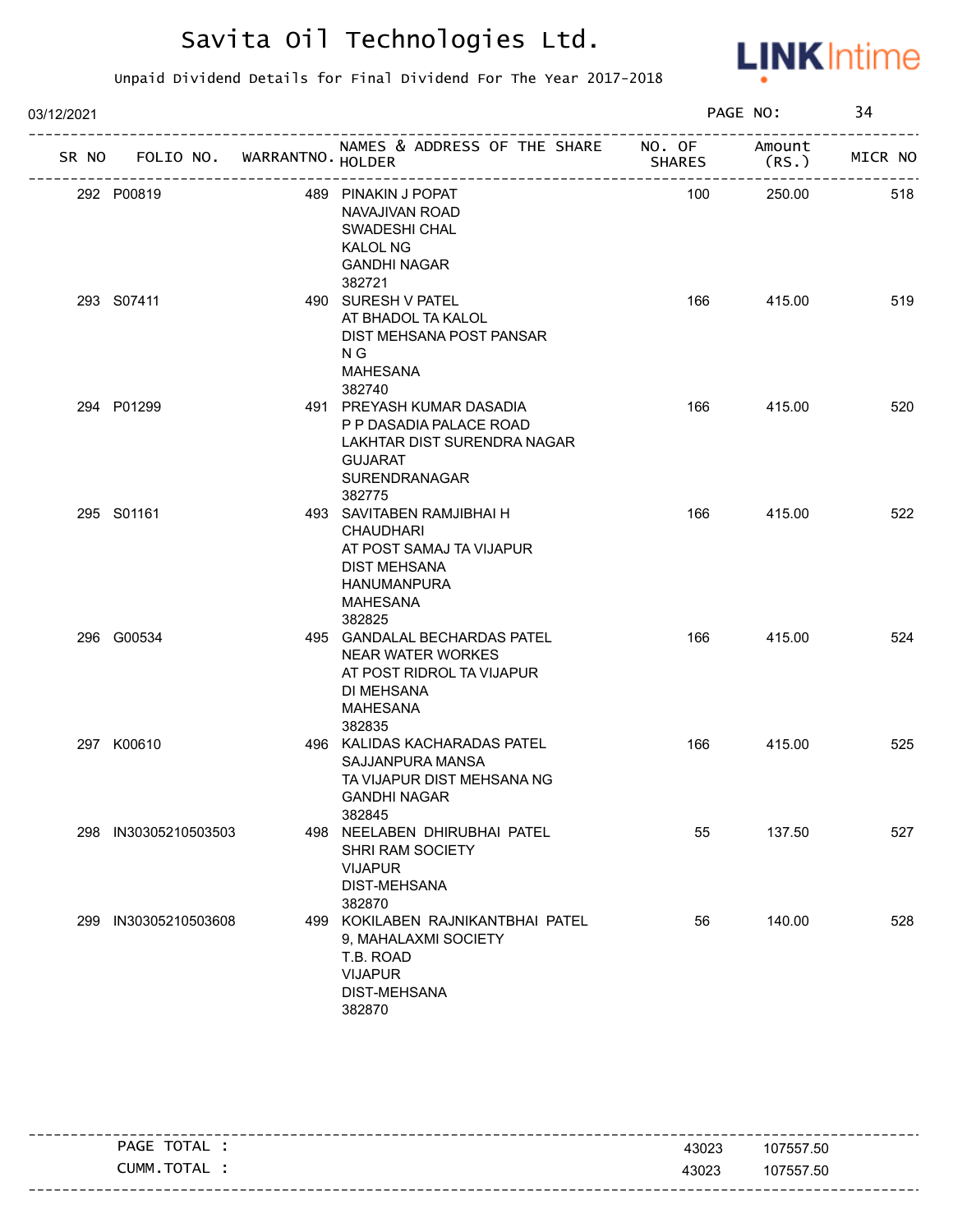# Savita Oil Technologies Ltd.

Unpaid Dividend Details for Final Dividend For The Year 2017-2018

03/12/2021

| SR NO | FOLIO NO. | WARRANTNO. | NAMES & ADDRESS OF THE SHARE HOLDER | NO. OF SHARES | Amount (RS.) | MICR NO |
|---|---|---|---|---|---|---|
| 292 | P00819 | 489 | PINAKIN J POPAT NAVAJIVAN ROAD SWADESHI CHAL KALOL NG GANDHI NAGAR 382721 | 100 | 250.00 | 518 |
| 293 | S07411 | 490 | SURESH V PATEL AT BHADOL TA KALOL DIST MEHSANA POST PANSAR N G MAHESANA 382740 | 166 | 415.00 | 519 |
| 294 | P01299 | 491 | PREYASH KUMAR DASADIA P P DASADIA PALACE ROAD LAKHTAR DIST SURENDRA NAGAR GUJARAT SURENDRANAGAR 382775 | 166 | 415.00 | 520 |
| 295 | S01161 | 493 | SAVITABEN RAMJIBHAI H CHAUDHARI AT POST SAMAJ TA VIJAPUR DIST MEHSANA HANUMANPURA MAHESANA 382825 | 166 | 415.00 | 522 |
| 296 | G00534 | 495 | GANDALAL BECHARDAS PATEL NEAR WATER WORKES AT POST RIDROL TA VIJAPUR DI MEHSANA MAHESANA 382835 | 166 | 415.00 | 524 |
| 297 | K00610 | 496 | KALIDAS KACHARADAS PATEL SAJJANPURA MANSA TA VIJAPUR DIST MEHSANA NG GANDHI NAGAR 382845 | 166 | 415.00 | 525 |
| 298 | IN30305210503503 | 498 | NEELABEN DHIRUBHAI PATEL SHRI RAM SOCIETY VIJAPUR DIST-MEHSANA 382870 | 55 | 137.50 | 527 |
| 299 | IN30305210503608 | 499 | KOKILABEN RAJNIKANTBHAI PATEL 9, MAHALAXMI SOCIETY T.B. ROAD VIJAPUR DIST-MEHSANA 382870 | 56 | 140.00 | 528 |

| | NO. OF SHARES | Amount (RS.) |
|---|---|---|
| PAGE TOTAL : | 43023 | 107557.50 |
| CUMM.TOTAL : | 43023 | 107557.50 |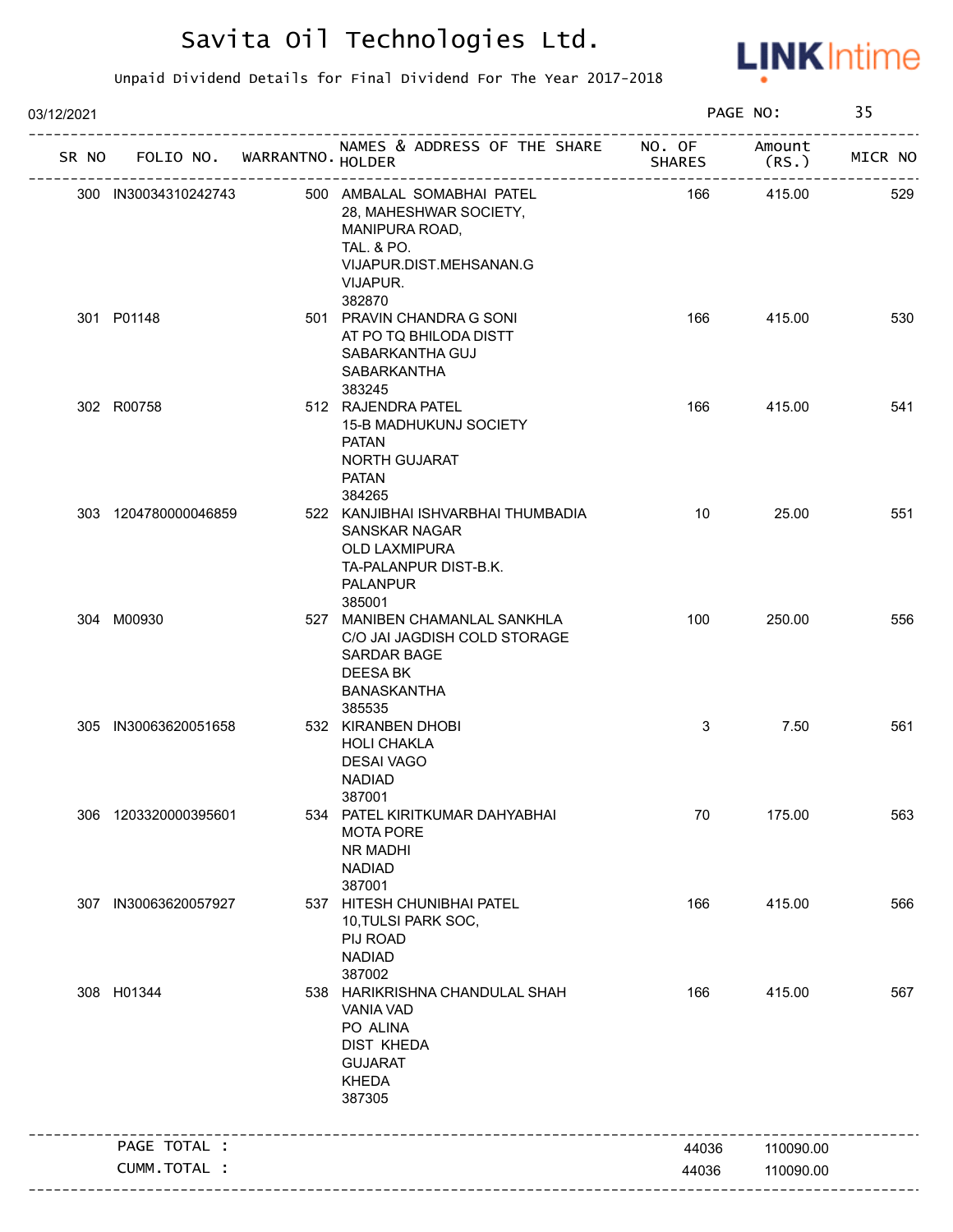# Savita Oil Technologies Ltd.

Unpaid Dividend Details for Final Dividend For The Year 2017-2018

03/12/2021

| SR NO | FOLIO NO. | WARRANTNO. | NAMES & ADDRESS OF THE SHARE HOLDER | NO. OF SHARES | Amount (RS.) | MICR NO |
|---|---|---|---|---|---|---|
| 300 | IN30034310242743 | 500 | AMBALAL SOMABHAI PATEL 28, MAHESHWAR SOCIETY, MANIPURA ROAD, TAL. & PO. VIJAPUR.DIST.MEHSANAN.G VIJAPUR. 382870 | 166 | 415.00 | 529 |
| 301 | P01148 | 501 | PRAVIN CHANDRA G SONI AT PO TQ BHILODA DISTT SABARKANTHA GUJ SABARKANTHA 383245 | 166 | 415.00 | 530 |
| 302 | R00758 | 512 | RAJENDRA PATEL 15-B MADHUKUNJ SOCIETY PATAN NORTH GUJARAT PATAN 384265 | 166 | 415.00 | 541 |
| 303 | 1204780000046859 | 522 | KANJIBHAI ISHVARBHAI THUMBADIA SANSKAR NAGAR OLD LAXMIPURA TA-PALANPUR DIST-B.K. PALANPUR 385001 | 10 | 25.00 | 551 |
| 304 | M00930 | 527 | MANIBEN CHAMANLAL SANKHLA C/O JAI JAGDISH COLD STORAGE SARDAR BAGE DEESA BK BANASKANTHA 385535 | 100 | 250.00 | 556 |
| 305 | IN30063620051658 | 532 | KIRANBEN DHOBI HOLI CHAKLA DESAI VAGO NADIAD 387001 | 3 | 7.50 | 561 |
| 306 | 1203320000395601 | 534 | PATEL KIRITKUMAR DAHYABHAI MOTA PORE NR MADHI NADIAD 387001 | 70 | 175.00 | 563 |
| 307 | IN30063620057927 | 537 | HITESH CHUNIBHAI PATEL 10,TULSI PARK SOC, PIJ ROAD NADIAD 387002 | 166 | 415.00 | 566 |
| 308 | H01344 | 538 | HARIKRISHNA CHANDULAL SHAH VANIA VAD PO ALINA DIST KHEDA GUJARAT KHEDA 387305 | 166 | 415.00 | 567 |
| | PAGE TOTAL : | | | 44036 | 110090.00 | |
| | CUMM.TOTAL : | | | 44036 | 110090.00 | |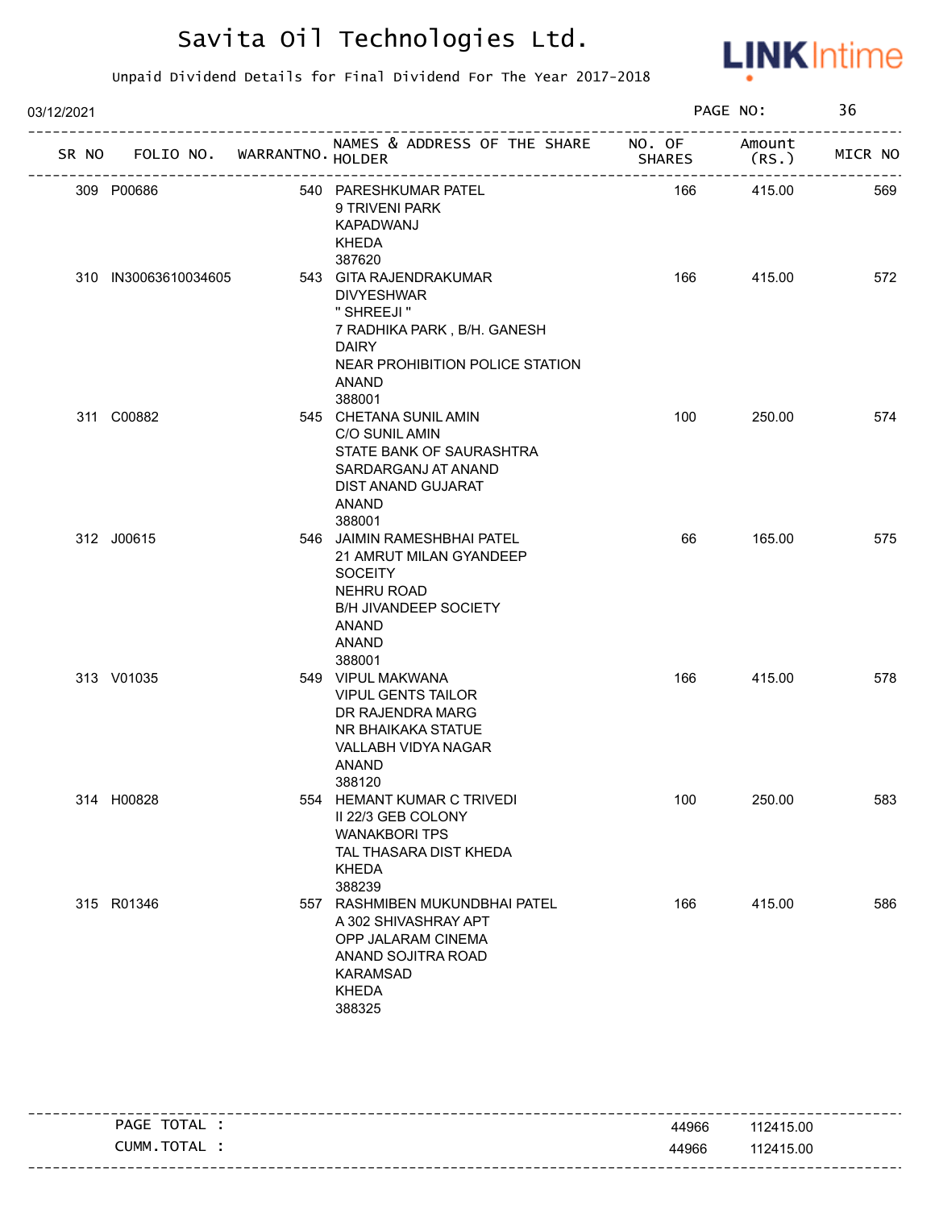# Savita Oil Technologies Ltd.

Unpaid Dividend Details for Final Dividend For The Year 2017-2018

03/12/2021

| SR NO | FOLIO NO. | WARRANTNO. | NAMES & ADDRESS OF THE SHARE HOLDER | NO. OF SHARES | Amount (RS.) | MICR NO |
|---|---|---|---|---|---|---|
| 309 | P00686 | 540 | PARESHKUMAR PATEL<br>9 TRIVENI PARK<br>KAPADWANJ<br>KHEDA<br>387620 | 166 | 415.00 | 569 |
| 310 | IN30063610034605 | 543 | GITA RAJENDRAKUMAR<br>DIVYESHWAR<br>" SHREEJI "<br>7 RADHIKA PARK , B/H. GANESH<br>DAIRY<br>NEAR PROHIBITION POLICE STATION<br>ANAND<br>388001 | 166 | 415.00 | 572 |
| 311 | C00882 | 545 | CHETANA SUNIL AMIN<br>C/O SUNIL AMIN<br>STATE BANK OF SAURASHTRA<br>SARDARGANJ AT ANAND<br>DIST ANAND GUJARAT<br>ANAND<br>388001 | 100 | 250.00 | 574 |
| 312 | J00615 | 546 | JAIMIN RAMESHBHAI PATEL<br>21 AMRUT MILAN GYANDEEP<br>SOCEITY<br>NEHRU ROAD<br>B/H JIVANDEEP SOCIETY<br>ANAND<br>ANAND<br>388001 | 66 | 165.00 | 575 |
| 313 | V01035 | 549 | VIPUL MAKWANA<br>VIPUL GENTS TAILOR<br>DR RAJENDRA MARG<br>NR BHAIKAKA STATUE<br>VALLABH VIDYA NAGAR<br>ANAND<br>388120 | 166 | 415.00 | 578 |
| 314 | H00828 | 554 | HEMANT KUMAR C TRIVEDI<br>II 22/3 GEB COLONY<br>WANAKBORI TPS<br>TAL THASARA DIST KHEDA<br>KHEDA<br>388239 | 100 | 250.00 | 583 |
| 315 | R01346 | 557 | RASHMIBEN MUKUNDBHAI PATEL<br>A 302 SHIVASHRAY APT<br>OPP JALARAM CINEMA<br>ANAND SOJITRA ROAD<br>KARAMSAD<br>KHEDA<br>388325 | 166 | 415.00 | 586 |

| | | |
|---|---|---|
| PAGE TOTAL : | 44966 | 112415.00 |
| CUMM.TOTAL : | 44966 | 112415.00 |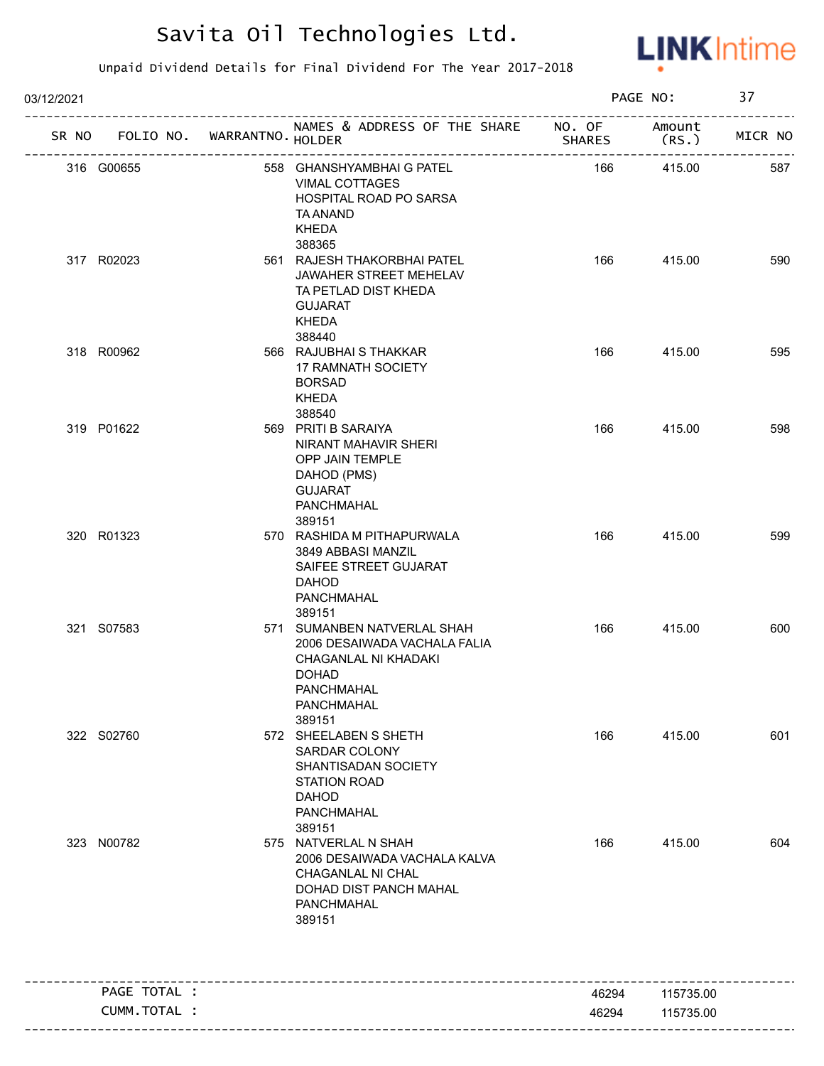# Savita Oil Technologies Ltd.

Unpaid Dividend Details for Final Dividend For The Year 2017-2018

03/12/2021 PAGE NO: 37

| SR NO | FOLIO NO. | WARRANTNO. | NAMES & ADDRESS OF THE SHARE HOLDER | NO. OF SHARES | Amount (RS.) | MICR NO |
|---|---|---|---|---|---|---|
| 316 | G00655 | 558 | GHANSHYAMBHAI G PATEL<br>VIMAL COTTAGES<br>HOSPITAL ROAD PO SARSA<br>TA ANAND<br>KHEDA<br>388365 | 166 | 415.00 | 587 |
| 317 | R02023 | 561 | RAJESH THAKORBHAI PATEL<br>JAWAHER STREET MEHELAV<br>TA PETLAD DIST KHEDA<br>GUJARAT<br>KHEDA<br>388440 | 166 | 415.00 | 590 |
| 318 | R00962 | 566 | RAJUBHAI S THAKKAR<br>17 RAMNATH SOCIETY<br>BORSAD<br>KHEDA<br>388540 | 166 | 415.00 | 595 |
| 319 | P01622 | 569 | PRITI B SARAIYA<br>NIRANT MAHAVIR SHERI<br>OPP JAIN TEMPLE<br>DAHOD (PMS)<br>GUJARAT<br>PANCHMAHAL<br>389151 | 166 | 415.00 | 598 |
| 320 | R01323 | 570 | RASHIDA M PITHAPURWALA<br>3849 ABBASI MANZIL<br>SAIFEE STREET GUJARAT<br>DAHOD<br>PANCHMAHAL<br>389151 | 166 | 415.00 | 599 |
| 321 | S07583 | 571 | SUMANBEN NATVERLAL SHAH<br>2006 DESAIWADA VACHALA FALIA<br>CHAGANLAL NI KHADAKI<br>DOHAD<br>PANCHMAHAL<br>PANCHMAHAL<br>389151 | 166 | 415.00 | 600 |
| 322 | S02760 | 572 | SHEELABEN S SHETH<br>SARDAR COLONY<br>SHANTISADAN SOCIETY<br>STATION ROAD<br>DAHOD<br>PANCHMAHAL<br>389151 | 166 | 415.00 | 601 |
| 323 | N00782 | 575 | NATVERLAL N SHAH<br>2006 DESAIWADA VACHALA KALVA<br>CHAGANLAL NI CHAL<br>DOHAD DIST PANCH MAHAL<br>PANCHMAHAL<br>389151 | 166 | 415.00 | 604 |

| | | |
|---|---|---|
| PAGE TOTAL : | 46294 | 115735.00 |
| CUMM.TOTAL : | 46294 | 115735.00 |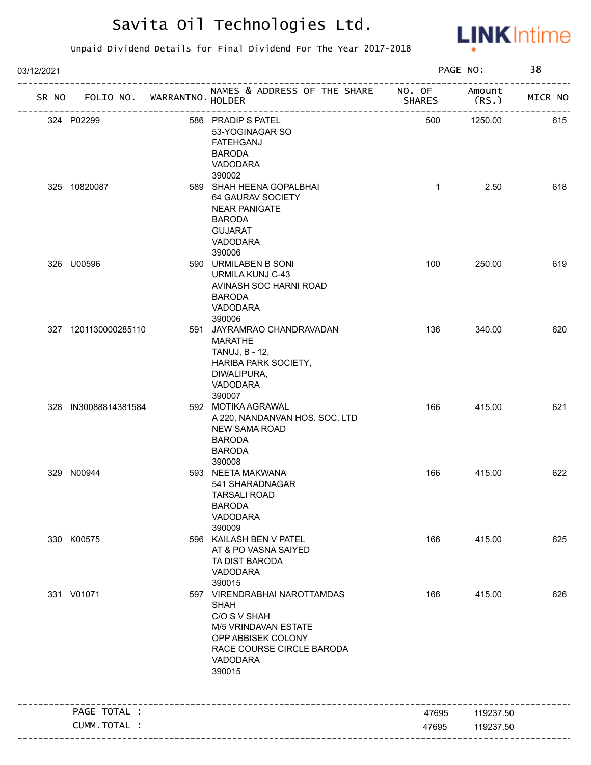# Savita Oil Technologies Ltd.

Unpaid Dividend Details for Final Dividend For The Year 2017-2018

03/12/2021

| SR NO | FOLIO NO. | WARRANTNO. | NAMES & ADDRESS OF THE SHARE HOLDER | NO. OF SHARES | Amount (RS.) | MICR NO |
|---|---|---|---|---|---|---|
| 324 | P02299 | 586 | PRADIP S PATEL 53-YOGINAGAR SO FATEHGANJ BARODA VADODARA 390002 | 500 | 1250.00 | 615 |
| 325 | 10820087 | 589 | SHAH HEENA GOPALBHAI 64 GAURAV SOCIETY NEAR PANIGATE BARODA GUJARAT VADODARA 390006 | 1 | 2.50 | 618 |
| 326 | U00596 | 590 | URMILABEN B SONI URMILA KUNJ C-43 AVINASH SOC HARNI ROAD BARODA VADODARA 390006 | 100 | 250.00 | 619 |
| 327 | 1201130000285110 | 591 | JAYRAMRAO CHANDRAVADAN MARATHE TANUJ, B - 12, HARIBA PARK SOCIETY, DIWALIPURA, VADODARA 390007 | 136 | 340.00 | 620 |
| 328 | IN30088814381584 | 592 | MOTIKA AGRAWAL A 220, NANDANVAN HOS. SOC. LTD NEW SAMA ROAD BARODA BARODA 390008 | 166 | 415.00 | 621 |
| 329 | N00944 | 593 | NEETA MAKWANA 541 SHARADNAGAR TARSALI ROAD BARODA VADODARA 390009 | 166 | 415.00 | 622 |
| 330 | K00575 | 596 | KAILASH BEN V PATEL AT & PO VASNA SAIYED TA DIST BARODA VADODARA 390015 | 166 | 415.00 | 625 |
| 331 | V01071 | 597 | VIRENDRABHAI NAROTTAMDAS SHAH C/O S V SHAH M/5 VRINDAVAN ESTATE OPP ABBISEK COLONY RACE COURSE CIRCLE BARODA VADODARA 390015 | 166 | 415.00 | 626 |
| | PAGE TOTAL : | | | 47695 | 119237.50 | |
| | CUMM.TOTAL : | | | 47695 | 119237.50 | |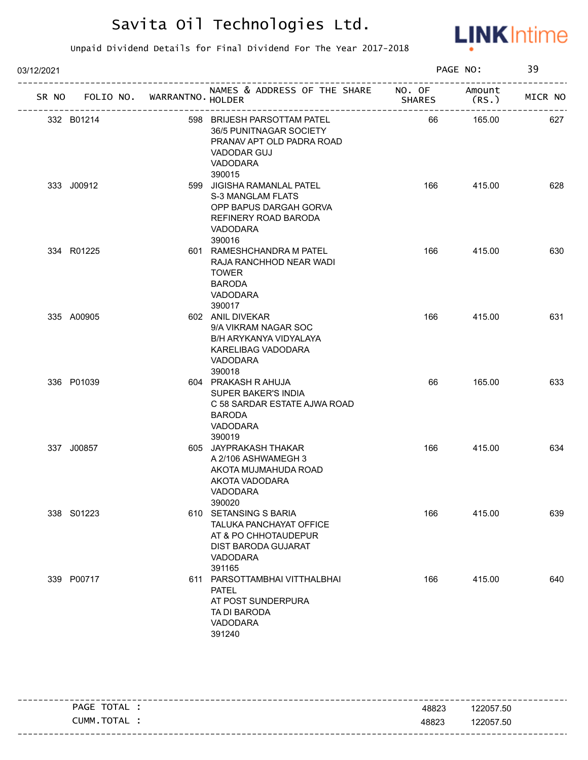# Savita Oil Technologies Ltd.

Unpaid Dividend Details for Final Dividend For The Year 2017-2018

03/12/2021

| SR NO | FOLIO NO. | WARRANTNO. | NAMES & ADDRESS OF THE SHARE HOLDER | NO. OF SHARES | Amount (RS.) | MICR NO |
|---|---|---|---|---|---|---|
| 332 | B01214 | 598 | BRIJESH PARSOTTAM PATEL<br>36/5 PUNITNAGAR SOCIETY<br>PRANAV APT OLD PADRA ROAD<br>VADODAR GUJ<br>VADODARA<br>390015 | 66 | 165.00 | 627 |
| 333 | J00912 | 599 | JIGISHA RAMANLAL PATEL<br>S-3 MANGLAM FLATS<br>OPP BAPUS DARGAH GORVA<br>REFINERY ROAD BARODA<br>VADODARA<br>390016 | 166 | 415.00 | 628 |
| 334 | R01225 | 601 | RAMESHCHANDRA M PATEL<br>RAJA RANCHHOD NEAR WADI<br>TOWER<br>BARODA<br>VADODARA<br>390017 | 166 | 415.00 | 630 |
| 335 | A00905 | 602 | ANIL DIVEKAR<br>9/A VIKRAM NAGAR SOC<br>B/H ARYKANYA VIDYALAYA<br>KARELIBAG VADODARA<br>VADODARA<br>390018 | 166 | 415.00 | 631 |
| 336 | P01039 | 604 | PRAKASH R AHUJA<br>SUPER BAKER'S INDIA<br>C 58 SARDAR ESTATE AJWA ROAD<br>BARODA<br>VADODARA<br>390019 | 66 | 165.00 | 633 |
| 337 | J00857 | 605 | JAYPRAKASH THAKAR<br>A 2/106 ASHWAMEGH 3<br>AKOTA MUJMAHUDA ROAD<br>AKOTA VADODARA<br>VADODARA<br>390020 | 166 | 415.00 | 634 |
| 338 | S01223 | 610 | SETANSING S BARIA<br>TALUKA PANCHAYAT OFFICE<br>AT & PO CHHOTAUDEPUR<br>DIST BARODA GUJARAT<br>VADODARA<br>391165 | 166 | 415.00 | 639 |
| 339 | P00717 | 611 | PARSOTTAMBHAI VITTHALBHAI<br>PATEL<br>AT POST SUNDERPURA<br>TA DI BARODA<br>VADODARA<br>391240 | 166 | 415.00 | 640 |

| | NO. OF SHARES | Amount (RS.) |
|---|---|---|
| PAGE TOTAL : | 48823 | 122057.50 |
| CUMM.TOTAL : | 48823 | 122057.50 |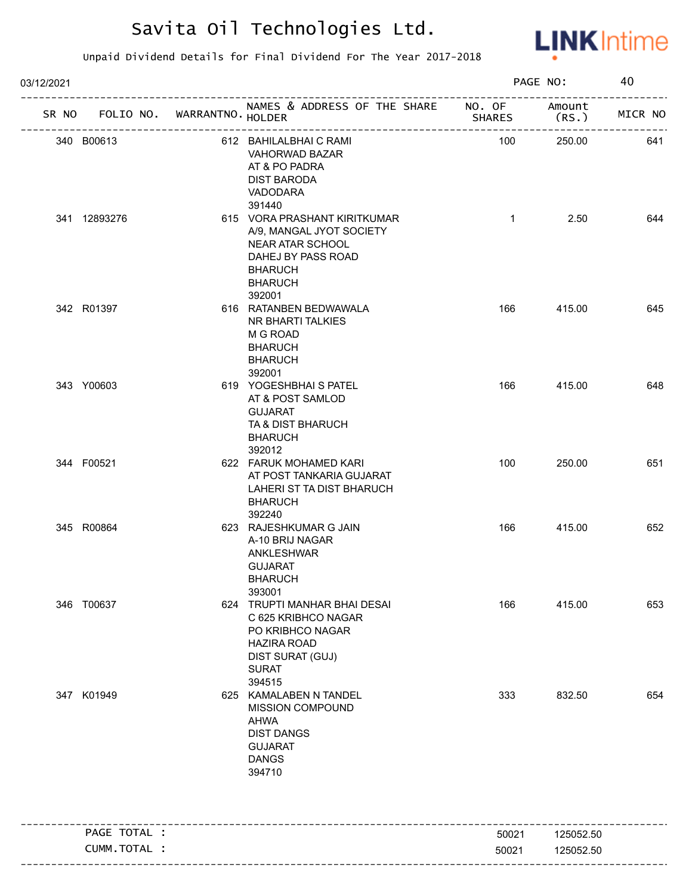# Savita Oil Technologies Ltd.

Unpaid Dividend Details for Final Dividend For The Year 2017-2018

03/12/2021

| SR NO | FOLIO NO. | WARRANTNO. | NAMES & ADDRESS OF THE SHARE HOLDER | NO. OF SHARES | Amount (RS.) | MICR NO |
|---|---|---|---|---|---|---|
| 340 | B00613 | 612 | BAHILALBHAI C RAMI<br>VAHORWAD BAZAR<br>AT & PO PADRA<br>DIST BARODA<br>VADODARA<br>391440 | 100 | 250.00 | 641 |
| 341 | 12893276 | 615 | VORA PRASHANT KIRITKUMAR<br>A/9, MANGAL JYOT SOCIETY<br>NEAR ATAR SCHOOL<br>DAHEJ BY PASS ROAD<br>BHARUCH<br>BHARUCH<br>392001 | 1 | 2.50 | 644 |
| 342 | R01397 | 616 | RATANBEN BEDWAWALA<br>NR BHARTI TALKIES<br>M G ROAD<br>BHARUCH<br>BHARUCH<br>392001 | 166 | 415.00 | 645 |
| 343 | Y00603 | 619 | YOGESHBHAI S PATEL<br>AT & POST SAMLOD<br>GUJARAT<br>TA & DIST BHARUCH<br>BHARUCH<br>392012 | 166 | 415.00 | 648 |
| 344 | F00521 | 622 | FARUK MOHAMED KARI<br>AT POST TANKARIA GUJARAT<br>LAHERI ST TA DIST BHARUCH<br>BHARUCH<br>392240 | 100 | 250.00 | 651 |
| 345 | R00864 | 623 | RAJESHKUMAR G JAIN<br>A-10 BRIJ NAGAR<br>ANKLESHWAR<br>GUJARAT<br>BHARUCH<br>393001 | 166 | 415.00 | 652 |
| 346 | T00637 | 624 | TRUPTI MANHAR BHAI DESAI<br>C 625 KRIBHCO NAGAR<br>PO KRIBHCO NAGAR<br>HAZIRA ROAD<br>DIST SURAT (GUJ)<br>SURAT<br>394515 | 166 | 415.00 | 653 |
| 347 | K01949 | 625 | KAMALABEN N TANDEL<br>MISSION COMPOUND<br>AHWA<br>DIST DANGS<br>GUJARAT<br>DANGS<br>394710 | 333 | 832.50 | 654 |

| | Shares | Amount |
|---|---|---|
| PAGE TOTAL : | 50021 | 125052.50 |
| CUMM.TOTAL : | 50021 | 125052.50 |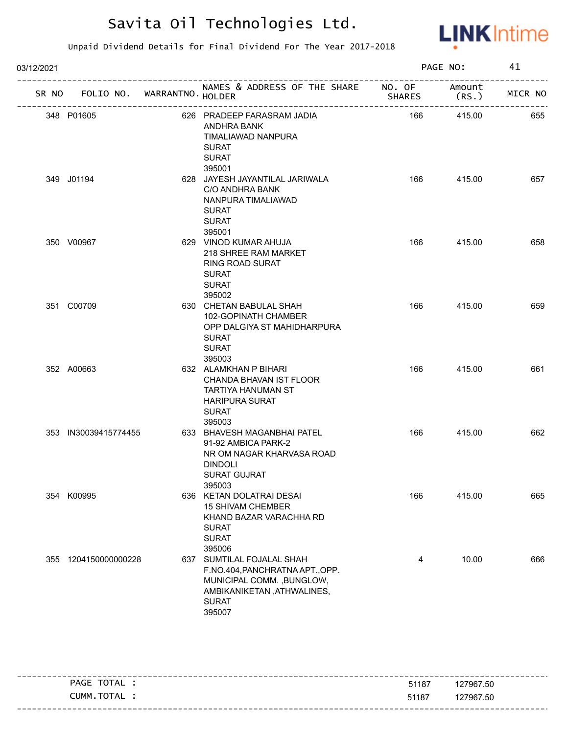# Savita Oil Technologies Ltd.

Unpaid Dividend Details for Final Dividend For The Year 2017-2018

03/12/2021 PAGE NO: 41

| SR NO | FOLIO NO. | WARRANTNO. | NAMES & ADDRESS OF THE SHARE HOLDER | NO. OF SHARES | Amount (RS.) | MICR NO |
|---|---|---|---|---|---|---|
| 348 | P01605 | 626 | PRADEEP FARASRAM JADIA<br>ANDHRA BANK<br>TIMALIAWAD NANPURA<br>SURAT<br>SURAT<br>395001 | 166 | 415.00 | 655 |
| 349 | J01194 | 628 | JAYESH JAYANTILAL JARIWALA<br>C/O ANDHRA BANK<br>NANPURA TIMALIAWAD<br>SURAT<br>SURAT<br>395001 | 166 | 415.00 | 657 |
| 350 | V00967 | 629 | VINOD KUMAR AHUJA<br>218 SHREE RAM MARKET<br>RING ROAD SURAT<br>SURAT<br>SURAT<br>395002 | 166 | 415.00 | 658 |
| 351 | C00709 | 630 | CHETAN BABULAL SHAH<br>102-GOPINATH CHAMBER<br>OPP DALGIYA ST MAHIDHARPURA<br>SURAT<br>SURAT<br>395003 | 166 | 415.00 | 659 |
| 352 | A00663 | 632 | ALAMKHAN P BIHARI<br>CHANDA BHAVAN IST FLOOR<br>TARTIYA HANUMAN ST<br>HARIPURA SURAT<br>SURAT<br>395003 | 166 | 415.00 | 661 |
| 353 | IN30039415774455 | 633 | BHAVESH MAGANBHAI PATEL<br>91-92 AMBICA PARK-2<br>NR OM NAGAR KHARVASA ROAD<br>DINDOLI<br>SURAT GUJRAT<br>395003 | 166 | 415.00 | 662 |
| 354 | K00995 | 636 | KETAN DOLATRAI DESAI<br>15 SHIVAM CHEMBER<br>KHAND BAZAR VARACHHA RD<br>SURAT<br>SURAT<br>395006 | 166 | 415.00 | 665 |
| 355 | 1204150000000228 | 637 | SUMTILAL FOJALAL SHAH<br>F.NO.404,PANCHRATNA APT.,OPP.<br>MUNICIPAL COMM. ,BUNGLOW,<br>AMBIKANIKETAN ,ATHWALINES,<br>SURAT<br>395007 | 4 | 10.00 | 666 |

| | | |
|---|---|---|
| PAGE TOTAL : | 51187 | 127967.50 |
| CUMM.TOTAL : | 51187 | 127967.50 |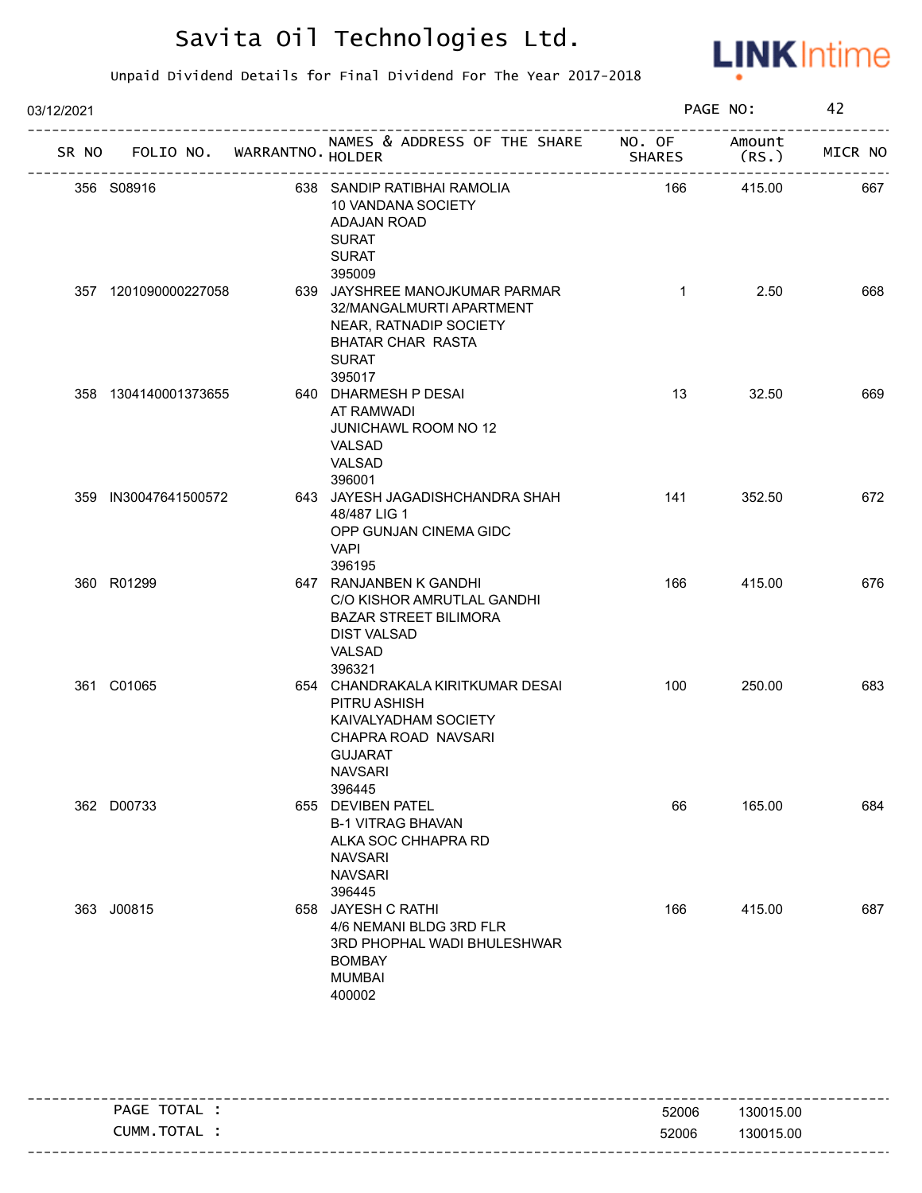# Savita Oil Technologies Ltd.

Unpaid Dividend Details for Final Dividend For The Year 2017-2018

03/12/2021

| SR NO | FOLIO NO. | WARRANTNO. | NAMES & ADDRESS OF THE SHARE HOLDER | NO. OF SHARES | Amount (RS.) | MICR NO |
|---|---|---|---|---|---|---|
| 356 | S08916 | 638 | SANDIP RATIBHAI RAMOLIA<br>10 VANDANA SOCIETY<br>ADAJAN ROAD<br>SURAT<br>SURAT<br>395009 | 166 | 415.00 | 667 |
| 357 | 1201090000227058 | 639 | JAYSHREE MANOJKUMAR PARMAR<br>32/MANGALMURTI APARTMENT<br>NEAR, RATNADIP SOCIETY<br>BHATAR CHAR RASTA<br>SURAT<br>395017 | 1 | 2.50 | 668 |
| 358 | 1304140001373655 | 640 | DHARMESH P DESAI<br>AT RAMWADI<br>JUNICHAWL ROOM NO 12<br>VALSAD<br>VALSAD<br>396001 | 13 | 32.50 | 669 |
| 359 | IN30047641500572 | 643 | JAYESH JAGADISHCHANDRA SHAH<br>48/487 LIG 1<br>OPP GUNJAN CINEMA GIDC<br>VAPI<br>396195 | 141 | 352.50 | 672 |
| 360 | R01299 | 647 | RANJANBEN K GANDHI<br>C/O KISHOR AMRUTLAL GANDHI<br>BAZAR STREET BILIMORA<br>DIST VALSAD<br>VALSAD<br>396321 | 166 | 415.00 | 676 |
| 361 | C01065 | 654 | CHANDRAKALA KIRITKUMAR DESAI<br>PITRU ASHISH<br>KAIVALYADHAM SOCIETY<br>CHAPRA ROAD NAVSARI<br>GUJARAT<br>NAVSARI<br>396445 | 100 | 250.00 | 683 |
| 362 | D00733 | 655 | DEVIBEN PATEL<br>B-1 VITRAG BHAVAN<br>ALKA SOC CHHAPRA RD<br>NAVSARI<br>NAVSARI<br>396445 | 66 | 165.00 | 684 |
| 363 | J00815 | 658 | JAYESH C RATHI<br>4/6 NEMANI BLDG 3RD FLR<br>3RD PHOPHAL WADI BHULESHWAR<br>BOMBAY<br>MUMBAI<br>400002 | 166 | 415.00 | 687 |

| | NO. OF SHARES | Amount (RS.) |
|---|---|---|
| PAGE TOTAL : | 52006 | 130015.00 |
| CUMM.TOTAL : | 52006 | 130015.00 |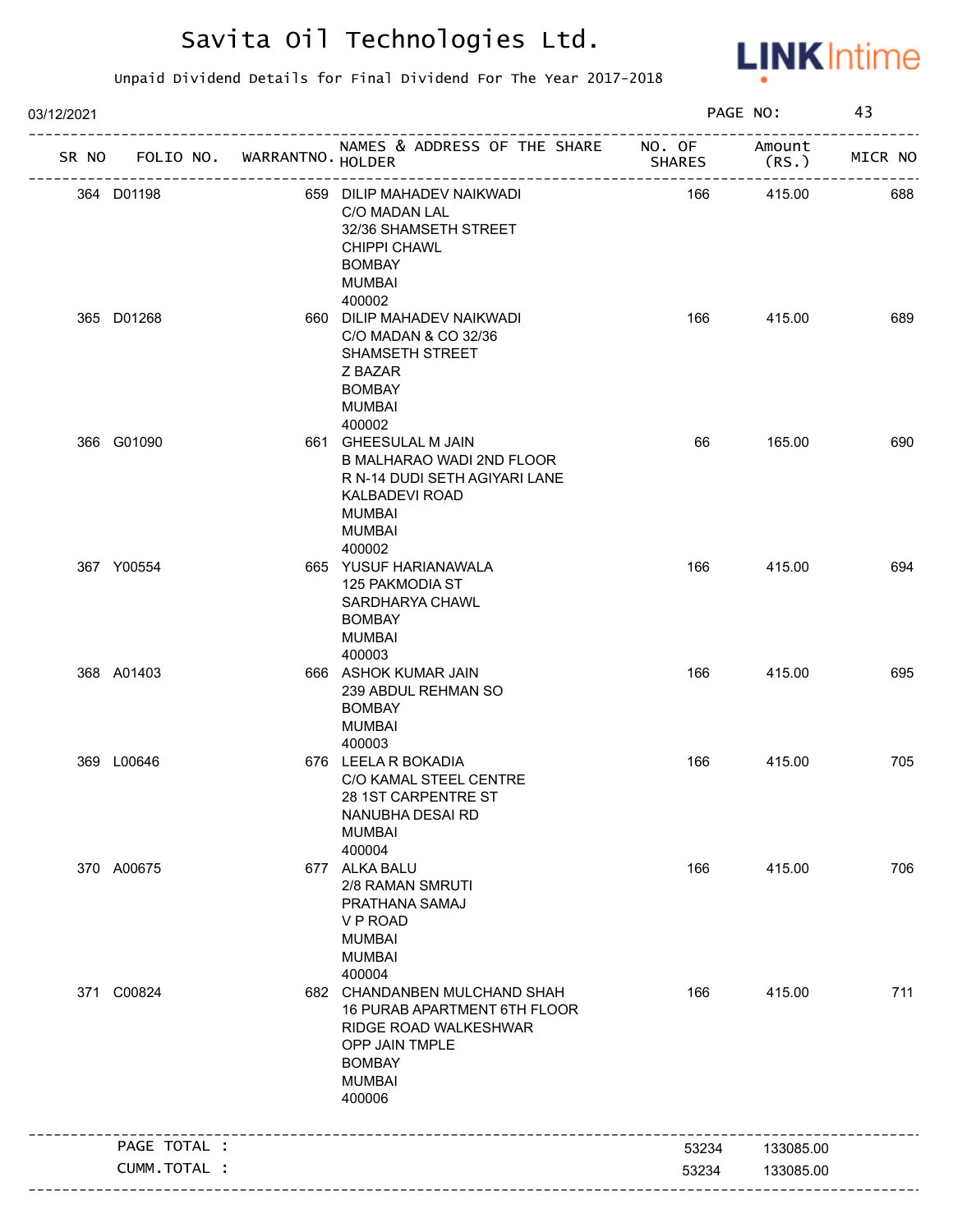# Savita Oil Technologies Ltd.

Unpaid Dividend Details for Final Dividend For The Year 2017-2018

03/12/2021 PAGE NO: 43

| SR NO | FOLIO NO. | WARRANTNO. | NAMES & ADDRESS OF THE SHARE HOLDER | NO. OF SHARES | Amount (RS.) | MICR NO |
|---|---|---|---|---|---|---|
| 364 | D01198 | 659 | DILIP MAHADEV NAIKWADI C/O MADAN LAL 32/36 SHAMSETH STREET CHIPPI CHAWL BOMBAY MUMBAI 400002 | 166 | 415.00 | 688 |
| 365 | D01268 | 660 | DILIP MAHADEV NAIKWADI C/O MADAN & CO 32/36 SHAMSETH STREET Z BAZAR BOMBAY MUMBAI 400002 | 166 | 415.00 | 689 |
| 366 | G01090 | 661 | GHEESULAL M JAIN B MALHARAO WADI 2ND FLOOR R N-14 DUDI SETH AGIYARI LANE KALBADEVI ROAD MUMBAI MUMBAI 400002 | 66 | 165.00 | 690 |
| 367 | Y00554 | 665 | YUSUF HARIANAWALA 125 PAKMODIA ST SARDHARYA CHAWL BOMBAY MUMBAI 400003 | 166 | 415.00 | 694 |
| 368 | A01403 | 666 | ASHOK KUMAR JAIN 239 ABDUL REHMAN SO BOMBAY MUMBAI 400003 | 166 | 415.00 | 695 |
| 369 | L00646 | 676 | LEELA R BOKADIA C/O KAMAL STEEL CENTRE 28 1ST CARPENTRE ST NANUBHA DESAI RD MUMBAI 400004 | 166 | 415.00 | 705 |
| 370 | A00675 | 677 | ALKA BALU 2/8 RAMAN SMRUTI PRATHANA SAMAJ V P ROAD MUMBAI MUMBAI 400004 | 166 | 415.00 | 706 |
| 371 | C00824 | 682 | CHANDANBEN MULCHAND SHAH 16 PURAB APARTMENT 6TH FLOOR RIDGE ROAD WALKESHWAR OPP JAIN TMPLE BOMBAY MUMBAI 400006 | 166 | 415.00 | 711 |
| | PAGE TOTAL : | | | 53234 | 133085.00 | |
| | CUMM.TOTAL : | | | 53234 | 133085.00 | |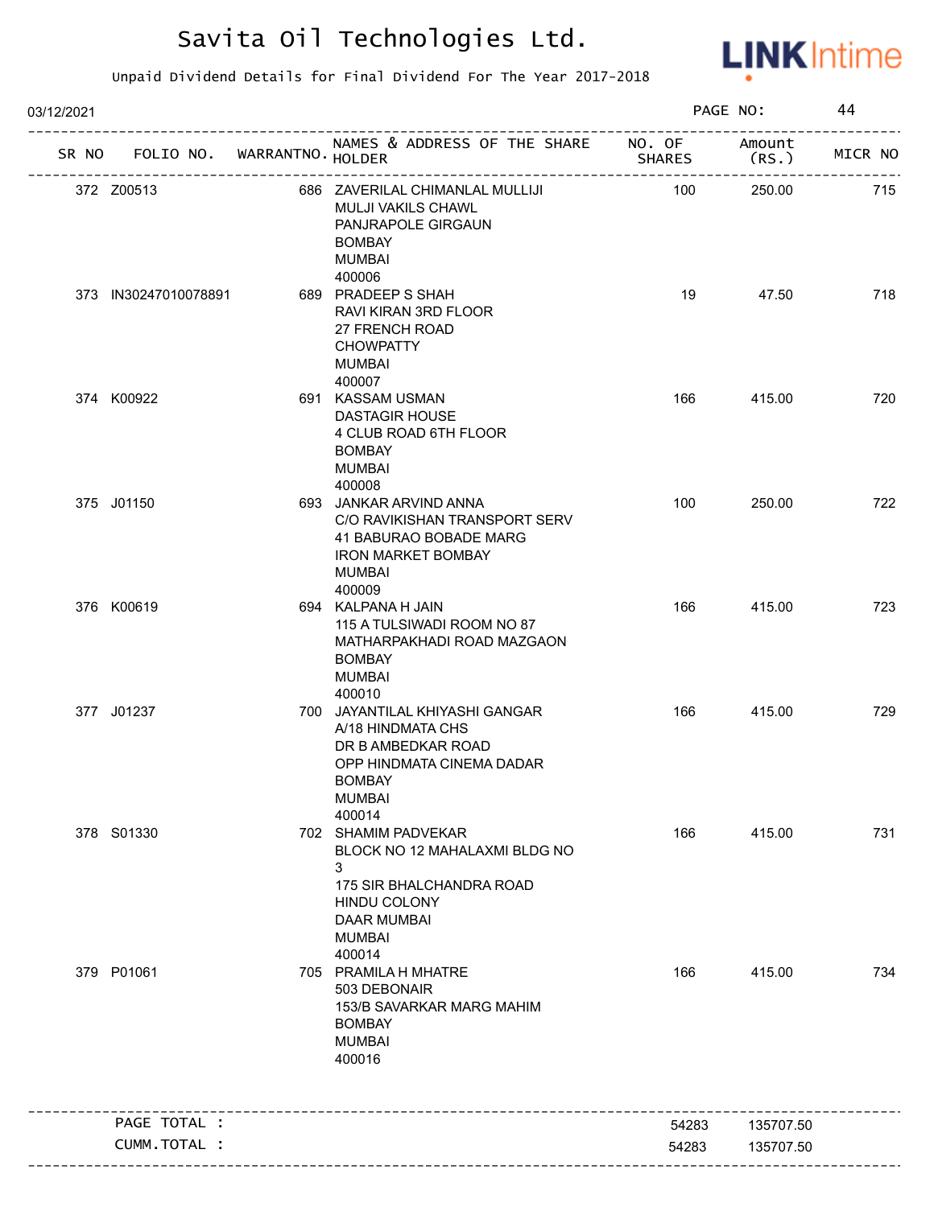# Savita Oil Technologies Ltd.

Unpaid Dividend Details for Final Dividend For The Year 2017-2018

03/12/2021 PAGE NO: 44

| SR NO | FOLIO NO. | WARRANTNO. | NAMES & ADDRESS OF THE SHARE HOLDER | NO. OF SHARES | Amount (RS.) | MICR NO |
|---|---|---|---|---|---|---|
| 372 | Z00513 | 686 | ZAVERILAL CHIMANLAL MULLIJI MULJI VAKILS CHAWL PANJRAPOLE GIRGAUN BOMBAY MUMBAI 400006 | 100 | 250.00 | 715 |
| 373 | IN30247010078891 | 689 | PRADEEP S SHAH RAVI KIRAN 3RD FLOOR 27 FRENCH ROAD CHOWPATTY MUMBAI 400007 | 19 | 47.50 | 718 |
| 374 | K00922 | 691 | KASSAM USMAN DASTAGIR HOUSE 4 CLUB ROAD 6TH FLOOR BOMBAY MUMBAI 400008 | 166 | 415.00 | 720 |
| 375 | J01150 | 693 | JANKAR ARVIND ANNA C/O RAVIKISHAN TRANSPORT SERV 41 BABURAO BOBADE MARG IRON MARKET BOMBAY MUMBAI 400009 | 100 | 250.00 | 722 |
| 376 | K00619 | 694 | KALPANA H JAIN 115 A TULSIWADI ROOM NO 87 MATHARPAKHADI ROAD MAZGAON BOMBAY MUMBAI 400010 | 166 | 415.00 | 723 |
| 377 | J01237 | 700 | JAYANTILAL KHIYASHI GANGAR A/18 HINDMATA CHS DR B AMBEDKAR ROAD OPP HINDMATA CINEMA DADAR BOMBAY MUMBAI 400014 | 166 | 415.00 | 729 |
| 378 | S01330 | 702 | SHAMIM PADVEKAR BLOCK NO 12 MAHALAXMI BLDG NO 3 175 SIR BHALCHANDRA ROAD HINDU COLONY DAAR MUMBAI MUMBAI 400014 | 166 | 415.00 | 731 |
| 379 | P01061 | 705 | PRAMILA H MHATRE 503 DEBONAIR 153/B SAVARKAR MARG MAHIM BOMBAY MUMBAI 400016 | 166 | 415.00 | 734 |
| | PAGE TOTAL : | | | 54283 | 135707.50 | |
| | CUMM.TOTAL : | | | 54283 | 135707.50 | |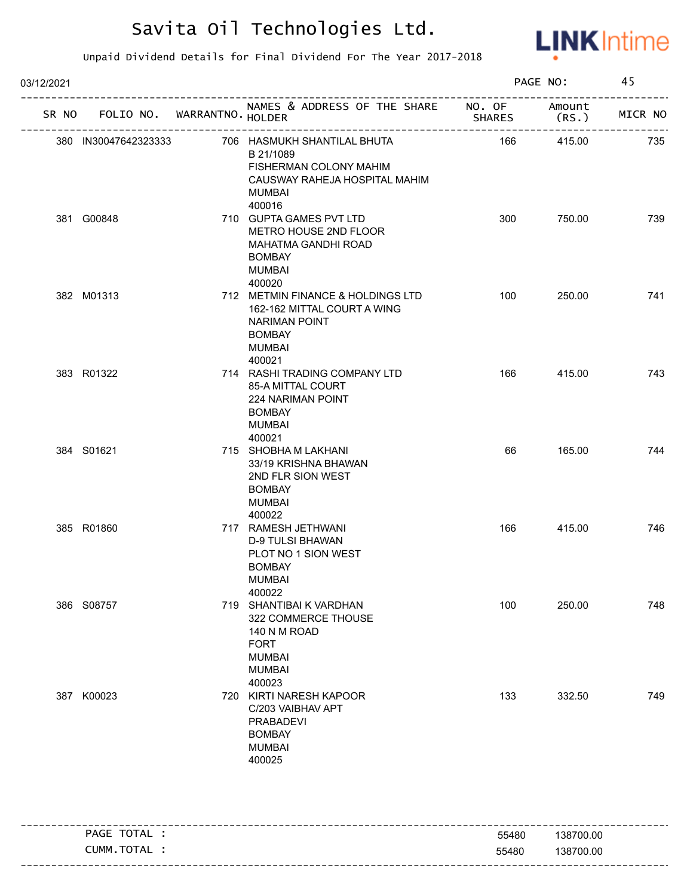# Savita Oil Technologies Ltd.

Unpaid Dividend Details for Final Dividend For The Year 2017-2018

03/12/2021

| SR NO | FOLIO NO. | WARRANTNO. | NAMES & ADDRESS OF THE SHARE HOLDER | NO. OF SHARES | Amount (RS.) | MICR NO |
|---|---|---|---|---|---|---|
| 380 | IN30047642323333 | 706 | HASMUKH SHANTILAL BHUTA<br>B 21/1089<br>FISHERMAN COLONY MAHIM<br>CAUSWAY RAHEJA HOSPITAL MAHIM<br>MUMBAI<br>400016 | 166 | 415.00 | 735 |
| 381 | G00848 | 710 | GUPTA GAMES PVT LTD<br>METRO HOUSE 2ND FLOOR<br>MAHATMA GANDHI ROAD<br>BOMBAY<br>MUMBAI<br>400020 | 300 | 750.00 | 739 |
| 382 | M01313 | 712 | METMIN FINANCE & HOLDINGS LTD<br>162-162 MITTAL COURT A WING<br>NARIMAN POINT<br>BOMBAY<br>MUMBAI<br>400021 | 100 | 250.00 | 741 |
| 383 | R01322 | 714 | RASHI TRADING COMPANY LTD<br>85-A MITTAL COURT<br>224 NARIMAN POINT<br>BOMBAY<br>MUMBAI<br>400021 | 166 | 415.00 | 743 |
| 384 | S01621 | 715 | SHOBHA M LAKHANI<br>33/19 KRISHNA BHAWAN<br>2ND FLR SION WEST<br>BOMBAY<br>MUMBAI<br>400022 | 66 | 165.00 | 744 |
| 385 | R01860 | 717 | RAMESH JETHWANI<br>D-9 TULSI BHAWAN<br>PLOT NO 1 SION WEST<br>BOMBAY<br>MUMBAI<br>400022 | 166 | 415.00 | 746 |
| 386 | S08757 | 719 | SHANTIBAI K VARDHAN<br>322 COMMERCE THOUSE<br>140 N M ROAD<br>FORT<br>MUMBAI<br>MUMBAI<br>400023 | 100 | 250.00 | 748 |
| 387 | K00023 | 720 | KIRTI NARESH KAPOOR<br>C/203 VAIBHAV APT<br>PRABADEVI<br>BOMBAY<br>MUMBAI<br>400025 | 133 | 332.50 | 749 |

| | NO. OF SHARES | Amount (RS.) |
|---|---|---|
| PAGE TOTAL : | 55480 | 138700.00 |
| CUMM.TOTAL : | 55480 | 138700.00 |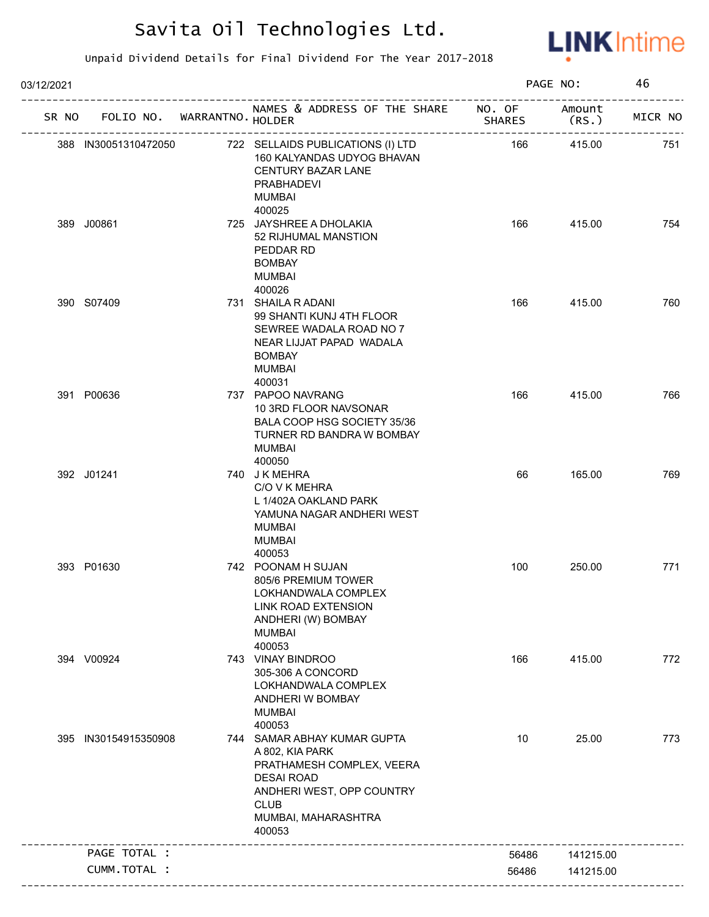# Savita Oil Technologies Ltd.

Unpaid Dividend Details for Final Dividend For The Year 2017-2018

03/12/2021

| SR NO | FOLIO NO. | WARRANTNO. | NAMES & ADDRESS OF THE SHARE HOLDER | NO. OF SHARES | Amount (RS.) | MICR NO |
|---|---|---|---|---|---|---|
| 388 | IN30051310472050 | 722 | SELLAIDS PUBLICATIONS (I) LTD<br>160 KALYANDAS UDYOG BHAVAN<br>CENTURY BAZAR LANE<br>PRABHADEVI<br>MUMBAI<br>400025 | 166 | 415.00 | 751 |
| 389 | J00861 | 725 | JAYSHREE A DHOLAKIA<br>52 RIJHUMAL MANSTION<br>PEDDAR RD<br>BOMBAY<br>MUMBAI<br>400026 | 166 | 415.00 | 754 |
| 390 | S07409 | 731 | SHAILA R ADANI<br>99 SHANTI KUNJ 4TH FLOOR<br>SEWREE WADALA ROAD NO 7<br>NEAR LIJJAT PAPAD WADALA<br>BOMBAY<br>MUMBAI<br>400031 | 166 | 415.00 | 760 |
| 391 | P00636 | 737 | PAPOO NAVRANG<br>10 3RD FLOOR NAVSONAR<br>BALA COOP HSG SOCIETY 35/36<br>TURNER RD BANDRA W BOMBAY<br>MUMBAI<br>400050 | 166 | 415.00 | 766 |
| 392 | J01241 | 740 | J K MEHRA<br>C/O V K MEHRA<br>L 1/402A OAKLAND PARK<br>YAMUNA NAGAR ANDHERI WEST<br>MUMBAI<br>MUMBAI<br>400053 | 66 | 165.00 | 769 |
| 393 | P01630 | 742 | POONAM H SUJAN<br>805/6 PREMIUM TOWER<br>LOKHANDWALA COMPLEX<br>LINK ROAD EXTENSION<br>ANDHERI (W) BOMBAY<br>MUMBAI<br>400053 | 100 | 250.00 | 771 |
| 394 | V00924 | 743 | VINAY BINDROO<br>305-306 A CONCORD<br>LOKHANDWALA COMPLEX<br>ANDHERI W BOMBAY<br>MUMBAI<br>400053 | 166 | 415.00 | 772 |
| 395 | IN30154915350908 | 744 | SAMAR ABHAY KUMAR GUPTA<br>A 802, KIA PARK<br>PRATHAMESH COMPLEX, VEERA<br>DESAI ROAD<br>ANDHERI WEST, OPP COUNTRY<br>CLUB<br>MUMBAI, MAHARASHTRA<br>400053 | 10 | 25.00 | 773 |
| | PAGE TOTAL : | | | 56486 | 141215.00 | |
| | CUMM.TOTAL : | | | 56486 | 141215.00 | |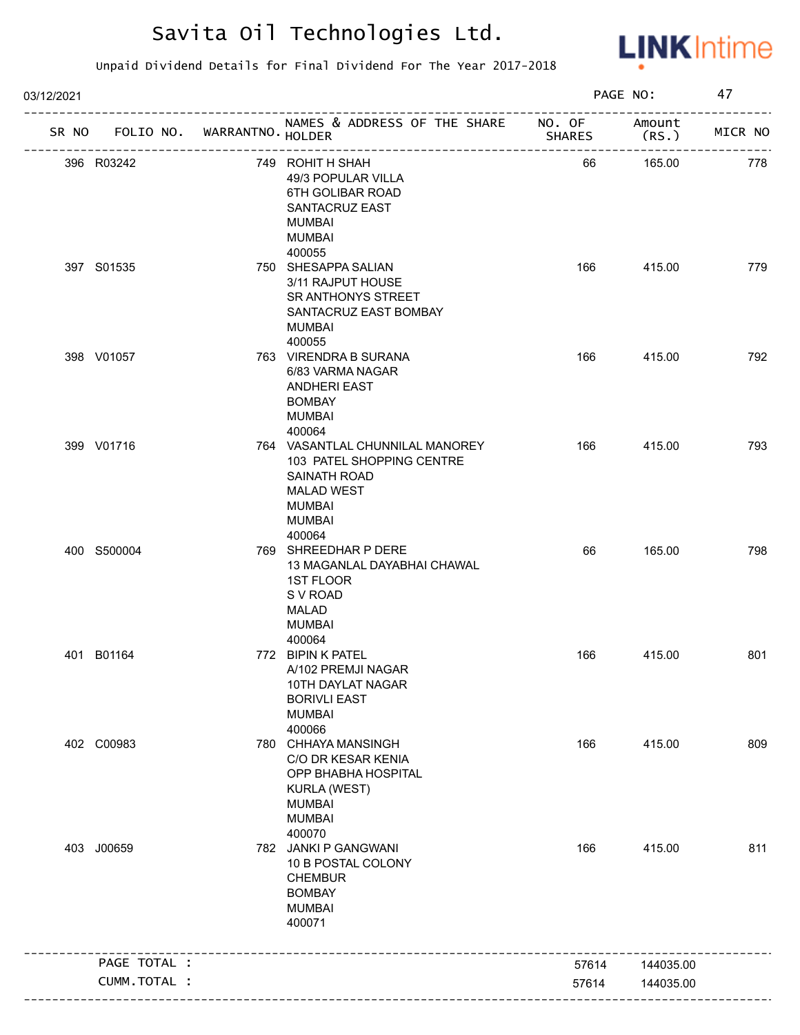# Savita Oil Technologies Ltd.

Unpaid Dividend Details for Final Dividend For The Year 2017-2018

03/12/2021

| SR NO | FOLIO NO. | WARRANTNO. | NAMES & ADDRESS OF THE SHARE HOLDER | NO. OF SHARES | Amount (RS.) | MICR NO |
|---|---|---|---|---|---|---|
| 396 | R03242 | 749 | ROHIT H SHAH<br>49/3 POPULAR VILLA<br>6TH GOLIBAR ROAD<br>SANTACRUZ EAST<br>MUMBAI<br>MUMBAI<br>400055 | 66 | 165.00 | 778 |
| 397 | S01535 | 750 | SHESAPPA SALIAN<br>3/11 RAJPUT HOUSE<br>SR ANTHONYS STREET<br>SANTACRUZ EAST BOMBAY<br>MUMBAI<br>400055 | 166 | 415.00 | 779 |
| 398 | V01057 | 763 | VIRENDRA B SURANA<br>6/83 VARMA NAGAR<br>ANDHERI EAST<br>BOMBAY<br>MUMBAI<br>400064 | 166 | 415.00 | 792 |
| 399 | V01716 | 764 | VASANTLAL CHUNNILAL MANOREY<br>103 PATEL SHOPPING CENTRE<br>SAINATH ROAD<br>MALAD WEST<br>MUMBAI<br>MUMBAI<br>400064 | 166 | 415.00 | 793 |
| 400 | S500004 | 769 | SHREEDHAR P DERE<br>13 MAGANLAL DAYABHAI CHAWAL<br>1ST FLOOR<br>S V ROAD<br>MALAD<br>MUMBAI<br>400064 | 66 | 165.00 | 798 |
| 401 | B01164 | 772 | BIPIN K PATEL<br>A/102 PREMJI NAGAR<br>10TH DAYLAT NAGAR<br>BORIVLI EAST<br>MUMBAI<br>400066 | 166 | 415.00 | 801 |
| 402 | C00983 | 780 | CHHAYA MANSINGH<br>C/O DR KESAR KENIA<br>OPP BHABHA HOSPITAL<br>KURLA (WEST)<br>MUMBAI<br>MUMBAI<br>400070 | 166 | 415.00 | 809 |
| 403 | J00659 | 782 | JANKI P GANGWANI<br>10 B POSTAL COLONY<br>CHEMBUR<br>BOMBAY<br>MUMBAI<br>400071 | 166 | 415.00 | 811 |
| | PAGE TOTAL : | | | 57614 | 144035.00 | |
| | CUMM.TOTAL : | | | 57614 | 144035.00 | |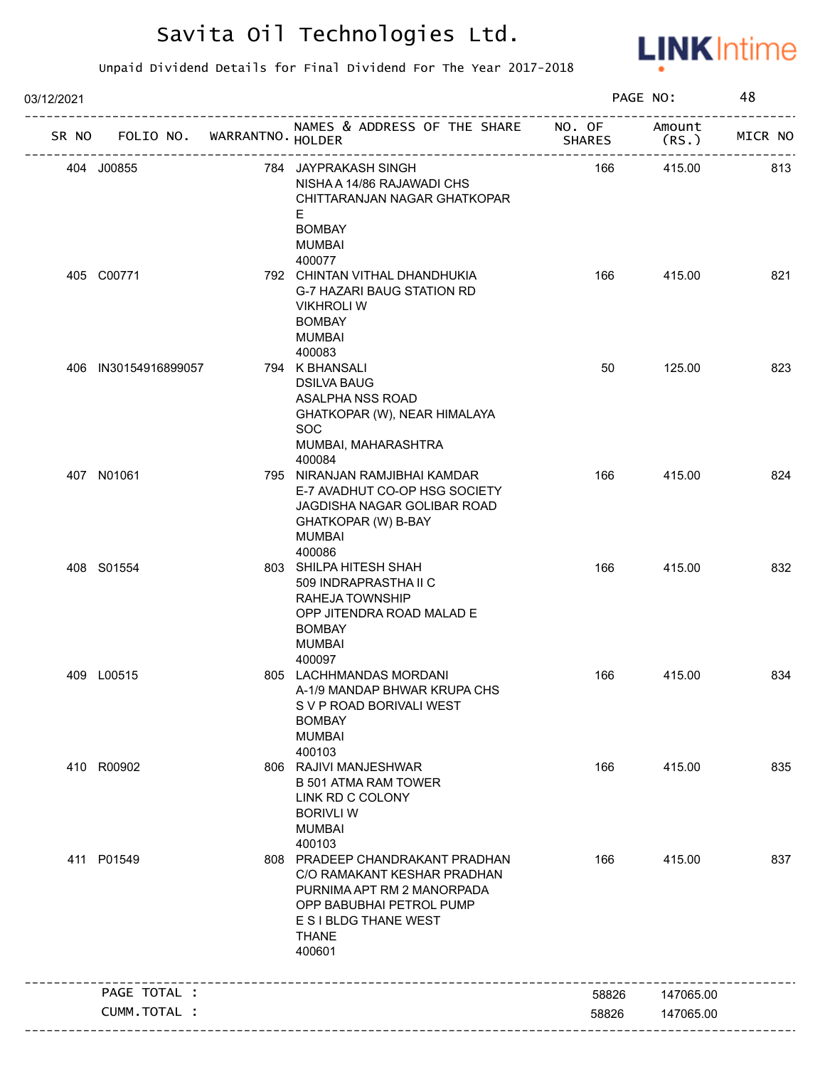# Savita Oil Technologies Ltd.

Unpaid Dividend Details for Final Dividend For The Year 2017-2018

03/12/2021

| SR NO | FOLIO NO. | WARRANTNO. | NAMES & ADDRESS OF THE SHARE HOLDER | NO. OF SHARES | Amount (RS.) | MICR NO |
|---|---|---|---|---|---|---|
| 404 | J00855 | 784 | JAYPRAKASH SINGH<br>NISHA A 14/86 RAJAWADI CHS<br>CHITTARANJAN NAGAR GHATKOPAR<br>E<br>BOMBAY<br>MUMBAI<br>400077 | 166 | 415.00 | 813 |
| 405 | C00771 | 792 | CHINTAN VITHAL DHANDHUKIA<br>G-7 HAZARI BAUG STATION RD<br>VIKHROLI W<br>BOMBAY<br>MUMBAI<br>400083 | 166 | 415.00 | 821 |
| 406 | IN30154916899057 | 794 | K BHANSALI<br>DSILVA BAUG<br>ASALPHA NSS ROAD<br>GHATKOPAR (W), NEAR HIMALAYA<br>SOC<br>MUMBAI, MAHARASHTRA<br>400084 | 50 | 125.00 | 823 |
| 407 | N01061 | 795 | NIRANJAN RAMJIBHAI KAMDAR<br>E-7 AVADHUT CO-OP HSG SOCIETY<br>JAGDISHA NAGAR GOLIBAR ROAD<br>GHATKOPAR (W) B-BAY<br>MUMBAI<br>400086 | 166 | 415.00 | 824 |
| 408 | S01554 | 803 | SHILPA HITESH SHAH<br>509 INDRAPRASTHA II C<br>RAHEJA TOWNSHIP<br>OPP JITENDRA ROAD MALAD E<br>BOMBAY<br>MUMBAI<br>400097 | 166 | 415.00 | 832 |
| 409 | L00515 | 805 | LACHHMANDAS MORDANI<br>A-1/9 MANDAP BHWAR KRUPA CHS<br>S V P ROAD BORIVALI WEST<br>BOMBAY<br>MUMBAI<br>400103 | 166 | 415.00 | 834 |
| 410 | R00902 | 806 | RAJIVI MANJESHWAR<br>B 501 ATMA RAM TOWER<br>LINK RD C COLONY<br>BORIVLI W<br>MUMBAI<br>400103 | 166 | 415.00 | 835 |
| 411 | P01549 | 808 | PRADEEP CHANDRAKANT PRADHAN<br>C/O RAMAKANT KESHAR PRADHAN<br>PURNIMA APT RM 2 MANORPADA<br>OPP BABUBHAI PETROL PUMP<br>E S I BLDG THANE WEST<br>THANE<br>400601 | 166 | 415.00 | 837 |

| | | |
|---|---|---|
| PAGE TOTAL : | 58826 | 147065.00 |
| CUMM.TOTAL : | 58826 | 147065.00 |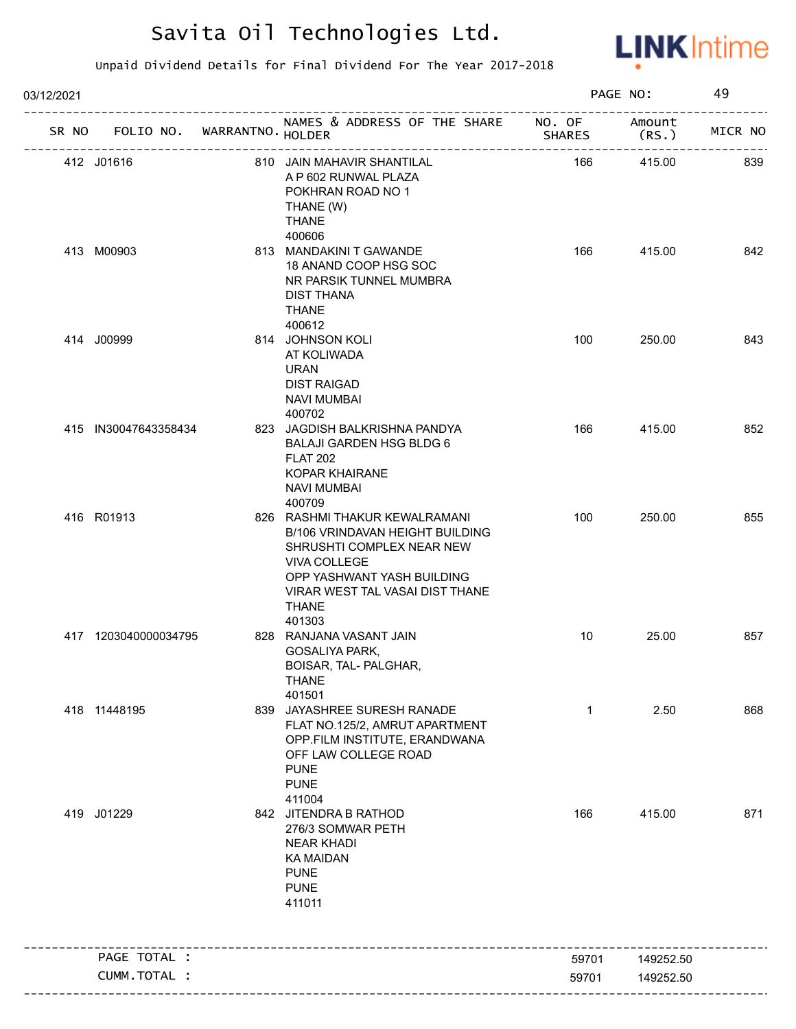# Savita Oil Technologies Ltd.

Unpaid Dividend Details for Final Dividend For The Year 2017-2018

03/12/2021 PAGE NO: 49

| SR NO | FOLIO NO. | WARRANTNO. | NAMES & ADDRESS OF THE SHARE HOLDER | NO. OF SHARES | Amount (RS.) | MICR NO |
|---|---|---|---|---|---|---|
| 412 | J01616 | 810 | JAIN MAHAVIR SHANTILAL<br>A P 602 RUNWAL PLAZA<br>POKHRAN ROAD NO 1<br>THANE (W)<br>THANE<br>400606 | 166 | 415.00 | 839 |
| 413 | M00903 | 813 | MANDAKINI T GAWANDE<br>18 ANAND COOP HSG SOC<br>NR PARSIK TUNNEL MUMBRA<br>DIST THANA<br>THANE<br>400612 | 166 | 415.00 | 842 |
| 414 | J00999 | 814 | JOHNSON KOLI<br>AT KOLIWADA<br>URAN<br>DIST RAIGAD<br>NAVI MUMBAI<br>400702 | 100 | 250.00 | 843 |
| 415 | IN30047643358434 | 823 | JAGDISH BALKRISHNA PANDYA<br>BALAJI GARDEN HSG BLDG 6<br>FLAT 202<br>KOPAR KHAIRANE<br>NAVI MUMBAI<br>400709 | 166 | 415.00 | 852 |
| 416 | R01913 | 826 | RASHMI THAKUR KEWALRAMANI<br>B/106 VRINDAVAN HEIGHT BUILDING<br>SHRUSHTI COMPLEX NEAR NEW<br>VIVA COLLEGE<br>OPP YASHWANT YASH BUILDING<br>VIRAR WEST TAL VASAI DIST THANE<br>THANE<br>401303 | 100 | 250.00 | 855 |
| 417 | 1203040000034795 | 828 | RANJANA VASANT JAIN<br>GOSALIYA PARK,<br>BOISAR, TAL- PALGHAR,<br>THANE<br>401501 | 10 | 25.00 | 857 |
| 418 | 11448195 | 839 | JAYASHREE SURESH RANADE<br>FLAT NO.125/2, AMRUT APARTMENT<br>OPP.FILM INSTITUTE, ERANDWANA<br>OFF LAW COLLEGE ROAD<br>PUNE<br>PUNE<br>411004 | 1 | 2.50 | 868 |
| 419 | J01229 | 842 | JITENDRA B RATHOD<br>276/3 SOMWAR PETH<br>NEAR KHADI<br>KA MAIDAN<br>PUNE<br>PUNE<br>411011 | 166 | 415.00 | 871 |
| | PAGE TOTAL : | | | 59701 | 149252.50 | |
| | CUMM.TOTAL : | | | 59701 | 149252.50 | |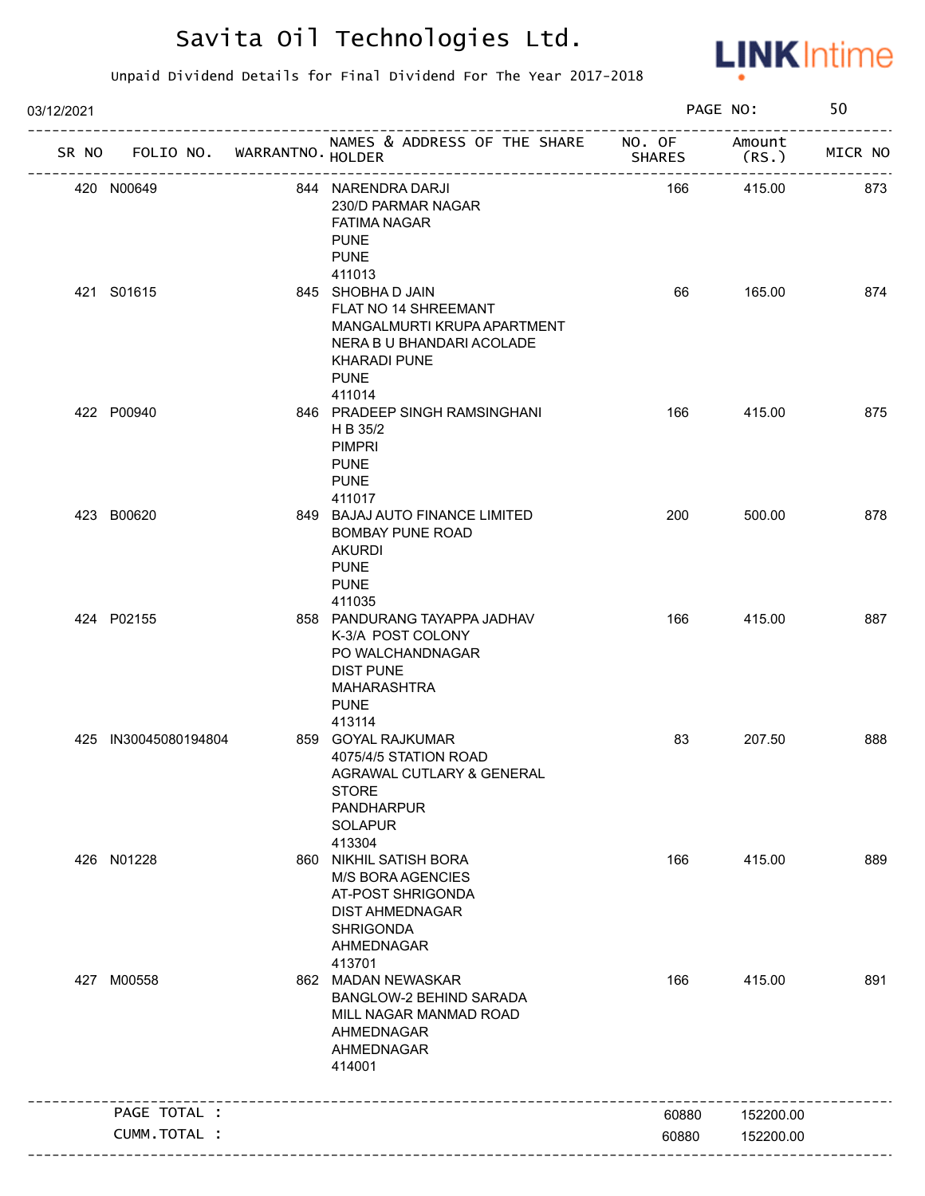# Savita Oil Technologies Ltd.

Unpaid Dividend Details for Final Dividend For The Year 2017-2018

03/12/2021

| SR NO | FOLIO NO. | WARRANTNO. | NAMES & ADDRESS OF THE SHARE HOLDER | NO. OF SHARES | Amount (RS.) | MICR NO |
|---|---|---|---|---|---|---|
| 420 | N00649 | 844 | NARENDRA DARJI<br>230/D PARMAR NAGAR<br>FATIMA NAGAR<br>PUNE<br>PUNE<br>411013 | 166 | 415.00 | 873 |
| 421 | S01615 | 845 | SHOBHA D JAIN<br>FLAT NO 14 SHREEMANT<br>MANGALMURTI KRUPA APARTMENT<br>NERA B U BHANDARI ACOLADE<br>KHARADI PUNE<br>PUNE<br>411014 | 66 | 165.00 | 874 |
| 422 | P00940 | 846 | PRADEEP SINGH RAMSINGHANI<br>H B 35/2<br>PIMPRI<br>PUNE<br>PUNE<br>411017 | 166 | 415.00 | 875 |
| 423 | B00620 | 849 | BAJAJ AUTO FINANCE LIMITED<br>BOMBAY PUNE ROAD<br>AKURDI<br>PUNE<br>PUNE<br>411035 | 200 | 500.00 | 878 |
| 424 | P02155 | 858 | PANDURANG TAYAPPA JADHAV<br>K-3/A POST COLONY<br>PO WALCHANDNAGAR<br>DIST PUNE<br>MAHARASHTRA<br>PUNE<br>413114 | 166 | 415.00 | 887 |
| 425 | IN30045080194804 | 859 | GOYAL RAJKUMAR<br>4075/4/5 STATION ROAD<br>AGRAWAL CUTLARY & GENERAL<br>STORE<br>PANDHARPUR<br>SOLAPUR<br>413304 | 83 | 207.50 | 888 |
| 426 | N01228 | 860 | NIKHIL SATISH BORA<br>M/S BORA AGENCIES<br>AT-POST SHRIGONDA<br>DIST AHMEDNAGAR<br>SHRIGONDA<br>AHMEDNAGAR<br>413701 | 166 | 415.00 | 889 |
| 427 | M00558 | 862 | MADAN NEWASKAR<br>BANGLOW-2 BEHIND SARADA<br>MILL NAGAR MANMAD ROAD<br>AHMEDNAGAR<br>AHMEDNAGAR<br>414001 | 166 | 415.00 | 891 |
| | PAGE TOTAL : | | | 60880 | 152200.00 | |
| | CUMM.TOTAL : | | | 60880 | 152200.00 | |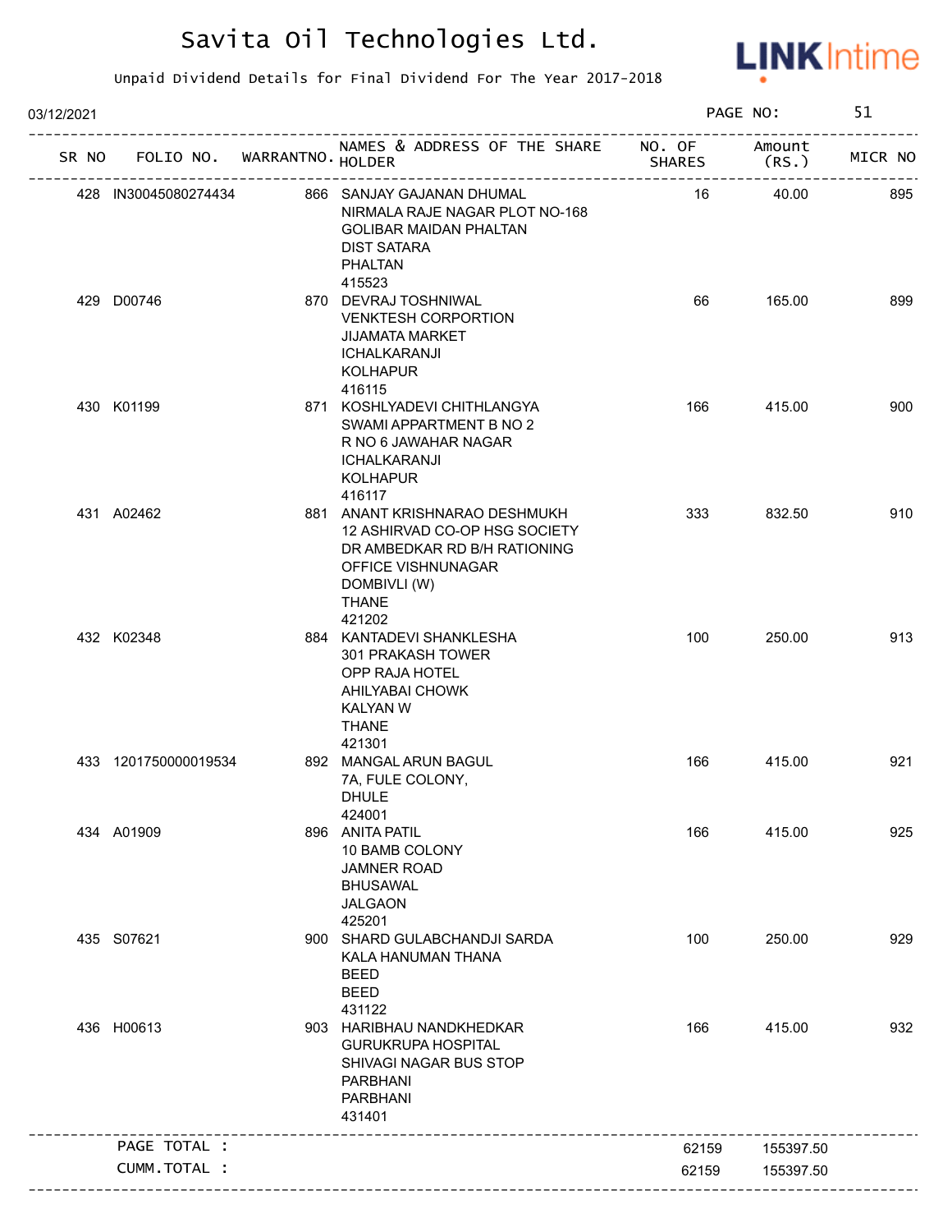# Savita Oil Technologies Ltd.

Unpaid Dividend Details for Final Dividend For The Year 2017-2018

03/12/2021

| SR NO | FOLIO NO. | WARRANTNO. | NAMES & ADDRESS OF THE SHARE HOLDER | NO. OF SHARES | Amount (RS.) | MICR NO |
|---|---|---|---|---|---|---|
| 428 | IN30045080274434 | 866 | SANJAY GAJANAN DHUMAL<br>NIRMALA RAJE NAGAR PLOT NO-168<br>GOLIBAR MAIDAN PHALTAN<br>DIST SATARA<br>PHALTAN<br>415523 | 16 | 40.00 | 895 |
| 429 | D00746 | 870 | DEVRAJ TOSHNIWAL<br>VENKTESH CORPORTION<br>JIJAMATA MARKET<br>ICHALKARANJI<br>KOLHAPUR<br>416115 | 66 | 165.00 | 899 |
| 430 | K01199 | 871 | KOSHLYADEVI CHITHLANGYA<br>SWAMI APPARTMENT B NO 2<br>R NO 6 JAWAHAR NAGAR<br>ICHALKARANJI<br>KOLHAPUR<br>416117 | 166 | 415.00 | 900 |
| 431 | A02462 | 881 | ANANT KRISHNARAO DESHMUKH<br>12 ASHIRVAD CO-OP HSG SOCIETY<br>DR AMBEDKAR RD B/H RATIONING<br>OFFICE VISHNUNAGAR<br>DOMBIVLI (W)<br>THANE<br>421202 | 333 | 832.50 | 910 |
| 432 | K02348 | 884 | KANTADEVI SHANKLESHA<br>301 PRAKASH TOWER<br>OPP RAJA HOTEL<br>AHILYABAI CHOWK<br>KALYAN W<br>THANE<br>421301 | 100 | 250.00 | 913 |
| 433 | 1201750000019534 | 892 | MANGAL ARUN BAGUL<br>7A, FULE COLONY,<br>DHULE<br>424001 | 166 | 415.00 | 921 |
| 434 | A01909 | 896 | ANITA PATIL<br>10 BAMB COLONY<br>JAMNER ROAD<br>BHUSAWAL<br>JALGAON<br>425201 | 166 | 415.00 | 925 |
| 435 | S07621 | 900 | SHARD GULABCHANDJI SARDA<br>KALA HANUMAN THANA<br>BEED<br>BEED<br>431122 | 100 | 250.00 | 929 |
| 436 | H00613 | 903 | HARIBHAU NANDKHEDKAR<br>GURUKRUPA HOSPITAL<br>SHIVAGI NAGAR BUS STOP<br>PARBHANI<br>PARBHANI<br>431401 | 166 | 415.00 | 932 |
| | PAGE TOTAL : | | | 62159 | 155397.50 | |
| | CUMM.TOTAL : | | | 62159 | 155397.50 | |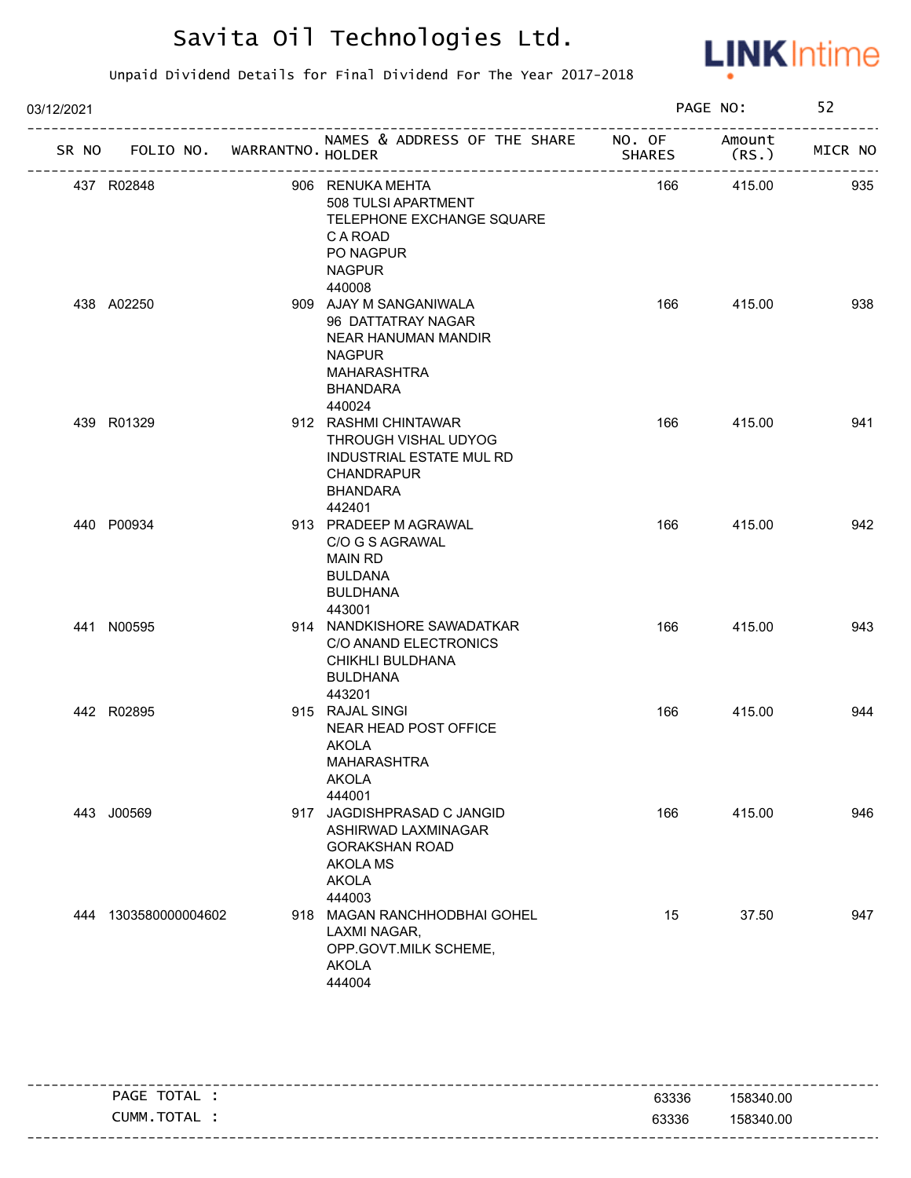# Savita Oil Technologies Ltd.

Unpaid Dividend Details for Final Dividend For The Year 2017-2018

03/12/2021

| SR NO | FOLIO NO. | WARRANTNO. | NAMES & ADDRESS OF THE SHARE HOLDER | NO. OF SHARES | Amount (RS.) | MICR NO |
|---|---|---|---|---|---|---|
| 437 | R02848 | 906 | RENUKA MEHTA 508 TULSI APARTMENT TELEPHONE EXCHANGE SQUARE C A ROAD PO NAGPUR NAGPUR 440008 | 166 | 415.00 | 935 |
| 438 | A02250 | 909 | AJAY M SANGANIWALA 96 DATTATRAY NAGAR NEAR HANUMAN MANDIR NAGPUR MAHARASHTRA BHANDARA 440024 | 166 | 415.00 | 938 |
| 439 | R01329 | 912 | RASHMI CHINTAWAR THROUGH VISHAL UDYOG INDUSTRIAL ESTATE MUL RD CHANDRAPUR BHANDARA 442401 | 166 | 415.00 | 941 |
| 440 | P00934 | 913 | PRADEEP M AGRAWAL C/O G S AGRAWAL MAIN RD BULDANA BULDHANA 443001 | 166 | 415.00 | 942 |
| 441 | N00595 | 914 | NANDKISHORE SAWADATKAR C/O ANAND ELECTRONICS CHIKHLI BULDHANA BULDHANA 443201 | 166 | 415.00 | 943 |
| 442 | R02895 | 915 | RAJAL SINGI NEAR HEAD POST OFFICE AKOLA MAHARASHTRA AKOLA 444001 | 166 | 415.00 | 944 |
| 443 | J00569 | 917 | JAGDISHPRASAD C JANGID ASHIRWAD LAXMINAGAR GORAKSHAN ROAD AKOLA MS AKOLA 444003 | 166 | 415.00 | 946 |
| 444 | 1303580000004602 | 918 | MAGAN RANCHHODBHAI GOHEL LAXMI NAGAR, OPP.GOVT.MILK SCHEME, AKOLA 444004 | 15 | 37.50 | 947 |

| | NO. OF SHARES | Amount (RS.) |
|---|---|---|
| PAGE TOTAL : | 63336 | 158340.00 |
| CUMM.TOTAL : | 63336 | 158340.00 |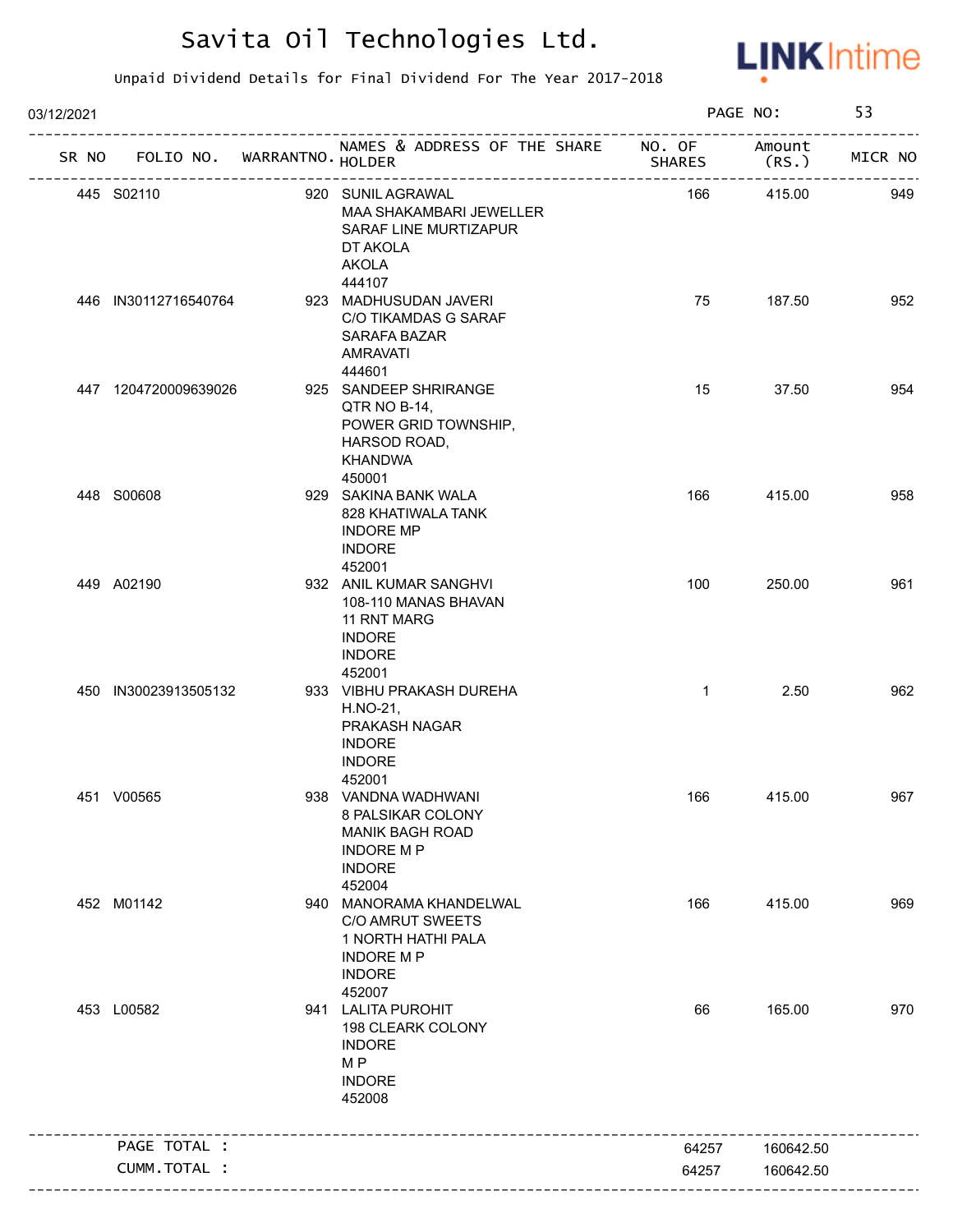# Savita Oil Technologies Ltd.

Unpaid Dividend Details for Final Dividend For The Year 2017-2018

03/12/2021 PAGE NO: 53

| SR NO | FOLIO NO. | WARRANTNO. | NAMES & ADDRESS OF THE SHARE HOLDER | NO. OF SHARES | Amount (RS.) | MICR NO |
|---|---|---|---|---|---|---|
| 445 | S02110 | 920 | SUNIL AGRAWAL<br>MAA SHAKAMBARI JEWELLER<br>SARAF LINE MURTIZAPUR<br>DT AKOLA<br>AKOLA<br>444107 | 166 | 415.00 | 949 |
| 446 | IN30112716540764 | 923 | MADHUSUDAN JAVERI<br>C/O TIKAMDAS G SARAF<br>SARAFA BAZAR<br>AMRAVATI<br>444601 | 75 | 187.50 | 952 |
| 447 | 1204720009639026 | 925 | SANDEEP SHRIRANGE<br>QTR NO B-14,<br>POWER GRID TOWNSHIP,<br>HARSOD ROAD,<br>KHANDWA<br>450001 | 15 | 37.50 | 954 |
| 448 | S00608 | 929 | SAKINA BANK WALA<br>828 KHATIWALA TANK<br>INDORE MP<br>INDORE<br>452001 | 166 | 415.00 | 958 |
| 449 | A02190 | 932 | ANIL KUMAR SANGHVI<br>108-110 MANAS BHAVAN<br>11 RNT MARG<br>INDORE<br>INDORE<br>452001 | 100 | 250.00 | 961 |
| 450 | IN30023913505132 | 933 | VIBHU PRAKASH DUREHA<br>H.NO-21,<br>PRAKASH NAGAR<br>INDORE<br>INDORE<br>452001 | 1 | 2.50 | 962 |
| 451 | V00565 | 938 | VANDNA WADHWANI<br>8 PALSIKAR COLONY<br>MANIK BAGH ROAD<br>INDORE M P<br>INDORE<br>452004 | 166 | 415.00 | 967 |
| 452 | M01142 | 940 | MANORAMA KHANDELWAL<br>C/O AMRUT SWEETS<br>1 NORTH HATHI PALA<br>INDORE M P<br>INDORE<br>452007 | 166 | 415.00 | 969 |
| 453 | L00582 | 941 | LALITA PUROHIT<br>198 CLEARK COLONY<br>INDORE<br>M P<br>INDORE<br>452008 | 66 | 165.00 | 970 |
| | PAGE TOTAL : | | | 64257 | 160642.50 | |
| | CUMM.TOTAL : | | | 64257 | 160642.50 | |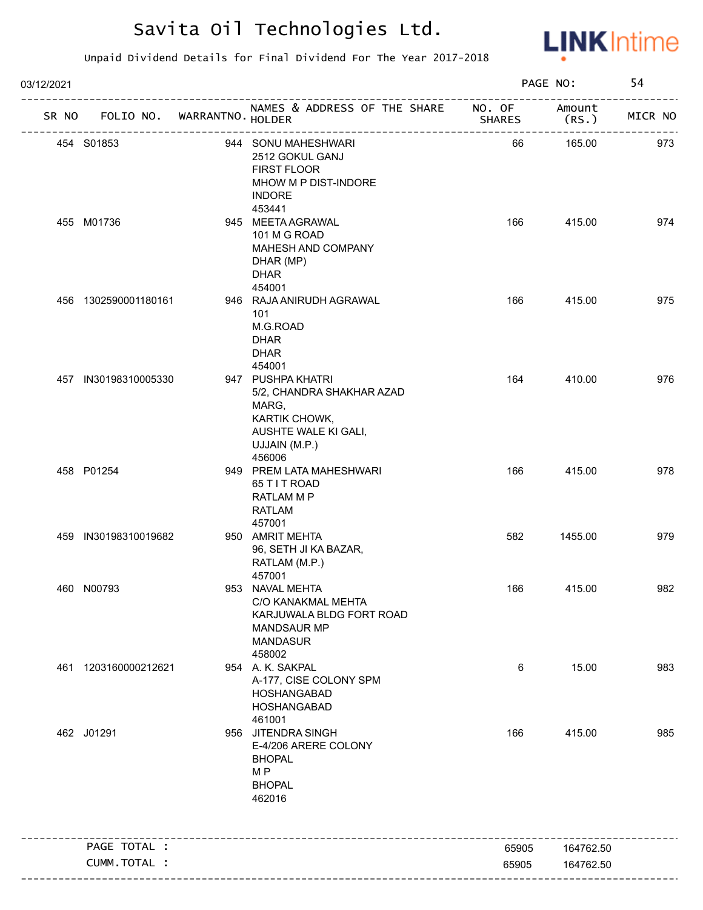# Savita Oil Technologies Ltd.

Unpaid Dividend Details for Final Dividend For The Year 2017-2018

03/12/2021 PAGE NO: 54

| SR NO | FOLIO NO. | WARRANTNO. | NAMES & ADDRESS OF THE SHARE HOLDER | NO. OF SHARES | Amount (RS.) | MICR NO |
|---|---|---|---|---|---|---|
| 454 | S01853 | 944 | SONU MAHESHWARI 2512 GOKUL GANJ FIRST FLOOR MHOW M P DIST-INDORE INDORE 453441 | 66 | 165.00 | 973 |
| 455 | M01736 | 945 | MEETA AGRAWAL 101 M G ROAD MAHESH AND COMPANY DHAR (MP) DHAR 454001 | 166 | 415.00 | 974 |
| 456 | 1302590001180161 | 946 | RAJA ANIRUDH AGRAWAL 101 M.G.ROAD DHAR DHAR 454001 | 166 | 415.00 | 975 |
| 457 | IN30198310005330 | 947 | PUSHPA KHATRI 5/2, CHANDRA SHAKHAR AZAD MARG, KARTIK CHOWK, AUSHTE WALE KI GALI, UJJAIN (M.P.) 456006 | 164 | 410.00 | 976 |
| 458 | P01254 | 949 | PREM LATA MAHESHWARI 65 T I T ROAD RATLAM M P RATLAM 457001 | 166 | 415.00 | 978 |
| 459 | IN30198310019682 | 950 | AMRIT MEHTA 96, SETH JI KA BAZAR, RATLAM (M.P.) 457001 | 582 | 1455.00 | 979 |
| 460 | N00793 | 953 | NAVAL MEHTA C/O KANAKMAL MEHTA KARJUWALA BLDG FORT ROAD MANDSAUR MP MANDASUR 458002 | 166 | 415.00 | 982 |
| 461 | 1203160000212621 | 954 | A. K. SAKPAL A-177, CISE COLONY SPM HOSHANGABAD HOSHANGABAD 461001 | 6 | 15.00 | 983 |
| 462 | J01291 | 956 | JITENDRA SINGH E-4/206 ARERE COLONY BHOPAL M P BHOPAL 462016 | 166 | 415.00 | 985 |
| | PAGE TOTAL : | | | 65905 | 164762.50 | |
| | CUMM.TOTAL : | | | 65905 | 164762.50 | |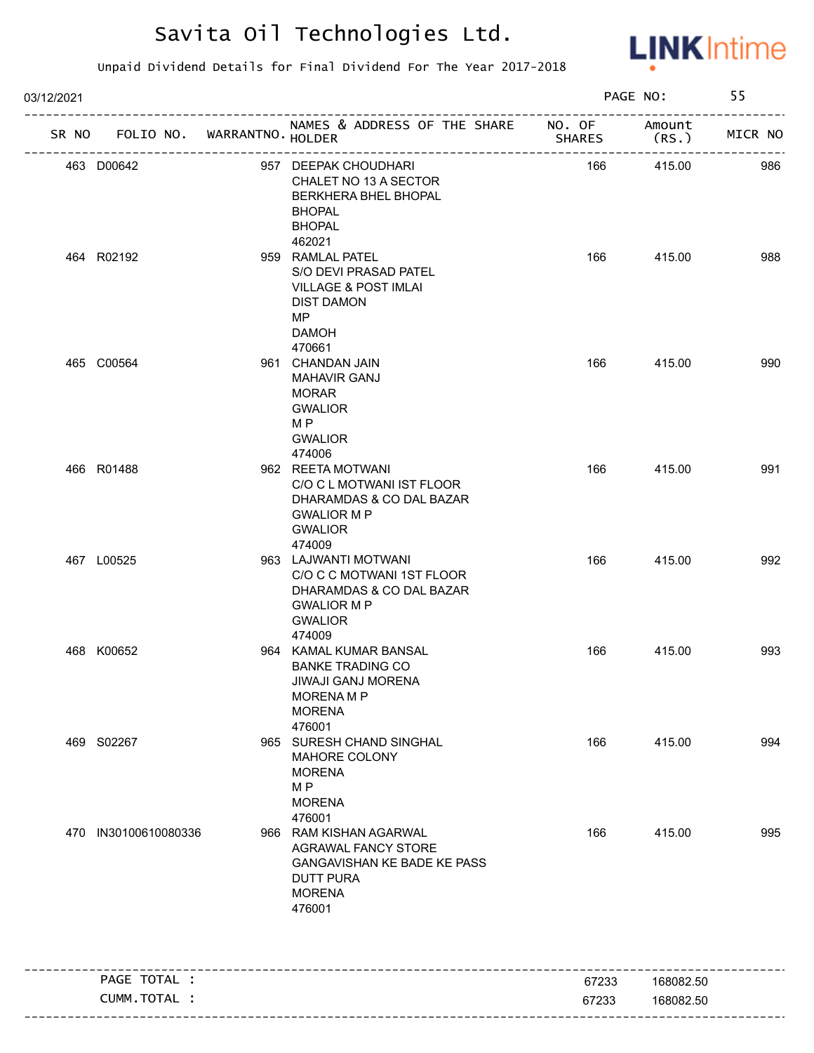# Savita Oil Technologies Ltd.

Unpaid Dividend Details for Final Dividend For The Year 2017-2018

03/12/2021 PAGE NO: 55

| SR NO | FOLIO NO. | WARRANTNO. | NAMES & ADDRESS OF THE SHARE HOLDER | NO. OF SHARES | Amount (RS.) | MICR NO |
|---|---|---|---|---|---|---|
| 463 | D00642 | 957 | DEEPAK CHOUDHARI<br>CHALET NO 13 A SECTOR<br>BERKHERA BHEL BHOPAL<br>BHOPAL<br>BHOPAL<br>462021 | 166 | 415.00 | 986 |
| 464 | R02192 | 959 | RAMLAL PATEL<br>S/O DEVI PRASAD PATEL<br>VILLAGE & POST IMLAI<br>DIST DAMON<br>MP<br>DAMOH<br>470661 | 166 | 415.00 | 988 |
| 465 | C00564 | 961 | CHANDAN JAIN<br>MAHAVIR GANJ<br>MORAR<br>GWALIOR<br>M P<br>GWALIOR<br>474006 | 166 | 415.00 | 990 |
| 466 | R01488 | 962 | REETA MOTWANI<br>C/O C L MOTWANI IST FLOOR<br>DHARAMDAS & CO DAL BAZAR<br>GWALIOR M P<br>GWALIOR<br>474009 | 166 | 415.00 | 991 |
| 467 | L00525 | 963 | LAJWANTI MOTWANI<br>C/O C C MOTWANI 1ST FLOOR<br>DHARAMDAS & CO DAL BAZAR<br>GWALIOR M P<br>GWALIOR<br>474009 | 166 | 415.00 | 992 |
| 468 | K00652 | 964 | KAMAL KUMAR BANSAL<br>BANKE TRADING CO<br>JIWAJI GANJ MORENA<br>MORENA M P<br>MORENA<br>476001 | 166 | 415.00 | 993 |
| 469 | S02267 | 965 | SURESH CHAND SINGHAL<br>MAHORE COLONY<br>MORENA<br>M P<br>MORENA<br>476001 | 166 | 415.00 | 994 |
| 470 | IN30100610080336 | 966 | RAM KISHAN AGARWAL<br>AGRAWAL FANCY STORE<br>GANGAVISHAN KE BADE KE PASS<br>DUTT PURA<br>MORENA<br>476001 | 166 | 415.00 | 995 |

| | | |
|---|---|---|
| PAGE TOTAL : | 67233 | 168082.50 |
| CUMM.TOTAL : | 67233 | 168082.50 |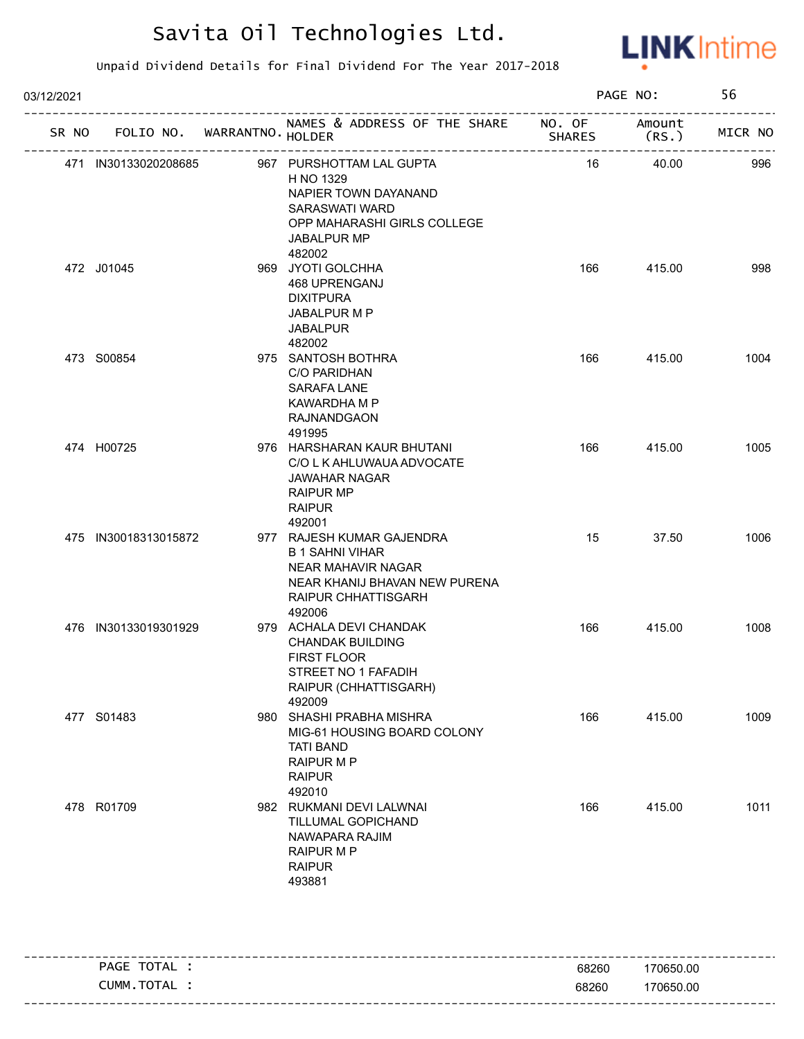# Savita Oil Technologies Ltd.

Unpaid Dividend Details for Final Dividend For The Year 2017-2018

03/12/2021 PAGE NO: 56

| SR NO | FOLIO NO. | WARRANTNO. | NAMES & ADDRESS OF THE SHARE HOLDER | NO. OF SHARES | Amount (RS.) | MICR NO |
|---|---|---|---|---|---|---|
| 471 | IN30133020208685 | 967 | PURSHOTTAM LAL GUPTA<br>H NO 1329<br>NAPIER TOWN DAYANAND<br>SARASWATI WARD<br>OPP MAHARASHI GIRLS COLLEGE<br>JABALPUR MP<br>482002 | 16 | 40.00 | 996 |
| 472 | J01045 | 969 | JYOTI GOLCHHA<br>468 UPRENGANJ<br>DIXITPURA<br>JABALPUR M P<br>JABALPUR<br>482002 | 166 | 415.00 | 998 |
| 473 | S00854 | 975 | SANTOSH BOTHRA<br>C/O PARIDHAN<br>SARAFA LANE<br>KAWARDHA M P<br>RAJNANDGAON<br>491995 | 166 | 415.00 | 1004 |
| 474 | H00725 | 976 | HARSHARAN KAUR BHUTANI<br>C/O L K AHLUWAUA ADVOCATE<br>JAWAHAR NAGAR<br>RAIPUR MP<br>RAIPUR<br>492001 | 166 | 415.00 | 1005 |
| 475 | IN30018313015872 | 977 | RAJESH KUMAR GAJENDRA<br>B 1 SAHNI VIHAR<br>NEAR MAHAVIR NAGAR<br>NEAR KHANIJ BHAVAN NEW PURENA<br>RAIPUR CHHATTISGARH<br>492006 | 15 | 37.50 | 1006 |
| 476 | IN30133019301929 | 979 | ACHALA DEVI CHANDAK<br>CHANDAK BUILDING<br>FIRST FLOOR<br>STREET NO 1 FAFADIH<br>RAIPUR (CHHATTISGARH)<br>492009 | 166 | 415.00 | 1008 |
| 477 | S01483 | 980 | SHASHI PRABHA MISHRA<br>MIG-61 HOUSING BOARD COLONY<br>TATI BAND<br>RAIPUR M P<br>RAIPUR<br>492010 | 166 | 415.00 | 1009 |
| 478 | R01709 | 982 | RUKMANI DEVI LALWNAI<br>TILLUMAL GOPICHAND<br>NAWAPARA RAJIM<br>RAIPUR M P<br>RAIPUR<br>493881 | 166 | 415.00 | 1011 |

| | | |
|---|---|---|
| PAGE TOTAL : | 68260 | 170650.00 |
| CUMM.TOTAL : | 68260 | 170650.00 |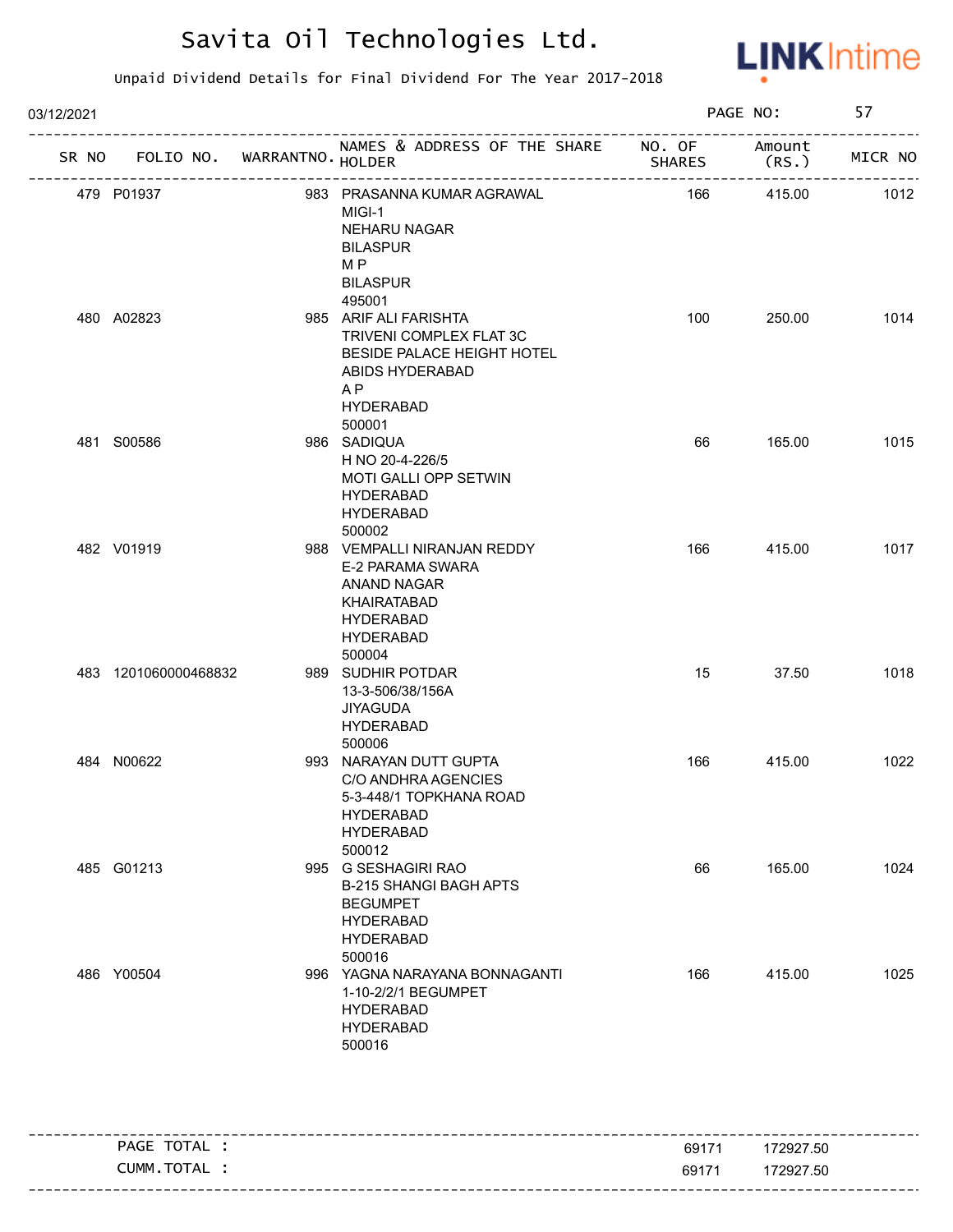# Savita Oil Technologies Ltd.

Unpaid Dividend Details for Final Dividend For The Year 2017-2018

03/12/2021 PAGE NO: 57

| SR NO | FOLIO NO. | WARRANTNO. | NAMES & ADDRESS OF THE SHARE HOLDER | NO. OF SHARES | Amount (RS.) | MICR NO |
|---|---|---|---|---|---|---|
| 479 | P01937 | 983 | PRASANNA KUMAR AGRAWAL MIGI-1 NEHARU NAGAR BILASPUR M P BILASPUR 495001 | 166 | 415.00 | 1012 |
| 480 | A02823 | 985 | ARIF ALI FARISHTA TRIVENI COMPLEX FLAT 3C BESIDE PALACE HEIGHT HOTEL ABIDS HYDERABAD A P HYDERABAD 500001 | 100 | 250.00 | 1014 |
| 481 | S00586 | 986 | SADIQUA H NO 20-4-226/5 MOTI GALLI OPP SETWIN HYDERABAD HYDERABAD 500002 | 66 | 165.00 | 1015 |
| 482 | V01919 | 988 | VEMPALLI NIRANJAN REDDY E-2 PARAMA SWARA ANAND NAGAR KHAIRATABAD HYDERABAD HYDERABAD 500004 | 166 | 415.00 | 1017 |
| 483 | 1201060000468832 | 989 | SUDHIR POTDAR 13-3-506/38/156A JIYAGUDA HYDERABAD 500006 | 15 | 37.50 | 1018 |
| 484 | N00622 | 993 | NARAYAN DUTT GUPTA C/O ANDHRA AGENCIES 5-3-448/1 TOPKHANA ROAD HYDERABAD HYDERABAD 500012 | 166 | 415.00 | 1022 |
| 485 | G01213 | 995 | G SESHAGIRI RAO B-215 SHANGI BAGH APTS BEGUMPET HYDERABAD HYDERABAD 500016 | 66 | 165.00 | 1024 |
| 486 | Y00504 | 996 | YAGNA NARAYANA BONNAGANTI 1-10-2/2/1 BEGUMPET HYDERABAD HYDERABAD 500016 | 166 | 415.00 | 1025 |

| | | |
|---|---|---|
| PAGE TOTAL : | 69171 | 172927.50 |
| CUMM.TOTAL : | 69171 | 172927.50 |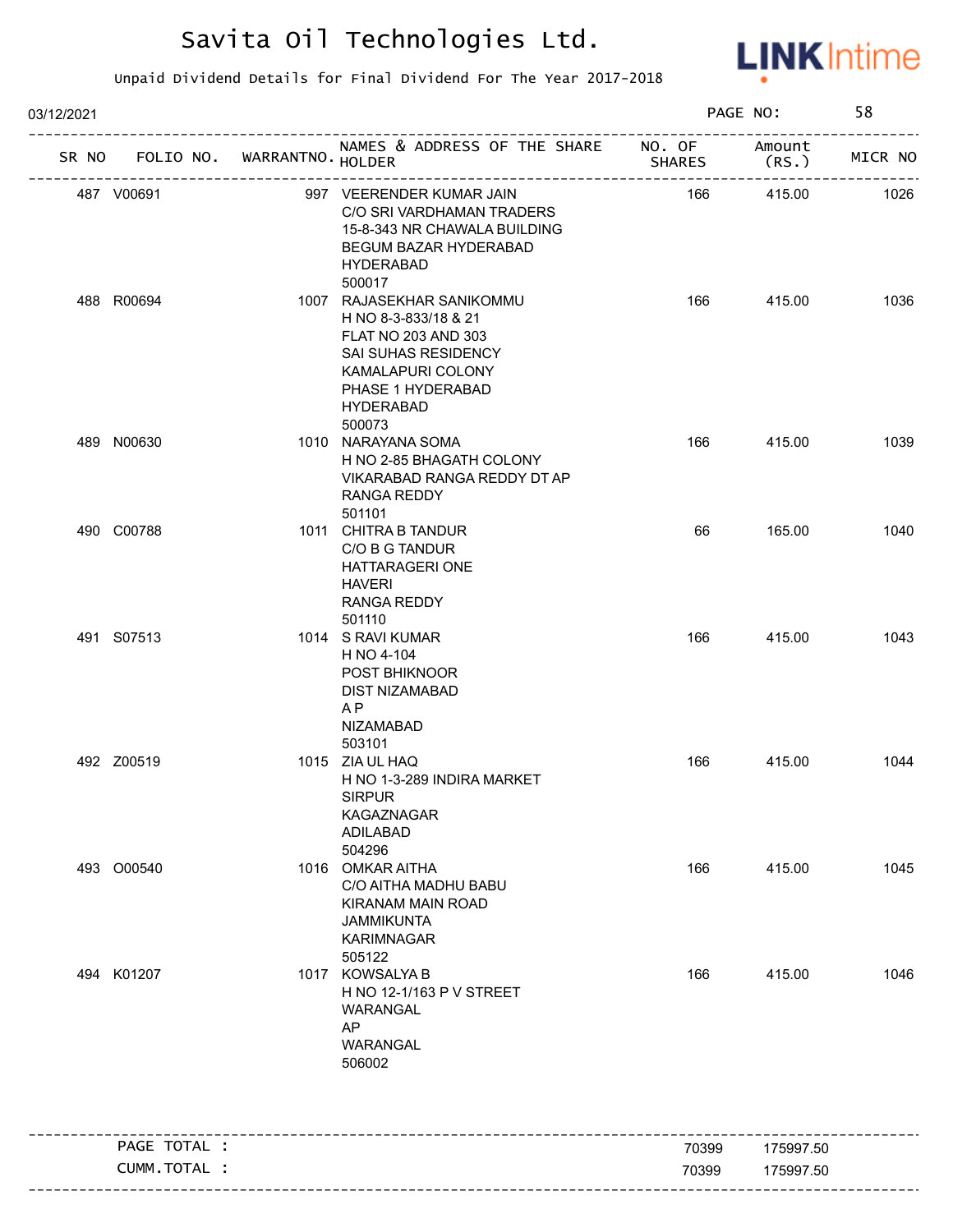# Savita Oil Technologies Ltd.

Unpaid Dividend Details for Final Dividend For The Year 2017-2018

03/12/2021

| SR NO | FOLIO NO. | WARRANTNO. | NAMES & ADDRESS OF THE SHARE HOLDER | NO. OF SHARES | Amount (RS.) | MICR NO |
|---|---|---|---|---|---|---|
| 487 | V00691 | 997 | VEERENDER KUMAR JAIN C/O SRI VARDHAMAN TRADERS 15-8-343 NR CHAWALA BUILDING BEGUM BAZAR HYDERABAD HYDERABAD 500017 | 166 | 415.00 | 1026 |
| 488 | R00694 | 1007 | RAJASEKHAR SANIKOMMU H NO 8-3-833/18 & 21 FLAT NO 203 AND 303 SAI SUHAS RESIDENCY KAMALAPURI COLONY PHASE 1 HYDERABAD HYDERABAD 500073 | 166 | 415.00 | 1036 |
| 489 | N00630 | 1010 | NARAYANA SOMA H NO 2-85 BHAGATH COLONY VIKARABAD RANGA REDDY DT AP RANGA REDDY 501101 | 166 | 415.00 | 1039 |
| 490 | C00788 | 1011 | CHITRA B TANDUR C/O B G TANDUR HATTARAGERI ONE HAVERI RANGA REDDY 501110 | 66 | 165.00 | 1040 |
| 491 | S07513 | 1014 | S RAVI KUMAR H NO 4-104 POST BHIKNOOR DIST NIZAMABAD A P NIZAMABAD 503101 | 166 | 415.00 | 1043 |
| 492 | Z00519 | 1015 | ZIA UL HAQ H NO 1-3-289 INDIRA MARKET SIRPUR KAGAZNAGAR ADILABAD 504296 | 166 | 415.00 | 1044 |
| 493 | O00540 | 1016 | OMKAR AITHA C/O AITHA MADHU BABU KIRANAM MAIN ROAD JAMMIKUNTA KARIMNAGAR 505122 | 166 | 415.00 | 1045 |
| 494 | K01207 | 1017 | KOWSALYA B H NO 12-1/163 P V STREET WARANGAL AP WARANGAL 506002 | 166 | 415.00 | 1046 |

| | | |
|---|---|---|
| PAGE TOTAL : | 70399 | 175997.50 |
| CUMM.TOTAL : | 70399 | 175997.50 |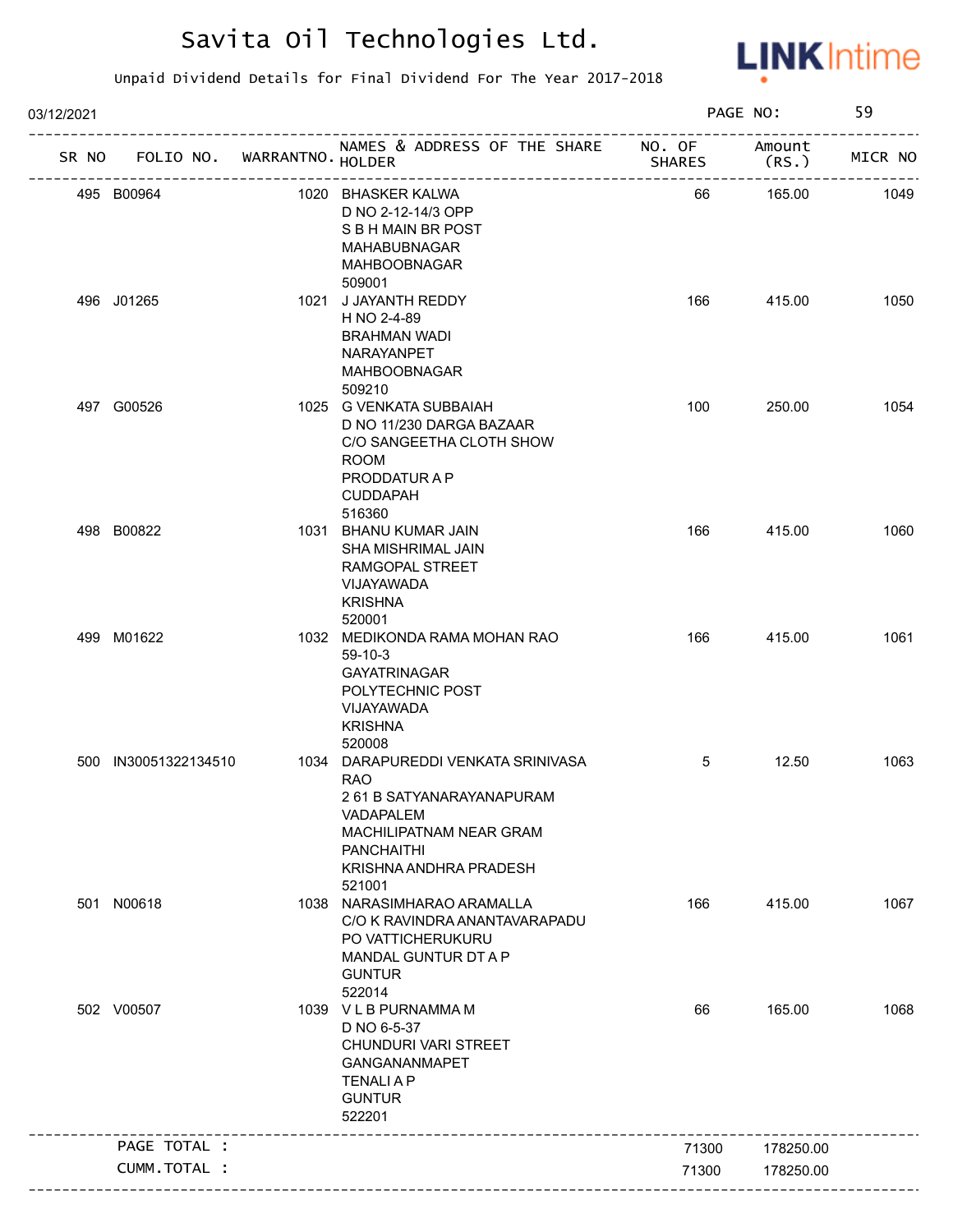# Savita Oil Technologies Ltd.

Unpaid Dividend Details for Final Dividend For The Year 2017-2018

03/12/2021

| SR NO | FOLIO NO. | WARRANTNO. | NAMES & ADDRESS OF THE SHARE HOLDER | NO. OF SHARES | Amount (RS.) | MICR NO |
|---|---|---|---|---|---|---|
| 495 | B00964 | 1020 | BHASKER KALWA D NO 2-12-14/3 OPP S B H MAIN BR POST MAHABUBNAGAR MAHBOOBNAGAR 509001 | 66 | 165.00 | 1049 |
| 496 | J01265 | 1021 | J JAYANTH REDDY H NO 2-4-89 BRAHMAN WADI NARAYANPET MAHBOOBNAGAR 509210 | 166 | 415.00 | 1050 |
| 497 | G00526 | 1025 | G VENKATA SUBBAIAH D NO 11/230 DARGA BAZAAR C/O SANGEETHA CLOTH SHOW ROOM PRODDATUR A P CUDDAPAH 516360 | 100 | 250.00 | 1054 |
| 498 | B00822 | 1031 | BHANU KUMAR JAIN SHA MISHRIMAL JAIN RAMGOPAL STREET VIJAYAWADA KRISHNA 520001 | 166 | 415.00 | 1060 |
| 499 | M01622 | 1032 | MEDIKONDA RAMA MOHAN RAO 59-10-3 GAYATRINAGAR POLYTECHNIC POST VIJAYAWADA KRISHNA 520008 | 166 | 415.00 | 1061 |
| 500 | IN30051322134510 | 1034 | DARAPUREDDI VENKATA SRINIVASA RAO 2 61 B SATYANARAYANAPURAM VADAPALEM MACHILIPATNAM NEAR GRAM PANCHAITHI KRISHNA ANDHRA PRADESH 521001 | 5 | 12.50 | 1063 |
| 501 | N00618 | 1038 | NARASIMHARAO ARAMALLA C/O K RAVINDRA ANANTAVARAPADU PO VATTICHERUKURU MANDAL GUNTUR DT A P GUNTUR 522014 | 166 | 415.00 | 1067 |
| 502 | V00507 | 1039 | V L B PURNAMMA M D NO 6-5-37 CHUNDURI VARI STREET GANGANANMAPET TENALI A P GUNTUR 522201 | 66 | 165.00 | 1068 |
| | PAGE TOTAL : | | | 71300 | 178250.00 | |
| | CUMM.TOTAL : | | | 71300 | 178250.00 | |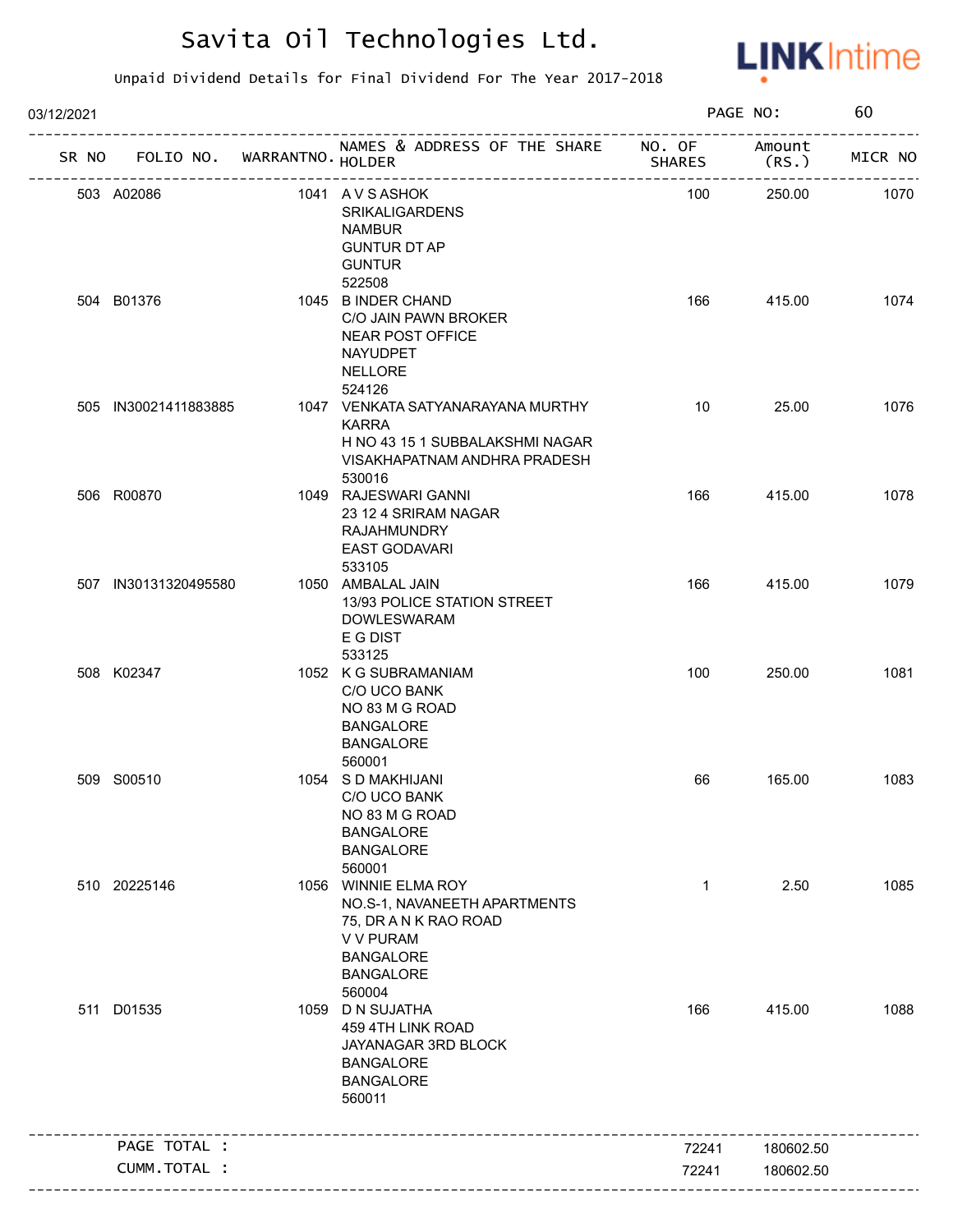# Savita Oil Technologies Ltd.

Unpaid Dividend Details for Final Dividend For The Year 2017-2018

03/12/2021 PAGE NO: 60

| SR NO | FOLIO NO. | WARRANTNO. | NAMES & ADDRESS OF THE SHARE HOLDER | NO. OF SHARES | Amount (RS.) | MICR NO |
|---|---|---|---|---|---|---|
| 503 | A02086 | 1041 | A V S ASHOK<br>SRIKALIGARDENS<br>NAMBUR<br>GUNTUR DT AP<br>GUNTUR<br>522508 | 100 | 250.00 | 1070 |
| 504 | B01376 | 1045 | B INDER CHAND<br>C/O JAIN PAWN BROKER<br>NEAR POST OFFICE<br>NAYUDPET<br>NELLORE<br>524126 | 166 | 415.00 | 1074 |
| 505 | IN30021411883885 | 1047 | VENKATA SATYANARAYANA MURTHY KARRA<br>H NO 43 15 1 SUBBALAKSHMI NAGAR<br>VISAKHAPATNAM ANDHRA PRADESH<br>530016 | 10 | 25.00 | 1076 |
| 506 | R00870 | 1049 | RAJESWARI GANNI<br>23 12 4 SRIRAM NAGAR<br>RAJAHMUNDRY<br>EAST GODAVARI<br>533105 | 166 | 415.00 | 1078 |
| 507 | IN30131320495580 | 1050 | AMBALAL JAIN<br>13/93 POLICE STATION STREET<br>DOWLESWARAM<br>E G DIST<br>533125 | 166 | 415.00 | 1079 |
| 508 | K02347 | 1052 | K G SUBRAMANIAM<br>C/O UCO BANK<br>NO 83 M G ROAD<br>BANGALORE<br>BANGALORE<br>560001 | 100 | 250.00 | 1081 |
| 509 | S00510 | 1054 | S D MAKHIJANI<br>C/O UCO BANK<br>NO 83 M G ROAD<br>BANGALORE<br>BANGALORE<br>560001 | 66 | 165.00 | 1083 |
| 510 | 20225146 | 1056 | WINNIE ELMA ROY<br>NO.S-1, NAVANEETH APARTMENTS<br>75, DR A N K RAO ROAD<br>V V PURAM<br>BANGALORE<br>BANGALORE<br>560004 | 1 | 2.50 | 1085 |
| 511 | D01535 | 1059 | D N SUJATHA<br>459 4TH LINK ROAD<br>JAYANAGAR 3RD BLOCK<br>BANGALORE<br>BANGALORE<br>560011 | 166 | 415.00 | 1088 |
| | PAGE TOTAL : | | | 72241 | 180602.50 | |
| | CUMM.TOTAL : | | | 72241 | 180602.50 | |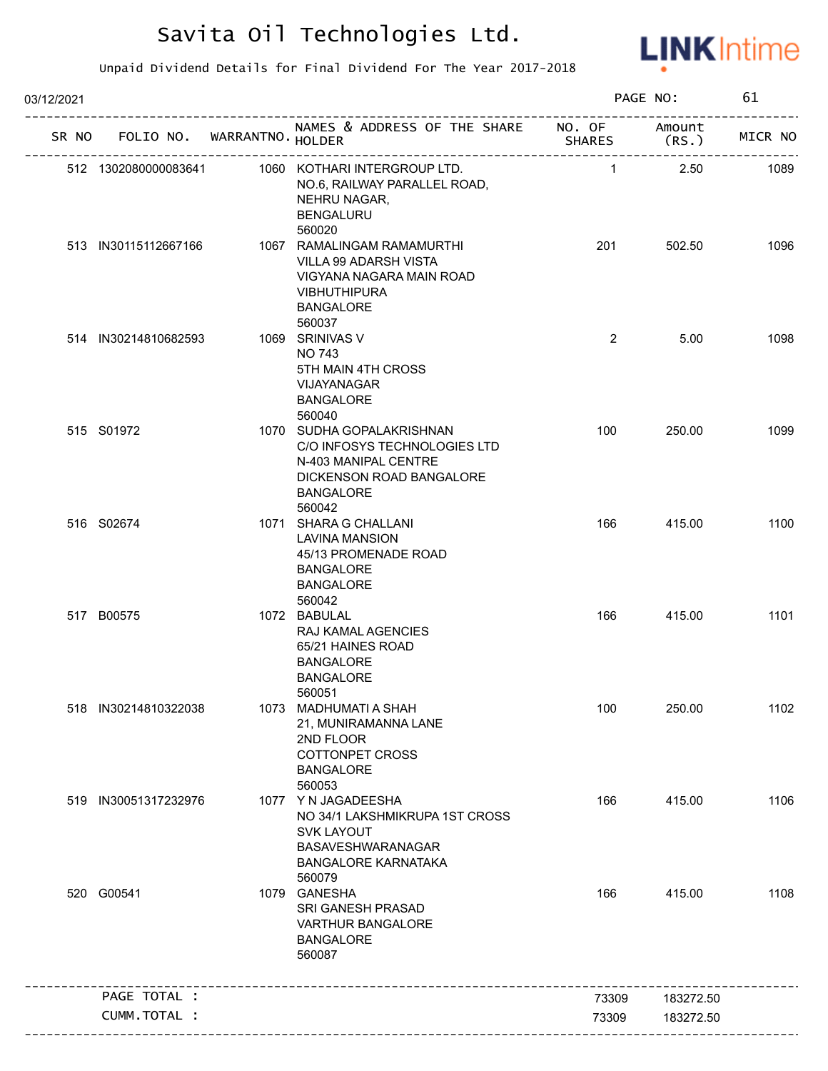# Savita Oil Technologies Ltd.

Unpaid Dividend Details for Final Dividend For The Year 2017-2018

03/12/2021

| SR NO | FOLIO NO. | WARRANTNO. | NAMES & ADDRESS OF THE SHARE HOLDER | NO. OF SHARES | Amount (RS.) | MICR NO |
|---|---|---|---|---|---|---|
| 512 | 1302080000083641 | 1060 | KOTHARI INTERGROUP LTD.<br>NO.6, RAILWAY PARALLEL ROAD,<br>NEHRU NAGAR,<br>BENGALURU<br>560020 | 1 | 2.50 | 1089 |
| 513 | IN30115112667166 | 1067 | RAMALINGAM RAMAMURTHI<br>VILLA 99 ADARSH VISTA<br>VIGYANA NAGARA MAIN ROAD<br>VIBHUTHIPURA<br>BANGALORE<br>560037 | 201 | 502.50 | 1096 |
| 514 | IN30214810682593 | 1069 | SRINIVAS V<br>NO 743<br>5TH MAIN 4TH CROSS<br>VIJAYANAGAR<br>BANGALORE<br>560040 | 2 | 5.00 | 1098 |
| 515 | S01972 | 1070 | SUDHA GOPALAKRISHNAN<br>C/O INFOSYS TECHNOLOGIES LTD<br>N-403 MANIPAL CENTRE<br>DICKENSON ROAD BANGALORE<br>BANGALORE<br>560042 | 100 | 250.00 | 1099 |
| 516 | S02674 | 1071 | SHARA G CHALLANI<br>LAVINA MANSION<br>45/13 PROMENADE ROAD<br>BANGALORE<br>BANGALORE<br>560042 | 166 | 415.00 | 1100 |
| 517 | B00575 | 1072 | BABULAL<br>RAJ KAMAL AGENCIES<br>65/21 HAINES ROAD<br>BANGALORE<br>BANGALORE<br>560051 | 166 | 415.00 | 1101 |
| 518 | IN30214810322038 | 1073 | MADHUMATI A SHAH<br>21, MUNIRAMANNA LANE<br>2ND FLOOR<br>COTTONPET CROSS<br>BANGALORE<br>560053 | 100 | 250.00 | 1102 |
| 519 | IN30051317232976 | 1077 | Y N JAGADEESHA<br>NO 34/1 LAKSHMIKRUPA 1ST CROSS<br>SVK LAYOUT<br>BASAVESHWARANAGAR<br>BANGALORE KARNATAKA<br>560079 | 166 | 415.00 | 1106 |
| 520 | G00541 | 1079 | GANESHA<br>SRI GANESH PRASAD<br>VARTHUR BANGALORE<br>BANGALORE<br>560087 | 166 | 415.00 | 1108 |
| | PAGE TOTAL : | | | 73309 | 183272.50 | |
| | CUMM.TOTAL : | | | 73309 | 183272.50 | |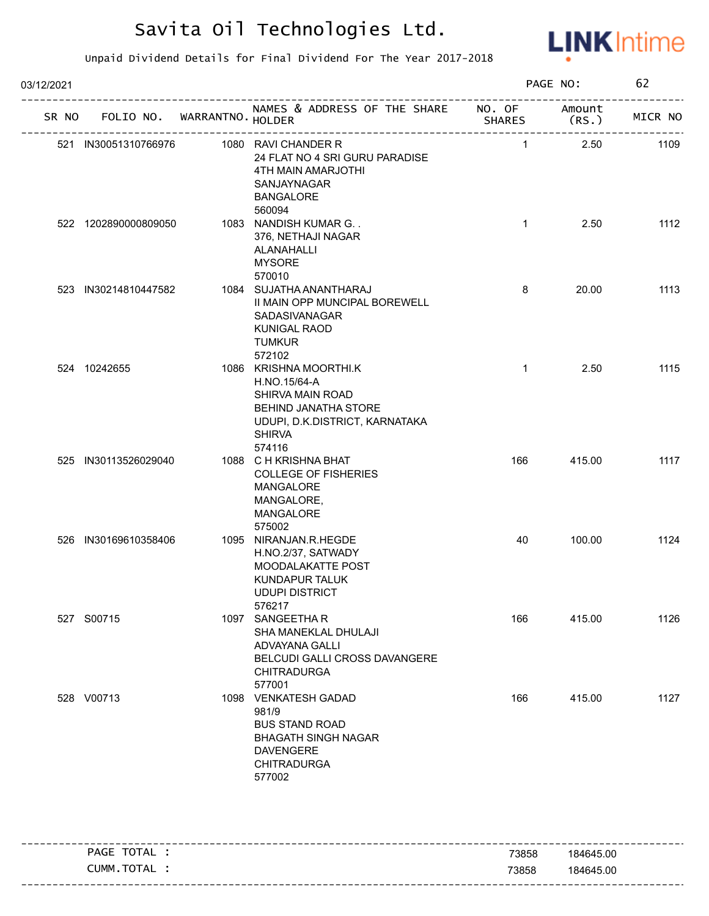# Savita Oil Technologies Ltd.

Unpaid Dividend Details for Final Dividend For The Year 2017-2018

03/12/2021

| SR NO | FOLIO NO. | WARRANTNO. | NAMES & ADDRESS OF THE SHARE HOLDER | NO. OF SHARES | Amount (RS.) | MICR NO |
|---|---|---|---|---|---|---|
| 521 | IN30051310766976 | 1080 | RAVI CHANDER R<br>24 FLAT NO 4 SRI GURU PARADISE<br>4TH MAIN AMARJOTHI<br>SANJAYNAGAR<br>BANGALORE<br>560094 | 1 | 2.50 | 1109 |
| 522 | 1202890000809050 | 1083 | NANDISH KUMAR G. .<br>376, NETHAJI NAGAR<br>ALANAHALLI<br>MYSORE<br>570010 | 1 | 2.50 | 1112 |
| 523 | IN30214810447582 | 1084 | SUJATHA ANANTHARAJ<br>II MAIN OPP MUNCIPAL BOREWELL<br>SADASIVANAGAR<br>KUNIGAL RAOD<br>TUMKUR<br>572102 | 8 | 20.00 | 1113 |
| 524 | 10242655 | 1086 | KRISHNA MOORTHI.K<br>H.NO.15/64-A<br>SHIRVA MAIN ROAD<br>BEHIND JANATHA STORE<br>UDUPI, D.K.DISTRICT, KARNATAKA<br>SHIRVA<br>574116 | 1 | 2.50 | 1115 |
| 525 | IN30113526029040 | 1088 | C H KRISHNA BHAT<br>COLLEGE OF FISHERIES<br>MANGALORE<br>MANGALORE,<br>MANGALORE<br>575002 | 166 | 415.00 | 1117 |
| 526 | IN30169610358406 | 1095 | NIRANJAN.R.HEGDE<br>H.NO.2/37, SATWADY<br>MOODALAKATTE POST<br>KUNDAPUR TALUK<br>UDUPI DISTRICT<br>576217 | 40 | 100.00 | 1124 |
| 527 | S00715 | 1097 | SANGEETHA R<br>SHA MANEKLAL DHULAJI<br>ADVAYANA GALLI<br>BELCUDI GALLI CROSS DAVANGERE<br>CHITRADURGA<br>577001 | 166 | 415.00 | 1126 |
| 528 | V00713 | 1098 | VENKATESH GADAD<br>981/9<br>BUS STAND ROAD<br>BHAGATH SINGH NAGAR<br>DAVENGERE<br>CHITRADURGA<br>577002 | 166 | 415.00 | 1127 |

| | NO. OF SHARES | Amount (RS.) |
|---|---|---|
| PAGE TOTAL : | 73858 | 184645.00 |
| CUMM.TOTAL : | 73858 | 184645.00 |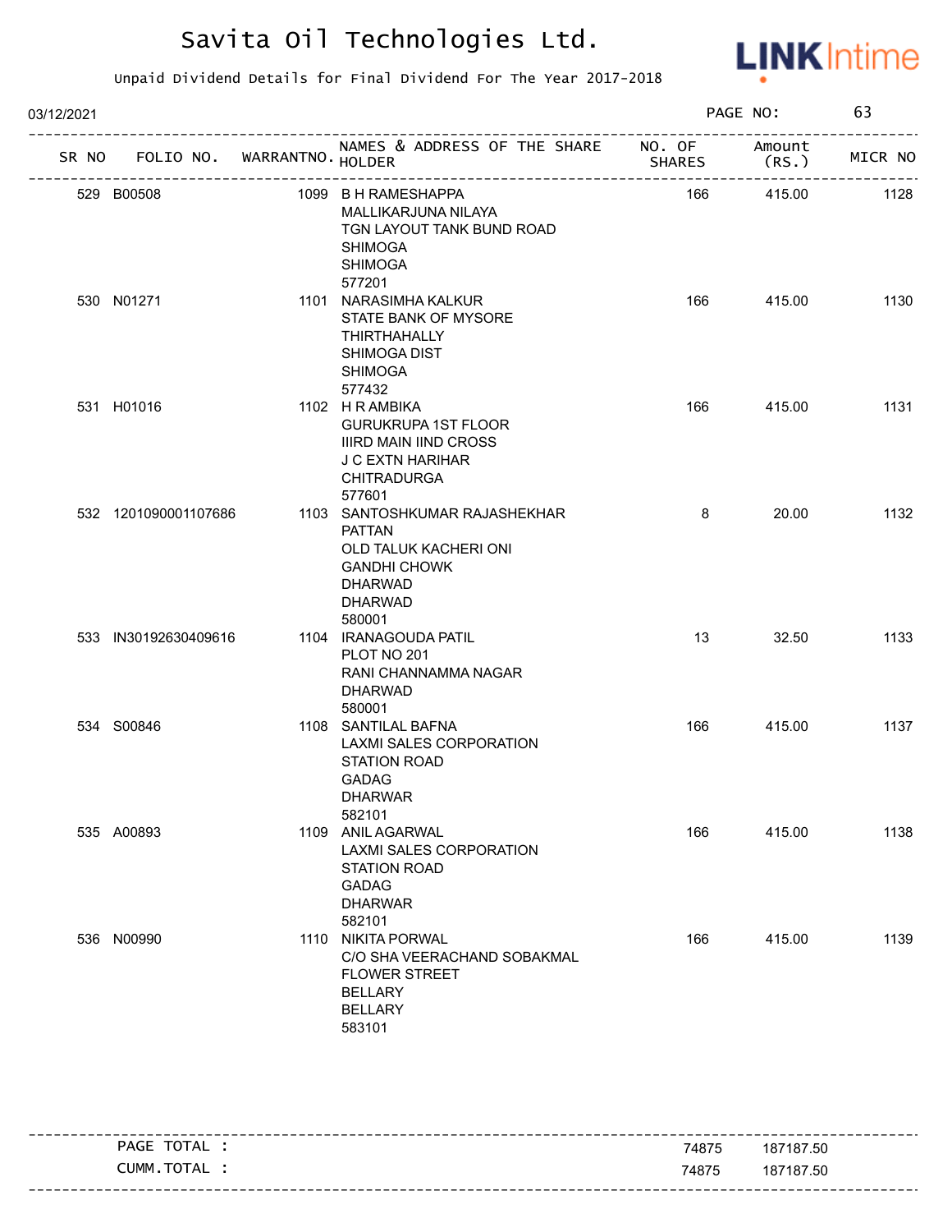# Savita Oil Technologies Ltd.

Unpaid Dividend Details for Final Dividend For The Year 2017-2018

03/12/2021

| SR NO | FOLIO NO. | WARRANTNO. | NAMES & ADDRESS OF THE SHARE HOLDER | NO. OF SHARES | Amount (RS.) | MICR NO |
|---|---|---|---|---|---|---|
| 529 | B00508 | 1099 | B H RAMESHAPPA<br>MALLIKARJUNA NILAYA<br>TGN LAYOUT TANK BUND ROAD<br>SHIMOGA<br>SHIMOGA<br>577201 | 166 | 415.00 | 1128 |
| 530 | N01271 | 1101 | NARASIMHA KALKUR<br>STATE BANK OF MYSORE<br>THIRTHAHALLY<br>SHIMOGA DIST<br>SHIMOGA<br>577432 | 166 | 415.00 | 1130 |
| 531 | H01016 | 1102 | H R AMBIKA<br>GURUKRUPA 1ST FLOOR<br>IIIRD MAIN IIND CROSS<br>J C EXTN HARIHAR<br>CHITRADURGA<br>577601 | 166 | 415.00 | 1131 |
| 532 | 1201090001107686 | 1103 | SANTOSHKUMAR RAJASHEKHAR PATTAN<br>OLD TALUK KACHERI ONI<br>GANDHI CHOWK<br>DHARWAD<br>DHARWAD<br>580001 | 8 | 20.00 | 1132 |
| 533 | IN30192630409616 | 1104 | IRANAGOUDA PATIL<br>PLOT NO 201<br>RANI CHANNAMMA NAGAR<br>DHARWAD<br>580001 | 13 | 32.50 | 1133 |
| 534 | S00846 | 1108 | SANTILAL BAFNA<br>LAXMI SALES CORPORATION<br>STATION ROAD<br>GADAG<br>DHARWAR<br>582101 | 166 | 415.00 | 1137 |
| 535 | A00893 | 1109 | ANIL AGARWAL<br>LAXMI SALES CORPORATION<br>STATION ROAD<br>GADAG<br>DHARWAR<br>582101 | 166 | 415.00 | 1138 |
| 536 | N00990 | 1110 | NIKITA PORWAL<br>C/O SHA VEERACHAND SOBAKMAL<br>FLOWER STREET<br>BELLARY<br>BELLARY<br>583101 | 166 | 415.00 | 1139 |

| | NO. OF SHARES | Amount (RS.) |
|---|---|---|
| PAGE TOTAL : | 74875 | 187187.50 |
| CUMM.TOTAL : | 74875 | 187187.50 |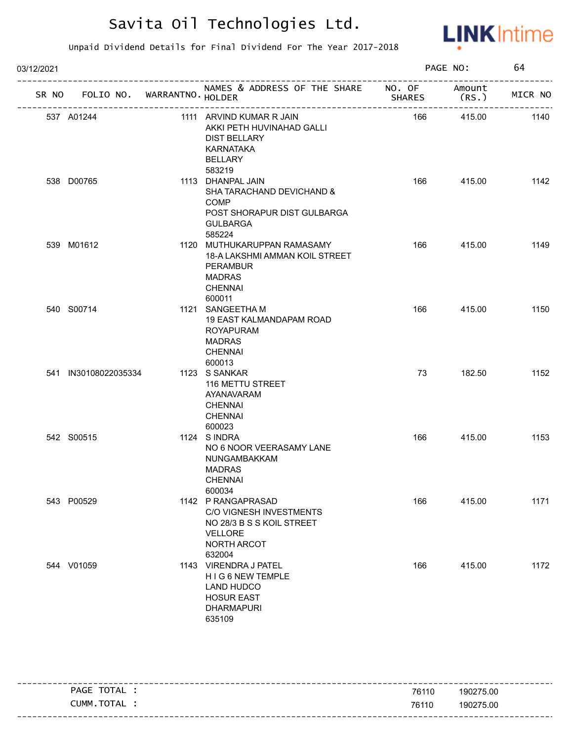# Savita Oil Technologies Ltd.

Unpaid Dividend Details for Final Dividend For The Year 2017-2018

03/12/2021

| SR NO | FOLIO NO. | WARRANTNO. | NAMES & ADDRESS OF THE SHARE HOLDER | NO. OF SHARES | Amount (RS.) | MICR NO |
|---|---|---|---|---|---|---|
| 537 | A01244 | 1111 | ARVIND KUMAR R JAIN<br>AKKI PETH HUVINAHAD GALLI<br>DIST BELLARY<br>KARNATAKA<br>BELLARY<br>583219 | 166 | 415.00 | 1140 |
| 538 | D00765 | 1113 | DHANPAL JAIN<br>SHA TARACHAND DEVICHAND &<br>COMP<br>POST SHORAPUR DIST GULBARGA<br>GULBARGA<br>585224 | 166 | 415.00 | 1142 |
| 539 | M01612 | 1120 | MUTHUKARUPPAN RAMASAMY<br>18-A LAKSHMI AMMAN KOIL STREET<br>PERAMBUR<br>MADRAS<br>CHENNAI<br>600011 | 166 | 415.00 | 1149 |
| 540 | S00714 | 1121 | SANGEETHA M<br>19 EAST KALMANDAPAM ROAD<br>ROYAPURAM<br>MADRAS<br>CHENNAI<br>600013 | 166 | 415.00 | 1150 |
| 541 | IN30108022035334 | 1123 | S SANKAR<br>116 METTU STREET<br>AYANAVARAM<br>CHENNAI<br>CHENNAI<br>600023 | 73 | 182.50 | 1152 |
| 542 | S00515 | 1124 | S INDRA<br>NO 6 NOOR VEERASAMY LANE<br>NUNGAMBAKKAM<br>MADRAS<br>CHENNAI<br>600034 | 166 | 415.00 | 1153 |
| 543 | P00529 | 1142 | P RANGAPRASAD<br>C/O VIGNESH INVESTMENTS<br>NO 28/3 B S S KOIL STREET<br>VELLORE<br>NORTH ARCOT<br>632004 | 166 | 415.00 | 1171 |
| 544 | V01059 | 1143 | VIRENDRA J PATEL<br>H I G 6 NEW TEMPLE<br>LAND HUDCO<br>HOSUR EAST<br>DHARMAPURI<br>635109 | 166 | 415.00 | 1172 |

| | NO. OF SHARES | Amount (RS.) |
|---|---|---|
| PAGE TOTAL : | 76110 | 190275.00 |
| CUMM.TOTAL : | 76110 | 190275.00 |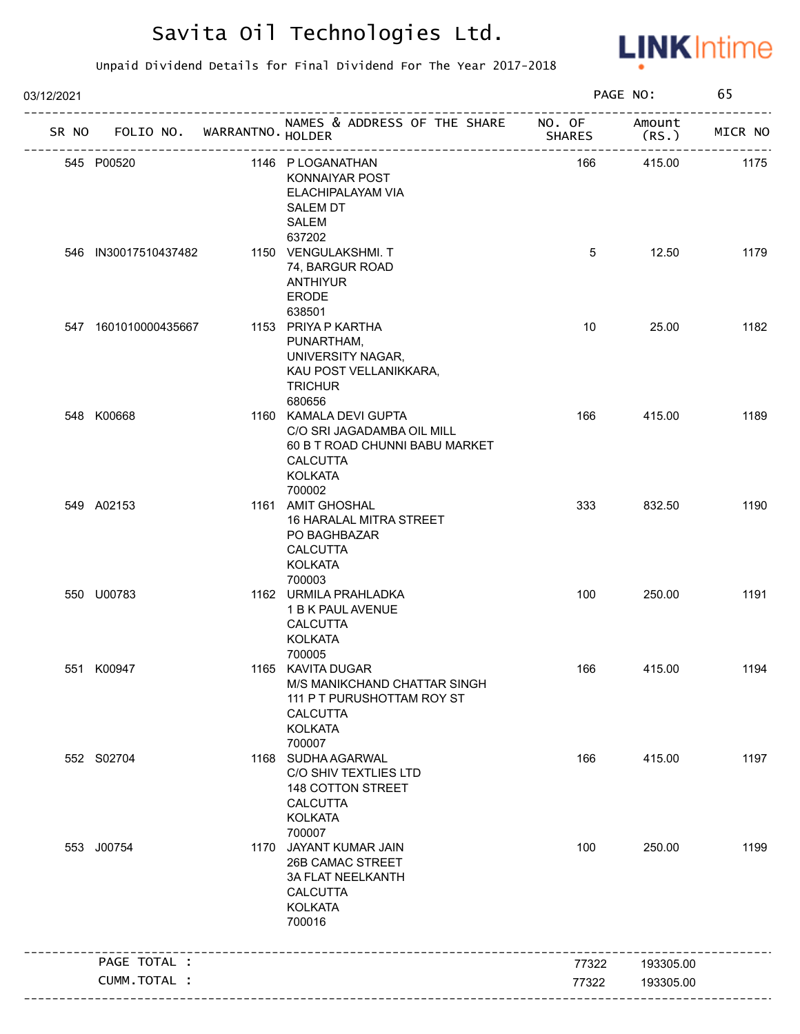# Savita Oil Technologies Ltd.

Unpaid Dividend Details for Final Dividend For The Year 2017-2018

03/12/2021

| SR NO | FOLIO NO. | WARRANTNO. | NAMES & ADDRESS OF THE SHARE HOLDER | NO. OF SHARES | Amount (RS.) | MICR NO |
|---|---|---|---|---|---|---|
| 545 | P00520 | 1146 | P LOGANATHAN<br>KONNAIYAR POST<br>ELACHIPALAYAM VIA<br>SALEM DT<br>SALEM<br>637202 | 166 | 415.00 | 1175 |
| 546 | IN30017510437482 | 1150 | VENGULAKSHMI. T<br>74, BARGUR ROAD<br>ANTHIYUR<br>ERODE<br>638501 | 5 | 12.50 | 1179 |
| 547 | 1601010000435667 | 1153 | PRIYA P KARTHA<br>PUNARTHAM,<br>UNIVERSITY NAGAR,<br>KAU POST VELLANIKKARA,<br>TRICHUR<br>680656 | 10 | 25.00 | 1182 |
| 548 | K00668 | 1160 | KAMALA DEVI GUPTA<br>C/O SRI JAGADAMBA OIL MILL<br>60 B T ROAD CHUNNI BABU MARKET<br>CALCUTTA<br>KOLKATA<br>700002 | 166 | 415.00 | 1189 |
| 549 | A02153 | 1161 | AMIT GHOSHAL<br>16 HARALAL MITRA STREET<br>PO BAGHBAZAR<br>CALCUTTA<br>KOLKATA<br>700003 | 333 | 832.50 | 1190 |
| 550 | U00783 | 1162 | URMILA PRAHLADKA<br>1 B K PAUL AVENUE<br>CALCUTTA<br>KOLKATA<br>700005 | 100 | 250.00 | 1191 |
| 551 | K00947 | 1165 | KAVITA DUGAR<br>M/S MANIKCHAND CHATTAR SINGH<br>111 P T PURUSHOTTAM ROY ST<br>CALCUTTA<br>KOLKATA<br>700007 | 166 | 415.00 | 1194 |
| 552 | S02704 | 1168 | SUDHA AGARWAL<br>C/O SHIV TEXTLIES LTD<br>148 COTTON STREET<br>CALCUTTA<br>KOLKATA<br>700007 | 166 | 415.00 | 1197 |
| 553 | J00754 | 1170 | JAYANT KUMAR JAIN<br>26B CAMAC STREET<br>3A FLAT NEELKANTH<br>CALCUTTA<br>KOLKATA<br>700016 | 100 | 250.00 | 1199 |
| | PAGE TOTAL : | | | 77322 | 193305.00 | |
| | CUMM.TOTAL : | | | 77322 | 193305.00 | |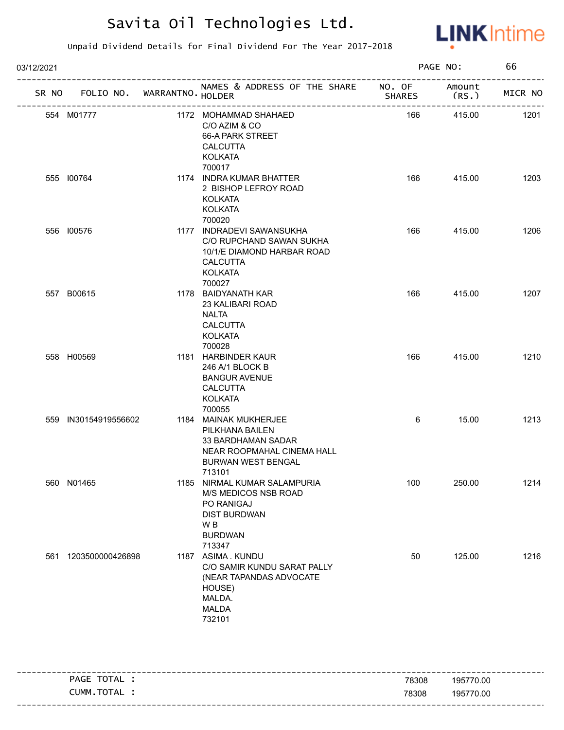# Savita Oil Technologies Ltd.

Unpaid Dividend Details for Final Dividend For The Year 2017-2018

03/12/2021

| SR NO | FOLIO NO. | WARRANTNO. | NAMES & ADDRESS OF THE SHARE HOLDER | NO. OF SHARES | Amount (RS.) | MICR NO |
|---|---|---|---|---|---|---|
| 554 | M01777 | 1172 | MOHAMMAD SHAHAED<br>C/O AZIM & CO<br>66-A PARK STREET<br>CALCUTTA<br>KOLKATA<br>700017 | 166 | 415.00 | 1201 |
| 555 | I00764 | 1174 | INDRA KUMAR BHATTER<br>2 BISHOP LEFROY ROAD<br>KOLKATA<br>KOLKATA<br>700020 | 166 | 415.00 | 1203 |
| 556 | I00576 | 1177 | INDRADEVI SAWANSUKHA<br>C/O RUPCHAND SAWAN SUKHA<br>10/1/E DIAMOND HARBAR ROAD<br>CALCUTTA<br>KOLKATA<br>700027 | 166 | 415.00 | 1206 |
| 557 | B00615 | 1178 | BAIDYANATH KAR<br>23 KALIBARI ROAD<br>NALTA<br>CALCUTTA<br>KOLKATA<br>700028 | 166 | 415.00 | 1207 |
| 558 | H00569 | 1181 | HARBINDER KAUR<br>246 A/1 BLOCK B<br>BANGUR AVENUE<br>CALCUTTA<br>KOLKATA<br>700055 | 166 | 415.00 | 1210 |
| 559 | IN30154919556602 | 1184 | MAINAK MUKHERJEE<br>PILKHANA BAILEN<br>33 BARDHAMAN SADAR<br>NEAR ROOPMAHAL CINEMA HALL<br>BURWAN WEST BENGAL<br>713101 | 6 | 15.00 | 1213 |
| 560 | N01465 | 1185 | NIRMAL KUMAR SALAMPURIA<br>M/S MEDICOS NSB ROAD<br>PO RANIGAJ<br>DIST BURDWAN<br>W B<br>BURDWAN<br>713347 | 100 | 250.00 | 1214 |
| 561 | 1203500000426898 | 1187 | ASIMA . KUNDU<br>C/O SAMIR KUNDU SARAT PALLY<br>(NEAR TAPANDAS ADVOCATE<br>HOUSE)<br>MALDA.<br>MALDA<br>732101 | 50 | 125.00 | 1216 |

| | | |
|---|---|---|
| PAGE TOTAL : | 78308 | 195770.00 |
| CUMM.TOTAL : | 78308 | 195770.00 |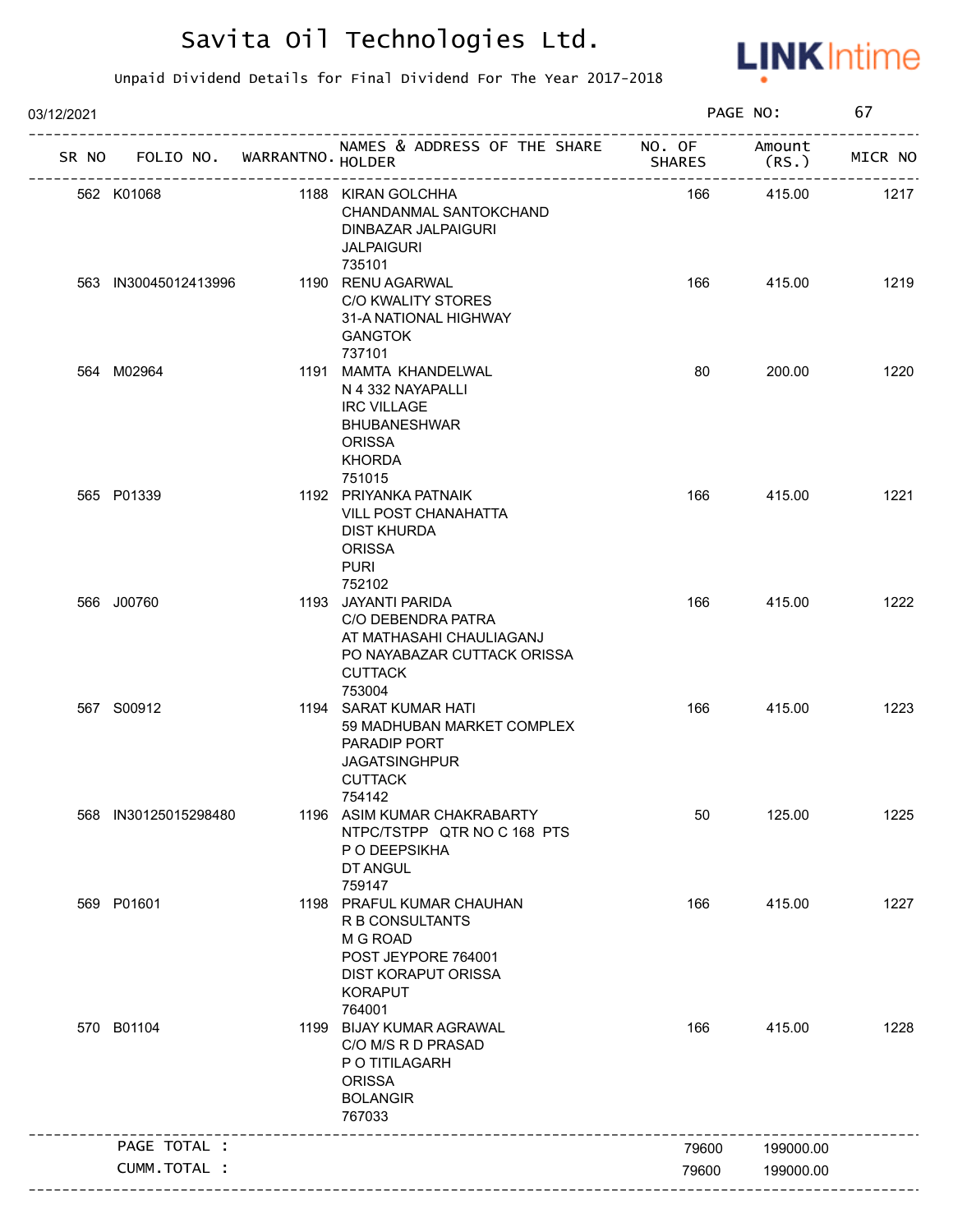# Savita Oil Technologies Ltd.

Unpaid Dividend Details for Final Dividend For The Year 2017-2018

03/12/2021

| SR NO | FOLIO NO. | WARRANTNO. | NAMES & ADDRESS OF THE SHARE HOLDER | NO. OF SHARES | Amount (RS.) | MICR NO |
|---|---|---|---|---|---|---|
| 562 | K01068 | 1188 | KIRAN GOLCHHA CHANDANMAL SANTOKCHAND DINBAZAR JALPAIGURI JALPAIGURI 735101 | 166 | 415.00 | 1217 |
| 563 | IN30045012413996 | 1190 | RENU AGARWAL C/O KWALITY STORES 31-A NATIONAL HIGHWAY GANGTOK 737101 | 166 | 415.00 | 1219 |
| 564 | M02964 | 1191 | MAMTA KHANDELWAL N 4 332 NAYAPALLI IRC VILLAGE BHUBANESHWAR ORISSA KHORDA 751015 | 80 | 200.00 | 1220 |
| 565 | P01339 | 1192 | PRIYANKA PATNAIK VILL POST CHANAHATTA DIST KHURDA ORISSA PURI 752102 | 166 | 415.00 | 1221 |
| 566 | J00760 | 1193 | JAYANTI PARIDA C/O DEBENDRA PATRA AT MATHASAHI CHAULIAGANJ PO NAYABAZAR CUTTACK ORISSA CUTTACK 753004 | 166 | 415.00 | 1222 |
| 567 | S00912 | 1194 | SARAT KUMAR HATI 59 MADHUBAN MARKET COMPLEX PARADIP PORT JAGATSINGHPUR CUTTACK 754142 | 166 | 415.00 | 1223 |
| 568 | IN30125015298480 | 1196 | ASIM KUMAR CHAKRABARTY NTPC/TSTPP QTR NO C 168 PTS P O DEEPSIKHA DT ANGUL 759147 | 50 | 125.00 | 1225 |
| 569 | P01601 | 1198 | PRAFUL KUMAR CHAUHAN R B CONSULTANTS M G ROAD POST JEYPORE 764001 DIST KORAPUT ORISSA KORAPUT 764001 | 166 | 415.00 | 1227 |
| 570 | B01104 | 1199 | BIJAY KUMAR AGRAWAL C/O M/S R D PRASAD P O TITILAGARH ORISSA BOLANGIR 767033 | 166 | 415.00 | 1228 |
| | PAGE TOTAL : | | | 79600 | 199000.00 | |
| | CUMM.TOTAL : | | | 79600 | 199000.00 | |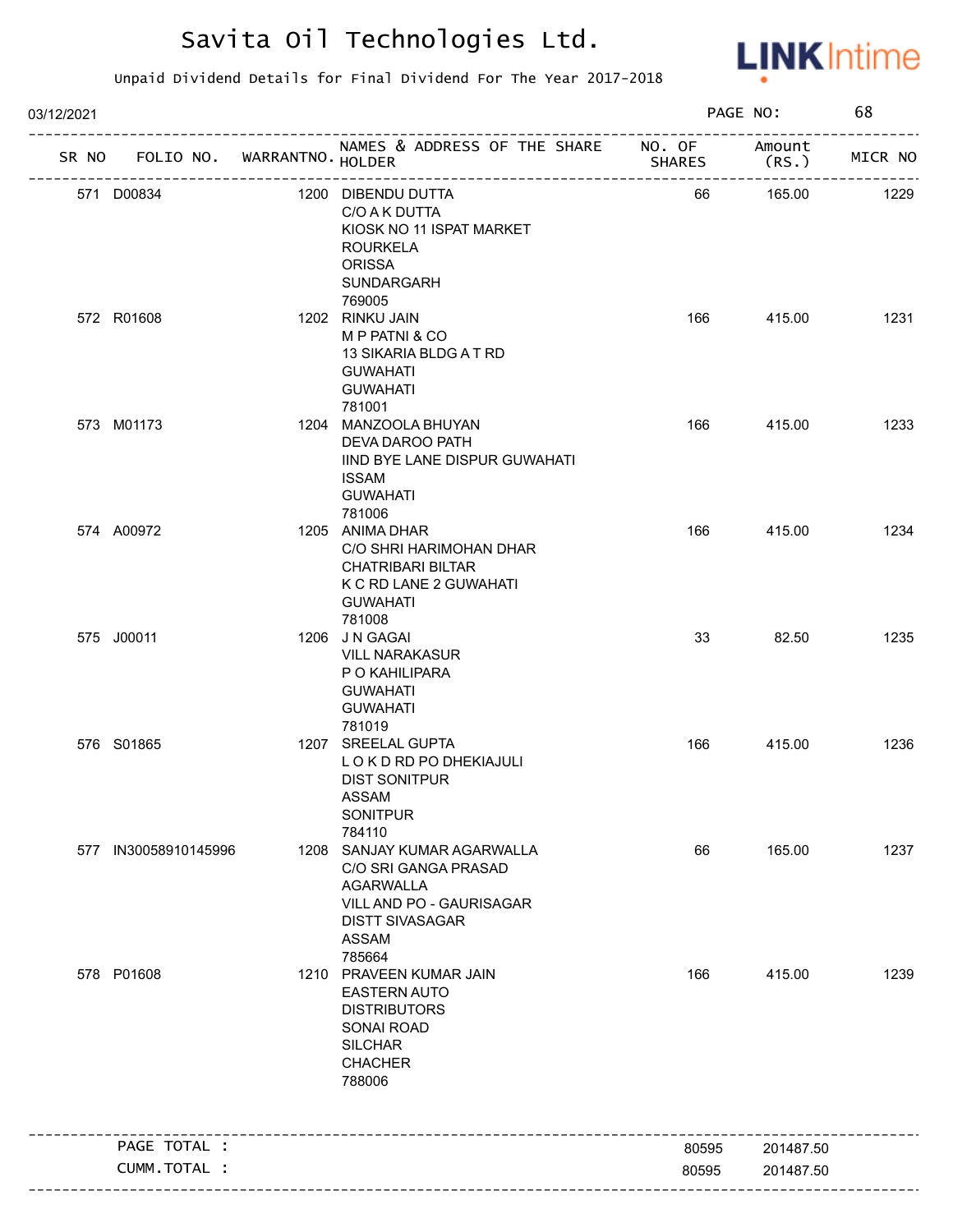# Savita Oil Technologies Ltd.

Unpaid Dividend Details for Final Dividend For The Year 2017-2018

03/12/2021

| SR NO | FOLIO NO. | WARRANTNO. | NAMES & ADDRESS OF THE SHARE HOLDER | NO. OF SHARES | Amount (RS.) | MICR NO |
|---|---|---|---|---|---|---|
| 571 | D00834 | 1200 | DIBENDU DUTTA C/O A K DUTTA KIOSK NO 11 ISPAT MARKET ROURKELA ORISSA SUNDARGARH 769005 | 66 | 165.00 | 1229 |
| 572 | R01608 | 1202 | RINKU JAIN M P PATNI & CO 13 SIKARIA BLDG A T RD GUWAHATI GUWAHATI 781001 | 166 | 415.00 | 1231 |
| 573 | M01173 | 1204 | MANZOOLA BHUYAN DEVA DAROO PATH IIND BYE LANE DISPUR GUWAHATI ISSAM GUWAHATI 781006 | 166 | 415.00 | 1233 |
| 574 | A00972 | 1205 | ANIMA DHAR C/O SHRI HARIMOHAN DHAR CHATRIBARI BILTAR K C RD LANE 2 GUWAHATI GUWAHATI 781008 | 166 | 415.00 | 1234 |
| 575 | J00011 | 1206 | J N GAGAI VILL NARAKASUR P O KAHILIPARA GUWAHATI GUWAHATI 781019 | 33 | 82.50 | 1235 |
| 576 | S01865 | 1207 | SREELAL GUPTA L O K D RD PO DHEKIAJULI DIST SONITPUR ASSAM SONITPUR 784110 | 166 | 415.00 | 1236 |
| 577 | IN30058910145996 | 1208 | SANJAY KUMAR AGARWALLA C/O SRI GANGA PRASAD AGARWALLA VILL AND PO - GAURISAGAR DISTT SIVASAGAR ASSAM 785664 | 66 | 165.00 | 1237 |
| 578 | P01608 | 1210 | PRAVEEN KUMAR JAIN EASTERN AUTO DISTRIBUTORS SONAI ROAD SILCHAR CHACHER 788006 | 166 | 415.00 | 1239 |
| | PAGE TOTAL : | | | 80595 | 201487.50 | |
| | CUMM.TOTAL : | | | 80595 | 201487.50 | |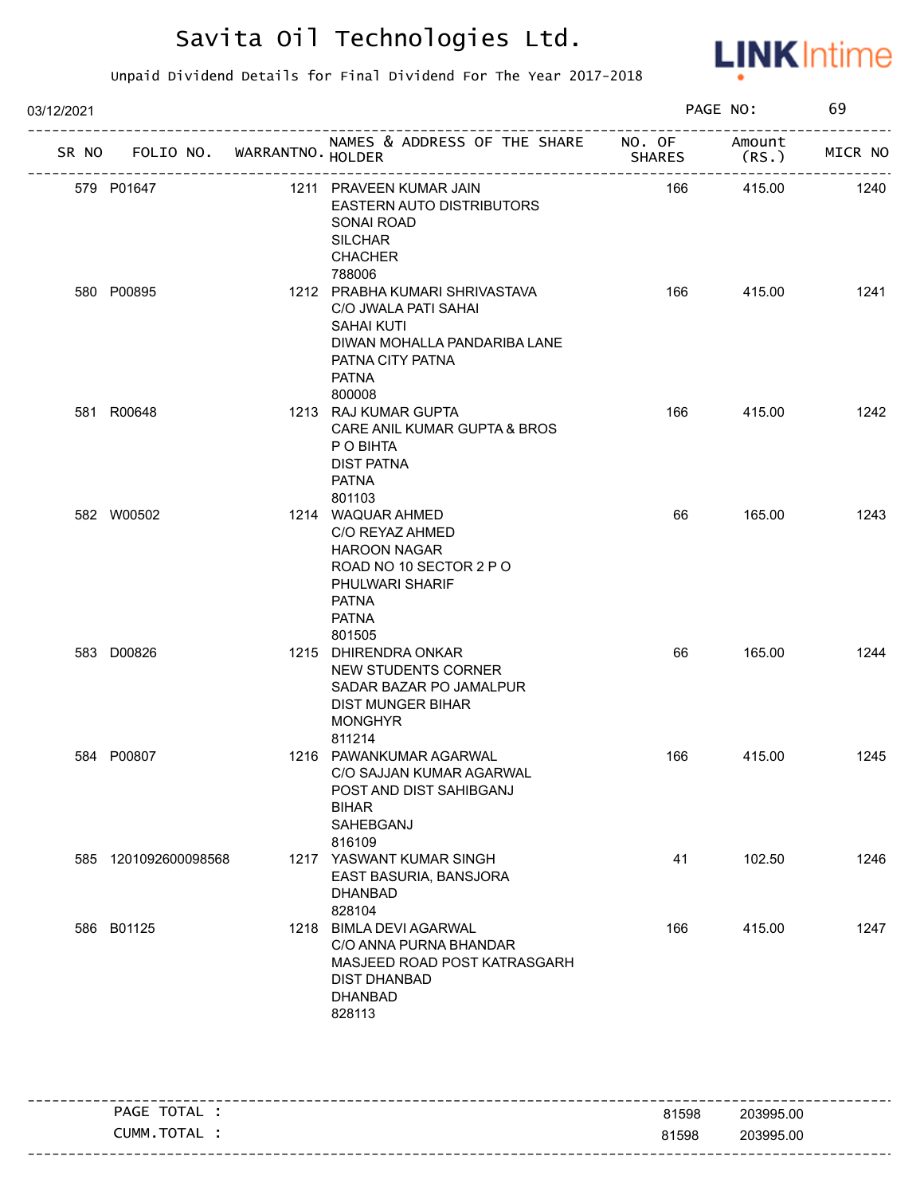# Savita Oil Technologies Ltd.

Unpaid Dividend Details for Final Dividend For The Year 2017-2018

03/12/2021

| SR NO | FOLIO NO. | WARRANTNO. | NAMES & ADDRESS OF THE SHARE HOLDER | NO. OF SHARES | Amount (RS.) | MICR NO |
|---|---|---|---|---|---|---|
| 579 | P01647 | 1211 | PRAVEEN KUMAR JAIN<br>EASTERN AUTO DISTRIBUTORS<br>SONAI ROAD<br>SILCHAR<br>CHACHER<br>788006 | 166 | 415.00 | 1240 |
| 580 | P00895 | 1212 | PRABHA KUMARI SHRIVASTAVA<br>C/O JWALA PATI SAHAI<br>SAHAI KUTI<br>DIWAN MOHALLA PANDARIBA LANE<br>PATNA CITY PATNA<br>PATNA<br>800008 | 166 | 415.00 | 1241 |
| 581 | R00648 | 1213 | RAJ KUMAR GUPTA<br>CARE ANIL KUMAR GUPTA & BROS<br>P O BIHTA<br>DIST PATNA<br>PATNA<br>801103 | 166 | 415.00 | 1242 |
| 582 | W00502 | 1214 | WAQUAR AHMED<br>C/O REYAZ AHMED<br>HAROON NAGAR<br>ROAD NO 10 SECTOR 2 P O<br>PHULWARI SHARIF<br>PATNA<br>PATNA<br>801505 | 66 | 165.00 | 1243 |
| 583 | D00826 | 1215 | DHIRENDRA ONKAR<br>NEW STUDENTS CORNER<br>SADAR BAZAR PO JAMALPUR<br>DIST MUNGER BIHAR<br>MONGHYR<br>811214 | 66 | 165.00 | 1244 |
| 584 | P00807 | 1216 | PAWANKUMAR AGARWAL<br>C/O SAJJAN KUMAR AGARWAL<br>POST AND DIST SAHIBGANJ<br>BIHAR<br>SAHEBGANJ<br>816109 | 166 | 415.00 | 1245 |
| 585 | 1201092600098568 | 1217 | YASWANT KUMAR SINGH<br>EAST BASURIA, BANSJORA<br>DHANBAD<br>828104 | 41 | 102.50 | 1246 |
| 586 | B01125 | 1218 | BIMLA DEVI AGARWAL<br>C/O ANNA PURNA BHANDAR<br>MASJEED ROAD POST KATRASGARH<br>DIST DHANBAD<br>DHANBAD<br>828113 | 166 | 415.00 | 1247 |

| | | |
|---|---|---|
| PAGE TOTAL : | 81598 | 203995.00 |
| CUMM.TOTAL : | 81598 | 203995.00 |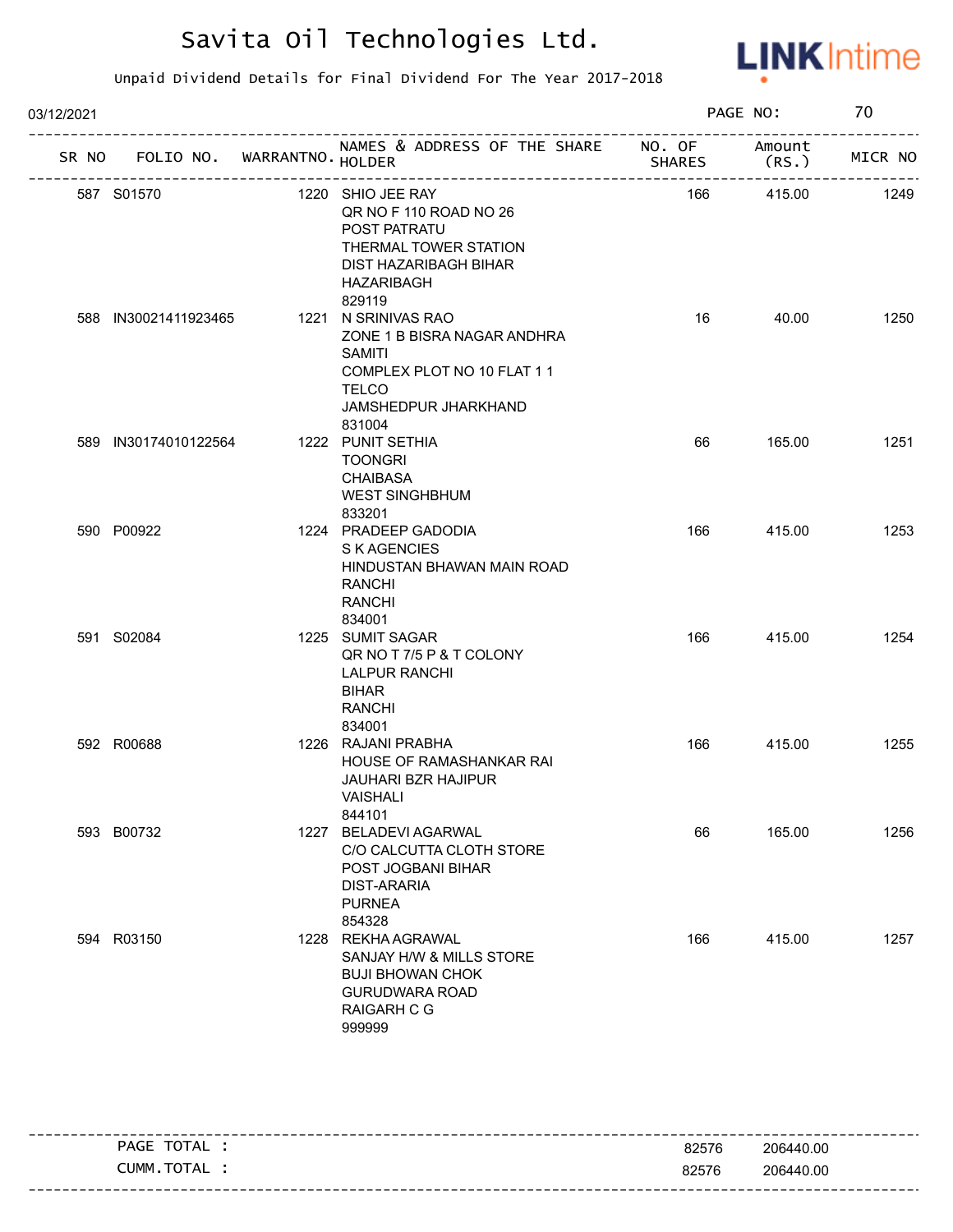# Savita Oil Technologies Ltd.

Unpaid Dividend Details for Final Dividend For The Year 2017-2018

03/12/2021

| SR NO | FOLIO NO. | WARRANTNO. | NAMES & ADDRESS OF THE SHARE HOLDER | NO. OF SHARES | Amount (RS.) | MICR NO |
|---|---|---|---|---|---|---|
| 587 | S01570 | 1220 | SHIO JEE RAY QR NO F 110 ROAD NO 26 POST PATRATU THERMAL TOWER STATION DIST HAZARIBAGH BIHAR HAZARIBAGH 829119 | 166 | 415.00 | 1249 |
| 588 | IN30021411923465 | 1221 | N SRINIVAS RAO ZONE 1 B BISRA NAGAR ANDHRA SAMITI COMPLEX PLOT NO 10 FLAT 1 1 TELCO JAMSHEDPUR JHARKHAND 831004 | 16 | 40.00 | 1250 |
| 589 | IN30174010122564 | 1222 | PUNIT SETHIA TOONGRI CHAIBASA WEST SINGHBHUM 833201 | 66 | 165.00 | 1251 |
| 590 | P00922 | 1224 | PRADEEP GADODIA S K AGENCIES HINDUSTAN BHAWAN MAIN ROAD RANCHI RANCHI 834001 | 166 | 415.00 | 1253 |
| 591 | S02084 | 1225 | SUMIT SAGAR QR NO T 7/5 P & T COLONY LALPUR RANCHI BIHAR RANCHI 834001 | 166 | 415.00 | 1254 |
| 592 | R00688 | 1226 | RAJANI PRABHA HOUSE OF RAMASHANKAR RAI JAUHARI BZR HAJIPUR VAISHALI 844101 | 166 | 415.00 | 1255 |
| 593 | B00732 | 1227 | BELADEVI AGARWAL C/O CALCUTTA CLOTH STORE POST JOGBANI BIHAR DIST-ARARIA PURNEA 854328 | 66 | 165.00 | 1256 |
| 594 | R03150 | 1228 | REKHA AGRAWAL SANJAY H/W & MILLS STORE BUJI BHOWAN CHOK GURUDWARA ROAD RAIGARH C G 999999 | 166 | 415.00 | 1257 |

| | | |
|---|---|---|
| PAGE TOTAL : | 82576 | 206440.00 |
| CUMM.TOTAL : | 82576 | 206440.00 |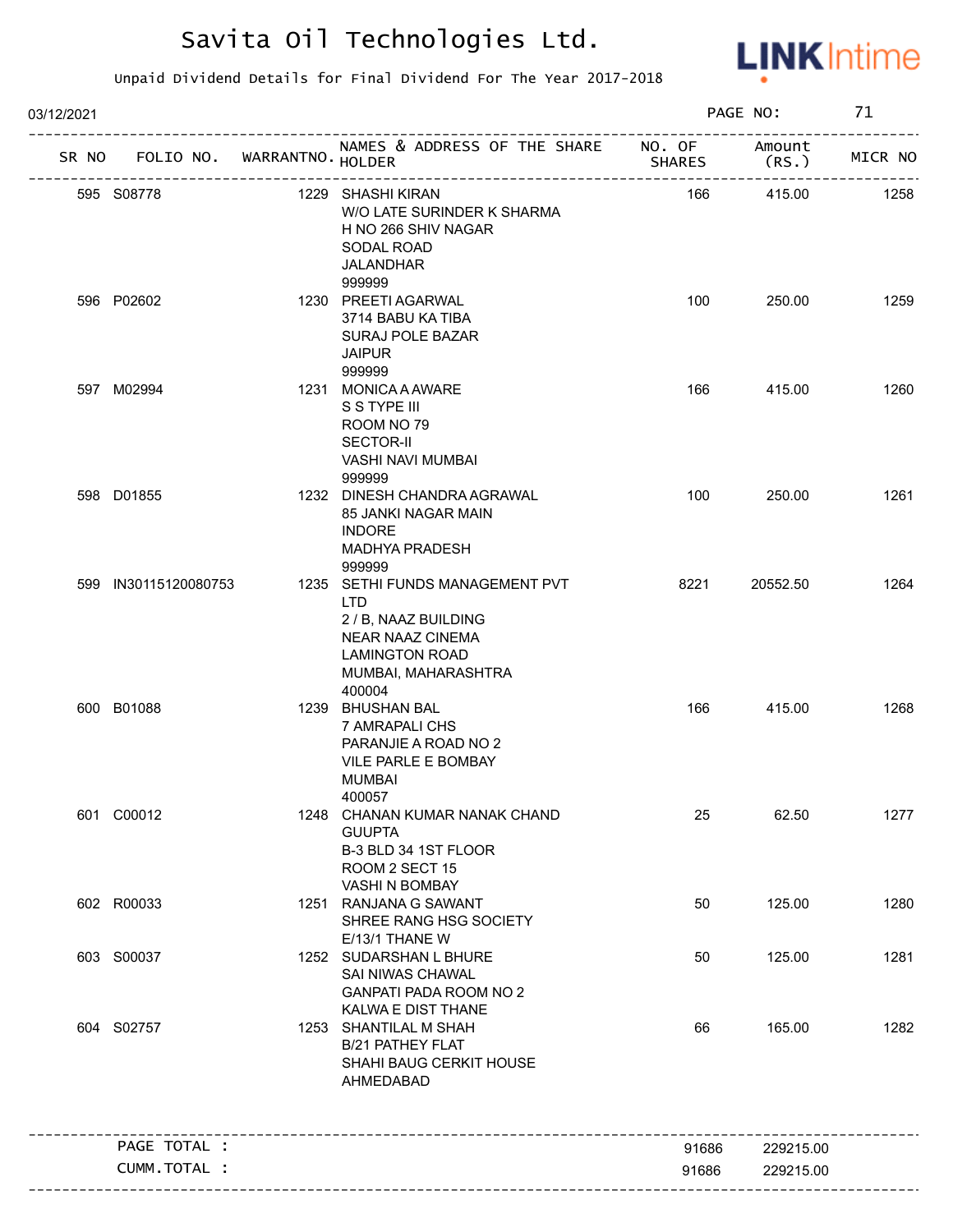# Savita Oil Technologies Ltd.

Unpaid Dividend Details for Final Dividend For The Year 2017-2018

03/12/2021

| SR NO | FOLIO NO. | WARRANTNO. | NAMES & ADDRESS OF THE SHARE HOLDER | NO. OF SHARES | Amount (RS.) | MICR NO |
|---|---|---|---|---|---|---|
| 595 | S08778 | 1229 | SHASHI KIRAN<br>W/O LATE SURINDER K SHARMA<br>H NO 266 SHIV NAGAR<br>SODAL ROAD<br>JALANDHAR<br>999999 | 166 | 415.00 | 1258 |
| 596 | P02602 | 1230 | PREETI AGARWAL<br>3714 BABU KA TIBA<br>SURAJ POLE BAZAR<br>JAIPUR<br>999999 | 100 | 250.00 | 1259 |
| 597 | M02994 | 1231 | MONICA A AWARE<br>S S TYPE III<br>ROOM NO 79<br>SECTOR-II<br>VASHI NAVI MUMBAI<br>999999 | 166 | 415.00 | 1260 |
| 598 | D01855 | 1232 | DINESH CHANDRA AGRAWAL<br>85 JANKI NAGAR MAIN<br>INDORE<br>MADHYA PRADESH<br>999999 | 100 | 250.00 | 1261 |
| 599 | IN30115120080753 | 1235 | SETHI FUNDS MANAGEMENT PVT LTD<br>2 / B, NAAZ BUILDING<br>NEAR NAAZ CINEMA<br>LAMINGTON ROAD<br>MUMBAI, MAHARASHTRA<br>400004 | 8221 | 20552.50 | 1264 |
| 600 | B01088 | 1239 | BHUSHAN BAL<br>7 AMRAPALI CHS<br>PARANJIE A ROAD NO 2<br>VILE PARLE E BOMBAY<br>MUMBAI<br>400057 | 166 | 415.00 | 1268 |
| 601 | C00012 | 1248 | CHANAN KUMAR NANAK CHAND GUUPTA<br>B-3 BLD 34 1ST FLOOR<br>ROOM 2 SECT 15<br>VASHI N BOMBAY | 25 | 62.50 | 1277 |
| 602 | R00033 | 1251 | RANJANA G SAWANT<br>SHREE RANG HSG SOCIETY<br>E/13/1 THANE W | 50 | 125.00 | 1280 |
| 603 | S00037 | 1252 | SUDARSHAN L BHURE<br>SAI NIWAS CHAWAL<br>GANPATI PADA ROOM NO 2<br>KALWA E DIST THANE | 50 | 125.00 | 1281 |
| 604 | S02757 | 1253 | SHANTILAL M SHAH<br>B/21 PATHEY FLAT<br>SHAHI BAUG CERKIT HOUSE<br>AHMEDABAD | 66 | 165.00 | 1282 |
| | PAGE TOTAL : | | | 91686 | 229215.00 | |
| | CUMM.TOTAL : | | | 91686 | 229215.00 | |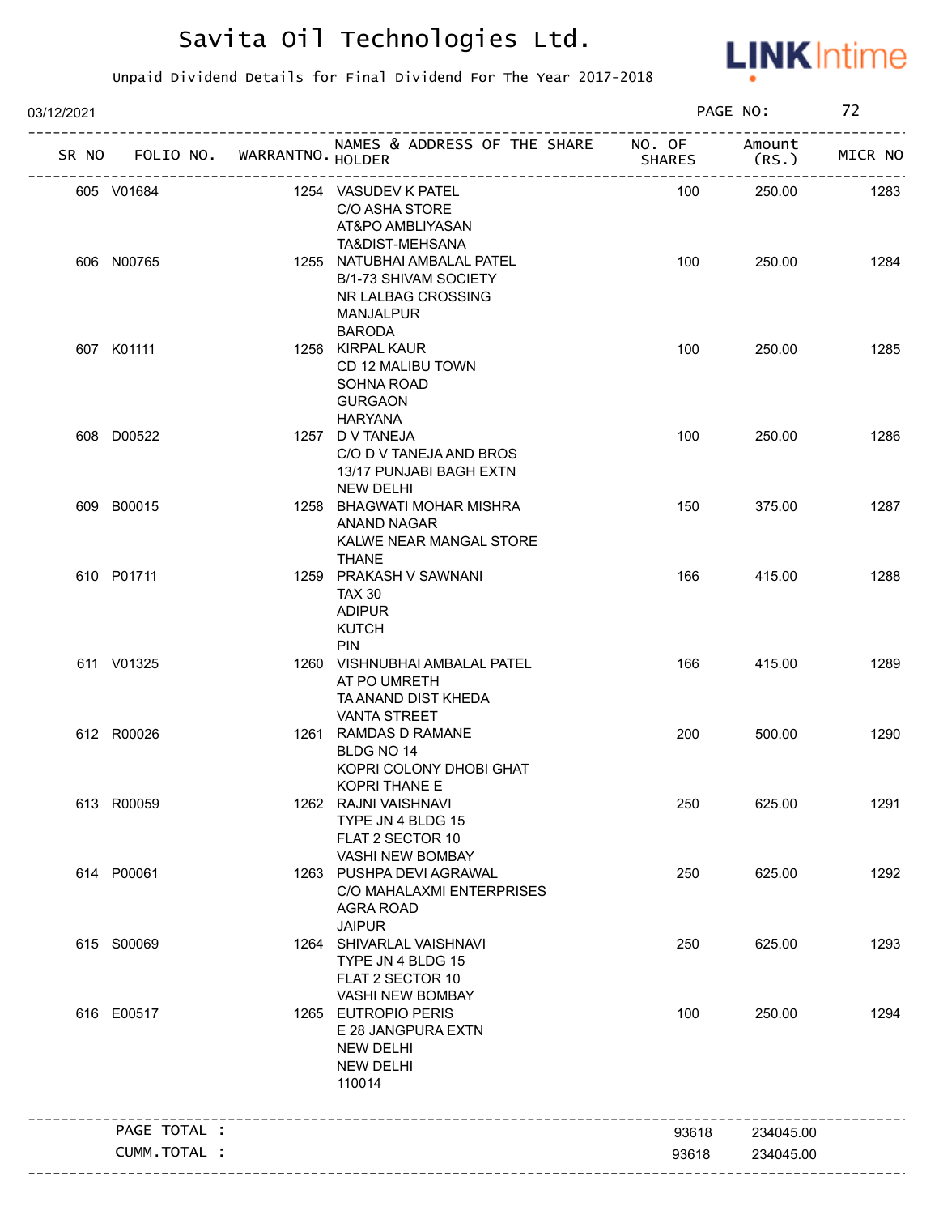# Savita Oil Technologies Ltd.

Unpaid Dividend Details for Final Dividend For The Year 2017-2018

03/12/2021 PAGE NO: 72

| SR NO | FOLIO NO. | WARRANTNO. | NAMES & ADDRESS OF THE SHARE HOLDER | NO. OF SHARES | Amount (RS.) | MICR NO |
|---|---|---|---|---|---|---|
| 605 | V01684 | 1254 | VASUDEV K PATEL<br>C/O ASHA STORE<br>AT&PO AMBLIYASAN<br>TA&DIST-MEHSANA | 100 | 250.00 | 1283 |
| 606 | N00765 | 1255 | NATUBHAI AMBALAL PATEL<br>B/1-73 SHIVAM SOCIETY<br>NR LALBAG CROSSING<br>MANJALPUR<br>BARODA | 100 | 250.00 | 1284 |
| 607 | K01111 | 1256 | KIRPAL KAUR<br>CD 12 MALIBU TOWN<br>SOHNA ROAD<br>GURGAON<br>HARYANA | 100 | 250.00 | 1285 |
| 608 | D00522 | 1257 | D V TANEJA<br>C/O D V TANEJA AND BROS<br>13/17 PUNJABI BAGH EXTN<br>NEW DELHI | 100 | 250.00 | 1286 |
| 609 | B00015 | 1258 | BHAGWATI MOHAR MISHRA<br>ANAND NAGAR<br>KALWE NEAR MANGAL STORE<br>THANE | 150 | 375.00 | 1287 |
| 610 | P01711 | 1259 | PRAKASH V SAWNANI<br>TAX 30<br>ADIPUR<br>KUTCH<br>PIN | 166 | 415.00 | 1288 |
| 611 | V01325 | 1260 | VISHNUBHAI AMBALAL PATEL<br>AT PO UMRETH<br>TA ANAND DIST KHEDA<br>VANTA STREET | 166 | 415.00 | 1289 |
| 612 | R00026 | 1261 | RAMDAS D RAMANE<br>BLDG NO 14<br>KOPRI COLONY DHOBI GHAT<br>KOPRI THANE E | 200 | 500.00 | 1290 |
| 613 | R00059 | 1262 | RAJNI VAISHNAVI<br>TYPE JN 4 BLDG 15<br>FLAT 2 SECTOR 10<br>VASHI NEW BOMBAY | 250 | 625.00 | 1291 |
| 614 | P00061 | 1263 | PUSHPA DEVI AGRAWAL<br>C/O MAHALAXMI ENTERPRISES<br>AGRA ROAD<br>JAIPUR | 250 | 625.00 | 1292 |
| 615 | S00069 | 1264 | SHIVARLAL VAISHNAVI<br>TYPE JN 4 BLDG 15<br>FLAT 2 SECTOR 10<br>VASHI NEW BOMBAY | 250 | 625.00 | 1293 |
| 616 | E00517 | 1265 | EUTROPIO PERIS<br>E 28 JANGPURA EXTN<br>NEW DELHI<br>NEW DELHI<br>110014 | 100 | 250.00 | 1294 |
| | PAGE TOTAL : | | | 93618 | 234045.00 | |
| | CUMM.TOTAL : | | | 93618 | 234045.00 | |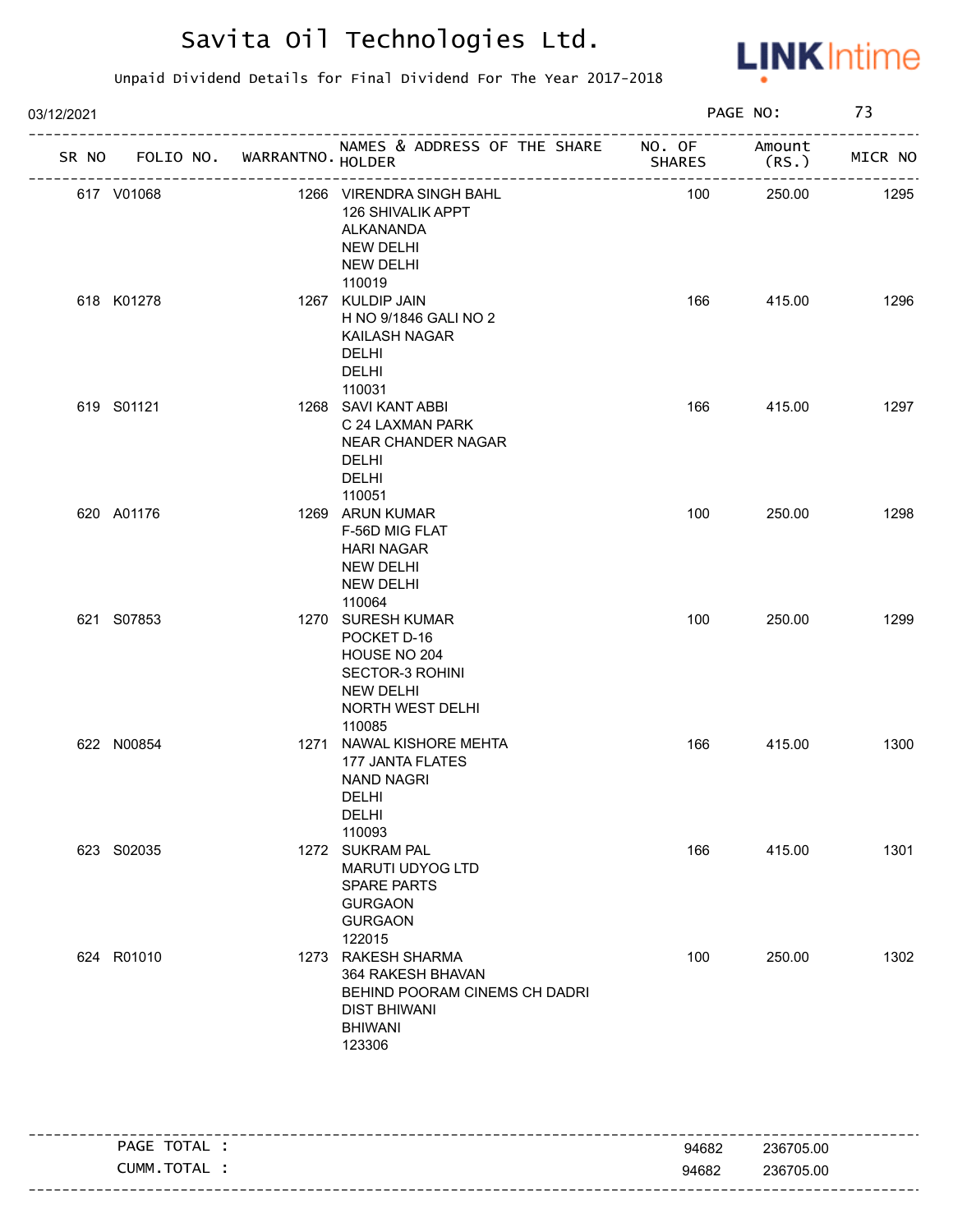# Savita Oil Technologies Ltd.

Unpaid Dividend Details for Final Dividend For The Year 2017-2018

03/12/2021 PAGE NO: 73

| SR NO | FOLIO NO. | WARRANTNO. | NAMES & ADDRESS OF THE SHARE HOLDER | NO. OF SHARES | Amount (RS.) | MICR NO |
|---|---|---|---|---|---|---|
| 617 | V01068 | 1266 | VIRENDRA SINGH BAHL<br>126 SHIVALIK APPT<br>ALKANANDA<br>NEW DELHI<br>NEW DELHI<br>110019 | 100 | 250.00 | 1295 |
| 618 | K01278 | 1267 | KULDIP JAIN<br>H NO 9/1846 GALI NO 2<br>KAILASH NAGAR<br>DELHI<br>DELHI<br>110031 | 166 | 415.00 | 1296 |
| 619 | S01121 | 1268 | SAVI KANT ABBI<br>C 24 LAXMAN PARK<br>NEAR CHANDER NAGAR<br>DELHI<br>DELHI<br>110051 | 166 | 415.00 | 1297 |
| 620 | A01176 | 1269 | ARUN KUMAR<br>F-56D MIG FLAT<br>HARI NAGAR<br>NEW DELHI<br>NEW DELHI<br>110064 | 100 | 250.00 | 1298 |
| 621 | S07853 | 1270 | SURESH KUMAR<br>POCKET D-16<br>HOUSE NO 204<br>SECTOR-3 ROHINI<br>NEW DELHI<br>NORTH WEST DELHI<br>110085 | 100 | 250.00 | 1299 |
| 622 | N00854 | 1271 | NAWAL KISHORE MEHTA<br>177 JANTA FLATES<br>NAND NAGRI<br>DELHI<br>DELHI<br>110093 | 166 | 415.00 | 1300 |
| 623 | S02035 | 1272 | SUKRAM PAL<br>MARUTI UDYOG LTD<br>SPARE PARTS<br>GURGAON<br>GURGAON<br>122015 | 166 | 415.00 | 1301 |
| 624 | R01010 | 1273 | RAKESH SHARMA<br>364 RAKESH BHAVAN<br>BEHIND POORAM CINEMS CH DADRI<br>DIST BHIWANI<br>BHIWANI<br>123306 | 100 | 250.00 | 1302 |

| | NO. OF SHARES | Amount (RS.) |
|---|---|---|
| PAGE TOTAL : | 94682 | 236705.00 |
| CUMM.TOTAL : | 94682 | 236705.00 |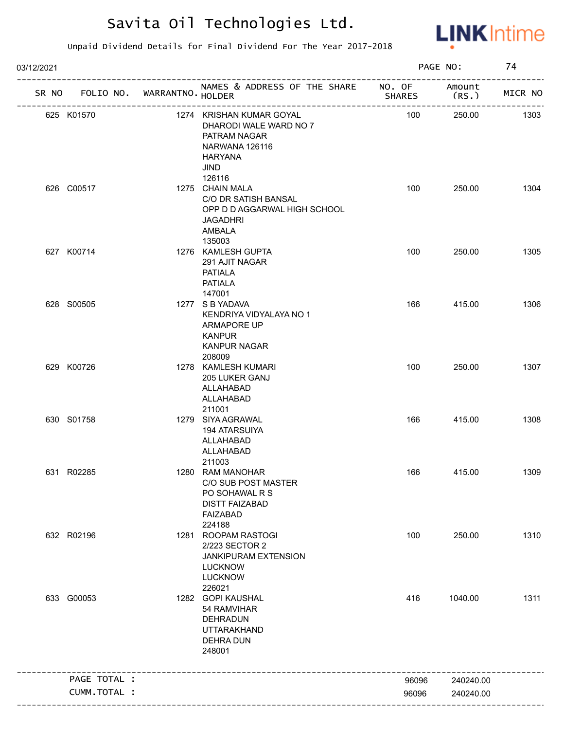# Savita Oil Technologies Ltd.

Unpaid Dividend Details for Final Dividend For The Year 2017-2018

03/12/2021

| SR NO | FOLIO NO. | WARRANTNO. | NAMES & ADDRESS OF THE SHARE HOLDER | NO. OF SHARES | Amount (RS.) | MICR NO |
|---|---|---|---|---|---|---|
| 625 | K01570 | 1274 | KRISHAN KUMAR GOYAL DHARODI WALE WARD NO 7 PATRAM NAGAR NARWANA 126116 HARYANA JIND 126116 | 100 | 250.00 | 1303 |
| 626 | C00517 | 1275 | CHAIN MALA C/O DR SATISH BANSAL OPP D D AGGARWAL HIGH SCHOOL JAGADHRI AMBALA 135003 | 100 | 250.00 | 1304 |
| 627 | K00714 | 1276 | KAMLESH GUPTA 291 AJIT NAGAR PATIALA PATIALA 147001 | 100 | 250.00 | 1305 |
| 628 | S00505 | 1277 | S B YADAVA KENDRIYA VIDYALAYA NO 1 ARMAPORE UP KANPUR KANPUR NAGAR 208009 | 166 | 415.00 | 1306 |
| 629 | K00726 | 1278 | KAMLESH KUMARI 205 LUKER GANJ ALLAHABAD ALLAHABAD 211001 | 100 | 250.00 | 1307 |
| 630 | S01758 | 1279 | SIYA AGRAWAL 194 ATARSUIYA ALLAHABAD ALLAHABAD 211003 | 166 | 415.00 | 1308 |
| 631 | R02285 | 1280 | RAM MANOHAR C/O SUB POST MASTER PO SOHAWAL R S DISTT FAIZABAD FAIZABAD 224188 | 166 | 415.00 | 1309 |
| 632 | R02196 | 1281 | ROOPAM RASTOGI 2/223 SECTOR 2 JANKIPURAM EXTENSION LUCKNOW LUCKNOW 226021 | 100 | 250.00 | 1310 |
| 633 | G00053 | 1282 | GOPI KAUSHAL 54 RAMVIHAR DEHRADUN UTTARAKHAND DEHRA DUN 248001 | 416 | 1040.00 | 1311 |
| | PAGE TOTAL : | | | 96096 | 240240.00 | |
| | CUMM.TOTAL : | | | 96096 | 240240.00 | |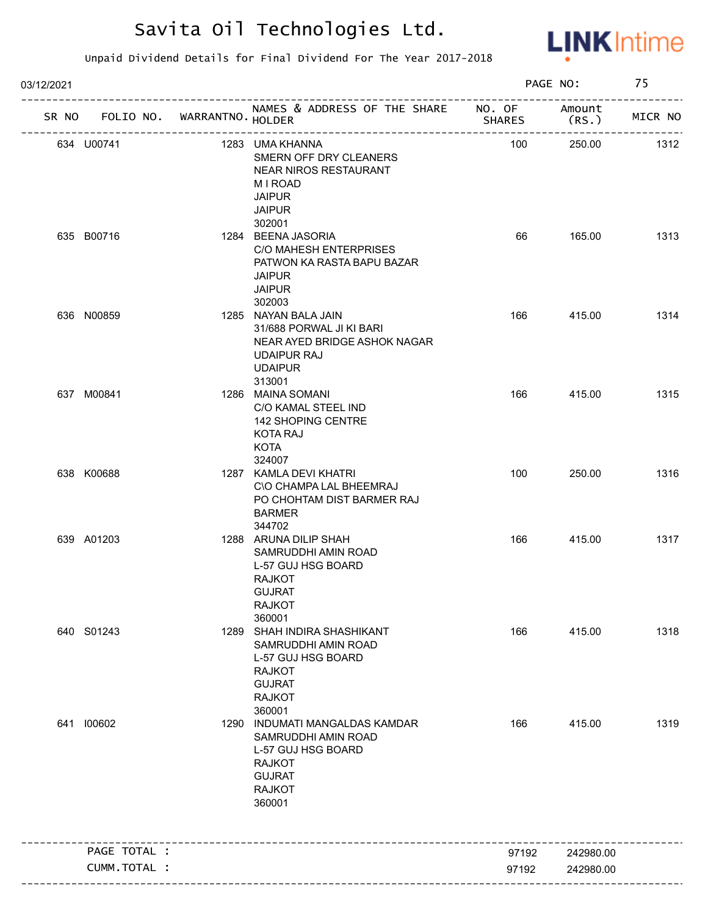# Savita Oil Technologies Ltd.

Unpaid Dividend Details for Final Dividend For The Year 2017-2018

03/12/2021 PAGE NO: 75

| SR NO | FOLIO NO. | WARRANTNO. | NAMES & ADDRESS OF THE SHARE HOLDER | NO. OF SHARES | Amount (RS.) | MICR NO |
|---|---|---|---|---|---|---|
| 634 | U00741 | 1283 | UMA KHANNA<br>SMERN OFF DRY CLEANERS<br>NEAR NIROS RESTAURANT<br>M I ROAD<br>JAIPUR<br>JAIPUR<br>302001 | 100 | 250.00 | 1312 |
| 635 | B00716 | 1284 | BEENA JASORIA<br>C/O MAHESH ENTERPRISES<br>PATWON KA RASTA BAPU BAZAR<br>JAIPUR<br>JAIPUR<br>302003 | 66 | 165.00 | 1313 |
| 636 | N00859 | 1285 | NAYAN BALA JAIN<br>31/688 PORWAL JI KI BARI<br>NEAR AYED BRIDGE ASHOK NAGAR<br>UDAIPUR RAJ<br>UDAIPUR<br>313001 | 166 | 415.00 | 1314 |
| 637 | M00841 | 1286 | MAINA SOMANI<br>C/O KAMAL STEEL IND<br>142 SHOPING CENTRE<br>KOTA RAJ<br>KOTA<br>324007 | 166 | 415.00 | 1315 |
| 638 | K00688 | 1287 | KAMLA DEVI KHATRI<br>C\O CHAMPA LAL BHEEMRAJ<br>PO CHOHTAM DIST BARMER RAJ<br>BARMER<br>344702 | 100 | 250.00 | 1316 |
| 639 | A01203 | 1288 | ARUNA DILIP SHAH<br>SAMRUDDHI AMIN ROAD<br>L-57 GUJ HSG BOARD<br>RAJKOT<br>GUJRAT<br>RAJKOT<br>360001 | 166 | 415.00 | 1317 |
| 640 | S01243 | 1289 | SHAH INDIRA SHASHIKANT<br>SAMRUDDHI AMIN ROAD<br>L-57 GUJ HSG BOARD<br>RAJKOT<br>GUJRAT<br>RAJKOT<br>360001 | 166 | 415.00 | 1318 |
| 641 | I00602 | 1290 | INDUMATI MANGALDAS KAMDAR<br>SAMRUDDHI AMIN ROAD<br>L-57 GUJ HSG BOARD<br>RAJKOT<br>GUJRAT<br>RAJKOT<br>360001 | 166 | 415.00 | 1319 |
| | PAGE TOTAL : | | | 97192 | 242980.00 | |
| | CUMM.TOTAL : | | | 97192 | 242980.00 | |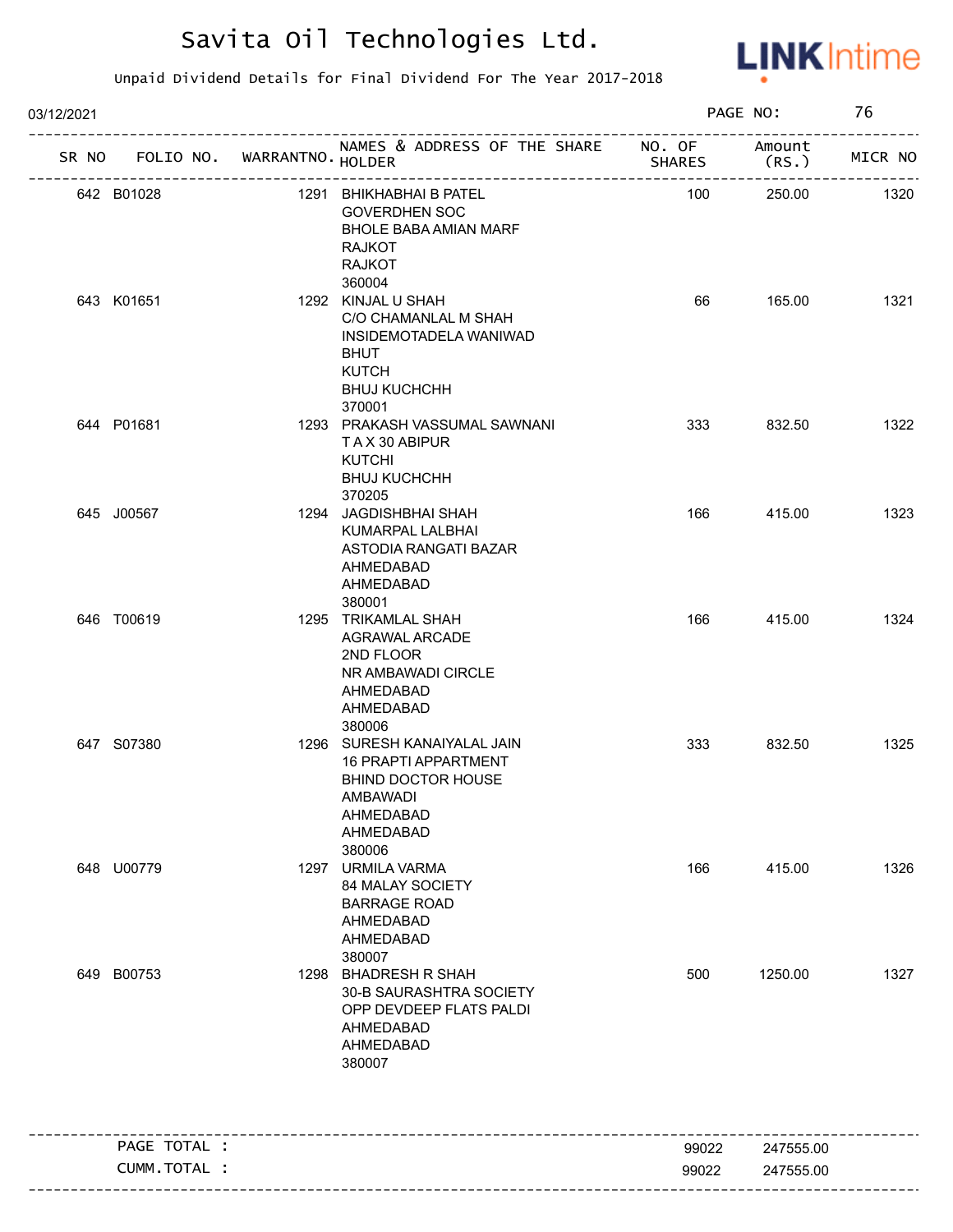# Savita Oil Technologies Ltd.

Unpaid Dividend Details for Final Dividend For The Year 2017-2018

03/12/2021

| SR NO | FOLIO NO. | WARRANTNO. | NAMES & ADDRESS OF THE SHARE HOLDER | NO. OF SHARES | Amount (RS.) | MICR NO |
|---|---|---|---|---|---|---|
| 642 | B01028 | 1291 | BHIKHABHAI B PATEL<br>GOVERDHEN SOC<br>BHOLE BABA AMIAN MARF<br>RAJKOT<br>RAJKOT<br>360004 | 100 | 250.00 | 1320 |
| 643 | K01651 | 1292 | KINJAL U SHAH<br>C/O CHAMANLAL M SHAH<br>INSIDEMOTADELA WANIWAD<br>BHUT<br>KUTCH<br>BHUJ KUCHCHH<br>370001 | 66 | 165.00 | 1321 |
| 644 | P01681 | 1293 | PRAKASH VASSUMAL SAWNANI<br>T A X 30 ABIPUR<br>KUTCHI<br>BHUJ KUCHCHH<br>370205 | 333 | 832.50 | 1322 |
| 645 | J00567 | 1294 | JAGDISHBHAI SHAH<br>KUMARPAL LALBHAI<br>ASTODIA RANGATI BAZAR<br>AHMEDABAD<br>AHMEDABAD<br>380001 | 166 | 415.00 | 1323 |
| 646 | T00619 | 1295 | TRIKAMLAL SHAH<br>AGRAWAL ARCADE<br>2ND FLOOR<br>NR AMBAWADI CIRCLE<br>AHMEDABAD<br>AHMEDABAD<br>380006 | 166 | 415.00 | 1324 |
| 647 | S07380 | 1296 | SURESH KANAIYALAL JAIN<br>16 PRAPTI APPARTMENT<br>BHIND DOCTOR HOUSE<br>AMBAWADI<br>AHMEDABAD<br>AHMEDABAD<br>380006 | 333 | 832.50 | 1325 |
| 648 | U00779 | 1297 | URMILA VARMA<br>84 MALAY SOCIETY<br>BARRAGE ROAD<br>AHMEDABAD<br>AHMEDABAD<br>380007 | 166 | 415.00 | 1326 |
| 649 | B00753 | 1298 | BHADRESH R SHAH<br>30-B SAURASHTRA SOCIETY<br>OPP DEVDEEP FLATS PALDI<br>AHMEDABAD<br>AHMEDABAD<br>380007 | 500 | 1250.00 | 1327 |

| | NO. OF SHARES | Amount (RS.) |
|---|---|---|
| PAGE TOTAL : | 99022 | 247555.00 |
| CUMM.TOTAL : | 99022 | 247555.00 |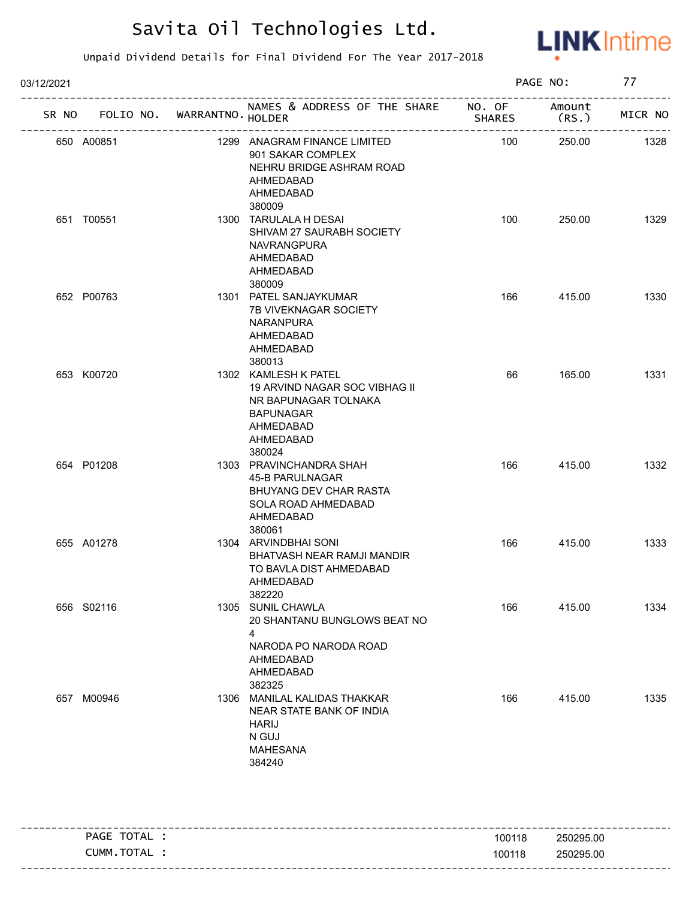# Savita Oil Technologies Ltd.

Unpaid Dividend Details for Final Dividend For The Year 2017-2018

03/12/2021 PAGE NO: 77

| SR NO | FOLIO NO. | WARRANTNO. | NAMES & ADDRESS OF THE SHARE HOLDER | NO. OF SHARES | Amount (RS.) | MICR NO |
|---|---|---|---|---|---|---|
| 650 | A00851 | 1299 | ANAGRAM FINANCE LIMITED<br>901 SAKAR COMPLEX<br>NEHRU BRIDGE ASHRAM ROAD<br>AHMEDABAD<br>AHMEDABAD<br>380009 | 100 | 250.00 | 1328 |
| 651 | T00551 | 1300 | TARULALA H DESAI<br>SHIVAM 27 SAURABH SOCIETY<br>NAVRANGPURA<br>AHMEDABAD<br>AHMEDABAD<br>380009 | 100 | 250.00 | 1329 |
| 652 | P00763 | 1301 | PATEL SANJAYKUMAR<br>7B VIVEKNAGAR SOCIETY<br>NARANPURA<br>AHMEDABAD<br>AHMEDABAD<br>380013 | 166 | 415.00 | 1330 |
| 653 | K00720 | 1302 | KAMLESH K PATEL<br>19 ARVIND NAGAR SOC VIBHAG II<br>NR BAPUNAGAR TOLNAKA<br>BAPUNAGAR<br>AHMEDABAD<br>AHMEDABAD<br>380024 | 66 | 165.00 | 1331 |
| 654 | P01208 | 1303 | PRAVINCHANDRA SHAH<br>45-B PARULNAGAR<br>BHUYANG DEV CHAR RASTA<br>SOLA ROAD AHMEDABAD<br>AHMEDABAD<br>380061 | 166 | 415.00 | 1332 |
| 655 | A01278 | 1304 | ARVINDBHAI SONI<br>BHATVASH NEAR RAMJI MANDIR<br>TO BAVLA DIST AHMEDABAD<br>AHMEDABAD<br>382220 | 166 | 415.00 | 1333 |
| 656 | S02116 | 1305 | SUNIL CHAWLA<br>20 SHANTANU BUNGLOWS BEAT NO<br>4<br>NARODA PO NARODA ROAD<br>AHMEDABAD<br>AHMEDABAD<br>382325 | 166 | 415.00 | 1334 |
| 657 | M00946 | 1306 | MANILAL KALIDAS THAKKAR<br>NEAR STATE BANK OF INDIA<br>HARIJ<br>N GUJ<br>MAHESANA<br>384240 | 166 | 415.00 | 1335 |

| | NO. OF SHARES | Amount (RS.) |
|---|---|---|
| PAGE TOTAL : | 100118 | 250295.00 |
| CUMM.TOTAL : | 100118 | 250295.00 |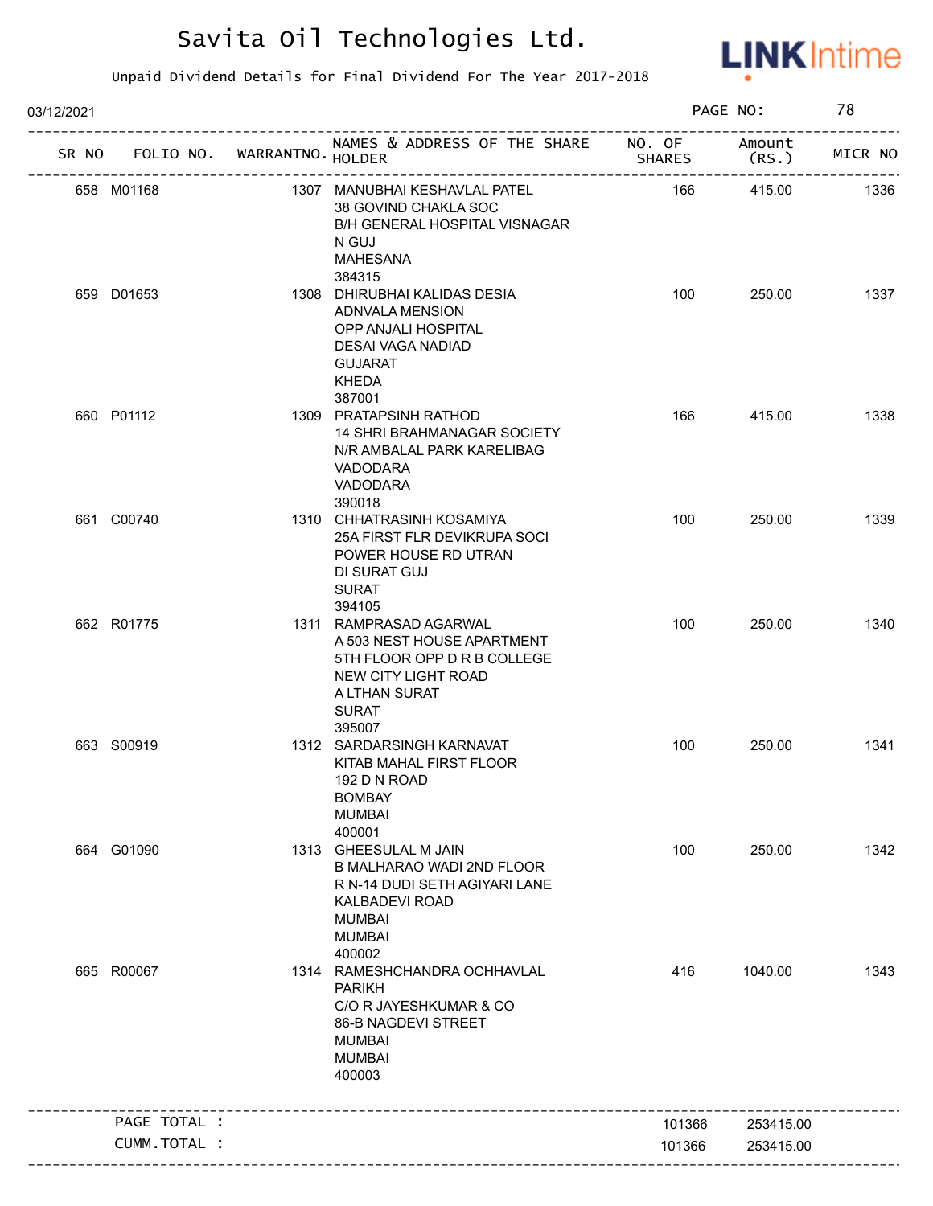# Savita Oil Technologies Ltd.

Unpaid Dividend Details for Final Dividend For The Year 2017-2018

03/12/2021 PAGE NO: 78

| SR NO | FOLIO NO. | WARRANTNO. | NAMES & ADDRESS OF THE SHARE HOLDER | NO. OF SHARES | Amount (RS.) | MICR NO |
|---|---|---|---|---|---|---|
| 658 | M01168 | 1307 | MANUBHAI KESHAVLAL PATEL 38 GOVIND CHAKLA SOC B/H GENERAL HOSPITAL VISNAGAR N GUJ MAHESANA 384315 | 166 | 415.00 | 1336 |
| 659 | D01653 | 1308 | DHIRUBHAI KALIDAS DESIA ADNVALA MENSION OPP ANJALI HOSPITAL DESAI VAGA NADIAD GUJARAT KHEDA 387001 | 100 | 250.00 | 1337 |
| 660 | P01112 | 1309 | PRATAPSINH RATHOD 14 SHRI BRAHMANAGAR SOCIETY N/R AMBALAL PARK KARELIBAG VADODARA VADODARA 390018 | 166 | 415.00 | 1338 |
| 661 | C00740 | 1310 | CHHATRASINH KOSAMIYA 25A FIRST FLR DEVIKRUPA SOCI POWER HOUSE RD UTRAN DI SURAT GUJ SURAT 394105 | 100 | 250.00 | 1339 |
| 662 | R01775 | 1311 | RAMPRASAD AGARWAL A 503 NEST HOUSE APARTMENT 5TH FLOOR OPP D R B COLLEGE NEW CITY LIGHT ROAD A LTHAN SURAT SURAT 395007 | 100 | 250.00 | 1340 |
| 663 | S00919 | 1312 | SARDARSINGH KARNAVAT KITAB MAHAL FIRST FLOOR 192 D N ROAD BOMBAY MUMBAI 400001 | 100 | 250.00 | 1341 |
| 664 | G01090 | 1313 | GHEESULAL M JAIN B MALHARAO WADI 2ND FLOOR R N-14 DUDI SETH AGIYARI LANE KALBADEVI ROAD MUMBAI MUMBAI 400002 | 100 | 250.00 | 1342 |
| 665 | R00067 | 1314 | RAMESHCHANDRA OCHHAVLAL PARIKH C/O R JAYESHKUMAR & CO 86-B NAGDEVI STREET MUMBAI MUMBAI 400003 | 416 | 1040.00 | 1343 |
| | PAGE TOTAL : | | | 101366 | 253415.00 | |
| | CUMM.TOTAL : | | | 101366 | 253415.00 | |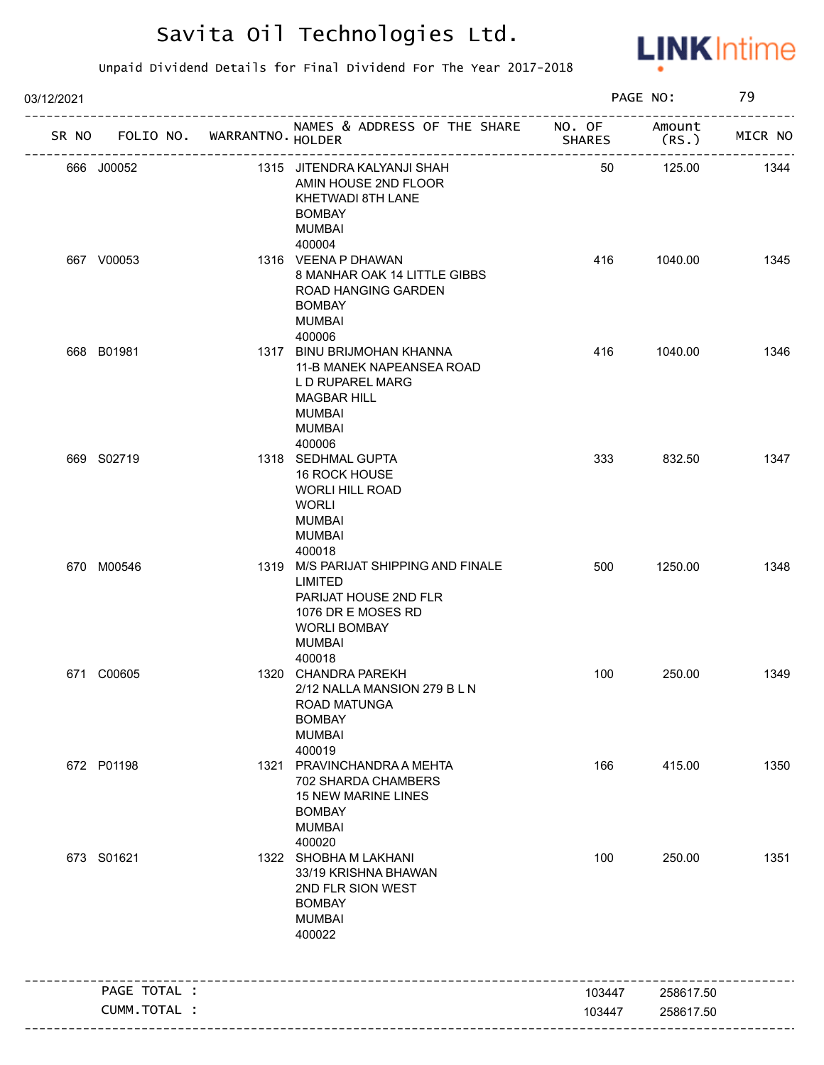# Savita Oil Technologies Ltd.

Unpaid Dividend Details for Final Dividend For The Year 2017-2018

03/12/2021

| SR NO | FOLIO NO. | WARRANTNO. | NAMES & ADDRESS OF THE SHARE HOLDER | NO. OF SHARES | Amount (RS.) | MICR NO |
|---|---|---|---|---|---|---|
| 666 | J00052 | 1315 | JITENDRA KALYANJI SHAH<br>AMIN HOUSE 2ND FLOOR<br>KHETWADI 8TH LANE<br>BOMBAY<br>MUMBAI<br>400004 | 50 | 125.00 | 1344 |
| 667 | V00053 | 1316 | VEENA P DHAWAN<br>8 MANHAR OAK 14 LITTLE GIBBS<br>ROAD HANGING GARDEN<br>BOMBAY<br>MUMBAI<br>400006 | 416 | 1040.00 | 1345 |
| 668 | B01981 | 1317 | BINU BRIJMOHAN KHANNA<br>11-B MANEK NAPEANSEA ROAD<br>L D RUPAREL MARG<br>MAGBAR HILL<br>MUMBAI<br>MUMBAI<br>400006 | 416 | 1040.00 | 1346 |
| 669 | S02719 | 1318 | SEDHMAL GUPTA<br>16 ROCK HOUSE<br>WORLI HILL ROAD<br>WORLI<br>MUMBAI<br>MUMBAI<br>400018 | 333 | 832.50 | 1347 |
| 670 | M00546 | 1319 | M/S PARIJAT SHIPPING AND FINALE<br>LIMITED<br>PARIJAT HOUSE 2ND FLR<br>1076 DR E MOSES RD<br>WORLI BOMBAY<br>MUMBAI<br>400018 | 500 | 1250.00 | 1348 |
| 671 | C00605 | 1320 | CHANDRA PAREKH<br>2/12 NALLA MANSION 279 B L N<br>ROAD MATUNGA<br>BOMBAY<br>MUMBAI<br>400019 | 100 | 250.00 | 1349 |
| 672 | P01198 | 1321 | PRAVINCHANDRA A MEHTA<br>702 SHARDA CHAMBERS<br>15 NEW MARINE LINES<br>BOMBAY<br>MUMBAI<br>400020 | 166 | 415.00 | 1350 |
| 673 | S01621 | 1322 | SHOBHA M LAKHANI<br>33/19 KRISHNA BHAWAN<br>2ND FLR SION WEST<br>BOMBAY<br>MUMBAI<br>400022 | 100 | 250.00 | 1351 |

| | NO. OF SHARES | Amount (RS.) |
|---|---|---|
| PAGE TOTAL : | 103447 | 258617.50 |
| CUMM.TOTAL : | 103447 | 258617.50 |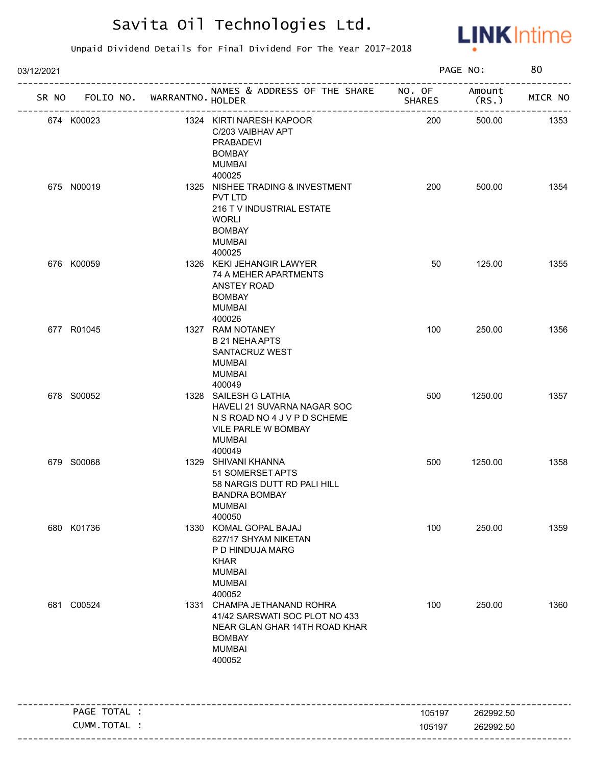# Savita Oil Technologies Ltd.

Unpaid Dividend Details for Final Dividend For The Year 2017-2018

03/12/2021

| SR NO | FOLIO NO. | WARRANTNO. | NAMES & ADDRESS OF THE SHARE HOLDER | NO. OF SHARES | Amount (RS.) | MICR NO |
|---|---|---|---|---|---|---|
| 674 | K00023 | 1324 | KIRTI NARESH KAPOOR C/203 VAIBHAV APT PRABADEVI BOMBAY MUMBAI 400025 | 200 | 500.00 | 1353 |
| 675 | N00019 | 1325 | NISHEE TRADING & INVESTMENT PVT LTD 216 T V INDUSTRIAL ESTATE WORLI BOMBAY MUMBAI 400025 | 200 | 500.00 | 1354 |
| 676 | K00059 | 1326 | KEKI JEHANGIR LAWYER 74 A MEHER APARTMENTS ANSTEY ROAD BOMBAY MUMBAI 400026 | 50 | 125.00 | 1355 |
| 677 | R01045 | 1327 | RAM NOTANEY B 21 NEHA APTS SANTACRUZ WEST MUMBAI MUMBAI 400049 | 100 | 250.00 | 1356 |
| 678 | S00052 | 1328 | SAILESH G LATHIA HAVELI 21 SUVARNA NAGAR SOC N S ROAD NO 4 J V P D SCHEME VILE PARLE W BOMBAY MUMBAI 400049 | 500 | 1250.00 | 1357 |
| 679 | S00068 | 1329 | SHIVANI KHANNA 51 SOMERSET APTS 58 NARGIS DUTT RD PALI HILL BANDRA BOMBAY MUMBAI 400050 | 500 | 1250.00 | 1358 |
| 680 | K01736 | 1330 | KOMAL GOPAL BAJAJ 627/17 SHYAM NIKETAN P D HINDUJA MARG KHAR MUMBAI MUMBAI 400052 | 100 | 250.00 | 1359 |
| 681 | C00524 | 1331 | CHAMPA JETHANAND ROHRA 41/42 SARSWATI SOC PLOT NO 433 NEAR GLAN GHAR 14TH ROAD KHAR BOMBAY MUMBAI 400052 | 100 | 250.00 | 1360 |

| | | |
|---|---|---|
| PAGE TOTAL : | 105197 | 262992.50 |
| CUMM.TOTAL : | 105197 | 262992.50 |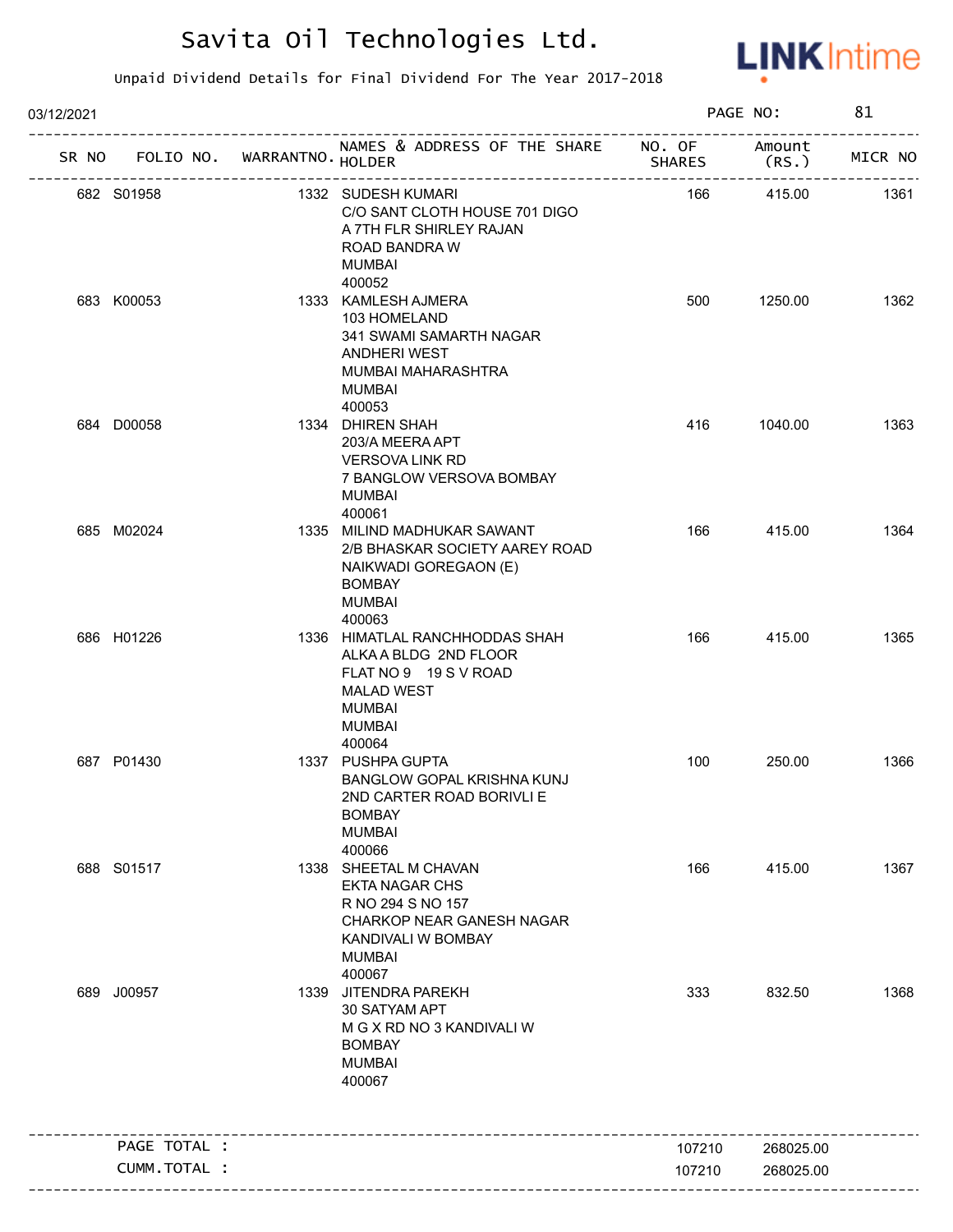# Savita Oil Technologies Ltd.

Unpaid Dividend Details for Final Dividend For The Year 2017-2018

03/12/2021 PAGE NO: 81

| SR NO | FOLIO NO. | WARRANTNO. | NAMES & ADDRESS OF THE SHARE HOLDER | NO. OF SHARES | Amount (RS.) | MICR NO |
|---|---|---|---|---|---|---|
| 682 | S01958 | 1332 | SUDESH KUMARI<br>C/O SANT CLOTH HOUSE 701 DIGO<br>A 7TH FLR SHIRLEY RAJAN<br>ROAD BANDRA W<br>MUMBAI<br>400052 | 166 | 415.00 | 1361 |
| 683 | K00053 | 1333 | KAMLESH AJMERA<br>103 HOMELAND<br>341 SWAMI SAMARTH NAGAR<br>ANDHERI WEST<br>MUMBAI MAHARASHTRA<br>MUMBAI<br>400053 | 500 | 1250.00 | 1362 |
| 684 | D00058 | 1334 | DHIREN SHAH<br>203/A MEERA APT<br>VERSOVA LINK RD<br>7 BANGLOW VERSOVA BOMBAY<br>MUMBAI<br>400061 | 416 | 1040.00 | 1363 |
| 685 | M02024 | 1335 | MILIND MADHUKAR SAWANT<br>2/B BHASKAR SOCIETY AAREY ROAD<br>NAIKWADI GOREGAON (E)<br>BOMBAY<br>MUMBAI<br>400063 | 166 | 415.00 | 1364 |
| 686 | H01226 | 1336 | HIMATLAL RANCHHODDAS SHAH<br>ALKA A BLDG 2ND FLOOR<br>FLAT NO 9 19 S V ROAD<br>MALAD WEST<br>MUMBAI<br>MUMBAI<br>400064 | 166 | 415.00 | 1365 |
| 687 | P01430 | 1337 | PUSHPA GUPTA<br>BANGLOW GOPAL KRISHNA KUNJ<br>2ND CARTER ROAD BORIVLI E<br>BOMBAY<br>MUMBAI<br>400066 | 100 | 250.00 | 1366 |
| 688 | S01517 | 1338 | SHEETAL M CHAVAN<br>EKTA NAGAR CHS<br>R NO 294 S NO 157<br>CHARKOP NEAR GANESH NAGAR<br>KANDIVALI W BOMBAY<br>MUMBAI<br>400067 | 166 | 415.00 | 1367 |
| 689 | J00957 | 1339 | JITENDRA PAREKH<br>30 SATYAM APT<br>M G X RD NO 3 KANDIVALI W<br>BOMBAY<br>MUMBAI<br>400067 | 333 | 832.50 | 1368 |
| | PAGE TOTAL : | | | 107210 | 268025.00 | |
| | CUMM.TOTAL : | | | 107210 | 268025.00 | |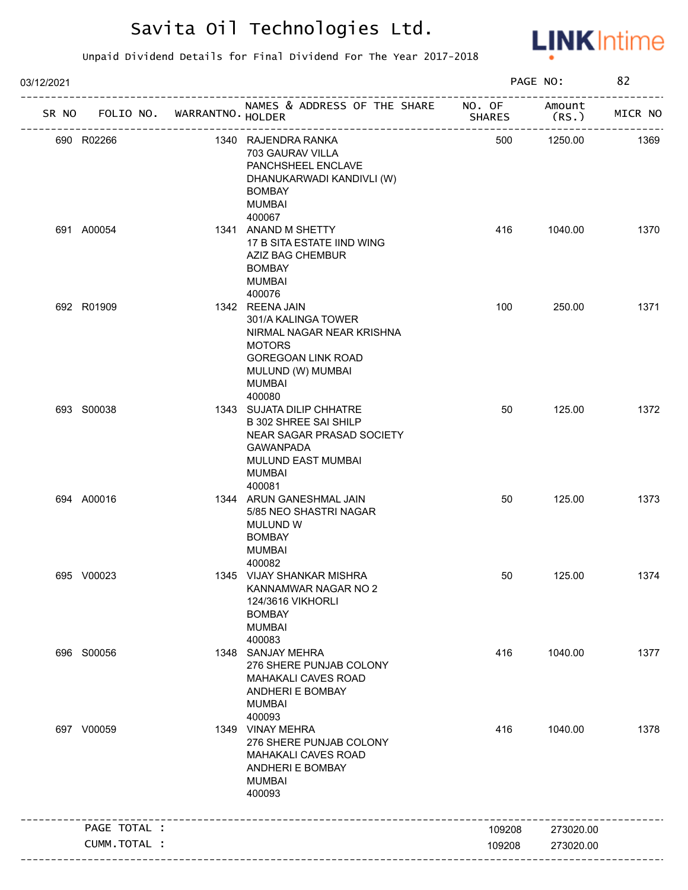# Savita Oil Technologies Ltd.

Unpaid Dividend Details for Final Dividend For The Year 2017-2018

03/12/2021 PAGE NO: 82

| SR NO | FOLIO NO. | WARRANTNO. | NAMES & ADDRESS OF THE SHARE HOLDER | NO. OF SHARES | Amount (RS.) | MICR NO |
|---|---|---|---|---|---|---|
| 690 | R02266 | 1340 | RAJENDRA RANKA 703 GAURAV VILLA PANCHSHEEL ENCLAVE DHANUKARWADI KANDIVLI (W) BOMBAY MUMBAI 400067 | 500 | 1250.00 | 1369 |
| 691 | A00054 | 1341 | ANAND M SHETTY 17 B SITA ESTATE IIND WING AZIZ BAG CHEMBUR BOMBAY MUMBAI 400076 | 416 | 1040.00 | 1370 |
| 692 | R01909 | 1342 | REENA JAIN 301/A KALINGA TOWER NIRMAL NAGAR NEAR KRISHNA MOTORS GOREGOAN LINK ROAD MULUND (W) MUMBAI MUMBAI 400080 | 100 | 250.00 | 1371 |
| 693 | S00038 | 1343 | SUJATA DILIP CHHATRE B 302 SHREE SAI SHILP NEAR SAGAR PRASAD SOCIETY GAWANPADA MULUND EAST MUMBAI MUMBAI 400081 | 50 | 125.00 | 1372 |
| 694 | A00016 | 1344 | ARUN GANESHMAL JAIN 5/85 NEO SHASTRI NAGAR MULUND W BOMBAY MUMBAI 400082 | 50 | 125.00 | 1373 |
| 695 | V00023 | 1345 | VIJAY SHANKAR MISHRA KANNAMWAR NAGAR NO 2 124/3616 VIKHORLI BOMBAY MUMBAI 400083 | 50 | 125.00 | 1374 |
| 696 | S00056 | 1348 | SANJAY MEHRA 276 SHERE PUNJAB COLONY MAHAKALI CAVES ROAD ANDHERI E BOMBAY MUMBAI 400093 | 416 | 1040.00 | 1377 |
| 697 | V00059 | 1349 | VINAY MEHRA 276 SHERE PUNJAB COLONY MAHAKALI CAVES ROAD ANDHERI E BOMBAY MUMBAI 400093 | 416 | 1040.00 | 1378 |
| | PAGE TOTAL : | | | 109208 | 273020.00 | |
| | CUMM.TOTAL : | | | 109208 | 273020.00 | |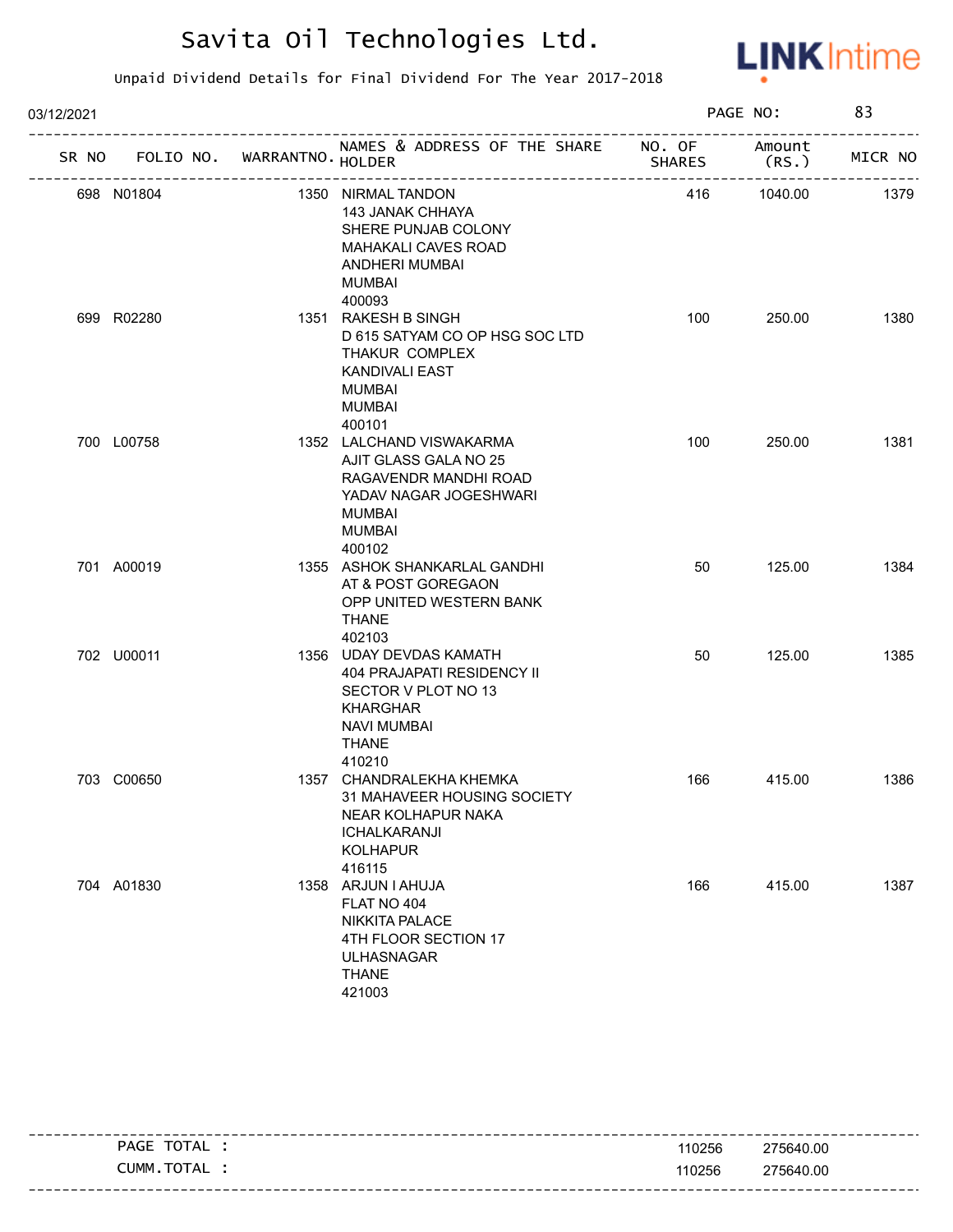# Savita Oil Technologies Ltd.

Unpaid Dividend Details for Final Dividend For The Year 2017-2018

03/12/2021

| SR NO | FOLIO NO. | WARRANTNO. | NAMES & ADDRESS OF THE SHARE HOLDER | NO. OF SHARES | Amount (RS.) | MICR NO |
|---|---|---|---|---|---|---|
| 698 | N01804 | 1350 | NIRMAL TANDON<br>143 JANAK CHHAYA<br>SHERE PUNJAB COLONY<br>MAHAKALI CAVES ROAD<br>ANDHERI MUMBAI<br>MUMBAI<br>400093 | 416 | 1040.00 | 1379 |
| 699 | R02280 | 1351 | RAKESH B SINGH<br>D 615 SATYAM CO OP HSG SOC LTD<br>THAKUR COMPLEX<br>KANDIVALI EAST<br>MUMBAI<br>MUMBAI<br>400101 | 100 | 250.00 | 1380 |
| 700 | L00758 | 1352 | LALCHAND VISWAKARMA<br>AJIT GLASS GALA NO 25<br>RAGAVENDR MANDHI ROAD<br>YADAV NAGAR JOGESHWARI<br>MUMBAI<br>MUMBAI<br>400102 | 100 | 250.00 | 1381 |
| 701 | A00019 | 1355 | ASHOK SHANKARLAL GANDHI<br>AT & POST GOREGAON<br>OPP UNITED WESTERN BANK<br>THANE<br>402103 | 50 | 125.00 | 1384 |
| 702 | U00011 | 1356 | UDAY DEVDAS KAMATH<br>404 PRAJAPATI RESIDENCY II<br>SECTOR V PLOT NO 13<br>KHARGHAR<br>NAVI MUMBAI<br>THANE<br>410210 | 50 | 125.00 | 1385 |
| 703 | C00650 | 1357 | CHANDRALEKHA KHEMKA<br>31 MAHAVEER HOUSING SOCIETY<br>NEAR KOLHAPUR NAKA<br>ICHALKARANJI<br>KOLHAPUR<br>416115 | 166 | 415.00 | 1386 |
| 704 | A01830 | 1358 | ARJUN I AHUJA<br>FLAT NO 404<br>NIKKITA PALACE<br>4TH FLOOR SECTION 17<br>ULHASNAGAR<br>THANE<br>421003 | 166 | 415.00 | 1387 |

| | NO. OF SHARES | Amount (RS.) |
|---|---|---|
| PAGE TOTAL : | 110256 | 275640.00 |
| CUMM.TOTAL : | 110256 | 275640.00 |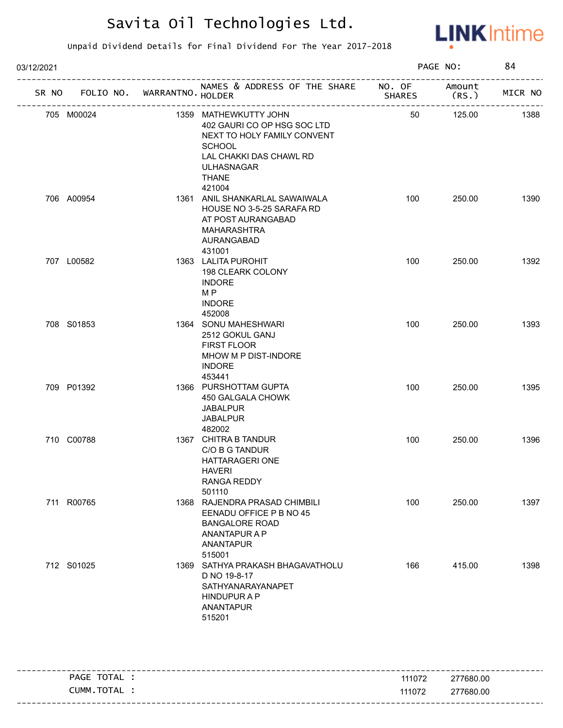# Savita Oil Technologies Ltd.

Unpaid Dividend Details for Final Dividend For The Year 2017-2018

03/12/2021

| SR NO | FOLIO NO. | WARRANTNO. | NAMES & ADDRESS OF THE SHARE HOLDER | NO. OF SHARES | Amount (RS.) | MICR NO |
|---|---|---|---|---|---|---|
| 705 | M00024 | 1359 | MATHEWKUTTY JOHN<br>402 GAURI CO OP HSG SOC LTD<br>NEXT TO HOLY FAMILY CONVENT SCHOOL<br>LAL CHAKKI DAS CHAWL RD<br>ULHASNAGAR<br>THANE<br>421004 | 50 | 125.00 | 1388 |
| 706 | A00954 | 1361 | ANIL SHANKARLAL SAWAIWALA<br>HOUSE NO 3-5-25 SARAFA RD<br>AT POST AURANGABAD<br>MAHARASHTRA<br>AURANGABAD<br>431001 | 100 | 250.00 | 1390 |
| 707 | L00582 | 1363 | LALITA PUROHIT<br>198 CLEARK COLONY<br>INDORE<br>M P<br>INDORE<br>452008 | 100 | 250.00 | 1392 |
| 708 | S01853 | 1364 | SONU MAHESHWARI<br>2512 GOKUL GANJ<br>FIRST FLOOR<br>MHOW M P DIST-INDORE<br>INDORE<br>453441 | 100 | 250.00 | 1393 |
| 709 | P01392 | 1366 | PURSHOTTAM GUPTA<br>450 GALGALA CHOWK<br>JABALPUR<br>JABALPUR<br>482002 | 100 | 250.00 | 1395 |
| 710 | C00788 | 1367 | CHITRA B TANDUR<br>C/O B G TANDUR<br>HATTARAGERI ONE<br>HAVERI<br>RANGA REDDY<br>501110 | 100 | 250.00 | 1396 |
| 711 | R00765 | 1368 | RAJENDRA PRASAD CHIMBILI<br>EENADU OFFICE P B NO 45<br>BANGALORE ROAD<br>ANANTAPUR A P<br>ANANTAPUR<br>515001 | 100 | 250.00 | 1397 |
| 712 | S01025 | 1369 | SATHYA PRAKASH BHAGAVATHOLU<br>D NO 19-8-17<br>SATHYANARAYANAPET<br>HINDUPUR A P<br>ANANTAPUR<br>515201 | 166 | 415.00 | 1398 |
| | PAGE TOTAL : | | | 111072 | 277680.00 | |
| | CUMM.TOTAL : | | | 111072 | 277680.00 | |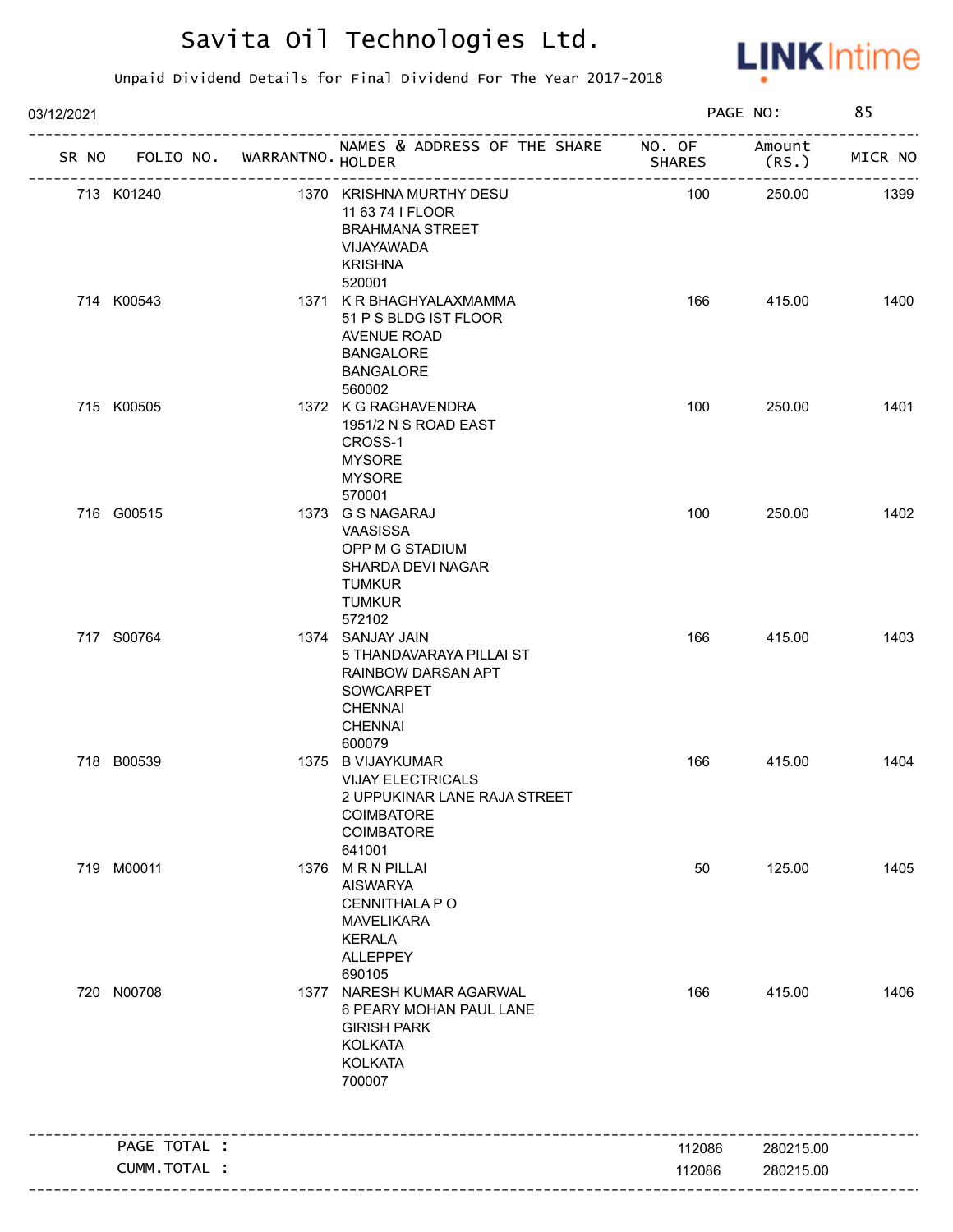# Savita Oil Technologies Ltd.

Unpaid Dividend Details for Final Dividend For The Year 2017-2018

03/12/2021

| SR NO | FOLIO NO. | WARRANTNO. | NAMES & ADDRESS OF THE SHARE HOLDER | NO. OF SHARES | Amount (RS.) | MICR NO |
|---|---|---|---|---|---|---|
| 713 | K01240 | 1370 | KRISHNA MURTHY DESU<br>11 63 74 I FLOOR<br>BRAHMANA STREET<br>VIJAYAWADA<br>KRISHNA<br>520001 | 100 | 250.00 | 1399 |
| 714 | K00543 | 1371 | K R BHAGHYALAXMAMMA<br>51 P S BLDG IST FLOOR<br>AVENUE ROAD<br>BANGALORE<br>BANGALORE<br>560002 | 166 | 415.00 | 1400 |
| 715 | K00505 | 1372 | K G RAGHAVENDRA<br>1951/2 N S ROAD EAST<br>CROSS-1<br>MYSORE<br>MYSORE<br>570001 | 100 | 250.00 | 1401 |
| 716 | G00515 | 1373 | G S NAGARAJ<br>VAASISSA<br>OPP M G STADIUM<br>SHARDA DEVI NAGAR<br>TUMKUR<br>TUMKUR<br>572102 | 100 | 250.00 | 1402 |
| 717 | S00764 | 1374 | SANJAY JAIN<br>5 THANDAVARAYA PILLAI ST<br>RAINBOW DARSAN APT<br>SOWCARPET<br>CHENNAI<br>CHENNAI<br>600079 | 166 | 415.00 | 1403 |
| 718 | B00539 | 1375 | B VIJAYKUMAR<br>VIJAY ELECTRICALS<br>2 UPPUKINAR LANE RAJA STREET<br>COIMBATORE<br>COIMBATORE<br>641001 | 166 | 415.00 | 1404 |
| 719 | M00011 | 1376 | M R N PILLAI<br>AISWARYA<br>CENNITHALA P O<br>MAVELIKARA<br>KERALA<br>ALLEPPEY<br>690105 | 50 | 125.00 | 1405 |
| 720 | N00708 | 1377 | NARESH KUMAR AGARWAL<br>6 PEARY MOHAN PAUL LANE<br>GIRISH PARK<br>KOLKATA<br>KOLKATA<br>700007 | 166 | 415.00 | 1406 |

| | | |
|---|---|---|
| PAGE TOTAL : | 112086 | 280215.00 |
| CUMM.TOTAL : | 112086 | 280215.00 |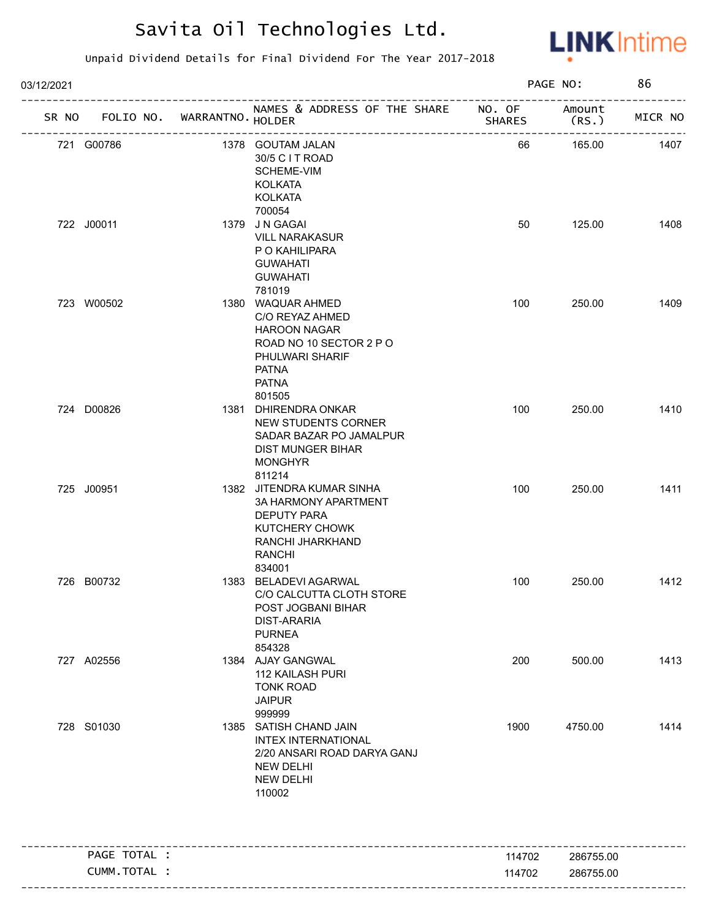# Savita Oil Technologies Ltd.

Unpaid Dividend Details for Final Dividend For The Year 2017-2018

03/12/2021

| SR NO | FOLIO NO. | WARRANTNO. | NAMES & ADDRESS OF THE SHARE HOLDER | NO. OF SHARES | Amount (RS.) | MICR NO |
|---|---|---|---|---|---|---|
| 721 | G00786 | 1378 | GOUTAM JALAN<br>30/5 C I T ROAD<br>SCHEME-VIM<br>KOLKATA<br>KOLKATA<br>700054 | 66 | 165.00 | 1407 |
| 722 | J00011 | 1379 | J N GAGAI<br>VILL NARAKASUR<br>P O KAHILIPARA<br>GUWAHATI<br>GUWAHATI<br>781019 | 50 | 125.00 | 1408 |
| 723 | W00502 | 1380 | WAQUAR AHMED<br>C/O REYAZ AHMED<br>HAROON NAGAR<br>ROAD NO 10 SECTOR 2 P O<br>PHULWARI SHARIF<br>PATNA<br>PATNA<br>801505 | 100 | 250.00 | 1409 |
| 724 | D00826 | 1381 | DHIRENDRA ONKAR<br>NEW STUDENTS CORNER<br>SADAR BAZAR PO JAMALPUR<br>DIST MUNGER BIHAR<br>MONGHYR<br>811214 | 100 | 250.00 | 1410 |
| 725 | J00951 | 1382 | JITENDRA KUMAR SINHA<br>3A HARMONY APARTMENT<br>DEPUTY PARA<br>KUTCHERY CHOWK<br>RANCHI JHARKHAND<br>RANCHI<br>834001 | 100 | 250.00 | 1411 |
| 726 | B00732 | 1383 | BELADEVI AGARWAL<br>C/O CALCUTTA CLOTH STORE<br>POST JOGBANI BIHAR<br>DIST-ARARIA<br>PURNEA<br>854328 | 100 | 250.00 | 1412 |
| 727 | A02556 | 1384 | AJAY GANGWAL<br>112 KAILASH PURI<br>TONK ROAD<br>JAIPUR<br>999999 | 200 | 500.00 | 1413 |
| 728 | S01030 | 1385 | SATISH CHAND JAIN<br>INTEX INTERNATIONAL<br>2/20 ANSARI ROAD DARYA GANJ<br>NEW DELHI<br>NEW DELHI<br>110002 | 1900 | 4750.00 | 1414 |
| | PAGE TOTAL : | | | 114702 | 286755.00 | |
| | CUMM.TOTAL : | | | 114702 | 286755.00 | |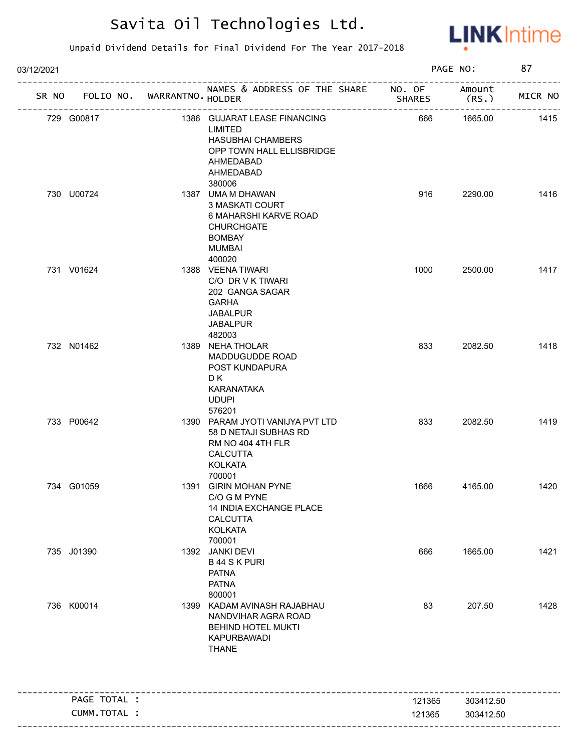# Savita Oil Technologies Ltd.

Unpaid Dividend Details for Final Dividend For The Year 2017-2018

03/12/2021

| SR NO | FOLIO NO. | WARRANTNO. | NAMES & ADDRESS OF THE SHARE HOLDER | NO. OF SHARES | Amount (RS.) | MICR NO |
|---|---|---|---|---|---|---|
| 729 | G00817 | 1386 | GUJARAT LEASE FINANCING LIMITED HASUBHAI CHAMBERS OPP TOWN HALL ELLISBRIDGE AHMEDABAD AHMEDABAD 380006 | 666 | 1665.00 | 1415 |
| 730 | U00724 | 1387 | UMA M DHAWAN 3 MASKATI COURT 6 MAHARSHI KARVE ROAD CHURCHGATE BOMBAY MUMBAI 400020 | 916 | 2290.00 | 1416 |
| 731 | V01624 | 1388 | VEENA TIWARI C/O DR V K TIWARI 202 GANGA SAGAR GARHA JABALPUR JABALPUR 482003 | 1000 | 2500.00 | 1417 |
| 732 | N01462 | 1389 | NEHA THOLAR MADDUGUDDE ROAD POST KUNDAPURA D K KARANATAKA UDUPI 576201 | 833 | 2082.50 | 1418 |
| 733 | P00642 | 1390 | PARAM JYOTI VANIJYA PVT LTD 58 D NETAJI SUBHAS RD RM NO 404 4TH FLR CALCUTTA KOLKATA 700001 | 833 | 2082.50 | 1419 |
| 734 | G01059 | 1391 | GIRIN MOHAN PYNE C/O G M PYNE 14 INDIA EXCHANGE PLACE CALCUTTA KOLKATA 700001 | 1666 | 4165.00 | 1420 |
| 735 | J01390 | 1392 | JANKI DEVI B 44 S K PURI PATNA PATNA 800001 | 666 | 1665.00 | 1421 |
| 736 | K00014 | 1399 | KADAM AVINASH RAJABHAU NANDVIHAR AGRA ROAD BEHIND HOTEL MUKTI KAPURBAWADI THANE | 83 | 207.50 | 1428 |
| | PAGE TOTAL : | | | 121365 | 303412.50 | |
| | CUMM.TOTAL : | | | 121365 | 303412.50 | |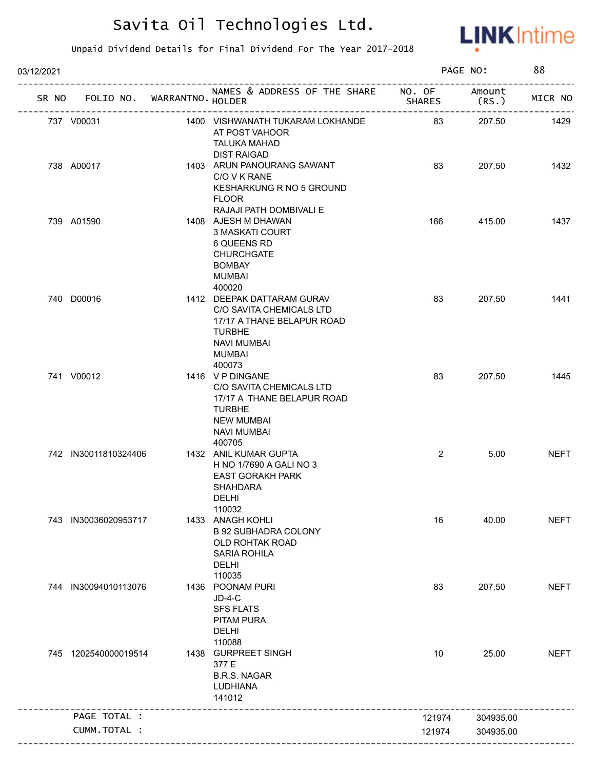# Savita Oil Technologies Ltd.

Unpaid Dividend Details for Final Dividend For The Year 2017-2018

03/12/2021 PAGE NO: 88

| SR NO | FOLIO NO. | WARRANTNO. | NAMES & ADDRESS OF THE SHARE HOLDER | NO. OF SHARES | Amount (RS.) | MICR NO |
|---|---|---|---|---|---|---|
| 737 | V00031 | 1400 | VISHWANATH TUKARAM LOKHANDE<br>AT POST VAHOOR<br>TALUKA MAHAD<br>DIST RAIGAD | 83 | 207.50 | 1429 |
| 738 | A00017 | 1403 | ARUN PANOURANG SAWANT<br>C/O V K RANE<br>KESHARKUNG R NO 5 GROUND FLOOR<br>RAJAJI PATH DOMBIVALI E | 83 | 207.50 | 1432 |
| 739 | A01590 | 1408 | AJESH M DHAWAN<br>3 MASKATI COURT<br>6 QUEENS RD<br>CHURCHGATE<br>BOMBAY<br>MUMBAI<br>400020 | 166 | 415.00 | 1437 |
| 740 | D00016 | 1412 | DEEPAK DATTARAM GURAV<br>C/O SAVITA CHEMICALS LTD<br>17/17 A THANE BELAPUR ROAD<br>TURBHE<br>NAVI MUMBAI<br>MUMBAI<br>400073 | 83 | 207.50 | 1441 |
| 741 | V00012 | 1416 | V P DINGANE<br>C/O SAVITA CHEMICALS LTD<br>17/17 A THANE BELAPUR ROAD<br>TURBHE<br>NEW MUMBAI<br>NAVI MUMBAI<br>400705 | 83 | 207.50 | 1445 |
| 742 | IN30011810324406 | 1432 | ANIL KUMAR GUPTA<br>H NO 1/7690 A GALI NO 3<br>EAST GORAKH PARK<br>SHAHDARA<br>DELHI<br>110032 | 2 | 5.00 | NEFT |
| 743 | IN30036020953717 | 1433 | ANAGH KOHLI<br>B 92 SUBHADRA COLONY<br>OLD ROHTAK ROAD<br>SARIA ROHILA<br>DELHI<br>110035 | 16 | 40.00 | NEFT |
| 744 | IN30094010113076 | 1436 | POONAM PURI<br>JD-4-C<br>SFS FLATS<br>PITAM PURA<br>DELHI<br>110088 | 83 | 207.50 | NEFT |
| 745 | 1202540000019514 | 1438 | GURPREET SINGH<br>377 E<br>B.R.S. NAGAR<br>LUDHIANA<br>141012 | 10 | 25.00 | NEFT |
| | PAGE TOTAL : | | | 121974 | 304935.00 | |
| | CUMM.TOTAL : | | | 121974 | 304935.00 | |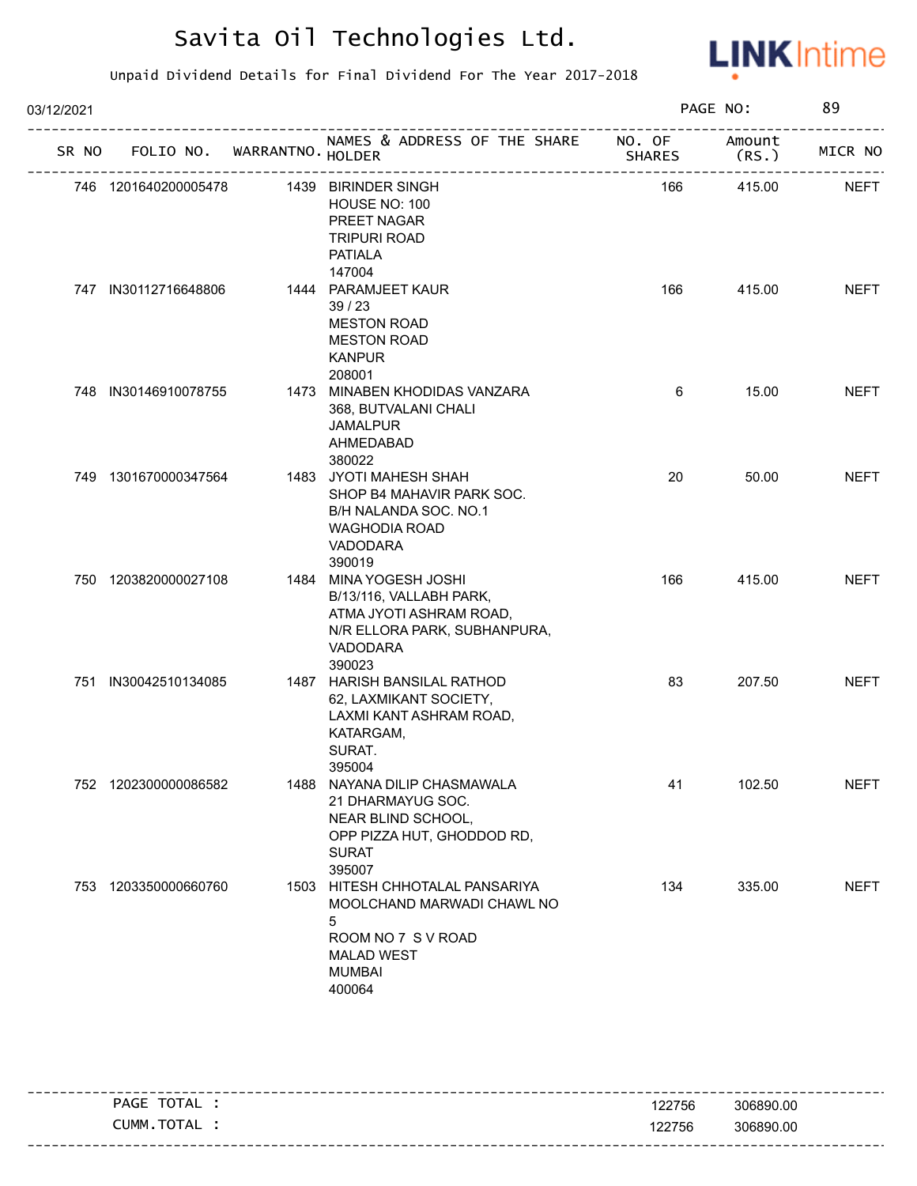# Savita Oil Technologies Ltd.

Unpaid Dividend Details for Final Dividend For The Year 2017-2018

03/12/2021 PAGE NO: 89

| SR NO | FOLIO NO. | WARRANTNO. | NAMES & ADDRESS OF THE SHARE HOLDER | NO. OF SHARES | Amount (RS.) | MICR NO |
|---|---|---|---|---|---|---|
| 746 | 1201640200005478 | 1439 | BIRINDER SINGH<br>HOUSE NO: 100<br>PREET NAGAR<br>TRIPURI ROAD<br>PATIALA<br>147004 | 166 | 415.00 | NEFT |
| 747 | IN30112716648806 | 1444 | PARAMJEET KAUR<br>39 / 23<br>MESTON ROAD<br>MESTON ROAD<br>KANPUR<br>208001 | 166 | 415.00 | NEFT |
| 748 | IN30146910078755 | 1473 | MINABEN KHODIDAS VANZARA<br>368, BUTVALANI CHALI<br>JAMALPUR<br>AHMEDABAD<br>380022 | 6 | 15.00 | NEFT |
| 749 | 1301670000347564 | 1483 | JYOTI MAHESH SHAH<br>SHOP B4 MAHAVIR PARK SOC.<br>B/H NALANDA SOC. NO.1<br>WAGHODIA ROAD<br>VADODARA<br>390019 | 20 | 50.00 | NEFT |
| 750 | 1203820000027108 | 1484 | MINA YOGESH JOSHI<br>B/13/116, VALLABH PARK,<br>ATMA JYOTI ASHRAM ROAD,<br>N/R ELLORA PARK, SUBHANPURA,<br>VADODARA<br>390023 | 166 | 415.00 | NEFT |
| 751 | IN30042510134085 | 1487 | HARISH BANSILAL RATHOD<br>62, LAXMIKANT SOCIETY,<br>LAXMI KANT ASHRAM ROAD,<br>KATARGAM,<br>SURAT.<br>395004 | 83 | 207.50 | NEFT |
| 752 | 1202300000086582 | 1488 | NAYANA DILIP CHASMAWALA<br>21 DHARMAYUG SOC.<br>NEAR BLIND SCHOOL,<br>OPP PIZZA HUT, GHODDOD RD,<br>SURAT<br>395007 | 41 | 102.50 | NEFT |
| 753 | 1203350000660760 | 1503 | HITESH CHHOTALAL PANSARIYA<br>MOOLCHAND MARWADI CHAWL NO<br>5<br>ROOM NO 7 S V ROAD<br>MALAD WEST<br>MUMBAI<br>400064 | 134 | 335.00 | NEFT |

| | NO. OF SHARES | Amount (RS.) |
|---|---|---|
| PAGE TOTAL : | 122756 | 306890.00 |
| CUMM.TOTAL : | 122756 | 306890.00 |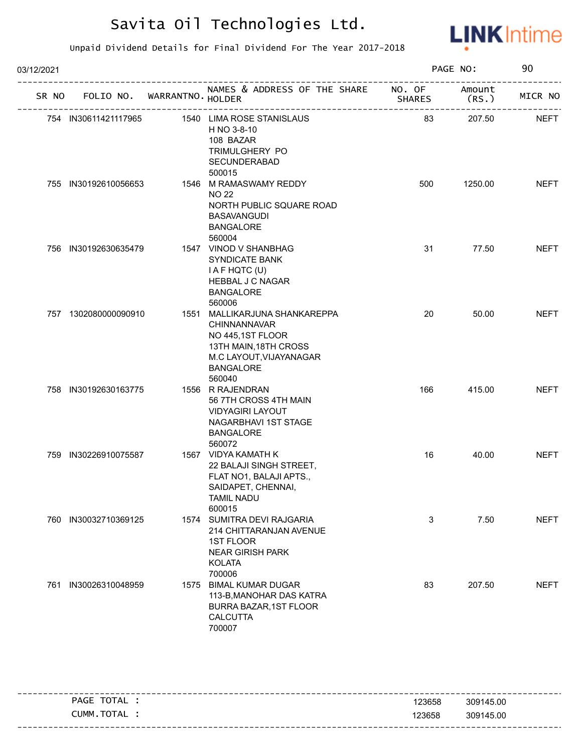# Savita Oil Technologies Ltd.

Unpaid Dividend Details for Final Dividend For The Year 2017-2018

03/12/2021

| SR NO | FOLIO NO. | WARRANTNO. | NAMES & ADDRESS OF THE SHARE HOLDER | NO. OF SHARES | Amount (RS.) | MICR NO |
|---|---|---|---|---|---|---|
| 754 | IN30611421117965 | 1540 | LIMA ROSE STANISLAUS<br>H NO 3-8-10<br>108 BAZAR<br>TRIMULGHERY PO<br>SECUNDERABAD<br>500015 | 83 | 207.50 | NEFT |
| 755 | IN30192610056653 | 1546 | M RAMASWAMY REDDY<br>NO 22<br>NORTH PUBLIC SQUARE ROAD<br>BASAVANGUDI<br>BANGALORE<br>560004 | 500 | 1250.00 | NEFT |
| 756 | IN30192630635479 | 1547 | VINOD V SHANBHAG<br>SYNDICATE BANK<br>I A F HQTC (U)<br>HEBBAL J C NAGAR<br>BANGALORE<br>560006 | 31 | 77.50 | NEFT |
| 757 | 1302080000090910 | 1551 | MALLIKARJUNA SHANKAREPPA CHINNANNAVAR<br>NO 445,1ST FLOOR<br>13TH MAIN,18TH CROSS<br>M.C LAYOUT,VIJAYANAGAR<br>BANGALORE<br>560040 | 20 | 50.00 | NEFT |
| 758 | IN30192630163775 | 1556 | R RAJENDRAN<br>56 7TH CROSS 4TH MAIN<br>VIDYAGIRI LAYOUT<br>NAGARBHAVI 1ST STAGE<br>BANGALORE<br>560072 | 166 | 415.00 | NEFT |
| 759 | IN30226910075587 | 1567 | VIDYA KAMATH K<br>22 BALAJI SINGH STREET,<br>FLAT NO1, BALAJI APTS.,<br>SAIDAPET, CHENNAI,<br>TAMIL NADU<br>600015 | 16 | 40.00 | NEFT |
| 760 | IN30032710369125 | 1574 | SUMITRA DEVI RAJGARIA<br>214 CHITTARANJAN AVENUE<br>1ST FLOOR<br>NEAR GIRISH PARK<br>KOLATA<br>700006 | 3 | 7.50 | NEFT |
| 761 | IN30026310048959 | 1575 | BIMAL KUMAR DUGAR<br>113-B,MANOHAR DAS KATRA<br>BURRA BAZAR,1ST FLOOR<br>CALCUTTA<br>700007 | 83 | 207.50 | NEFT |

| | NO. OF SHARES | Amount (RS.) |
|---|---|---|
| PAGE TOTAL : | 123658 | 309145.00 |
| CUMM.TOTAL : | 123658 | 309145.00 |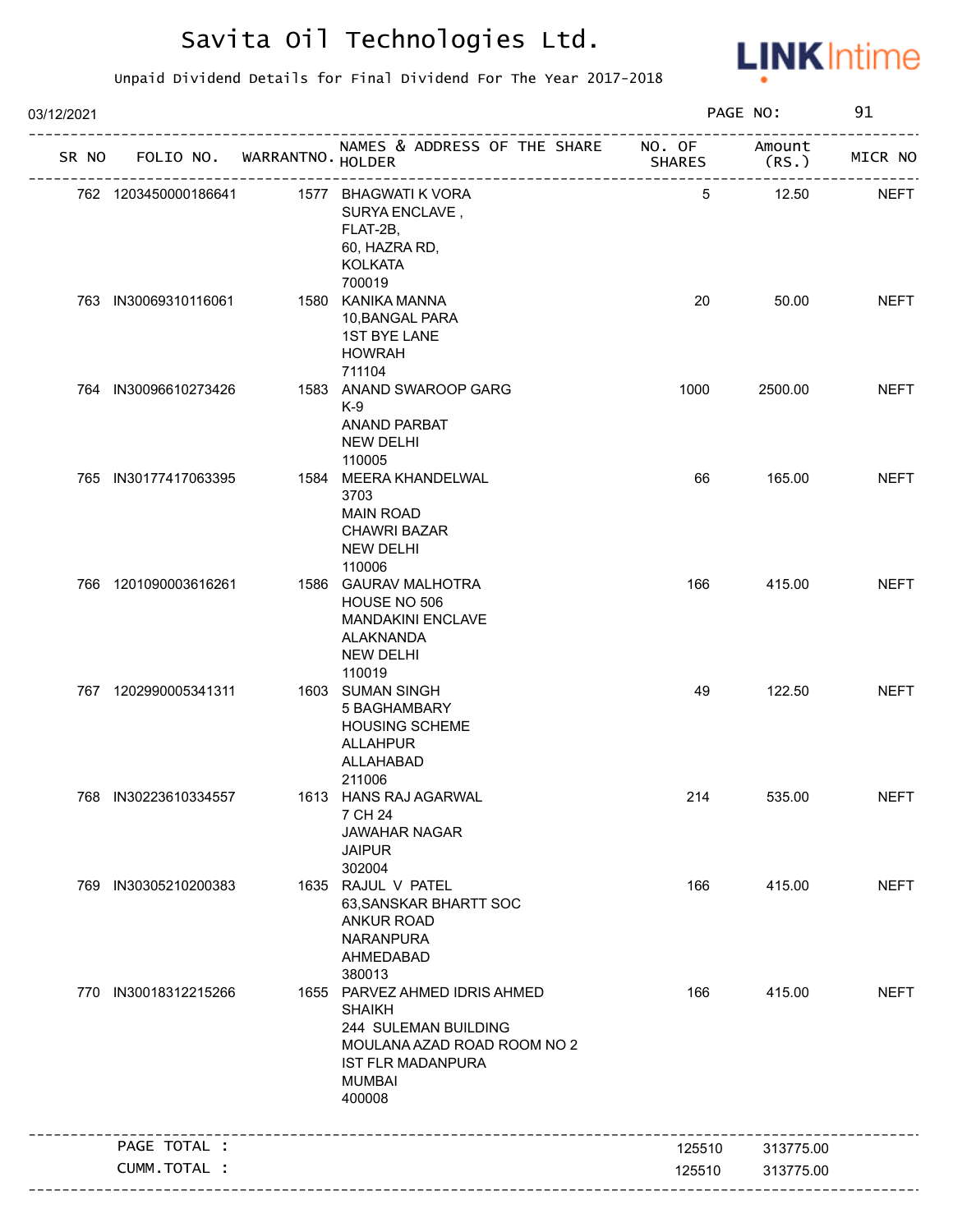# Savita Oil Technologies Ltd.

Unpaid Dividend Details for Final Dividend For The Year 2017-2018

03/12/2021 PAGE NO: 91

| SR NO | FOLIO NO. | WARRANTNO. | NAMES & ADDRESS OF THE SHARE HOLDER | NO. OF SHARES | Amount (RS.) | MICR NO |
|---|---|---|---|---|---|---|
| 762 | 1203450000186641 | 1577 | BHAGWATI K VORA<br>SURYA ENCLAVE ,<br>FLAT-2B,<br>60, HAZRA RD,<br>KOLKATA<br>700019 | 5 | 12.50 | NEFT |
| 763 | IN30069310116061 | 1580 | KANIKA MANNA<br>10,BANGAL PARA<br>1ST BYE LANE<br>HOWRAH<br>711104 | 20 | 50.00 | NEFT |
| 764 | IN30096610273426 | 1583 | ANAND SWAROOP GARG<br>K-9<br>ANAND PARBAT<br>NEW DELHI<br>110005 | 1000 | 2500.00 | NEFT |
| 765 | IN30177417063395 | 1584 | MEERA KHANDELWAL<br>3703<br>MAIN ROAD<br>CHAWRI BAZAR<br>NEW DELHI<br>110006 | 66 | 165.00 | NEFT |
| 766 | 1201090003616261 | 1586 | GAURAV MALHOTRA<br>HOUSE NO 506<br>MANDAKINI ENCLAVE<br>ALAKNANDA<br>NEW DELHI<br>110019 | 166 | 415.00 | NEFT |
| 767 | 1202990005341311 | 1603 | SUMAN SINGH<br>5 BAGHAMBARY<br>HOUSING SCHEME<br>ALLAHPUR<br>ALLAHABAD<br>211006 | 49 | 122.50 | NEFT |
| 768 | IN30223610334557 | 1613 | HANS RAJ AGARWAL<br>7 CH 24<br>JAWAHAR NAGAR<br>JAIPUR<br>302004 | 214 | 535.00 | NEFT |
| 769 | IN30305210200383 | 1635 | RAJUL V PATEL<br>63,SANSKAR BHARTT SOC<br>ANKUR ROAD<br>NARANPURA<br>AHMEDABAD<br>380013 | 166 | 415.00 | NEFT |
| 770 | IN30018312215266 | 1655 | PARVEZ AHMED IDRIS AHMED SHAIKH<br>244 SULEMAN BUILDING<br>MOULANA AZAD ROAD ROOM NO 2<br>IST FLR MADANPURA<br>MUMBAI<br>400008 | 166 | 415.00 | NEFT |
| | PAGE TOTAL : | | | 125510 | 313775.00 | |
| | CUMM.TOTAL : | | | 125510 | 313775.00 | |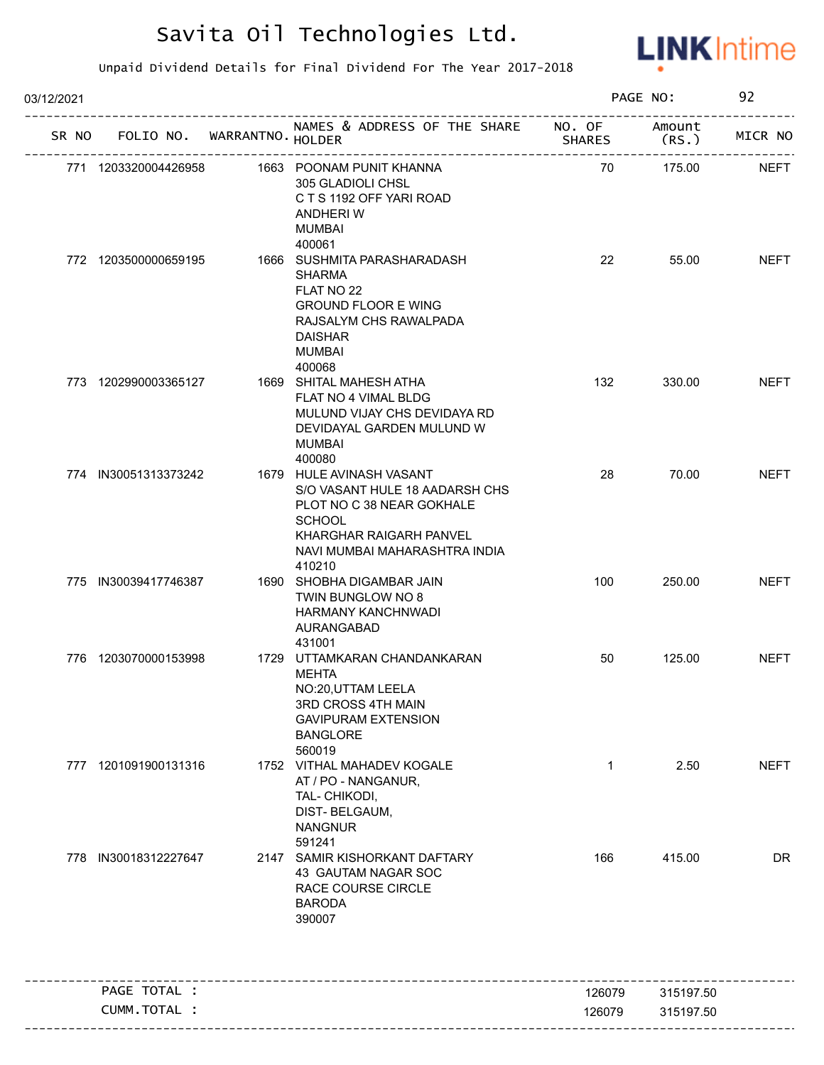# Savita Oil Technologies Ltd.

Unpaid Dividend Details for Final Dividend For The Year 2017-2018

03/12/2021

| SR NO | FOLIO NO. | WARRANTNO. | NAMES & ADDRESS OF THE SHARE HOLDER | NO. OF SHARES | Amount (RS.) | MICR NO |
|---|---|---|---|---|---|---|
| 771 | 1203320004426958 | 1663 | POONAM PUNIT KHANNA<br>305 GLADIOLI CHSL<br>C T S 1192 OFF YARI ROAD<br>ANDHERI W<br>MUMBAI<br>400061 | 70 | 175.00 | NEFT |
| 772 | 1203500000659195 | 1666 | SUSHMITA PARASHARADASH SHARMA<br>FLAT NO 22<br>GROUND FLOOR E WING<br>RAJSALYM CHS RAWALPADA<br>DAISHAR<br>MUMBAI<br>400068 | 22 | 55.00 | NEFT |
| 773 | 1202990003365127 | 1669 | SHITAL MAHESH ATHA<br>FLAT NO 4 VIMAL BLDG<br>MULUND VIJAY CHS DEVIDAYA RD<br>DEVIDAYAL GARDEN MULUND W<br>MUMBAI<br>400080 | 132 | 330.00 | NEFT |
| 774 | IN30051313373242 | 1679 | HULE AVINASH VASANT<br>S/O VASANT HULE 18 AADARSH CHS<br>PLOT NO C 38 NEAR GOKHALE SCHOOL<br>KHARGHAR RAIGARH PANVEL<br>NAVI MUMBAI MAHARASHTRA INDIA<br>410210 | 28 | 70.00 | NEFT |
| 775 | IN30039417746387 | 1690 | SHOBHA DIGAMBAR JAIN<br>TWIN BUNGLOW NO 8<br>HARMANY KANCHNWADI<br>AURANGABAD<br>431001 | 100 | 250.00 | NEFT |
| 776 | 1203070000153998 | 1729 | UTTAMKARAN CHANDANKARAN MEHTA<br>NO:20,UTTAM LEELA<br>3RD CROSS 4TH MAIN<br>GAVIPURAM EXTENSION<br>BANGLORE<br>560019 | 50 | 125.00 | NEFT |
| 777 | 1201091900131316 | 1752 | VITHAL MAHADEV KOGALE<br>AT / PO - NANGANUR,<br>TAL- CHIKODI,<br>DIST- BELGAUM,<br>NANGNUR<br>591241 | 1 | 2.50 | NEFT |
| 778 | IN30018312227647 | 2147 | SAMIR KISHORKANT DAFTARY<br>43 GAUTAM NAGAR SOC<br>RACE COURSE CIRCLE<br>BARODA<br>390007 | 166 | 415.00 | DR |

| | NO. OF SHARES | Amount (RS.) |
|---|---|---|
| PAGE TOTAL : | 126079 | 315197.50 |
| CUMM.TOTAL : | 126079 | 315197.50 |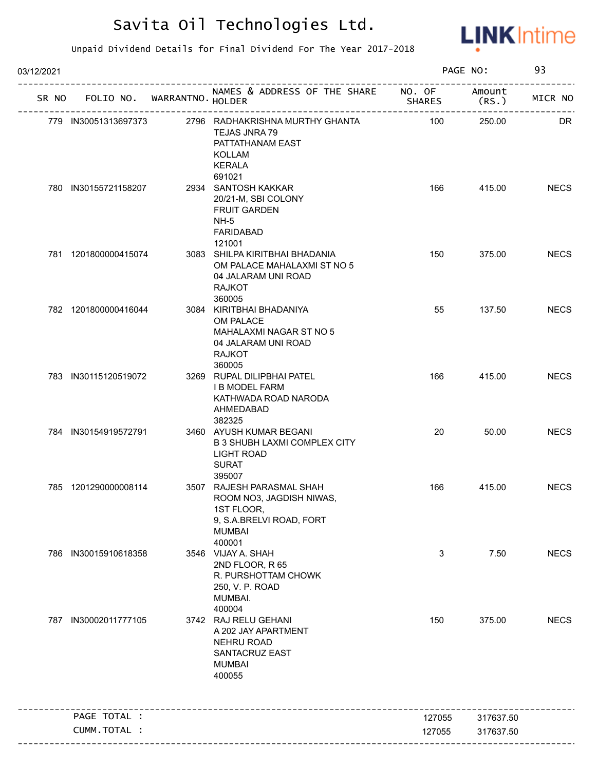# Savita Oil Technologies Ltd.

Unpaid Dividend Details for Final Dividend For The Year 2017-2018

03/12/2021 PAGE NO: 93

| SR NO | FOLIO NO. | WARRANTNO. | NAMES & ADDRESS OF THE SHARE HOLDER | NO. OF SHARES | Amount (RS.) | MICR NO |
|---|---|---|---|---|---|---|
| 779 | IN30051313697373 | 2796 | RADHAKRISHNA MURTHY GHANTA<br>TEJAS JNRA 79<br>PATTATHANAM EAST<br>KOLLAM<br>KERALA<br>691021 | 100 | 250.00 | DR |
| 780 | IN30155721158207 | 2934 | SANTOSH KAKKAR<br>20/21-M, SBI COLONY<br>FRUIT GARDEN<br>NH-5<br>FARIDABAD<br>121001 | 166 | 415.00 | NECS |
| 781 | 1201800000415074 | 3083 | SHILPA KIRITBHAI BHADANIA<br>OM PALACE MAHALAXMI ST NO 5<br>04 JALARAM UNI ROAD<br>RAJKOT<br>360005 | 150 | 375.00 | NECS |
| 782 | 1201800000416044 | 3084 | KIRITBHAI BHADANIYA<br>OM PALACE<br>MAHALAXMI NAGAR ST NO 5<br>04 JALARAM UNI ROAD<br>RAJKOT<br>360005 | 55 | 137.50 | NECS |
| 783 | IN30115120519072 | 3269 | RUPAL DILIPBHAI PATEL<br>I B MODEL FARM<br>KATHWADA ROAD NARODA<br>AHMEDABAD<br>382325 | 166 | 415.00 | NECS |
| 784 | IN30154919572791 | 3460 | AYUSH KUMAR BEGANI<br>B 3 SHUBH LAXMI COMPLEX CITY<br>LIGHT ROAD<br>SURAT<br>395007 | 20 | 50.00 | NECS |
| 785 | 1201290000008114 | 3507 | RAJESH PARASMAL SHAH<br>ROOM NO3, JAGDISH NIWAS,<br>1ST FLOOR,<br>9, S.A.BRELVI ROAD, FORT<br>MUMBAI<br>400001 | 166 | 415.00 | NECS |
| 786 | IN30015910618358 | 3546 | VIJAY A. SHAH<br>2ND FLOOR, R 65<br>R. PURSHOTTAM CHOWK<br>250, V. P. ROAD<br>MUMBAI.<br>400004 | 3 | 7.50 | NECS |
| 787 | IN30002011777105 | 3742 | RAJ RELU GEHANI<br>A 202 JAY APARTMENT<br>NEHRU ROAD<br>SANTACRUZ EAST<br>MUMBAI<br>400055 | 150 | 375.00 | NECS |
| | PAGE TOTAL : | | | 127055 | 317637.50 | |
| | CUMM.TOTAL : | | | 127055 | 317637.50 | |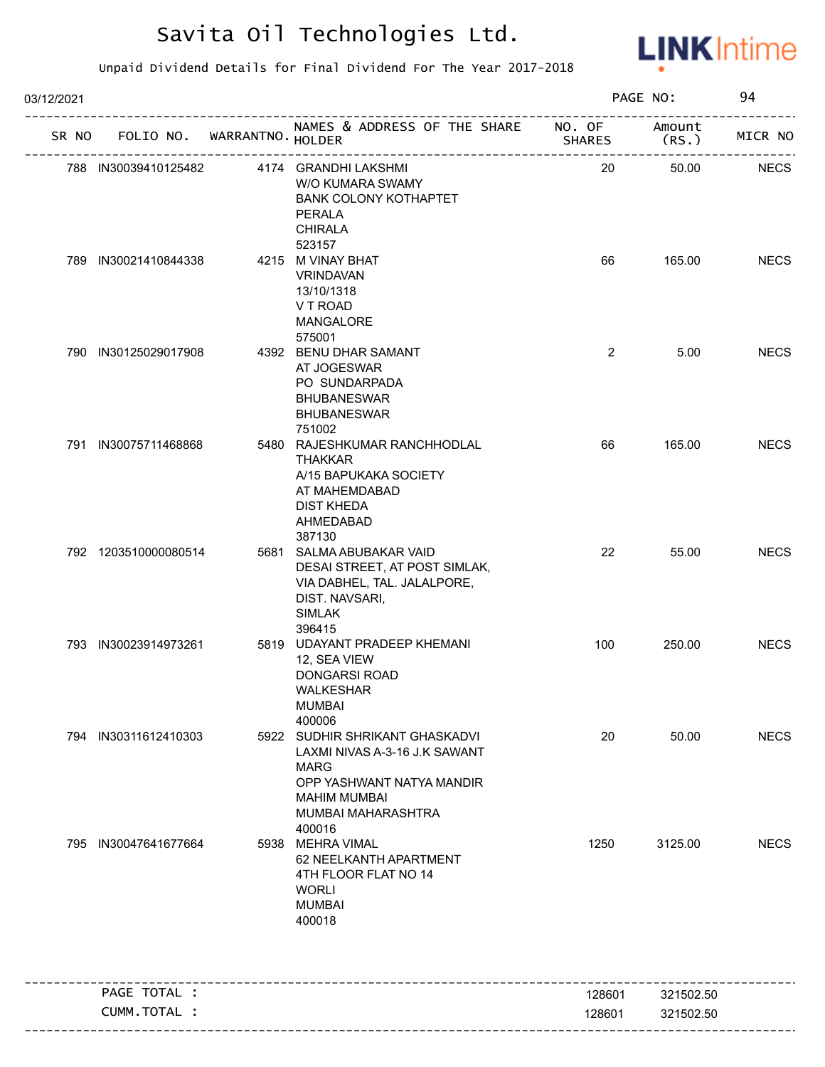# Savita Oil Technologies Ltd.

Unpaid Dividend Details for Final Dividend For The Year 2017-2018

03/12/2021

| SR NO | FOLIO NO. | WARRANTNO. | NAMES & ADDRESS OF THE SHARE HOLDER | NO. OF SHARES | Amount (RS.) | MICR NO |
|---|---|---|---|---|---|---|
| 788 | IN30039410125482 | 4174 | GRANDHI LAKSHMI<br>W/O KUMARA SWAMY<br>BANK COLONY KOTHAPTET<br>PERALA<br>CHIRALA<br>523157 | 20 | 50.00 | NECS |
| 789 | IN30021410844338 | 4215 | M VINAY BHAT<br>VRINDAVAN<br>13/10/1318<br>V T ROAD<br>MANGALORE<br>575001 | 66 | 165.00 | NECS |
| 790 | IN30125029017908 | 4392 | BENU DHAR SAMANT<br>AT JOGESWAR<br>PO SUNDARPADA<br>BHUBANESWAR<br>BHUBANESWAR<br>751002 | 2 | 5.00 | NECS |
| 791 | IN30075711468868 | 5480 | RAJESHKUMAR RANCHHODLAL THAKKAR<br>A/15 BAPUKAKA SOCIETY<br>AT MAHEMDABAD<br>DIST KHEDA<br>AHMEDABAD<br>387130 | 66 | 165.00 | NECS |
| 792 | 1203510000080514 | 5681 | SALMA ABUBAKAR VAID<br>DESAI STREET, AT POST SIMLAK,<br>VIA DABHEL, TAL. JALALPORE,<br>DIST. NAVSARI,<br>SIMLAK<br>396415 | 22 | 55.00 | NECS |
| 793 | IN30023914973261 | 5819 | UDAYANT PRADEEP KHEMANI<br>12, SEA VIEW<br>DONGARSI ROAD<br>WALKESHAR<br>MUMBAI<br>400006 | 100 | 250.00 | NECS |
| 794 | IN30311612410303 | 5922 | SUDHIR SHRIKANT GHASKADVI<br>LAXMI NIVAS A-3-16 J.K SAWANT MARG<br>OPP YASHWANT NATYA MANDIR<br>MAHIM MUMBAI<br>MUMBAI MAHARASHTRA<br>400016 | 20 | 50.00 | NECS |
| 795 | IN30047641677664 | 5938 | MEHRA VIMAL<br>62 NEELKANTH APARTMENT<br>4TH FLOOR FLAT NO 14<br>WORLI<br>MUMBAI<br>400018 | 1250 | 3125.00 | NECS |

| | NO. OF SHARES | Amount (RS.) |
|---|---|---|
| PAGE TOTAL : | 128601 | 321502.50 |
| CUMM.TOTAL : | 128601 | 321502.50 |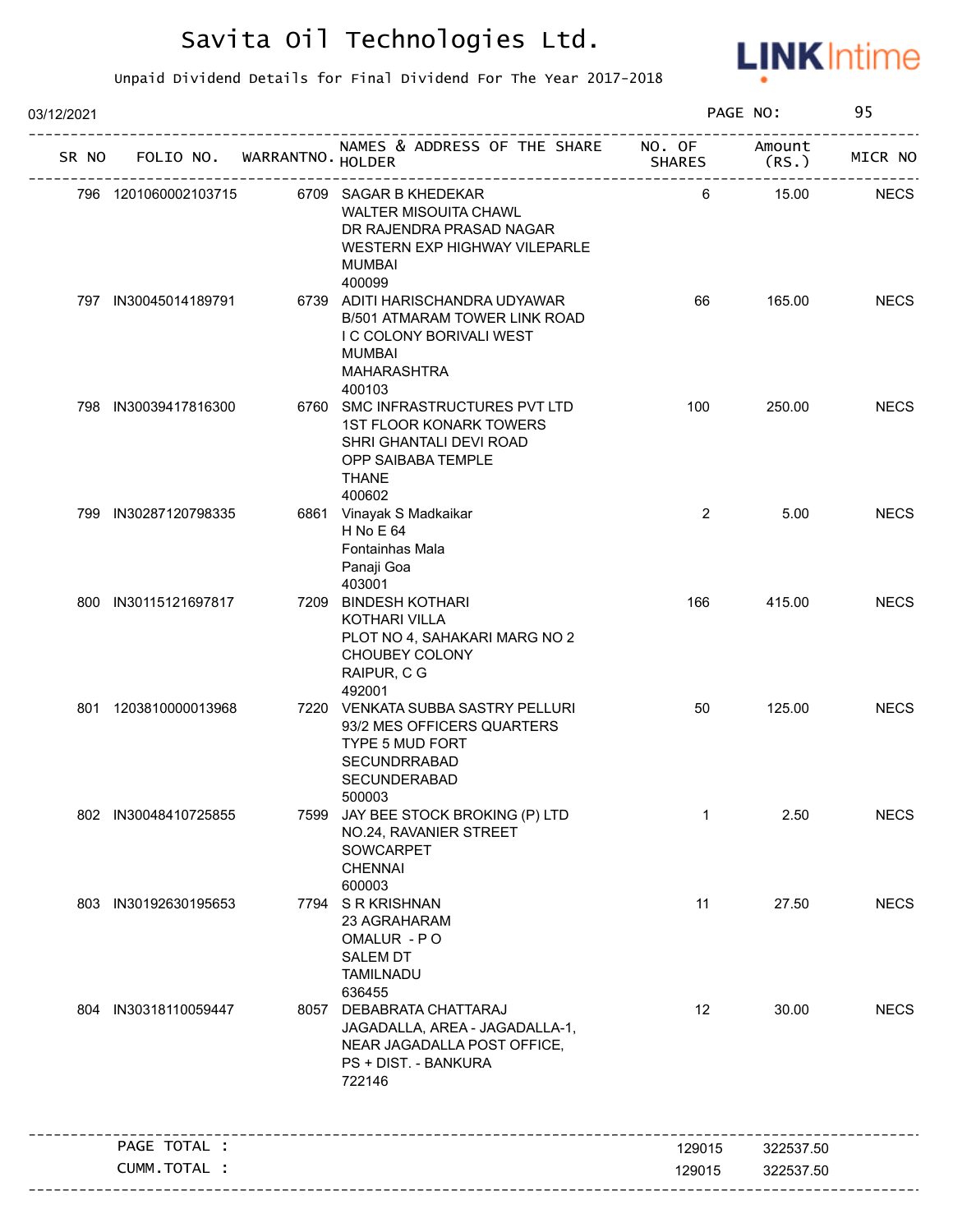# Savita Oil Technologies Ltd.

Unpaid Dividend Details for Final Dividend For The Year 2017-2018

03/12/2021

| SR NO | FOLIO NO. | WARRANTNO. | NAMES & ADDRESS OF THE SHARE HOLDER | NO. OF SHARES | Amount (RS.) | MICR NO |
|---|---|---|---|---|---|---|
| 796 | 1201060002103715 | 6709 | SAGAR B KHEDEKAR WALTER MISOUITA CHAWL DR RAJENDRA PRASAD NAGAR WESTERN EXP HIGHWAY VILEPARLE MUMBAI 400099 | 6 | 15.00 | NECS |
| 797 | IN30045014189791 | 6739 | ADITI HARISCHANDRA UDYAWAR B/501 ATMARAM TOWER LINK ROAD I C COLONY BORIVALI WEST MUMBAI MAHARASHTRA 400103 | 66 | 165.00 | NECS |
| 798 | IN30039417816300 | 6760 | SMC INFRASTRUCTURES PVT LTD 1ST FLOOR KONARK TOWERS SHRI GHANTALI DEVI ROAD OPP SAIBABA TEMPLE THANE 400602 | 100 | 250.00 | NECS |
| 799 | IN30287120798335 | 6861 | Vinayak S Madkaikar H No E 64 Fontainhas Mala Panaji Goa 403001 | 2 | 5.00 | NECS |
| 800 | IN30115121697817 | 7209 | BINDESH KOTHARI KOTHARI VILLA PLOT NO 4, SAHAKARI MARG NO 2 CHOUBEY COLONY RAIPUR, C G 492001 | 166 | 415.00 | NECS |
| 801 | 1203810000013968 | 7220 | VENKATA SUBBA SASTRY PELLURI 93/2 MES OFFICERS QUARTERS TYPE 5 MUD FORT SECUNDRRABAD SECUNDERABAD 500003 | 50 | 125.00 | NECS |
| 802 | IN30048410725855 | 7599 | JAY BEE STOCK BROKING (P) LTD NO.24, RAVANIER STREET SOWCARPET CHENNAI 600003 | 1 | 2.50 | NECS |
| 803 | IN30192630195653 | 7794 | S R KRISHNAN 23 AGRAHARAM OMALUR - P O SALEM DT TAMILNADU 636455 | 11 | 27.50 | NECS |
| 804 | IN30318110059447 | 8057 | DEBABRATA CHATTARAJ JAGADALLA, AREA - JAGADALLA-1, NEAR JAGADALLA POST OFFICE, PS + DIST. - BANKURA 722146 | 12 | 30.00 | NECS |
| | PAGE TOTAL : | | | 129015 | 322537.50 | |
| | CUMM.TOTAL : | | | 129015 | 322537.50 | |